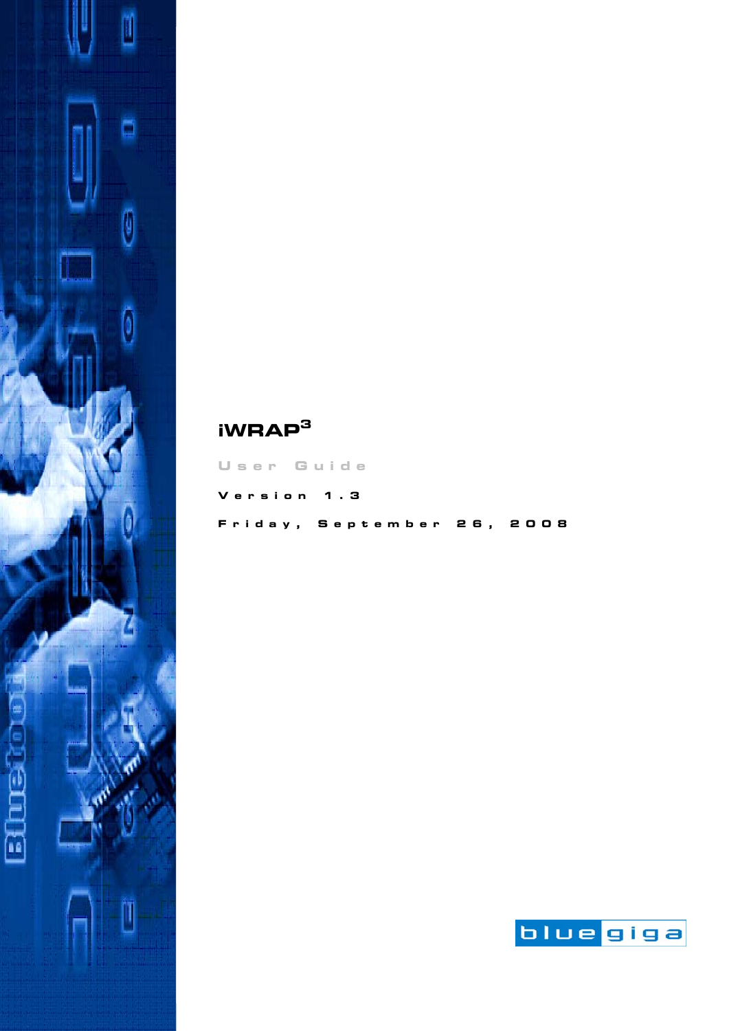# iWRAP$^3$

User Guide

Version 1.3

Friday, September 26, 2008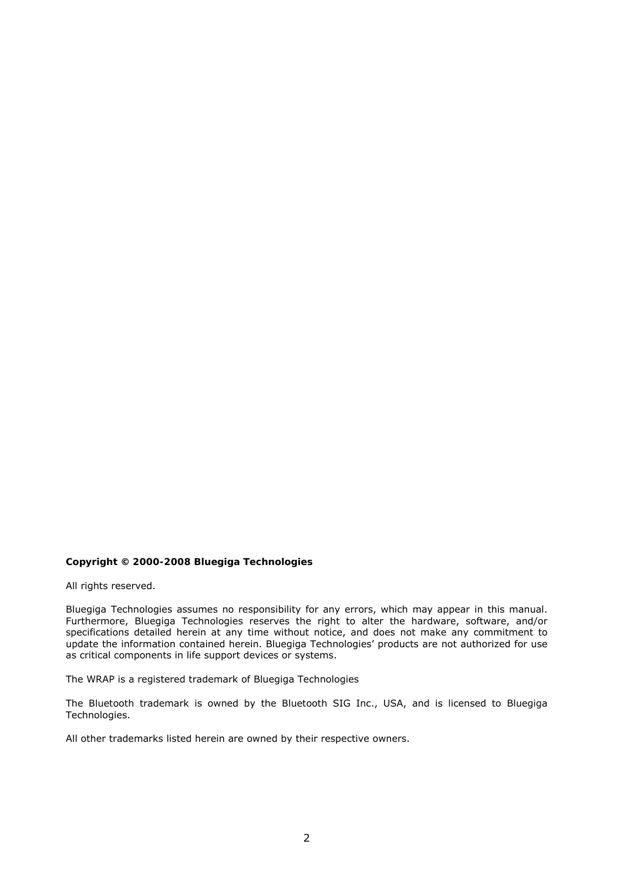**Copyright © 2000-2008 Bluegiga Technologies**

All rights reserved.

Bluegiga Technologies assumes no responsibility for any errors, which may appear in this manual. Furthermore, Bluegiga Technologies reserves the right to alter the hardware, software, and/or specifications detailed herein at any time without notice, and does not make any commitment to update the information contained herein. Bluegiga Technologies' products are not authorized for use as critical components in life support devices or systems.

The WRAP is a registered trademark of Bluegiga Technologies

The Bluetooth trademark is owned by the Bluetooth SIG Inc., USA, and is licensed to Bluegiga Technologies.

All other trademarks listed herein are owned by their respective owners.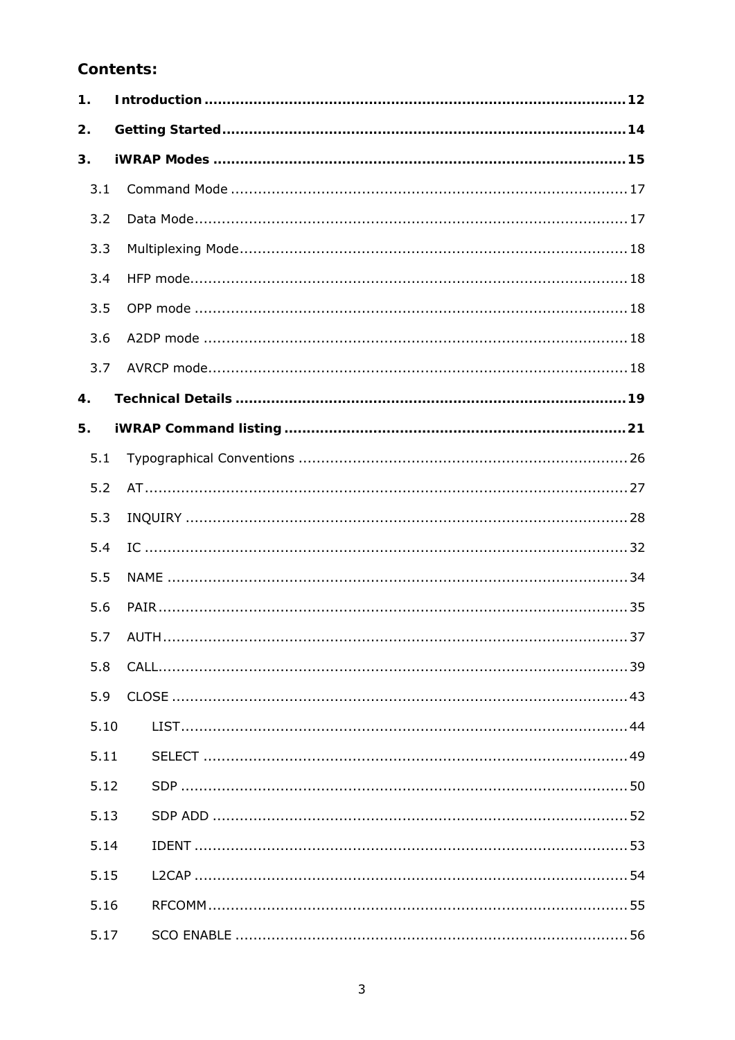**Contents:**

**1. Introduction** ..... **12**

**2. Getting Started** ..... **14**

**3. iWRAP Modes** ..... **15**

- 3.1 Command Mode ..... 17
- 3.2 Data Mode ..... 17
- 3.3 Multiplexing Mode ..... 18
- 3.4 HFP mode ..... 18
- 3.5 OPP mode ..... 18
- 3.6 A2DP mode ..... 18
- 3.7 AVRCP mode ..... 18

**4. Technical Details** ..... **19**

**5. iWRAP Command listing** ..... **21**

- 5.1 Typographical Conventions ..... 26
- 5.2 AT ..... 27
- 5.3 INQUIRY ..... 28
- 5.4 IC ..... 32
- 5.5 NAME ..... 34
- 5.6 PAIR ..... 35
- 5.7 AUTH ..... 37
- 5.8 CALL ..... 39
- 5.9 CLOSE ..... 43
- 5.10 LIST ..... 44
- 5.11 SELECT ..... 49
- 5.12 SDP ..... 50
- 5.13 SDP ADD ..... 52
- 5.14 IDENT ..... 53
- 5.15 L2CAP ..... 54
- 5.16 RFCOMM ..... 55
- 5.17 SCO ENABLE ..... 56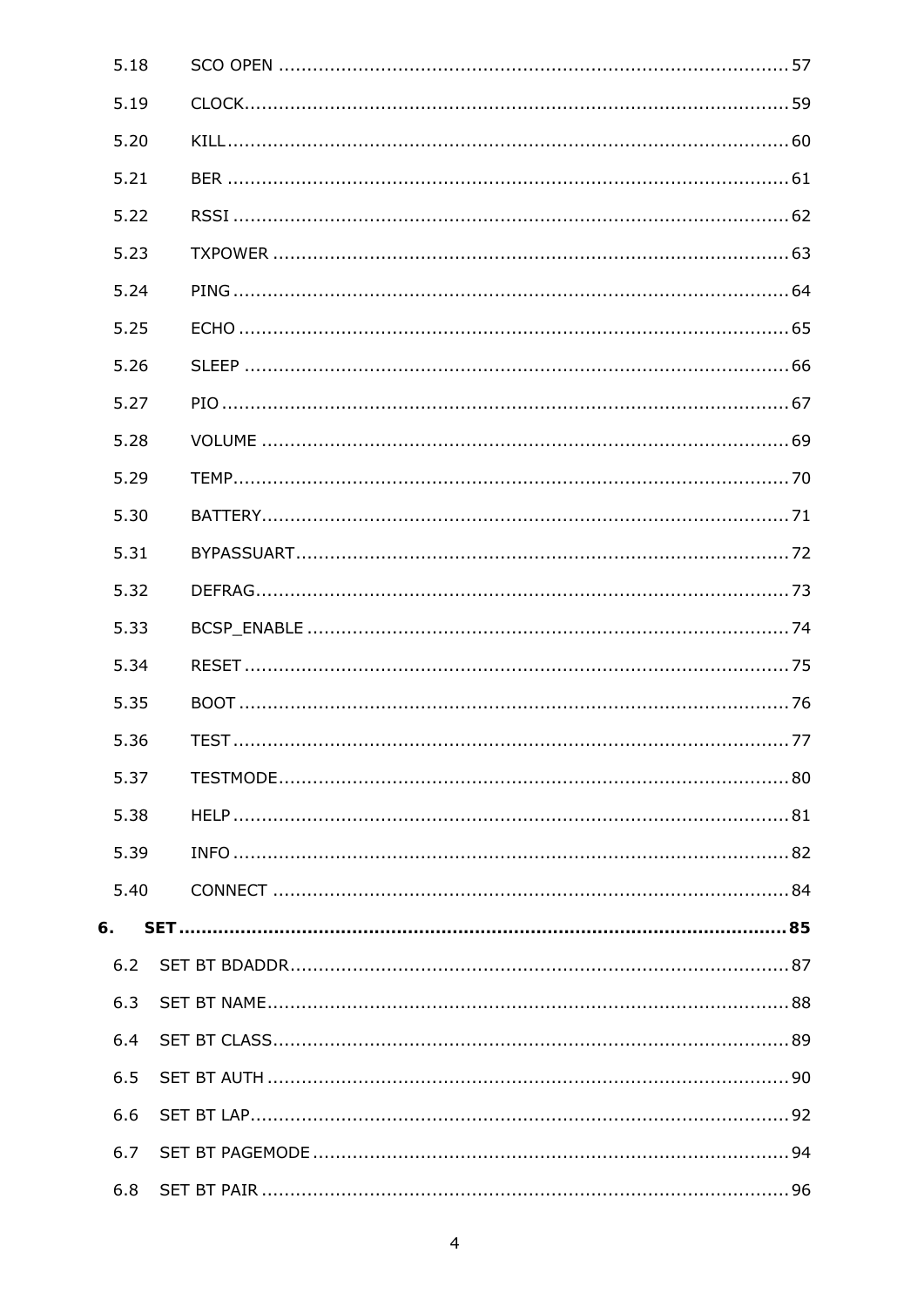5.18 SCO OPEN ........................................................................................ 57

5.19 CLOCK ............................................................................................... 59

5.20 KILL .................................................................................................. 60

5.21 BER ................................................................................................... 61

5.22 RSSI .................................................................................................. 62

5.23 TXPOWER .......................................................................................... 63

5.24 PING .................................................................................................. 64

5.25 ECHO ................................................................................................. 65

5.26 SLEEP ................................................................................................ 66

5.27 PIO .................................................................................................... 67

5.28 VOLUME ............................................................................................ 69

5.29 TEMP ................................................................................................. 70

5.30 BATTERY ........................................................................................... 71

5.31 BYPASSUART ..................................................................................... 72

5.32 DEFRAG ............................................................................................. 73

5.33 BCSP_ENABLE .................................................................................... 74

5.34 RESET ............................................................................................... 75

5.35 BOOT ................................................................................................. 76

5.36 TEST .................................................................................................. 77

5.37 TESTMODE ......................................................................................... 80

5.38 HELP ................................................................................................. 81

5.39 INFO .................................................................................................. 82

5.40 CONNECT .......................................................................................... 84

**6. SET .......................................................................................................... 85**

6.2 SET BT BDADDR ....................................................................................... 87

6.3 SET BT NAME ........................................................................................... 88

6.4 SET BT CLASS .......................................................................................... 89

6.5 SET BT AUTH ............................................................................................ 90

6.6 SET BT LAP ............................................................................................... 92

6.7 SET BT PAGEMODE ................................................................................... 94

6.8 SET BT PAIR ............................................................................................. 96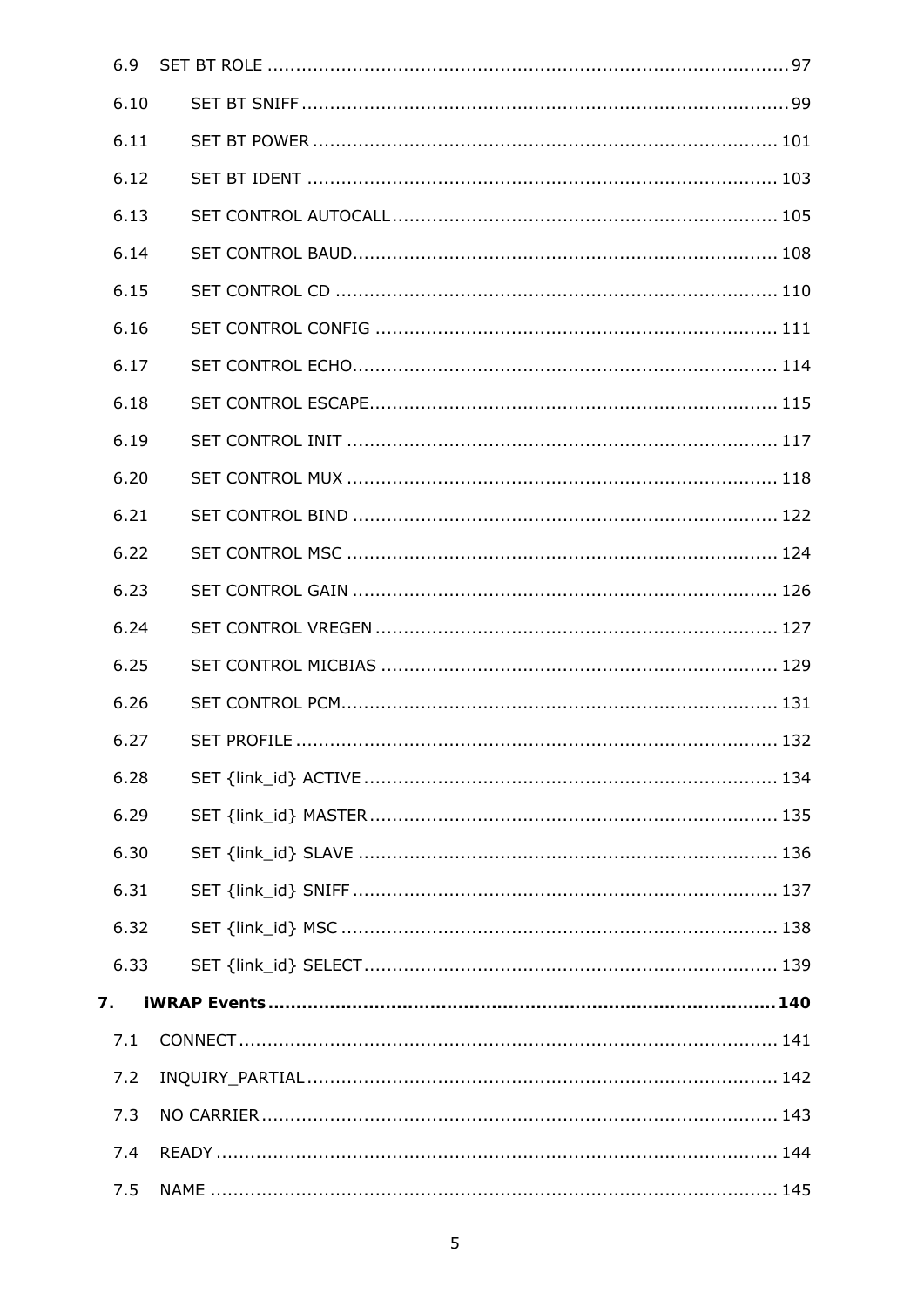6.9 SET BT ROLE ........................................................................................ 97

6.10 SET BT SNIFF ....................................................................................... 99

6.11 SET BT POWER ................................................................................... 101

6.12 SET BT IDENT ..................................................................................... 103

6.13 SET CONTROL AUTOCALL ..................................................................... 105

6.14 SET CONTROL BAUD ............................................................................ 108

6.15 SET CONTROL CD ............................................................................... 110

6.16 SET CONTROL CONFIG ........................................................................ 111

6.17 SET CONTROL ECHO ............................................................................ 114

6.18 SET CONTROL ESCAPE ........................................................................ 115

6.19 SET CONTROL INIT ............................................................................. 117

6.20 SET CONTROL MUX ............................................................................. 118

6.21 SET CONTROL BIND ............................................................................ 122

6.22 SET CONTROL MSC ............................................................................. 124

6.23 SET CONTROL GAIN ............................................................................ 126

6.24 SET CONTROL VREGEN ....................................................................... 127

6.25 SET CONTROL MICBIAS ...................................................................... 129

6.26 SET CONTROL PCM .............................................................................. 131

6.27 SET PROFILE ...................................................................................... 132

6.28 SET {link_id} ACTIVE .......................................................................... 134

6.29 SET {link_id} MASTER ......................................................................... 135

6.30 SET {link_id} SLAVE ........................................................................... 136

6.31 SET {link_id} SNIFF ............................................................................ 137

6.32 SET {link_id} MSC .............................................................................. 138

6.33 SET {link_id} SELECT .......................................................................... 139

**7. iWRAP Events ........................................................................................ 140**

7.1 CONNECT ................................................................................................ 141

7.2 INQUIRY_PARTIAL .................................................................................... 142

7.3 NO CARRIER ............................................................................................ 143

7.4 READY .................................................................................................... 144

7.5 NAME ..................................................................................................... 145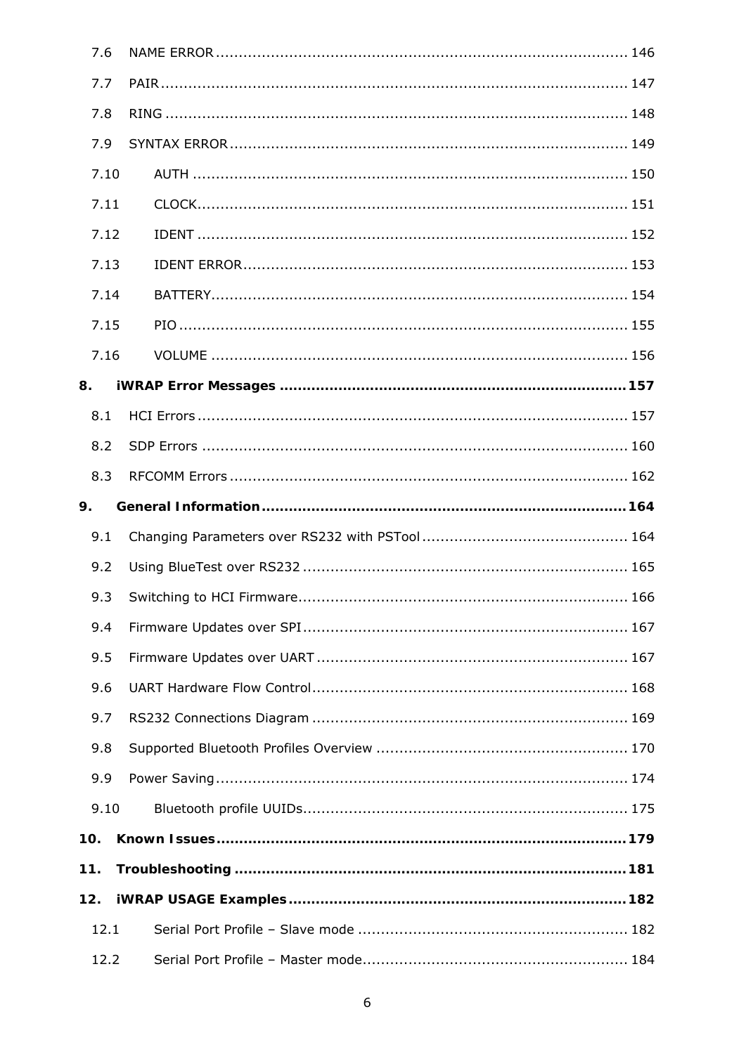7.6 NAME ERROR ........................................................................................ 146

7.7 PAIR .................................................................................................... 147

7.8 RING ................................................................................................... 148

7.9 SYNTAX ERROR ..................................................................................... 149

7.10 AUTH ............................................................................................. 150

7.11 CLOCK............................................................................................ 151

7.12 IDENT ............................................................................................ 152

7.13 IDENT ERROR .................................................................................. 153

7.14 BATTERY......................................................................................... 154

7.15 PIO ................................................................................................ 155

7.16 VOLUME ......................................................................................... 156

**8. iWRAP Error Messages .......................................................................... 157**

8.1 HCI Errors ............................................................................................ 157

8.2 SDP Errors ........................................................................................... 160

8.3 RFCOMM Errors ..................................................................................... 162

**9. General Information .............................................................................. 164**

9.1 Changing Parameters over RS232 with PSTool ............................................ 164

9.2 Using BlueTest over RS232 ...................................................................... 165

9.3 Switching to HCI Firmware....................................................................... 166

9.4 Firmware Updates over SPI ...................................................................... 167

9.5 Firmware Updates over UART ................................................................... 167

9.6 UART Hardware Flow Control .................................................................... 168

9.7 RS232 Connections Diagram .................................................................... 169

9.8 Supported Bluetooth Profiles Overview ...................................................... 170

9.9 Power Saving ........................................................................................ 174

9.10 Bluetooth profile UUIDs...................................................................... 175

**10. Known Issues ........................................................................................ 179**

**11. Troubleshooting .................................................................................... 181**

**12. iWRAP USAGE Examples ......................................................................... 182**

12.1 Serial Port Profile – Slave mode .......................................................... 182

12.2 Serial Port Profile – Master mode......................................................... 184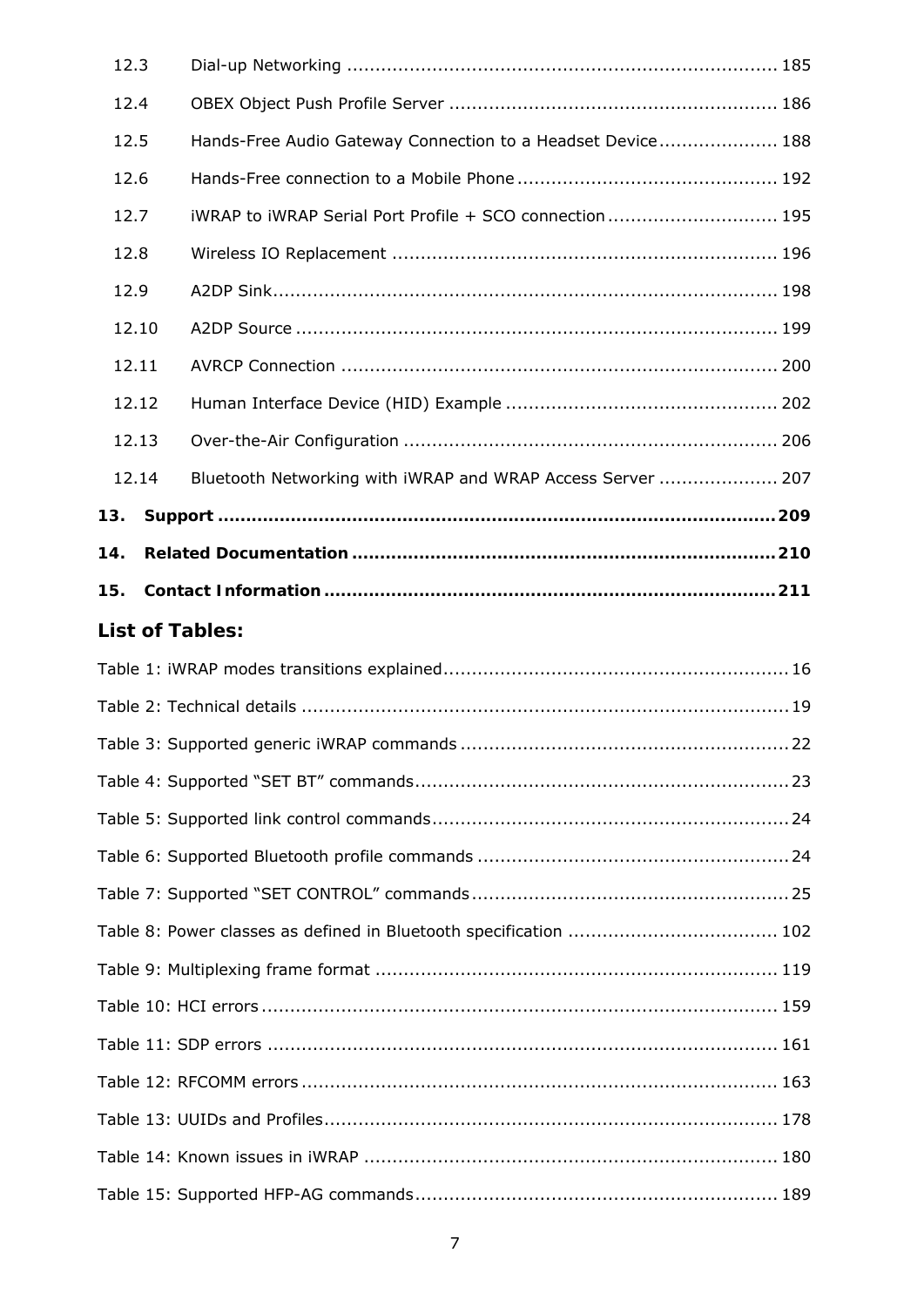12.3 Dial-up Networking ........................................................................... 185

12.4 OBEX Object Push Profile Server ......................................................... 186

12.5 Hands-Free Audio Gateway Connection to a Headset Device..................... 188

12.6 Hands-Free connection to a Mobile Phone ............................................. 192

12.7 iWRAP to iWRAP Serial Port Profile + SCO connection.............................. 195

12.8 Wireless IO Replacement ................................................................... 196

12.9 A2DP Sink......................................................................................... 198

12.10 A2DP Source .................................................................................... 199

12.11 AVRCP Connection ............................................................................ 200

12.12 Human Interface Device (HID) Example ............................................... 202

12.13 Over-the-Air Configuration ................................................................. 206

12.14 Bluetooth Networking with iWRAP and WRAP Access Server ..................... 207

**13. Support .................................................................................................. 209**

**14. Related Documentation ........................................................................... 210**

**15. Contact Information ................................................................................ 211**

## List of Tables:

Table 1: iWRAP modes transitions explained............................................................ 16

Table 2: Technical details ..................................................................................... 19

Table 3: Supported generic iWRAP commands ......................................................... 22

Table 4: Supported “SET BT” commands................................................................. 23

Table 5: Supported link control commands.............................................................. 24

Table 6: Supported Bluetooth profile commands ...................................................... 24

Table 7: Supported “SET CONTROL” commands....................................................... 25

Table 8: Power classes as defined in Bluetooth specification .................................... 102

Table 9: Multiplexing frame format ...................................................................... 119

Table 10: HCI errors .......................................................................................... 159

Table 11: SDP errors ......................................................................................... 161

Table 12: RFCOMM errors ................................................................................... 163

Table 13: UUIDs and Profiles............................................................................... 178

Table 14: Known issues in iWRAP ........................................................................ 180

Table 15: Supported HFP-AG commands................................................................ 189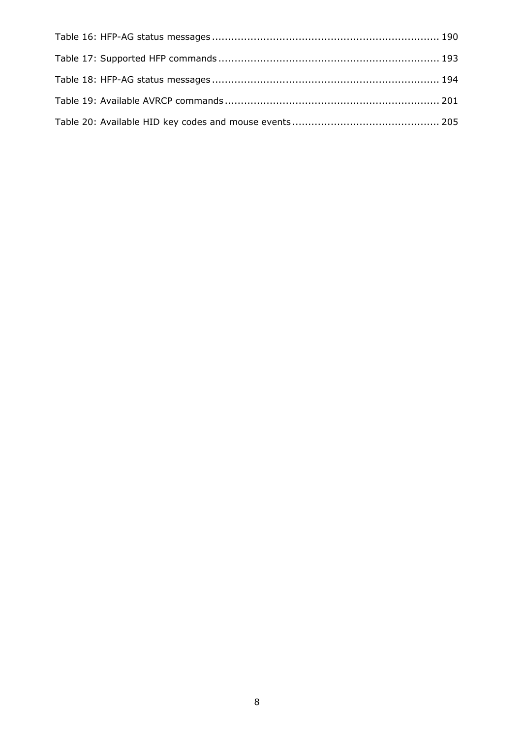Table 16: HFP-AG status messages ...................................................................... 190

Table 17: Supported HFP commands .................................................................... 193

Table 18: HFP-AG status messages ...................................................................... 194

Table 19: Available AVRCP commands .................................................................. 201

Table 20: Available HID key codes and mouse events ............................................. 205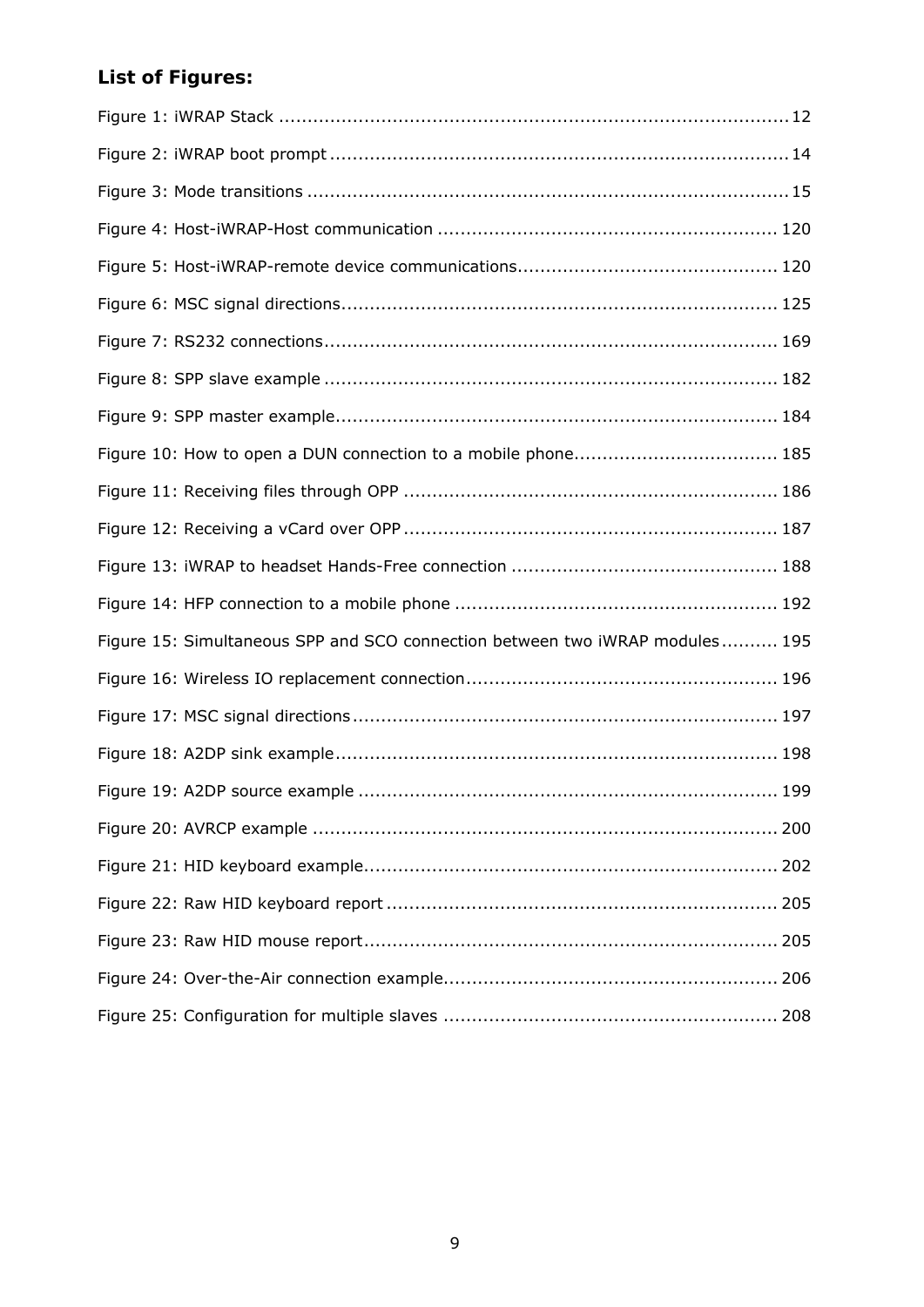**List of Figures:**

Figure 1: iWRAP Stack ........................................................................................ 12

Figure 2: iWRAP boot prompt ................................................................................ 14

Figure 3: Mode transitions .................................................................................... 15

Figure 4: Host-iWRAP-Host communication ........................................................... 120

Figure 5: Host-iWRAP-remote device communications............................................. 120

Figure 6: MSC signal directions............................................................................ 125

Figure 7: RS232 connections............................................................................... 169

Figure 8: SPP slave example ............................................................................... 182

Figure 9: SPP master example............................................................................. 184

Figure 10: How to open a DUN connection to a mobile phone................................... 185

Figure 11: Receiving files through OPP ................................................................. 186

Figure 12: Receiving a vCard over OPP ................................................................. 187

Figure 13: iWRAP to headset Hands-Free connection .............................................. 188

Figure 14: HFP connection to a mobile phone ........................................................ 192

Figure 15: Simultaneous SPP and SCO connection between two iWRAP modules.......... 195

Figure 16: Wireless IO replacement connection...................................................... 196

Figure 17: MSC signal directions.......................................................................... 197

Figure 18: A2DP sink example............................................................................. 198

Figure 19: A2DP source example ......................................................................... 199

Figure 20: AVRCP example ................................................................................. 200

Figure 21: HID keyboard example........................................................................ 202

Figure 22: Raw HID keyboard report .................................................................... 205

Figure 23: Raw HID mouse report........................................................................ 205

Figure 24: Over-the-Air connection example.......................................................... 206

Figure 25: Configuration for multiple slaves .......................................................... 208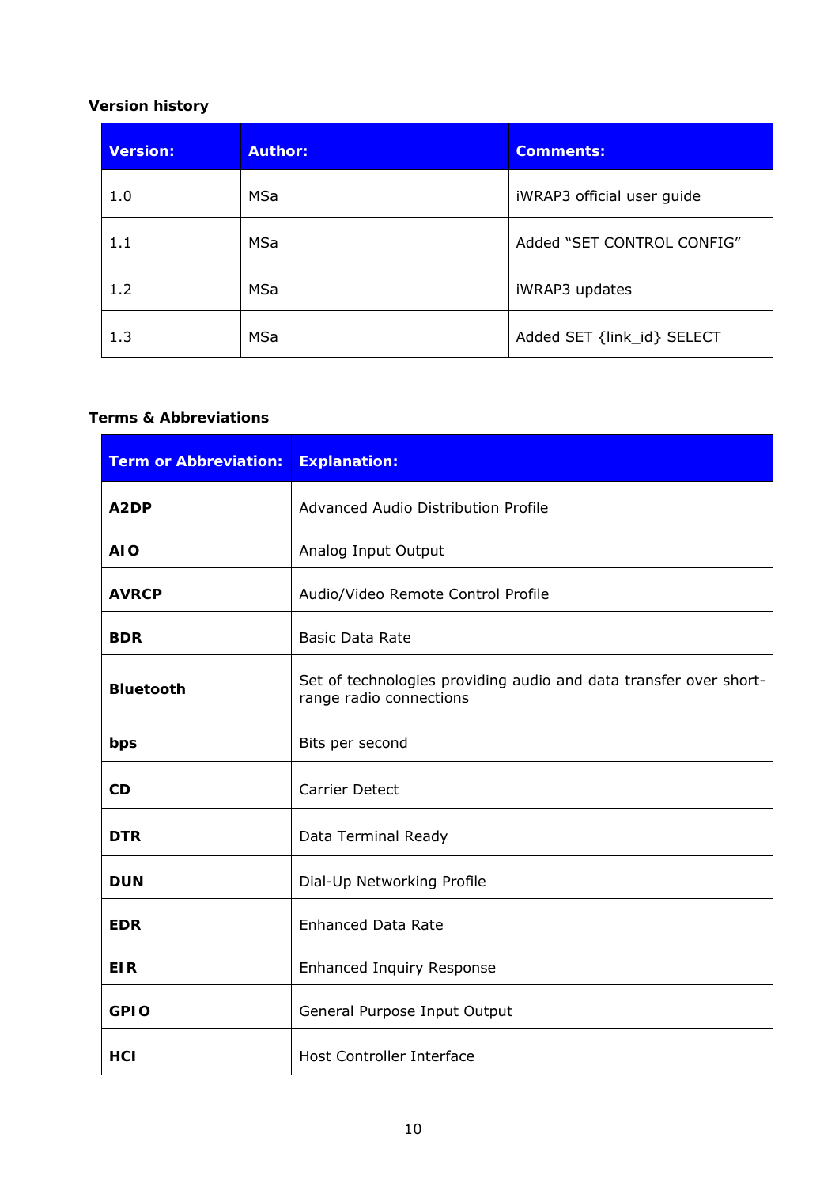**Version history**

| Version: | Author: | Comments: |
|---|---|---|
| 1.0 | MSa | iWRAP3 official user guide |
| 1.1 | MSa | Added “SET CONTROL CONFIG” |
| 1.2 | MSa | iWRAP3 updates |
| 1.3 | MSa | Added SET {link_id} SELECT |

**Terms & Abbreviations**

| Term or Abbreviation: | Explanation: |
|---|---|
| **A2DP** | Advanced Audio Distribution Profile |
| **AIO** | Analog Input Output |
| **AVRCP** | Audio/Video Remote Control Profile |
| **BDR** | Basic Data Rate |
| **Bluetooth** | Set of technologies providing audio and data transfer over short-range radio connections |
| **bps** | Bits per second |
| **CD** | Carrier Detect |
| **DTR** | Data Terminal Ready |
| **DUN** | Dial-Up Networking Profile |
| **EDR** | Enhanced Data Rate |
| **EIR** | Enhanced Inquiry Response |
| **GPIO** | General Purpose Input Output |
| **HCI** | Host Controller Interface |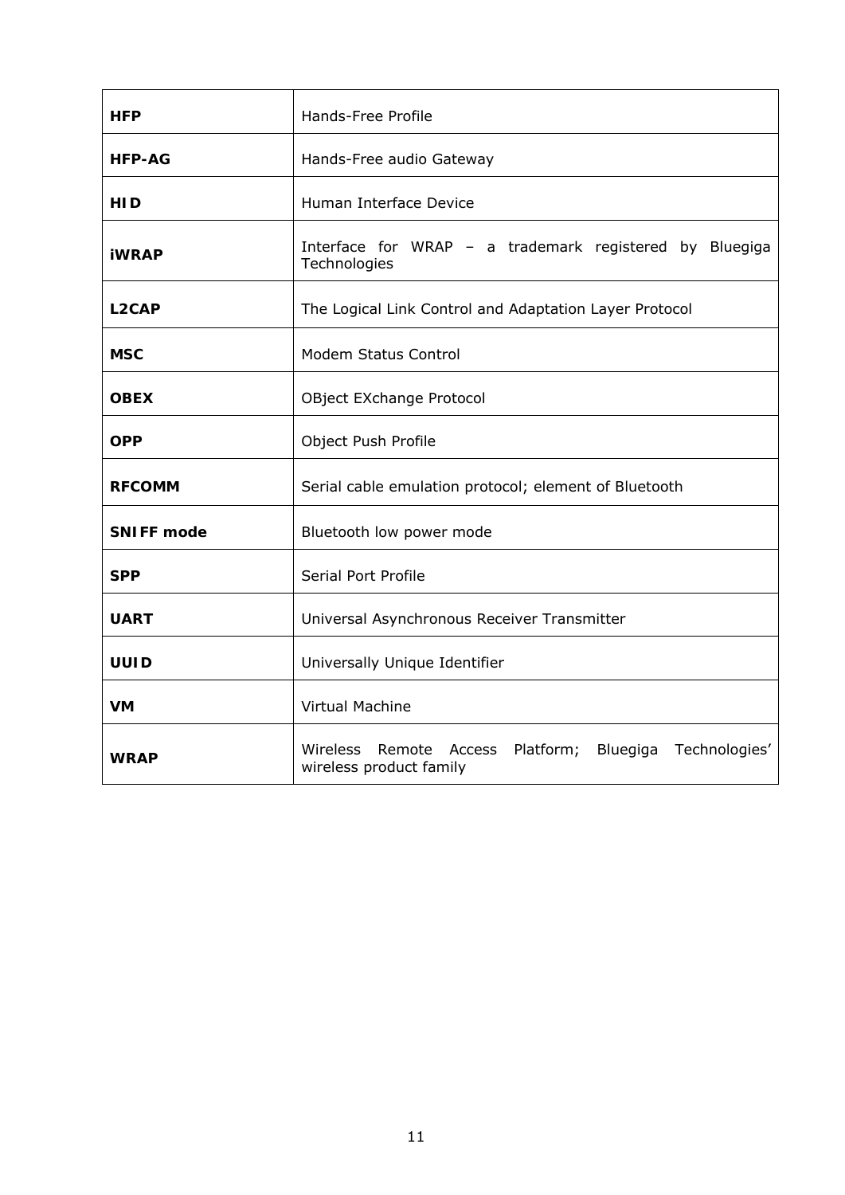| | |
|---|---|
| **HFP** | Hands-Free Profile |
| **HFP-AG** | Hands-Free audio Gateway |
| **HID** | Human Interface Device |
| **iWRAP** | Interface for WRAP – a trademark registered by Bluegiga Technologies |
| **L2CAP** | The Logical Link Control and Adaptation Layer Protocol |
| **MSC** | Modem Status Control |
| **OBEX** | OBject EXchange Protocol |
| **OPP** | Object Push Profile |
| **RFCOMM** | Serial cable emulation protocol; element of Bluetooth |
| **SNIFF mode** | Bluetooth low power mode |
| **SPP** | Serial Port Profile |
| **UART** | Universal Asynchronous Receiver Transmitter |
| **UUID** | Universally Unique Identifier |
| **VM** | Virtual Machine |
| **WRAP** | Wireless Remote Access Platform; Bluegiga Technologies' wireless product family |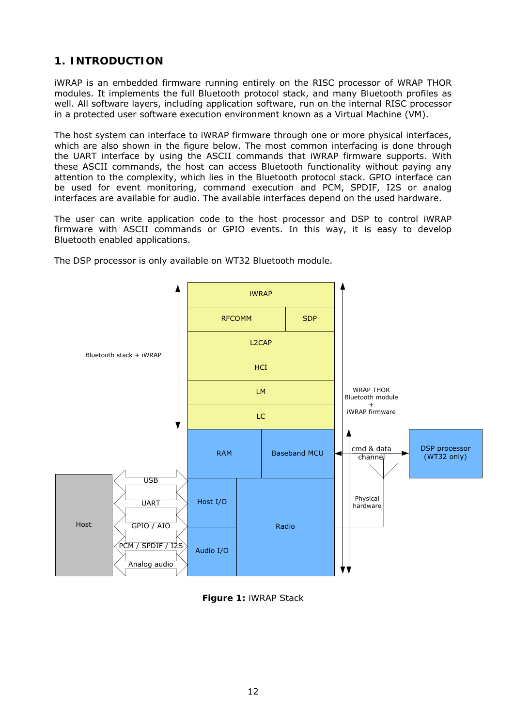# 1. INTRODUCTION

iWRAP is an embedded firmware running entirely on the RISC processor of WRAP THOR modules. It implements the full Bluetooth protocol stack, and many Bluetooth profiles as well. All software layers, including application software, run on the internal RISC processor in a protected user software execution environment known as a Virtual Machine (VM).

The host system can interface to iWRAP firmware through one or more physical interfaces, which are also shown in the figure below. The most common interfacing is done through the UART interface by using the ASCII commands that iWRAP firmware supports. With these ASCII commands, the host can access Bluetooth functionality without paying any attention to the complexity, which lies in the Bluetooth protocol stack. GPIO interface can be used for event monitoring, command execution and PCM, SPDIF, I2S or analog interfaces are available for audio. The available interfaces depend on the used hardware.

The user can write application code to the host processor and DSP to control iWRAP firmware with ASCII commands or GPIO events. In this way, it is easy to develop Bluetooth enabled applications.

The DSP processor is only available on WT32 Bluetooth module.

**Figure 1:** iWRAP Stack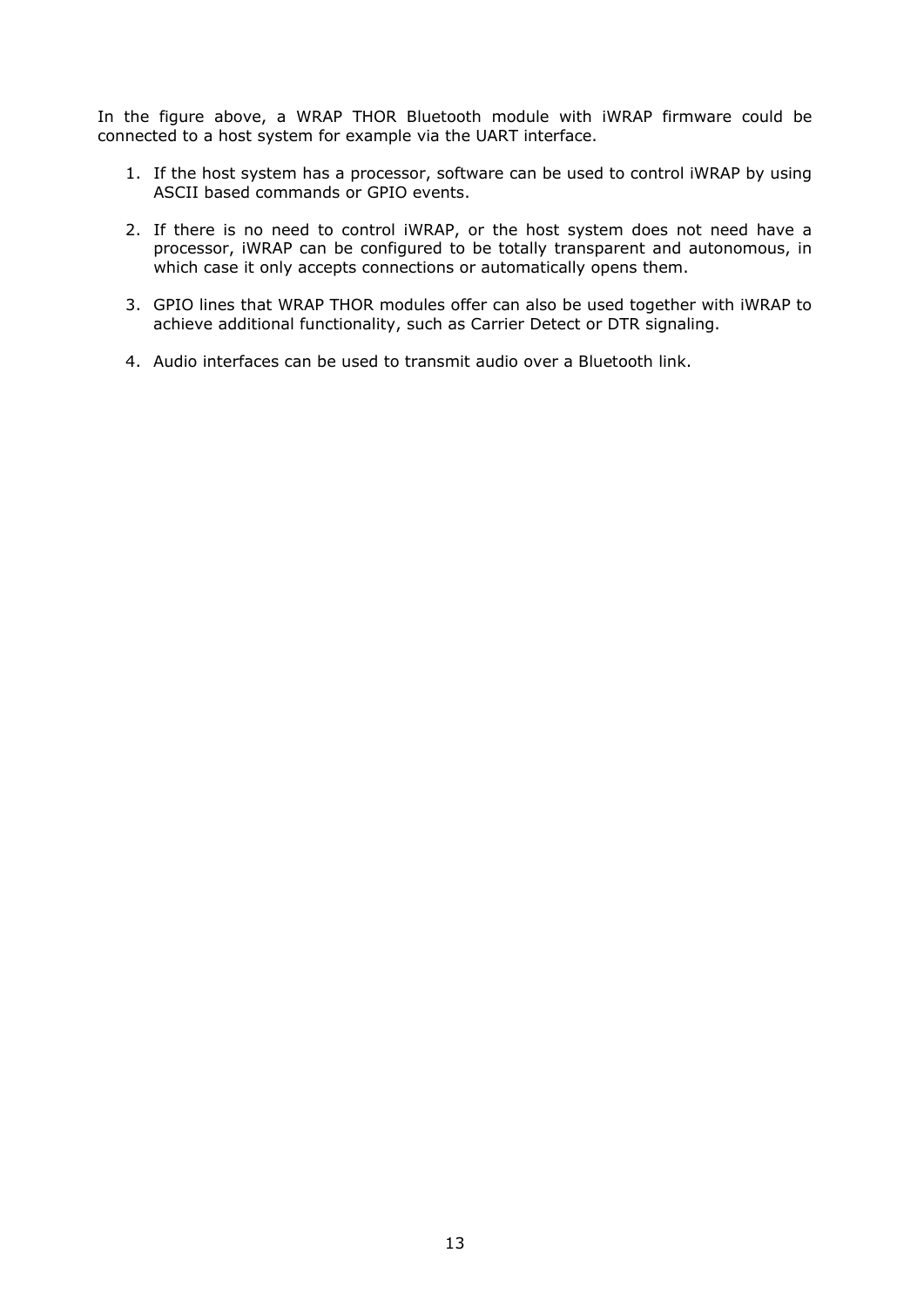In the figure above, a WRAP THOR Bluetooth module with iWRAP firmware could be connected to a host system for example via the UART interface.

1. If the host system has a processor, software can be used to control iWRAP by using ASCII based commands or GPIO events.

2. If there is no need to control iWRAP, or the host system does not need have a processor, iWRAP can be configured to be totally transparent and autonomous, in which case it only accepts connections or automatically opens them.

3. GPIO lines that WRAP THOR modules offer can also be used together with iWRAP to achieve additional functionality, such as Carrier Detect or DTR signaling.

4. Audio interfaces can be used to transmit audio over a Bluetooth link.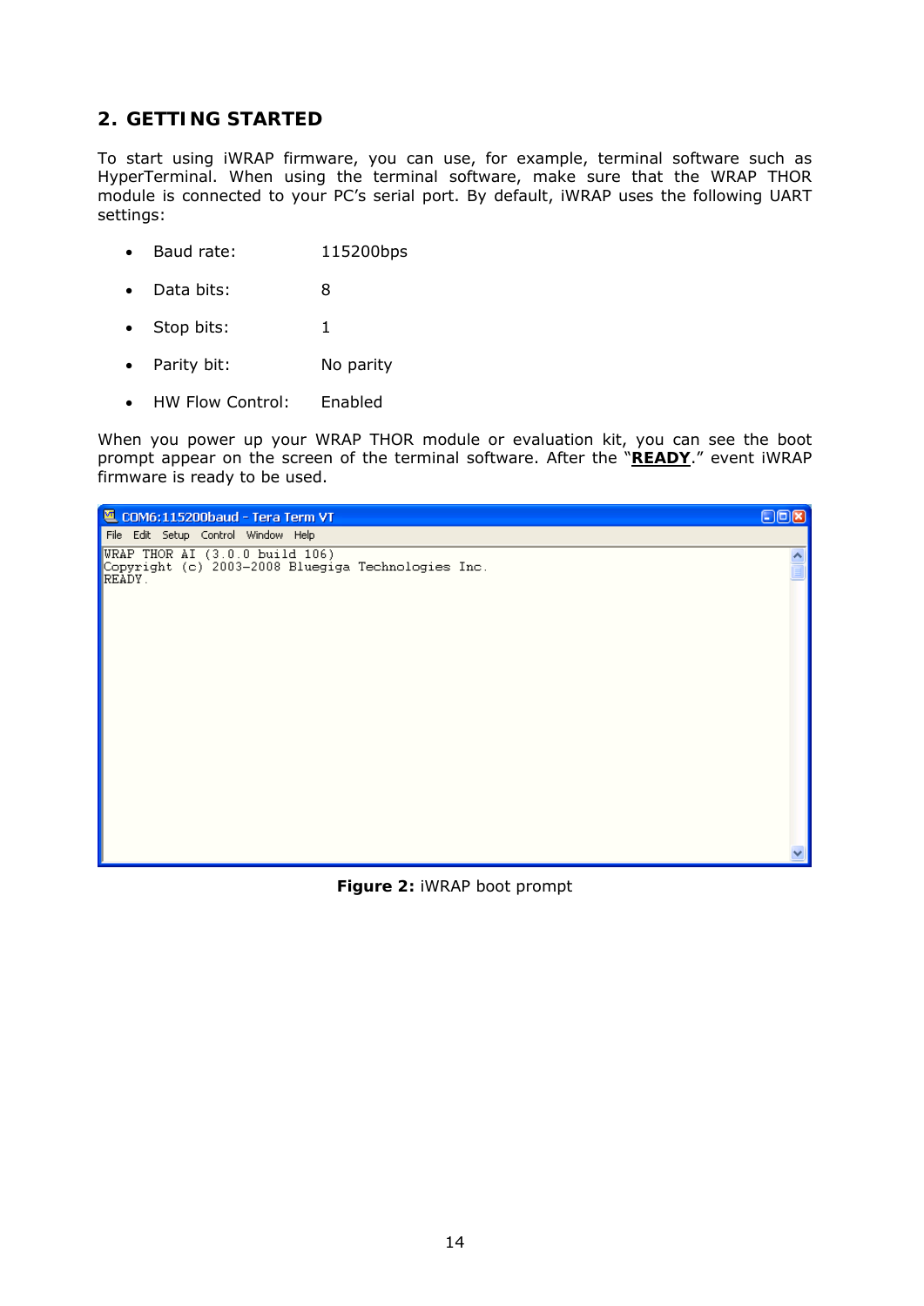## 2. GETTING STARTED

To start using iWRAP firmware, you can use, for example, terminal software such as HyperTerminal. When using the terminal software, make sure that the WRAP THOR module is connected to your PC's serial port. By default, iWRAP uses the following UART settings:

- Baud rate: 115200bps
- Data bits: 8
- Stop bits: 1
- Parity bit: No parity
- HW Flow Control: Enabled

When you power up your WRAP THOR module or evaluation kit, you can see the boot prompt appear on the screen of the terminal software. After the "**READY**." event iWRAP firmware is ready to be used.

```
WRAP THOR AI (3.0.0 build 106)
Copyright (c) 2003-2008 Bluegiga Technologies Inc.
READY.
```

**Figure 2:** iWRAP boot prompt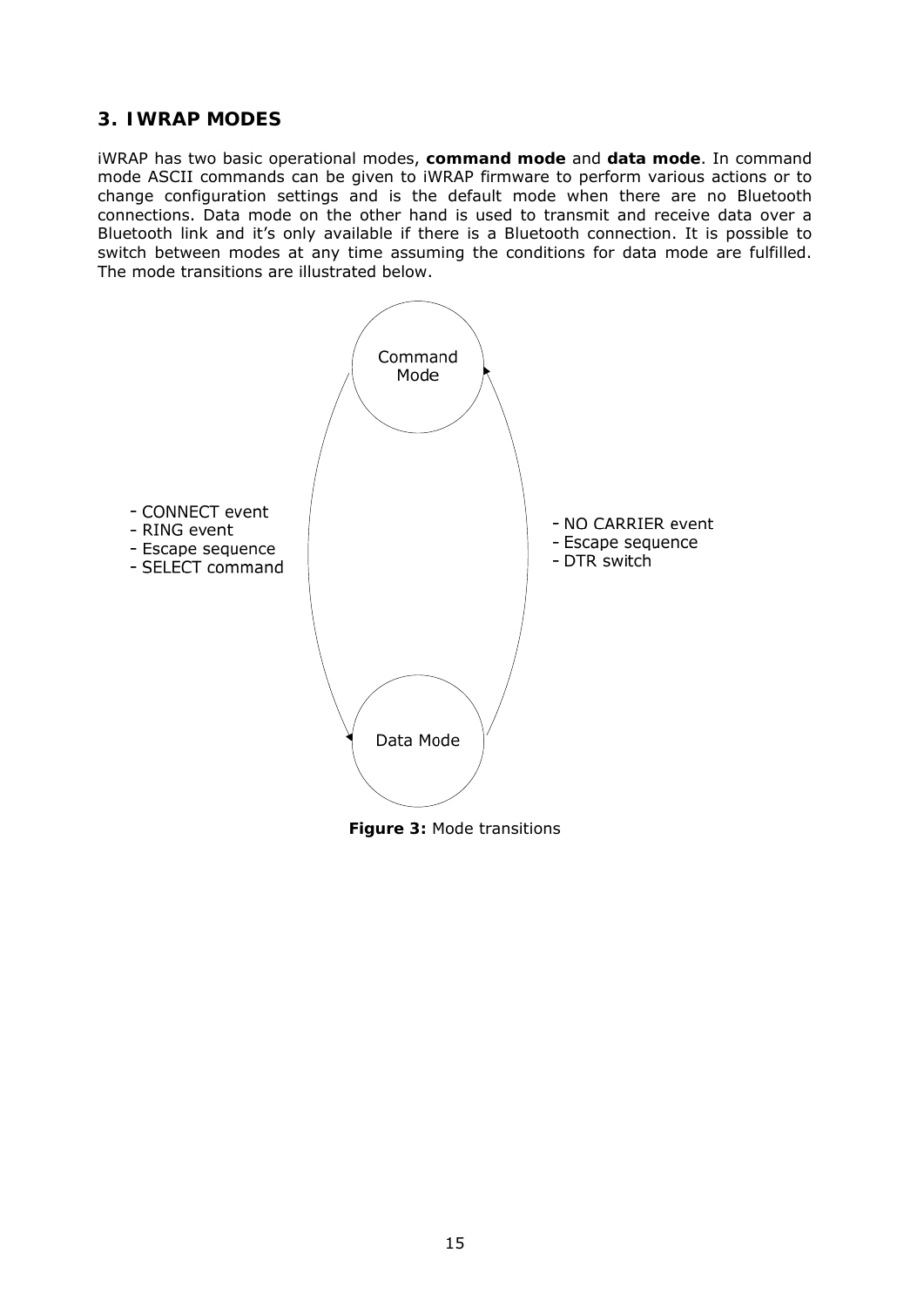# 3. IWRAP MODES

iWRAP has two basic operational modes, **command mode** and **data mode**. In command mode ASCII commands can be given to iWRAP firmware to perform various actions or to change configuration settings and is the default mode when there are no Bluetooth connections. Data mode on the other hand is used to transmit and receive data over a Bluetooth link and it's only available if there is a Bluetooth connection. It is possible to switch between modes at any time assuming the conditions for data mode are fulfilled. The mode transitions are illustrated below.

Command Mode

- CONNECT event
- RING event
- Escape sequence
- SELECT command

- NO CARRIER event
- Escape sequence
- DTR switch

Data Mode

**Figure 3:** Mode transitions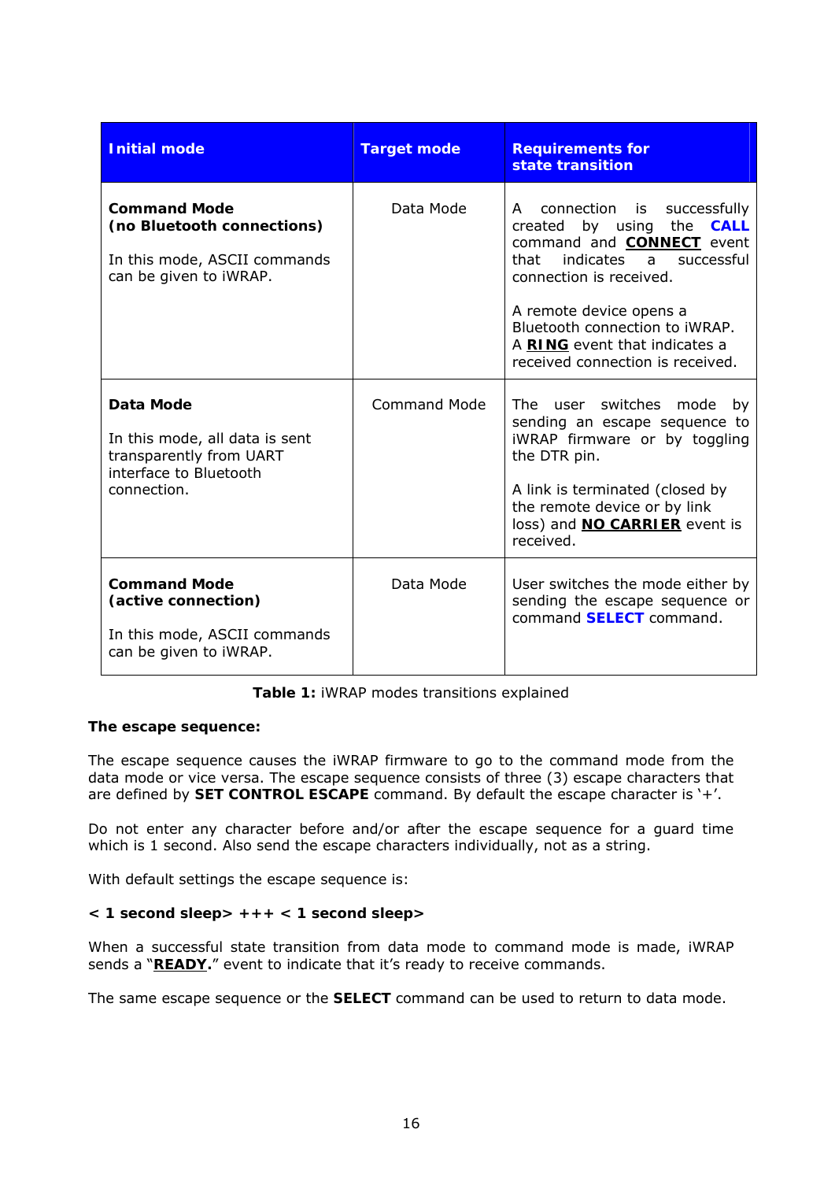| Initial mode | Target mode | Requirements for state transition |
|---|---|---|
| **Command Mode (no Bluetooth connections)**<br><br>In this mode, ASCII commands can be given to iWRAP. | Data Mode | A connection is successfully created by using the **CALL** command and **CONNECT** event that indicates a successful connection is received.<br><br>A remote device opens a Bluetooth connection to iWRAP. A **RING** event that indicates a received connection is received. |
| **Data Mode**<br><br>In this mode, all data is sent transparently from UART interface to Bluetooth connection. | Command Mode | The user switches mode by sending an escape sequence to iWRAP firmware or by toggling the DTR pin.<br><br>A link is terminated (closed by the remote device or by link loss) and **NO CARRIER** event is received. |
| **Command Mode (active connection)**<br><br>In this mode, ASCII commands can be given to iWRAP. | Data Mode | User switches the mode either by sending the escape sequence or command **SELECT** command. |

**Table 1:** iWRAP modes transitions explained

**The escape sequence:**

The escape sequence causes the iWRAP firmware to go to the command mode from the data mode or vice versa. The escape sequence consists of three (3) escape characters that are defined by **SET CONTROL ESCAPE** command. By default the escape character is '+'.

Do not enter any character before and/or after the escape sequence for a guard time which is 1 second. Also send the escape characters individually, not as a string.

With default settings the escape sequence is:

**< 1 second sleep> +++ < 1 second sleep>**

When a successful state transition from data mode to command mode is made, iWRAP sends a "**READY.**" event to indicate that it's ready to receive commands.

The same escape sequence or the **SELECT** command can be used to return to data mode.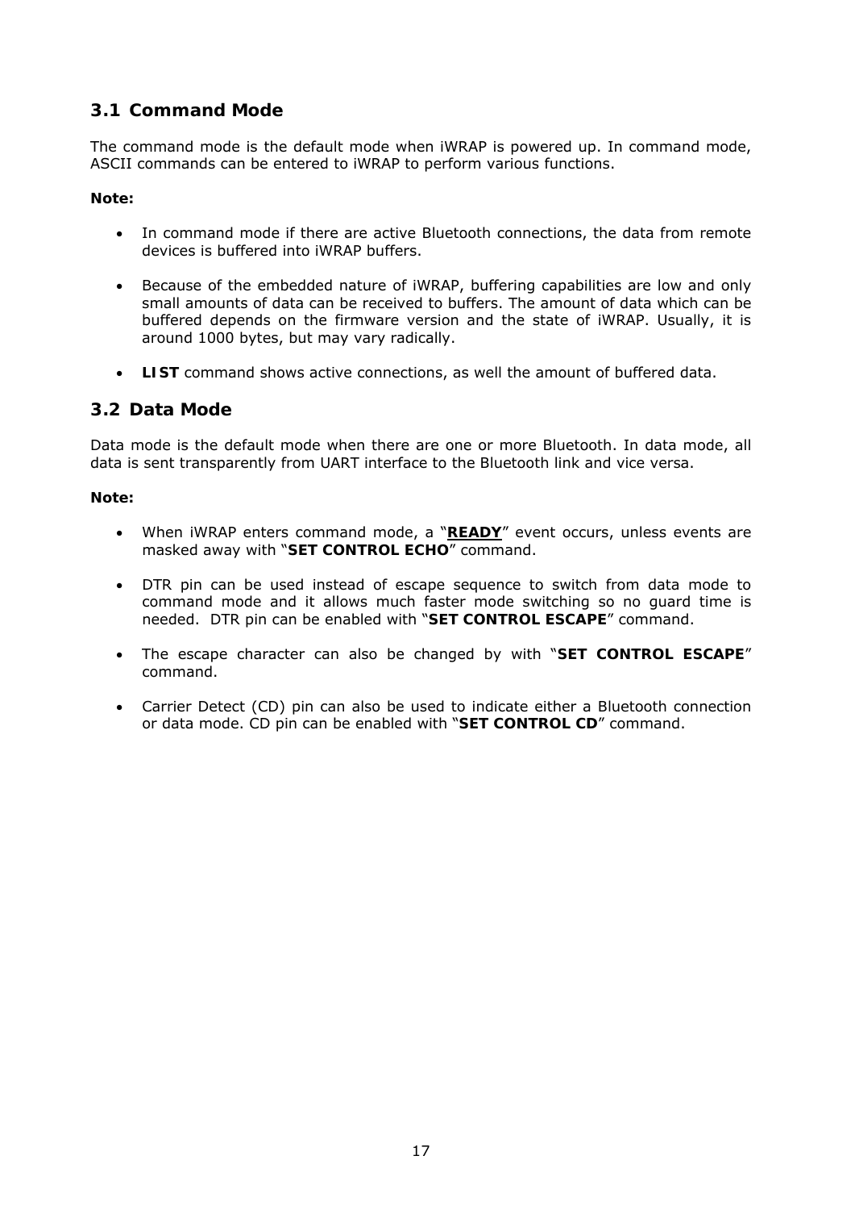## 3.1 Command Mode

The command mode is the default mode when iWRAP is powered up. In command mode, ASCII commands can be entered to iWRAP to perform various functions.

**Note:**

- In command mode if there are active Bluetooth connections, the data from remote devices is buffered into iWRAP buffers.
- Because of the embedded nature of iWRAP, buffering capabilities are low and only small amounts of data can be received to buffers. The amount of data which can be buffered depends on the firmware version and the state of iWRAP. Usually, it is around 1000 bytes, but may vary radically.
- **LIST** command shows active connections, as well the amount of buffered data.

## 3.2 Data Mode

Data mode is the default mode when there are one or more Bluetooth. In data mode, all data is sent transparently from UART interface to the Bluetooth link and vice versa.

**Note:**

- When iWRAP enters command mode, a "**READY**" event occurs, unless events are masked away with "**SET CONTROL ECHO**" command.
- DTR pin can be used instead of escape sequence to switch from data mode to command mode and it allows much faster mode switching so no guard time is needed. DTR pin can be enabled with "**SET CONTROL ESCAPE**" command.
- The escape character can also be changed by with "**SET CONTROL ESCAPE**" command.
- Carrier Detect (CD) pin can also be used to indicate either a Bluetooth connection or data mode. CD pin can be enabled with "**SET CONTROL CD**" command.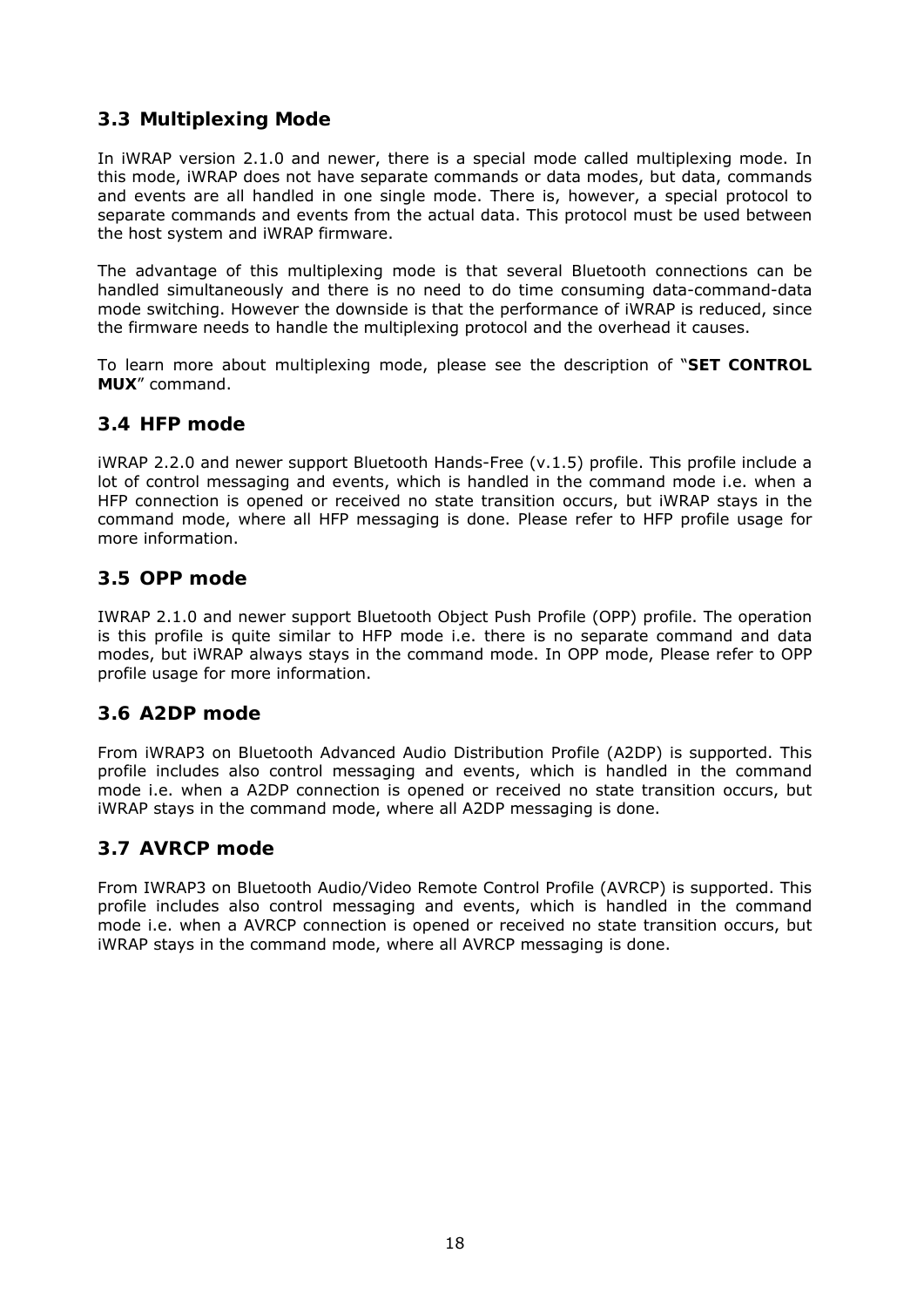### 3.3 Multiplexing Mode

In iWRAP version 2.1.0 and newer, there is a special mode called multiplexing mode. In this mode, iWRAP does not have separate commands or data modes, but data, commands and events are all handled in one single mode. There is, however, a special protocol to separate commands and events from the actual data. This protocol must be used between the host system and iWRAP firmware.

The advantage of this multiplexing mode is that several Bluetooth connections can be handled simultaneously and there is no need to do time consuming data-command-data mode switching. However the downside is that the performance of iWRAP is reduced, since the firmware needs to handle the multiplexing protocol and the overhead it causes.

To learn more about multiplexing mode, please see the description of "**SET CONTROL MUX**" command.

### 3.4 HFP mode

iWRAP 2.2.0 and newer support Bluetooth Hands-Free (v.1.5) profile. This profile include a lot of control messaging and events, which is handled in the command mode i.e. when a HFP connection is opened or received no state transition occurs, but iWRAP stays in the command mode, where all HFP messaging is done. Please refer to HFP profile usage for more information.

### 3.5 OPP mode

IWRAP 2.1.0 and newer support Bluetooth Object Push Profile (OPP) profile. The operation is this profile is quite similar to HFP mode i.e. there is no separate command and data modes, but iWRAP always stays in the command mode. In OPP mode, Please refer to OPP profile usage for more information.

### 3.6 A2DP mode

From iWRAP3 on Bluetooth Advanced Audio Distribution Profile (A2DP) is supported. This profile includes also control messaging and events, which is handled in the command mode i.e. when a A2DP connection is opened or received no state transition occurs, but iWRAP stays in the command mode, where all A2DP messaging is done.

### 3.7 AVRCP mode

From IWRAP3 on Bluetooth Audio/Video Remote Control Profile (AVRCP) is supported. This profile includes also control messaging and events, which is handled in the command mode i.e. when a AVRCP connection is opened or received no state transition occurs, but iWRAP stays in the command mode, where all AVRCP messaging is done.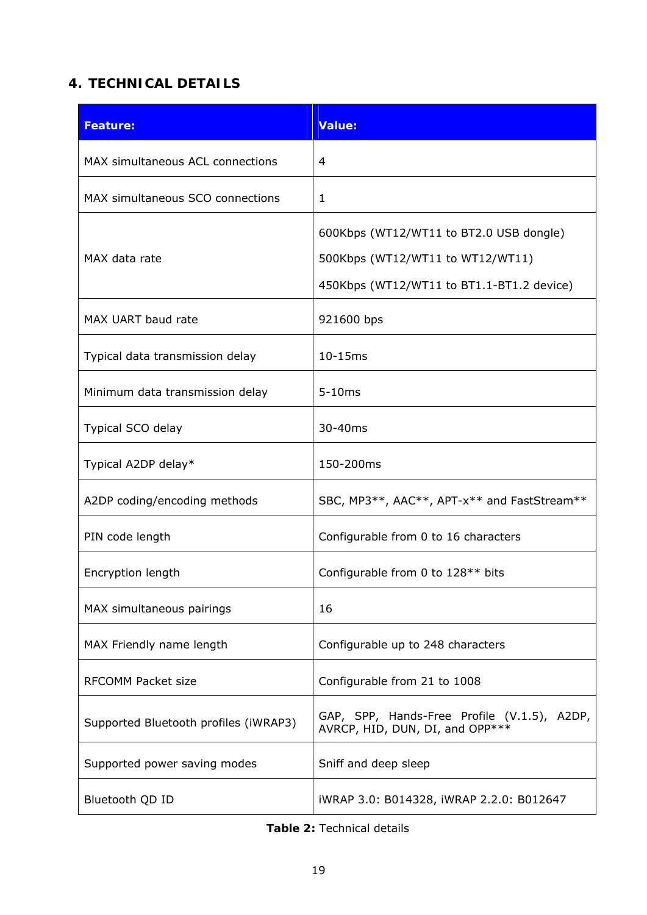# 4. TECHNICAL DETAILS

| Feature: | Value: |
|---|---|
| MAX simultaneous ACL connections | 4 |
| MAX simultaneous SCO connections | 1 |
| MAX data rate | 600Kbps (WT12/WT11 to BT2.0 USB dongle)<br>500Kbps (WT12/WT11 to WT12/WT11)<br>450Kbps (WT12/WT11 to BT1.1-BT1.2 device) |
| MAX UART baud rate | 921600 bps |
| Typical data transmission delay | 10-15ms |
| Minimum data transmission delay | 5-10ms |
| Typical SCO delay | 30-40ms |
| Typical A2DP delay* | 150-200ms |
| A2DP coding/encoding methods | SBC, MP3**, AAC**, APT-x** and FastStream** |
| PIN code length | Configurable from 0 to 16 characters |
| Encryption length | Configurable from 0 to 128** bits |
| MAX simultaneous pairings | 16 |
| MAX Friendly name length | Configurable up to 248 characters |
| RFCOMM Packet size | Configurable from 21 to 1008 |
| Supported Bluetooth profiles (iWRAP3) | GAP, SPP, Hands-Free Profile (V.1.5), A2DP, AVRCP, HID, DUN, DI, and OPP*** |
| Supported power saving modes | Sniff and deep sleep |
| Bluetooth QD ID | iWRAP 3.0: B014328, iWRAP 2.2.0: B012647 |

**Table 2:** Technical details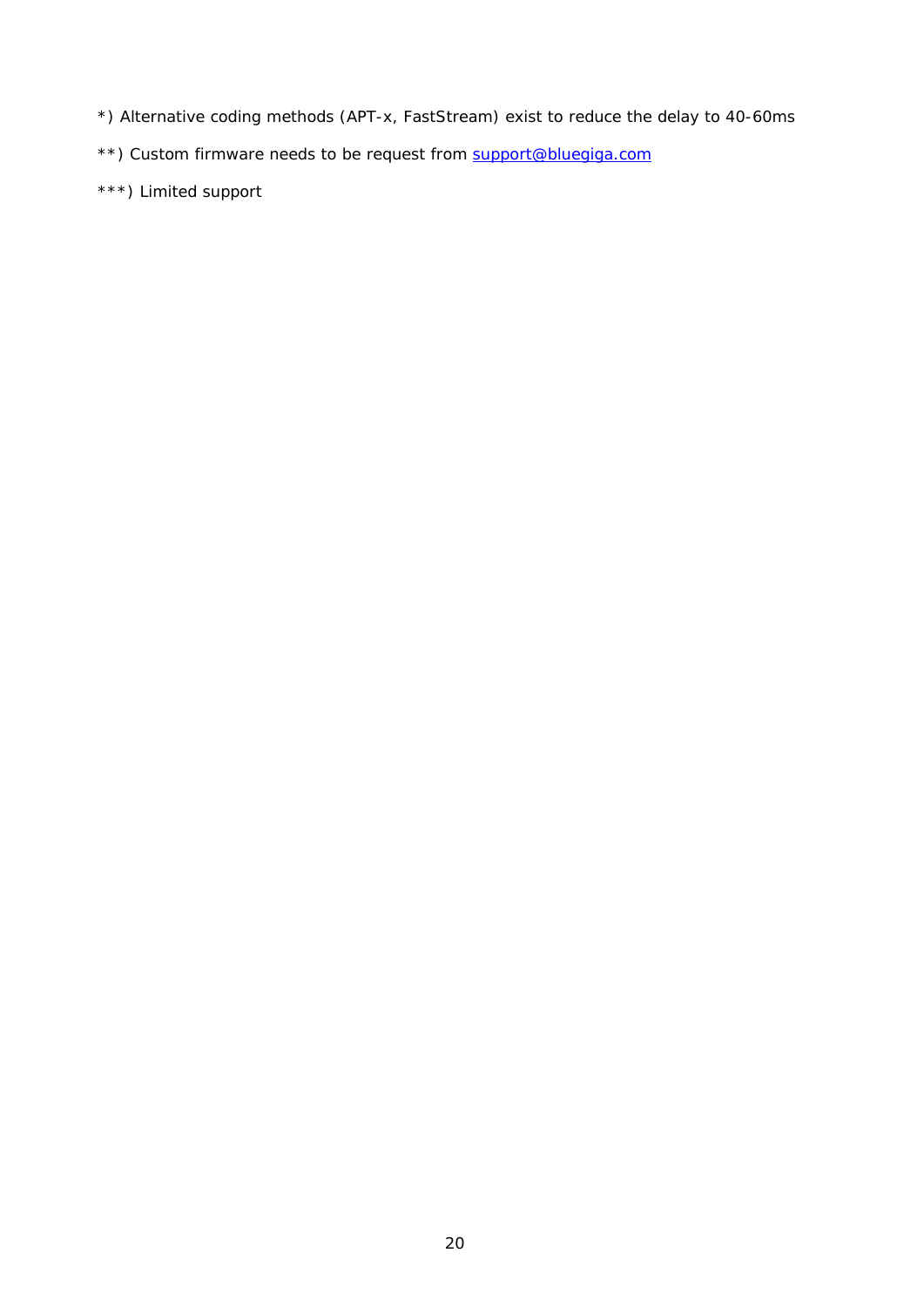*) Alternative coding methods (APT-x, FastStream) exist to reduce the delay to 40-60ms

**) Custom firmware needs to be request from support@bluegiga.com

***) Limited support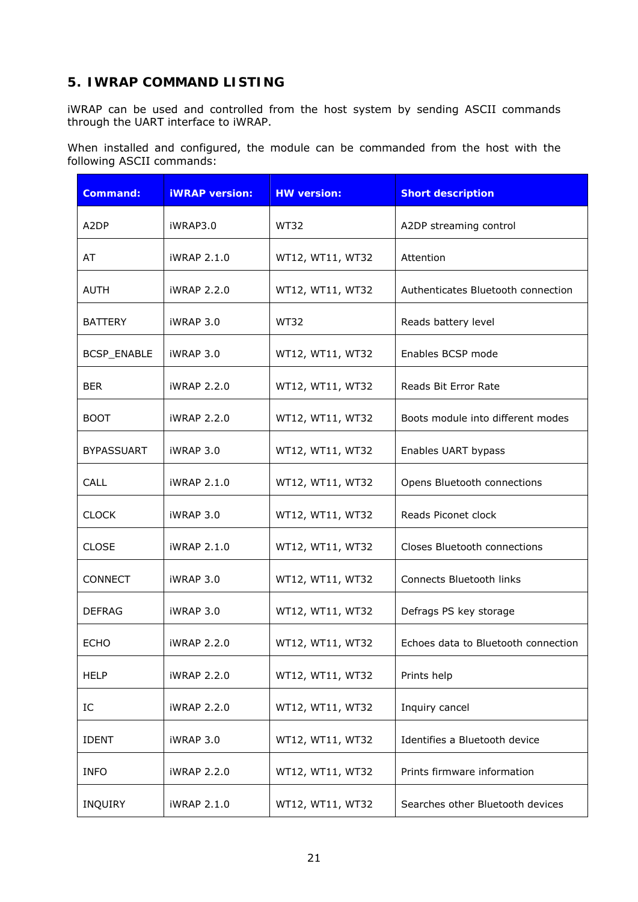## 5. IWRAP COMMAND LISTING

iWRAP can be used and controlled from the host system by sending ASCII commands through the UART interface to iWRAP.

When installed and configured, the module can be commanded from the host with the following ASCII commands:

| Command: | iWRAP version: | HW version: | Short description |
|---|---|---|---|
| A2DP | iWRAP3.0 | WT32 | A2DP streaming control |
| AT | iWRAP 2.1.0 | WT12, WT11, WT32 | Attention |
| AUTH | iWRAP 2.2.0 | WT12, WT11, WT32 | Authenticates Bluetooth connection |
| BATTERY | iWRAP 3.0 | WT32 | Reads battery level |
| BCSP_ENABLE | iWRAP 3.0 | WT12, WT11, WT32 | Enables BCSP mode |
| BER | iWRAP 2.2.0 | WT12, WT11, WT32 | Reads Bit Error Rate |
| BOOT | iWRAP 2.2.0 | WT12, WT11, WT32 | Boots module into different modes |
| BYPASSUART | iWRAP 3.0 | WT12, WT11, WT32 | Enables UART bypass |
| CALL | iWRAP 2.1.0 | WT12, WT11, WT32 | Opens Bluetooth connections |
| CLOCK | iWRAP 3.0 | WT12, WT11, WT32 | Reads Piconet clock |
| CLOSE | iWRAP 2.1.0 | WT12, WT11, WT32 | Closes Bluetooth connections |
| CONNECT | iWRAP 3.0 | WT12, WT11, WT32 | Connects Bluetooth links |
| DEFRAG | iWRAP 3.0 | WT12, WT11, WT32 | Defrags PS key storage |
| ECHO | iWRAP 2.2.0 | WT12, WT11, WT32 | Echoes data to Bluetooth connection |
| HELP | iWRAP 2.2.0 | WT12, WT11, WT32 | Prints help |
| IC | iWRAP 2.2.0 | WT12, WT11, WT32 | Inquiry cancel |
| IDENT | iWRAP 3.0 | WT12, WT11, WT32 | Identifies a Bluetooth device |
| INFO | iWRAP 2.2.0 | WT12, WT11, WT32 | Prints firmware information |
| INQUIRY | iWRAP 2.1.0 | WT12, WT11, WT32 | Searches other Bluetooth devices |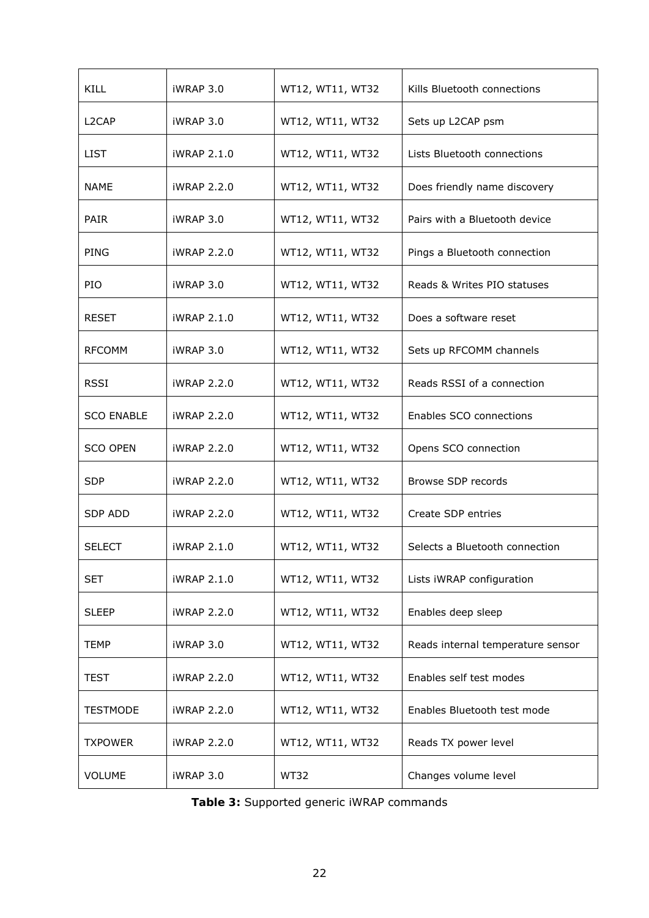| | | | |
|---|---|---|---|
| KILL | iWRAP 3.0 | WT12, WT11, WT32 | Kills Bluetooth connections |
| L2CAP | iWRAP 3.0 | WT12, WT11, WT32 | Sets up L2CAP psm |
| LIST | iWRAP 2.1.0 | WT12, WT11, WT32 | Lists Bluetooth connections |
| NAME | iWRAP 2.2.0 | WT12, WT11, WT32 | Does friendly name discovery |
| PAIR | iWRAP 3.0 | WT12, WT11, WT32 | Pairs with a Bluetooth device |
| PING | iWRAP 2.2.0 | WT12, WT11, WT32 | Pings a Bluetooth connection |
| PIO | iWRAP 3.0 | WT12, WT11, WT32 | Reads & Writes PIO statuses |
| RESET | iWRAP 2.1.0 | WT12, WT11, WT32 | Does a software reset |
| RFCOMM | iWRAP 3.0 | WT12, WT11, WT32 | Sets up RFCOMM channels |
| RSSI | iWRAP 2.2.0 | WT12, WT11, WT32 | Reads RSSI of a connection |
| SCO ENABLE | iWRAP 2.2.0 | WT12, WT11, WT32 | Enables SCO connections |
| SCO OPEN | iWRAP 2.2.0 | WT12, WT11, WT32 | Opens SCO connection |
| SDP | iWRAP 2.2.0 | WT12, WT11, WT32 | Browse SDP records |
| SDP ADD | iWRAP 2.2.0 | WT12, WT11, WT32 | Create SDP entries |
| SELECT | iWRAP 2.1.0 | WT12, WT11, WT32 | Selects a Bluetooth connection |
| SET | iWRAP 2.1.0 | WT12, WT11, WT32 | Lists iWRAP configuration |
| SLEEP | iWRAP 2.2.0 | WT12, WT11, WT32 | Enables deep sleep |
| TEMP | iWRAP 3.0 | WT12, WT11, WT32 | Reads internal temperature sensor |
| TEST | iWRAP 2.2.0 | WT12, WT11, WT32 | Enables self test modes |
| TESTMODE | iWRAP 2.2.0 | WT12, WT11, WT32 | Enables Bluetooth test mode |
| TXPOWER | iWRAP 2.2.0 | WT12, WT11, WT32 | Reads TX power level |
| VOLUME | iWRAP 3.0 | WT32 | Changes volume level |

**Table 3:** Supported generic iWRAP commands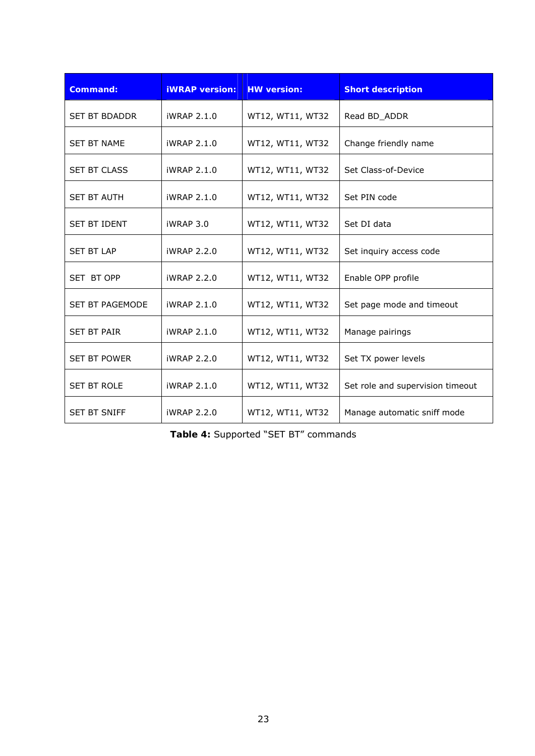| Command: | iWRAP version: | HW version: | Short description |
|---|---|---|---|
| SET BT BDADDR | iWRAP 2.1.0 | WT12, WT11, WT32 | Read BD_ADDR |
| SET BT NAME | iWRAP 2.1.0 | WT12, WT11, WT32 | Change friendly name |
| SET BT CLASS | iWRAP 2.1.0 | WT12, WT11, WT32 | Set Class-of-Device |
| SET BT AUTH | iWRAP 2.1.0 | WT12, WT11, WT32 | Set PIN code |
| SET BT IDENT | iWRAP 3.0 | WT12, WT11, WT32 | Set DI data |
| SET BT LAP | iWRAP 2.2.0 | WT12, WT11, WT32 | Set inquiry access code |
| SET  BT OPP | iWRAP 2.2.0 | WT12, WT11, WT32 | Enable OPP profile |
| SET BT PAGEMODE | iWRAP 2.1.0 | WT12, WT11, WT32 | Set page mode and timeout |
| SET BT PAIR | iWRAP 2.1.0 | WT12, WT11, WT32 | Manage pairings |
| SET BT POWER | iWRAP 2.2.0 | WT12, WT11, WT32 | Set TX power levels |
| SET BT ROLE | iWRAP 2.1.0 | WT12, WT11, WT32 | Set role and supervision timeout |
| SET BT SNIFF | iWRAP 2.2.0 | WT12, WT11, WT32 | Manage automatic sniff mode |

**Table 4:** Supported "SET BT" commands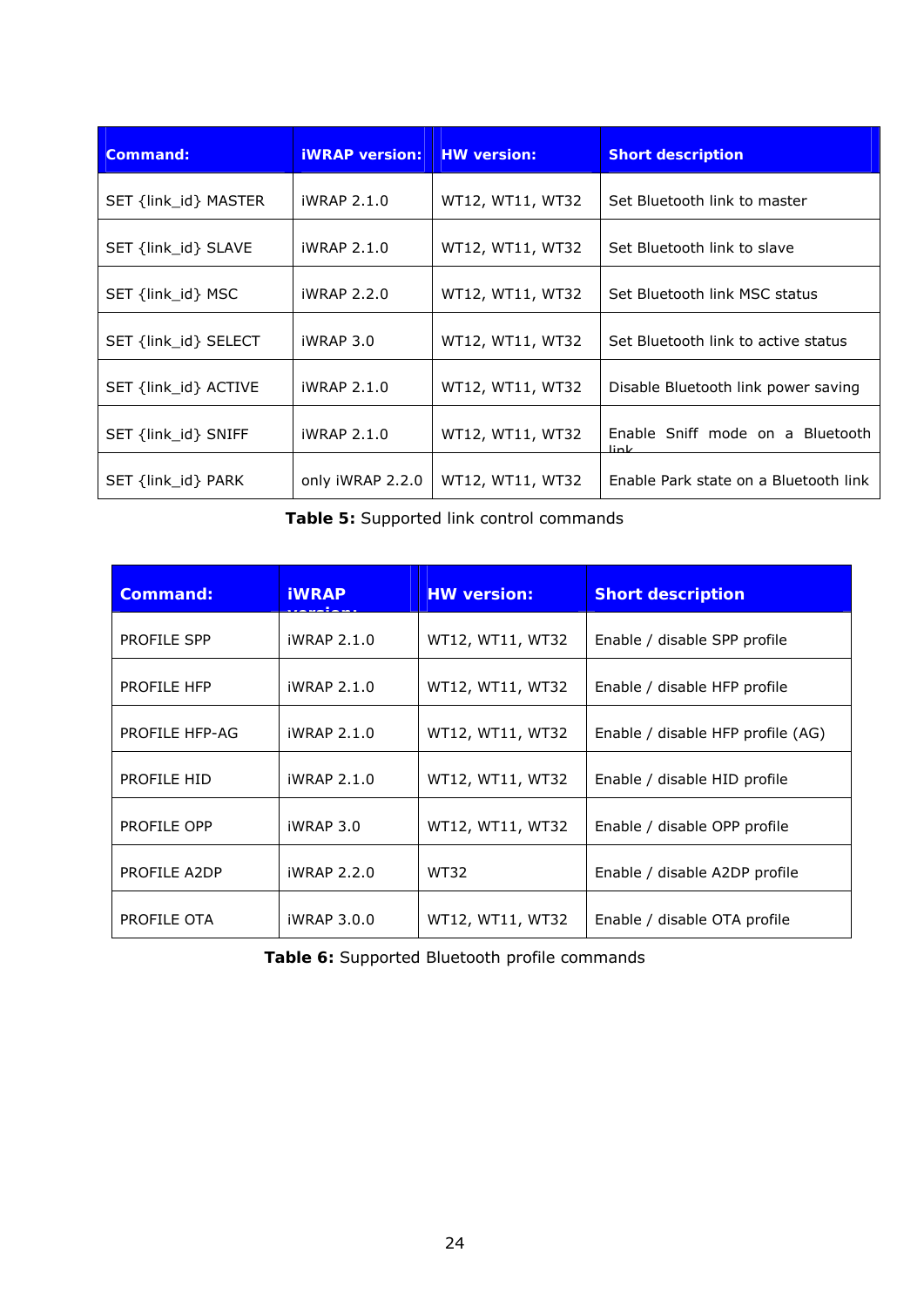| Command: | iWRAP version: | HW version: | Short description |
|---|---|---|---|
| SET {link_id} MASTER | iWRAP 2.1.0 | WT12, WT11, WT32 | Set Bluetooth link to master |
| SET {link_id} SLAVE | iWRAP 2.1.0 | WT12, WT11, WT32 | Set Bluetooth link to slave |
| SET {link_id} MSC | iWRAP 2.2.0 | WT12, WT11, WT32 | Set Bluetooth link MSC status |
| SET {link_id} SELECT | iWRAP 3.0 | WT12, WT11, WT32 | Set Bluetooth link to active status |
| SET {link_id} ACTIVE | iWRAP 2.1.0 | WT12, WT11, WT32 | Disable Bluetooth link power saving |
| SET {link_id} SNIFF | iWRAP 2.1.0 | WT12, WT11, WT32 | Enable Sniff mode on a Bluetooth link |
| SET {link_id} PARK | only iWRAP 2.2.0 | WT12, WT11, WT32 | Enable Park state on a Bluetooth link |

**Table 5:** Supported link control commands

| Command: | iWRAP version: | HW version: | Short description |
|---|---|---|---|
| PROFILE SPP | iWRAP 2.1.0 | WT12, WT11, WT32 | Enable / disable SPP profile |
| PROFILE HFP | iWRAP 2.1.0 | WT12, WT11, WT32 | Enable / disable HFP profile |
| PROFILE HFP-AG | iWRAP 2.1.0 | WT12, WT11, WT32 | Enable / disable HFP profile (AG) |
| PROFILE HID | iWRAP 2.1.0 | WT12, WT11, WT32 | Enable / disable HID profile |
| PROFILE OPP | iWRAP 3.0 | WT12, WT11, WT32 | Enable / disable OPP profile |
| PROFILE A2DP | iWRAP 2.2.0 | WT32 | Enable / disable A2DP profile |
| PROFILE OTA | iWRAP 3.0.0 | WT12, WT11, WT32 | Enable / disable OTA profile |

**Table 6:** Supported Bluetooth profile commands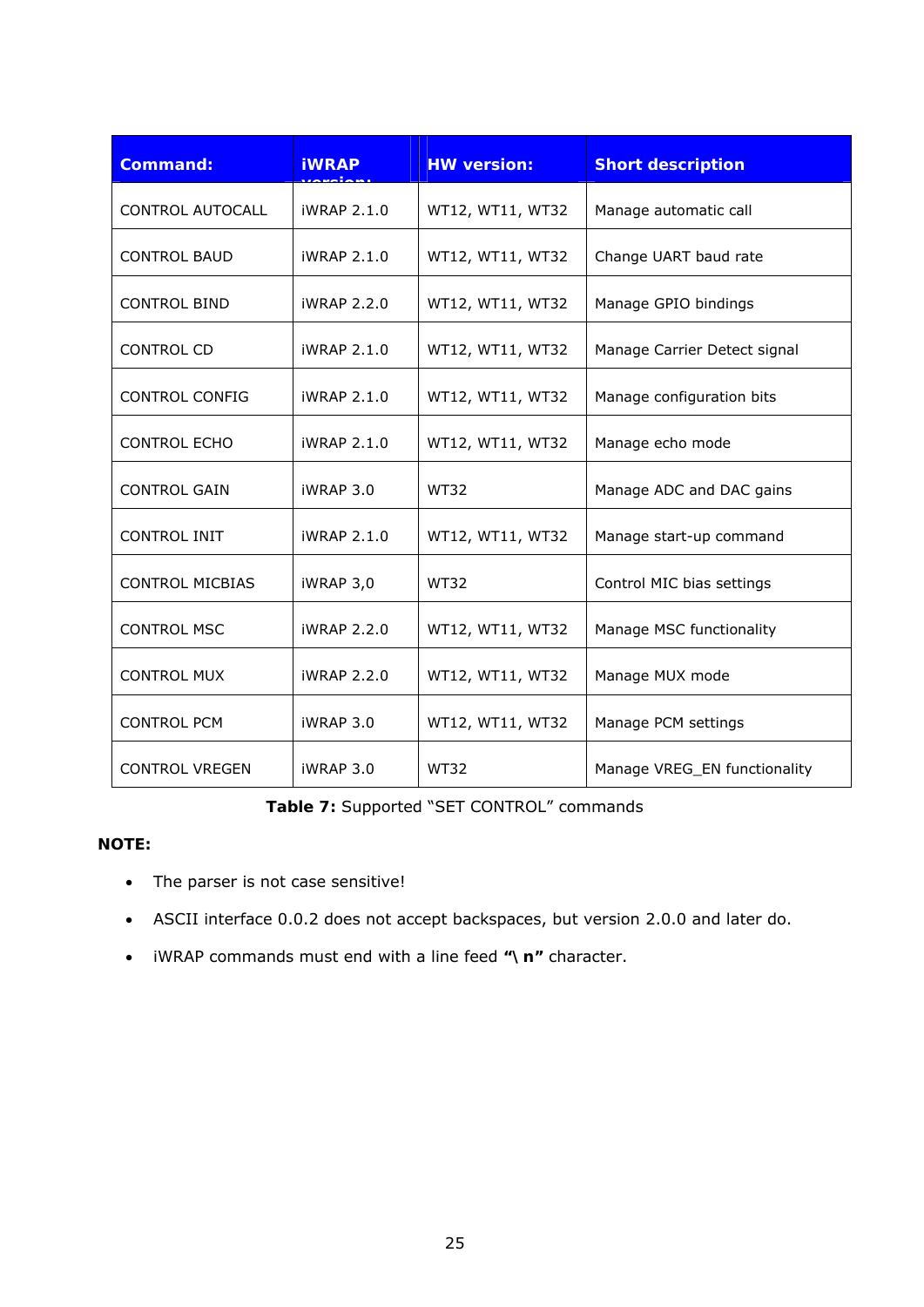| Command: | iWRAP version: | HW version: | Short description |
| --- | --- | --- | --- |
| CONTROL AUTOCALL | iWRAP 2.1.0 | WT12, WT11, WT32 | Manage automatic call |
| CONTROL BAUD | iWRAP 2.1.0 | WT12, WT11, WT32 | Change UART baud rate |
| CONTROL BIND | iWRAP 2.2.0 | WT12, WT11, WT32 | Manage GPIO bindings |
| CONTROL CD | iWRAP 2.1.0 | WT12, WT11, WT32 | Manage Carrier Detect signal |
| CONTROL CONFIG | iWRAP 2.1.0 | WT12, WT11, WT32 | Manage configuration bits |
| CONTROL ECHO | iWRAP 2.1.0 | WT12, WT11, WT32 | Manage echo mode |
| CONTROL GAIN | iWRAP 3.0 | WT32 | Manage ADC and DAC gains |
| CONTROL INIT | iWRAP 2.1.0 | WT12, WT11, WT32 | Manage start-up command |
| CONTROL MICBIAS | iWRAP 3,0 | WT32 | Control MIC bias settings |
| CONTROL MSC | iWRAP 2.2.0 | WT12, WT11, WT32 | Manage MSC functionality |
| CONTROL MUX | iWRAP 2.2.0 | WT12, WT11, WT32 | Manage MUX mode |
| CONTROL PCM | iWRAP 3.0 | WT12, WT11, WT32 | Manage PCM settings |
| CONTROL VREGEN | iWRAP 3.0 | WT32 | Manage VREG_EN functionality |

**Table 7:** Supported "SET CONTROL" commands

**NOTE:**

- The parser is not case sensitive!
- ASCII interface 0.0.2 does not accept backspaces, but version 2.0.0 and later do.
- iWRAP commands must end with a line feed **"\ n"** character.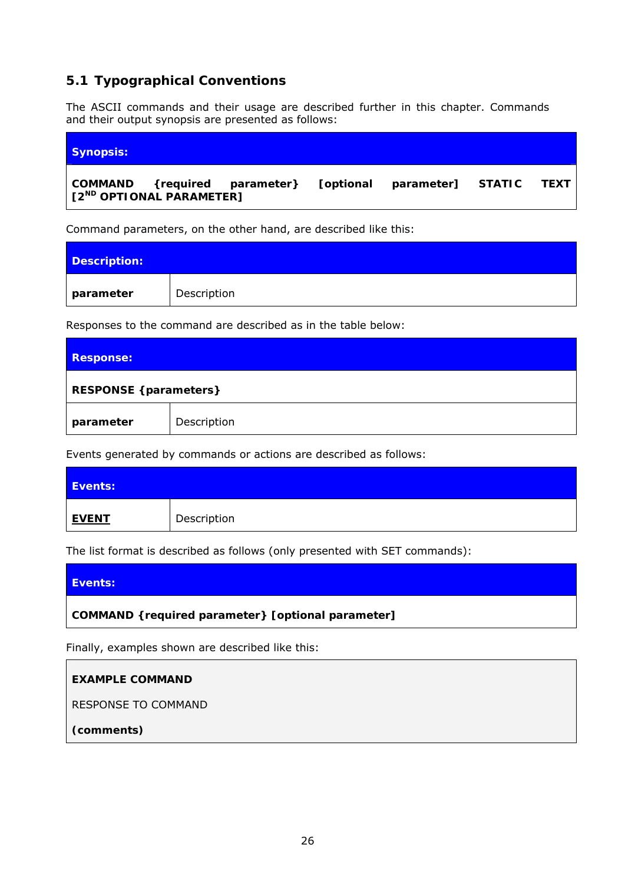## 5.1 Typographical Conventions

The ASCII commands and their usage are described further in this chapter. Commands and their output synopsis are presented as follows:

| **Synopsis:** |
|---|
| **COMMAND {required parameter} [optional parameter] STATIC TEXT [2$^{ND}$ OPTIONAL PARAMETER]** |

Command parameters, on the other hand, are described like this:

| **Description:** | |
|---|---|
| **parameter** | Description |

Responses to the command are described as in the table below:

| **Response:** | |
|---|---|
| **RESPONSE {parameters}** | |
| **parameter** | Description |

Events generated by commands or actions are described as follows:

| **Events:** | |
|---|---|
| **EVENT** | Description |

The list format is described as follows (only presented with SET commands):

| **Events:** |
|---|
| **COMMAND {required parameter} [optional parameter]** |

Finally, examples shown are described like this:

```
EXAMPLE COMMAND

RESPONSE TO COMMAND

(comments)
```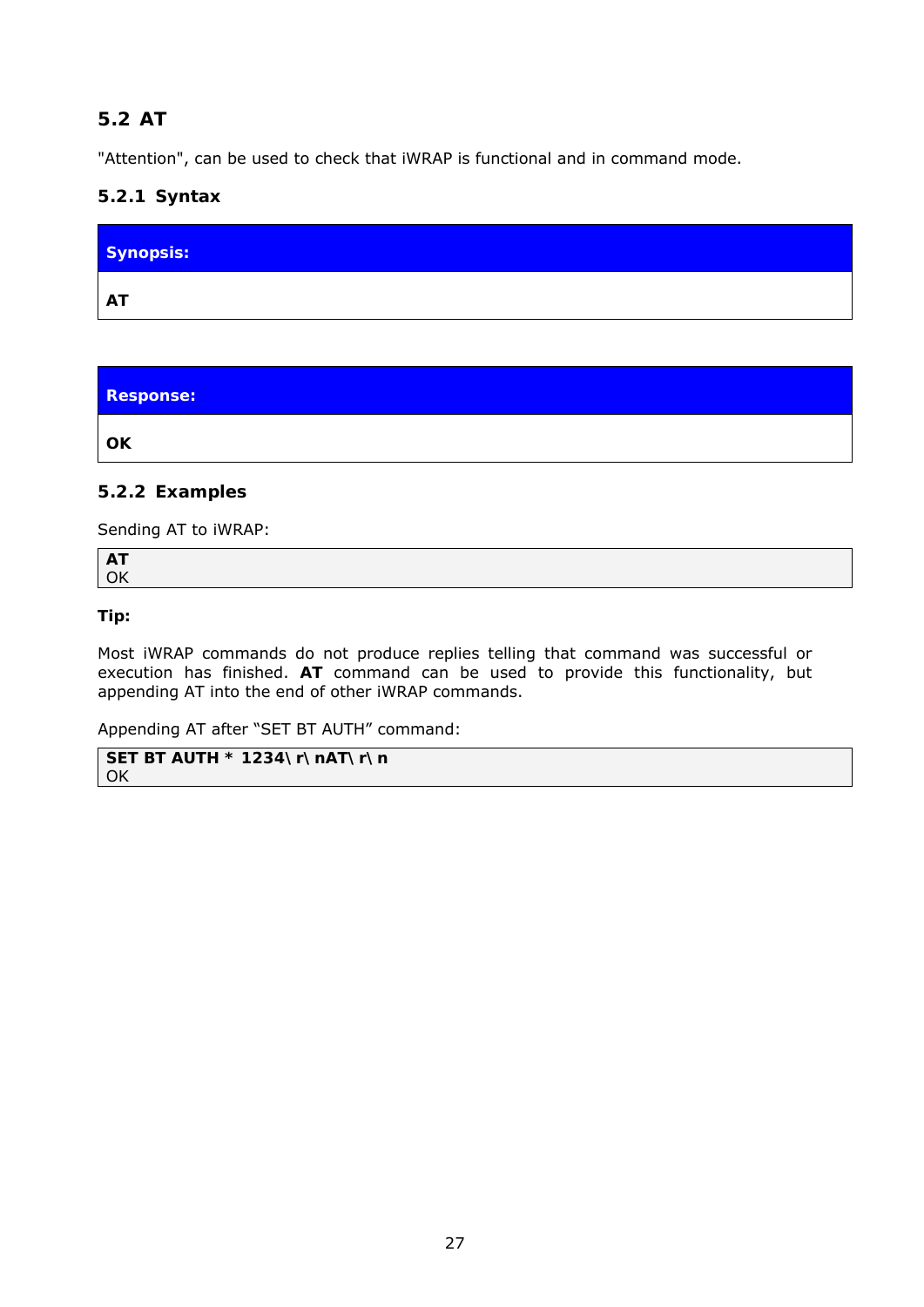## 5.2 AT

"Attention", can be used to check that iWRAP is functional and in command mode.

### 5.2.1 Syntax

| **Synopsis:** |
|---|
| **AT** |

| **Response:** |
|---|
| **OK** |

### 5.2.2 Examples

Sending AT to iWRAP:

```
AT
OK
```

**Tip:**

Most iWRAP commands do not produce replies telling that command was successful or execution has finished. **AT** command can be used to provide this functionality, but appending AT into the end of other iWRAP commands.

Appending AT after "SET BT AUTH" command:

```
SET BT AUTH * 1234\r\nAT\r\n
OK
```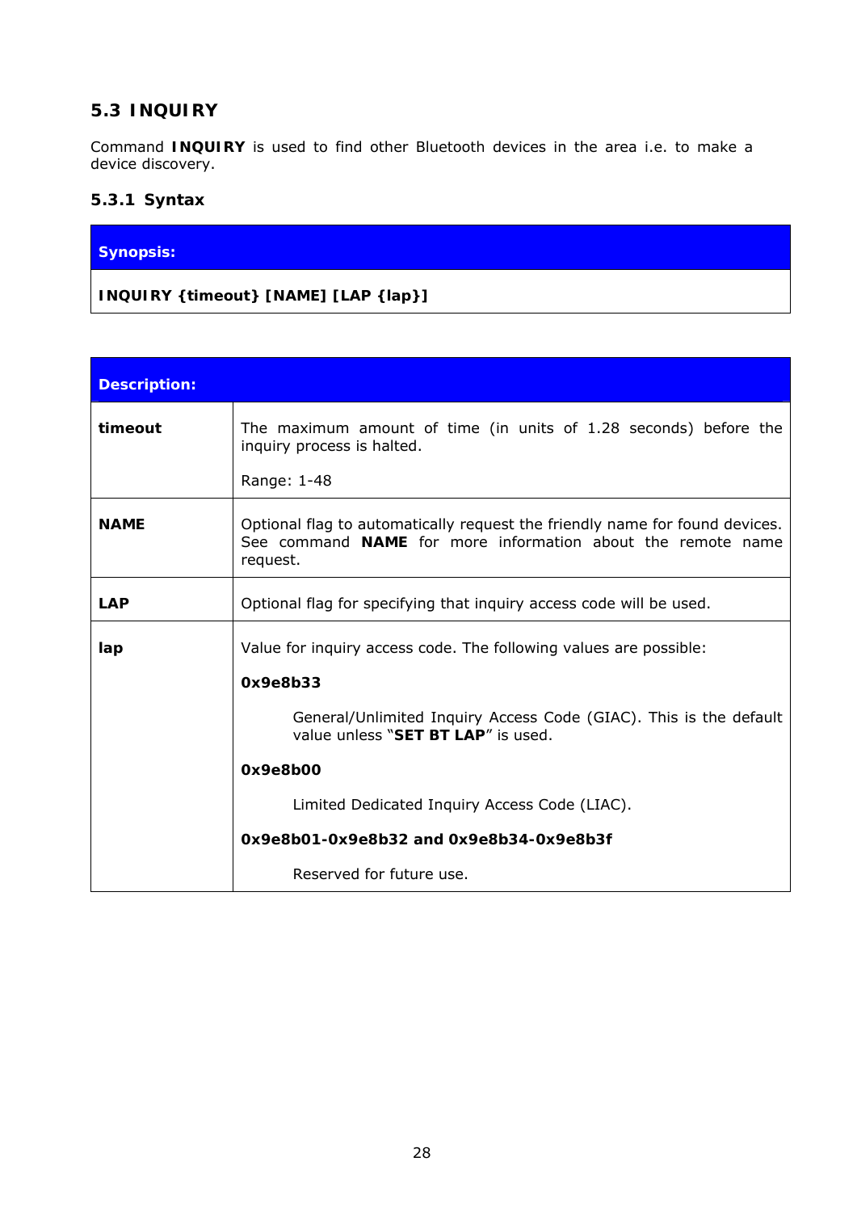## 5.3 INQUIRY

Command **INQUIRY** is used to find other Bluetooth devices in the area i.e. to make a device discovery.

### 5.3.1 Syntax

| Synopsis: |
|---|
| **INQUIRY {timeout} [NAME] [LAP {lap}]** |

| Description: | |
|---|---|
| **timeout** | The maximum amount of time (in units of 1.28 seconds) before the inquiry process is halted.<br><br>Range: 1-48 |
| **NAME** | Optional flag to automatically request the friendly name for found devices. See command **NAME** for more information about the remote name request. |
| **LAP** | Optional flag for specifying that inquiry access code will be used. |
| **lap** | Value for inquiry access code. The following values are possible:<br><br>**0x9e8b33**<br><br>General/Unlimited Inquiry Access Code (GIAC). This is the default value unless "**SET BT LAP**" is used.<br><br>**0x9e8b00**<br><br>Limited Dedicated Inquiry Access Code (LIAC).<br><br>**0x9e8b01-0x9e8b32 and 0x9e8b34-0x9e8b3f**<br><br>Reserved for future use. |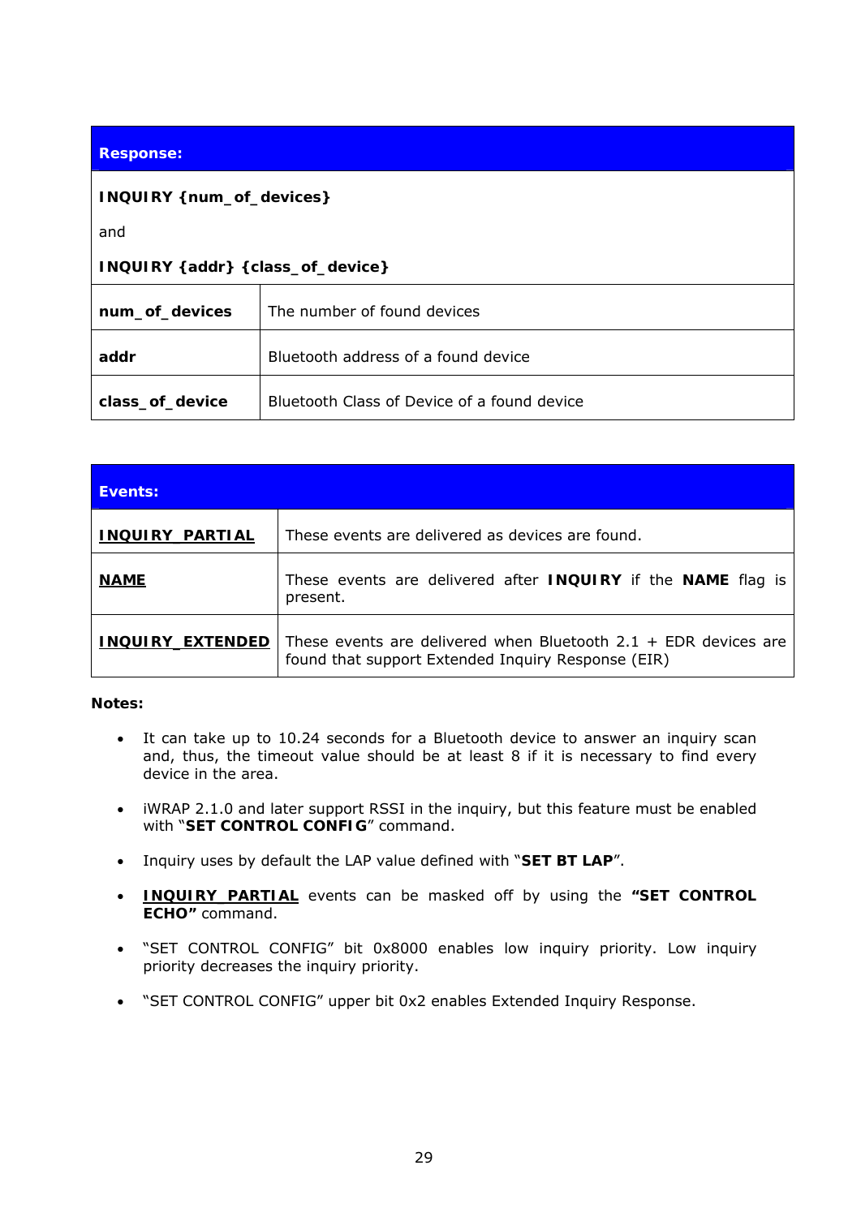| **Response:** | |
|---|---|
| **INQUIRY {num_of_devices}**<br><br>and<br><br>**INQUIRY {addr} {class_of_device}** | |
| **num_of_devices** | The number of found devices |
| **addr** | Bluetooth address of a found device |
| **class_of_device** | Bluetooth Class of Device of a found device |

| **Events:** | |
|---|---|
| **INQUIRY_PARTIAL** | These events are delivered as devices are found. |
| **NAME** | These events are delivered after **INQUIRY** if the **NAME** flag is present. |
| **INQUIRY_EXTENDED** | These events are delivered when Bluetooth 2.1 + EDR devices are found that support Extended Inquiry Response (EIR) |

**Notes:**

- It can take up to 10.24 seconds for a Bluetooth device to answer an inquiry scan and, thus, the timeout value should be at least 8 if it is necessary to find every device in the area.
- iWRAP 2.1.0 and later support RSSI in the inquiry, but this feature must be enabled with "**SET CONTROL CONFIG**" command.
- Inquiry uses by default the LAP value defined with "**SET BT LAP**".
- **INQUIRY_PARTIAL** events can be masked off by using the **"SET CONTROL ECHO"** command.
- "SET CONTROL CONFIG" bit 0x8000 enables low inquiry priority. Low inquiry priority decreases the inquiry priority.
- "SET CONTROL CONFIG" upper bit 0x2 enables Extended Inquiry Response.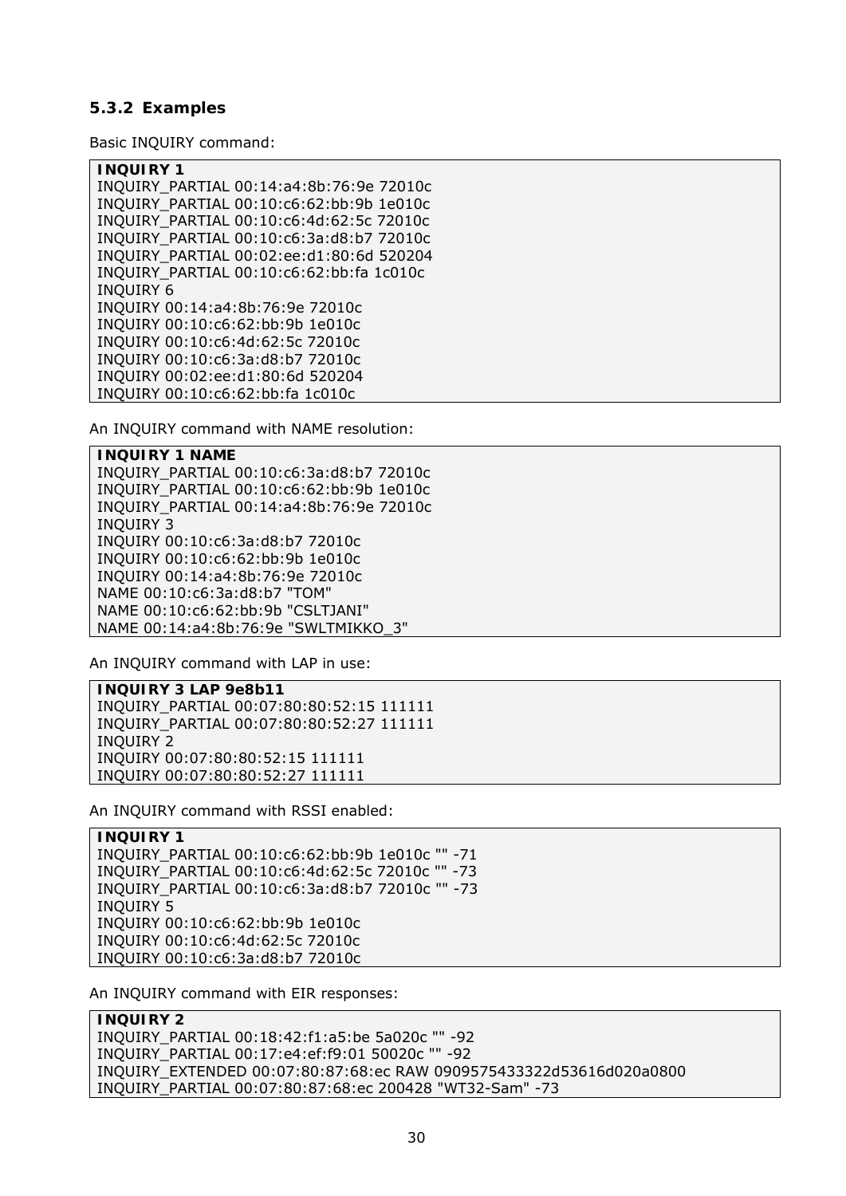### 5.3.2 Examples

Basic INQUIRY command:

```
INQUIRY 1
INQUIRY_PARTIAL 00:14:a4:8b:76:9e 72010c
INQUIRY_PARTIAL 00:10:c6:62:bb:9b 1e010c
INQUIRY_PARTIAL 00:10:c6:4d:62:5c 72010c
INQUIRY_PARTIAL 00:10:c6:3a:d8:b7 72010c
INQUIRY_PARTIAL 00:02:ee:d1:80:6d 520204
INQUIRY_PARTIAL 00:10:c6:62:bb:fa 1c010c
INQUIRY 6
INQUIRY 00:14:a4:8b:76:9e 72010c
INQUIRY 00:10:c6:62:bb:9b 1e010c
INQUIRY 00:10:c6:4d:62:5c 72010c
INQUIRY 00:10:c6:3a:d8:b7 72010c
INQUIRY 00:02:ee:d1:80:6d 520204
INQUIRY 00:10:c6:62:bb:fa 1c010c
```

An INQUIRY command with NAME resolution:

```
INQUIRY 1 NAME
INQUIRY_PARTIAL 00:10:c6:3a:d8:b7 72010c
INQUIRY_PARTIAL 00:10:c6:62:bb:9b 1e010c
INQUIRY_PARTIAL 00:14:a4:8b:76:9e 72010c
INQUIRY 3
INQUIRY 00:10:c6:3a:d8:b7 72010c
INQUIRY 00:10:c6:62:bb:9b 1e010c
INQUIRY 00:14:a4:8b:76:9e 72010c
NAME 00:10:c6:3a:d8:b7 "TOM"
NAME 00:10:c6:62:bb:9b "CSLTJANI"
NAME 00:14:a4:8b:76:9e "SWLTMIKKO_3"
```

An INQUIRY command with LAP in use:

```
INQUIRY 3 LAP 9e8b11
INQUIRY_PARTIAL 00:07:80:80:52:15 111111
INQUIRY_PARTIAL 00:07:80:80:52:27 111111
INQUIRY 2
INQUIRY 00:07:80:80:52:15 111111
INQUIRY 00:07:80:80:52:27 111111
```

An INQUIRY command with RSSI enabled:

```
INQUIRY 1
INQUIRY_PARTIAL 00:10:c6:62:bb:9b 1e010c "" -71
INQUIRY_PARTIAL 00:10:c6:4d:62:5c 72010c "" -73
INQUIRY_PARTIAL 00:10:c6:3a:d8:b7 72010c "" -73
INQUIRY 5
INQUIRY 00:10:c6:62:bb:9b 1e010c
INQUIRY 00:10:c6:4d:62:5c 72010c
INQUIRY 00:10:c6:3a:d8:b7 72010c
```

An INQUIRY command with EIR responses:

```
INQUIRY 2
INQUIRY_PARTIAL 00:18:42:f1:a5:be 5a020c "" -92
INQUIRY_PARTIAL 00:17:e4:ef:f9:01 50020c "" -92
INQUIRY_EXTENDED 00:07:80:87:68:ec RAW 0909575433322d53616d020a0800
INQUIRY_PARTIAL 00:07:80:87:68:ec 200428 "WT32-Sam" -73
```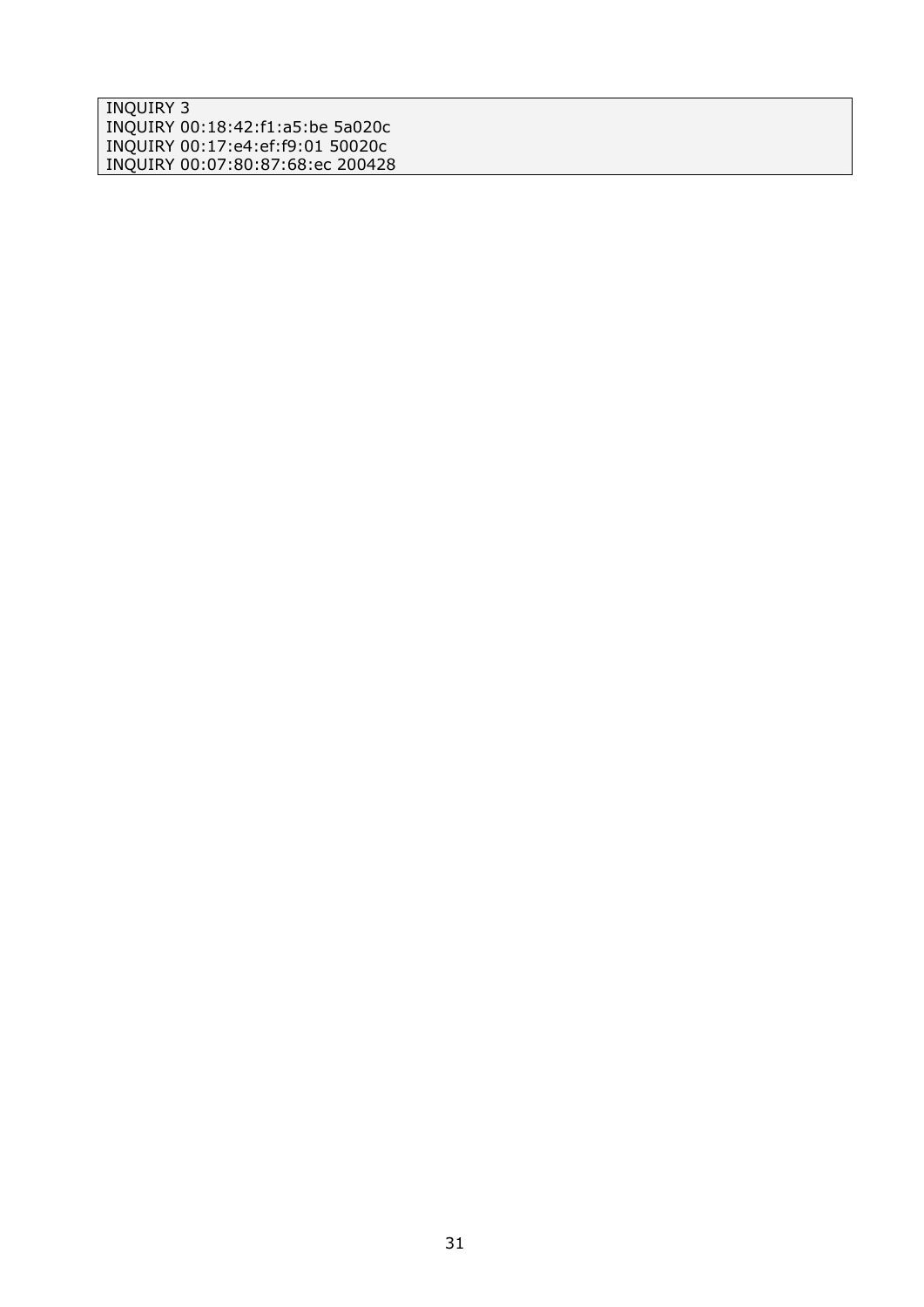```
INQUIRY 3
INQUIRY 00:18:42:f1:a5:be 5a020c
INQUIRY 00:17:e4:ef:f9:01 50020c
INQUIRY 00:07:80:87:68:ec 200428
```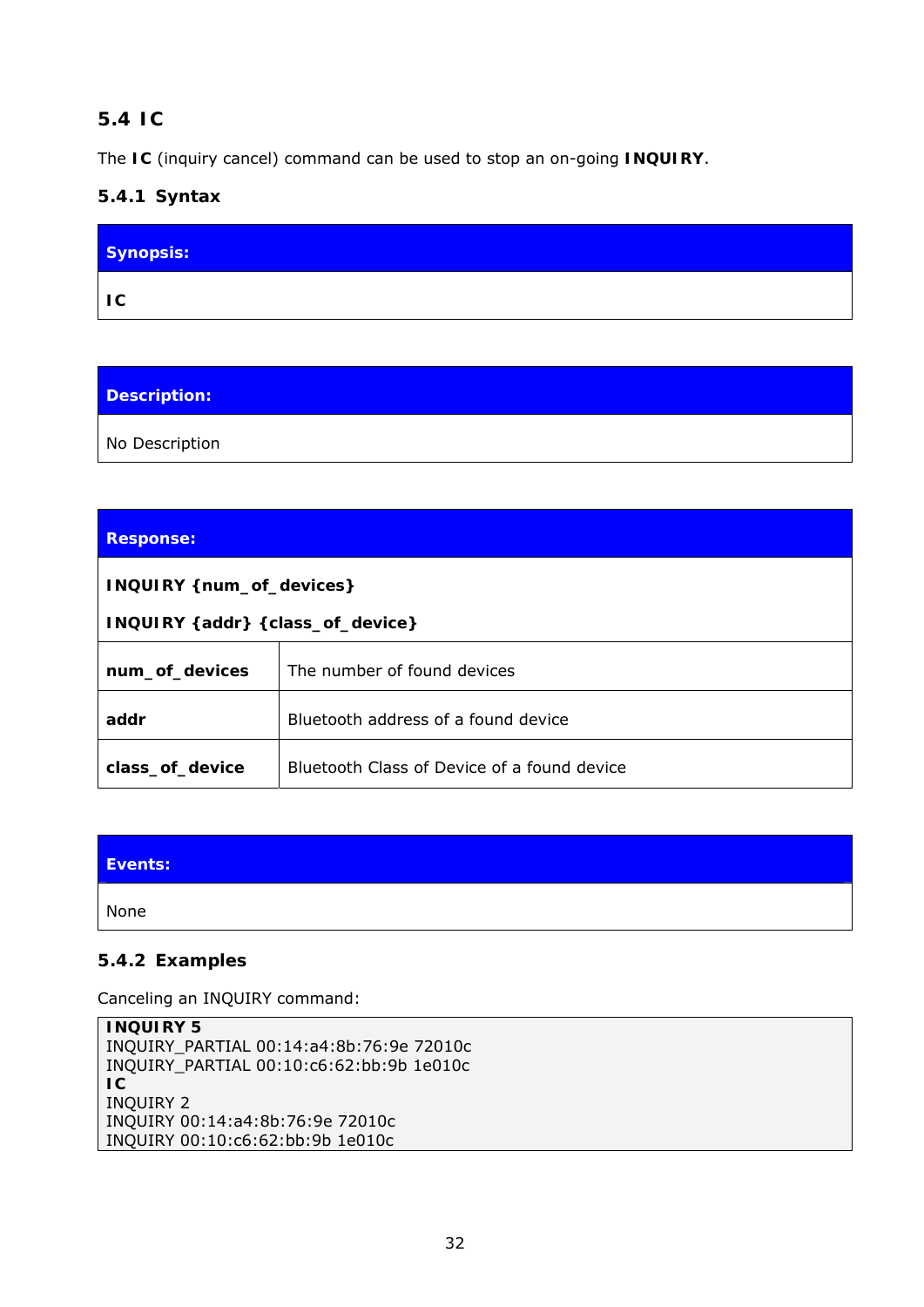## 5.4 IC

The **IC** (inquiry cancel) command can be used to stop an on-going **INQUIRY**.

### 5.4.1 Syntax

| Synopsis: |
|---|
| **IC** |

| Description: |
|---|
| No Description |

| Response: | |
|---|---|
| **INQUIRY {num_of_devices}**<br>**INQUIRY {addr} {class_of_device}** | |
| **num_of_devices** | The number of found devices |
| **addr** | Bluetooth address of a found device |
| **class_of_device** | Bluetooth Class of Device of a found device |

| Events: |
|---|
| None |

### 5.4.2 Examples

Canceling an INQUIRY command:

```
INQUIRY 5
INQUIRY_PARTIAL 00:14:a4:8b:76:9e 72010c
INQUIRY_PARTIAL 00:10:c6:62:bb:9b 1e010c
IC
INQUIRY 2
INQUIRY 00:14:a4:8b:76:9e 72010c
INQUIRY 00:10:c6:62:bb:9b 1e010c
```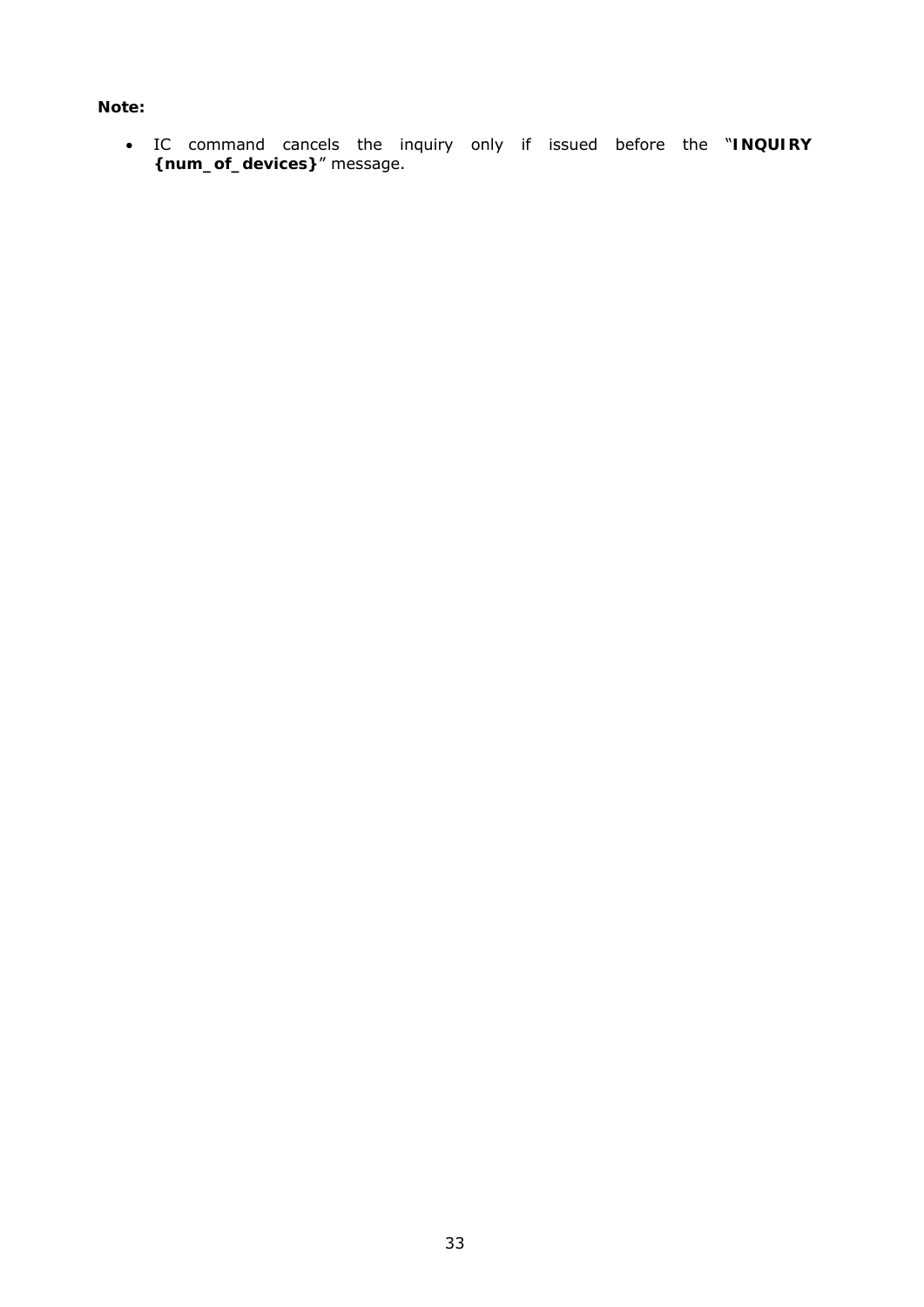**Note:**

- IC command cancels the inquiry only if issued before the "**INQUIRY {num_of_devices}**" message.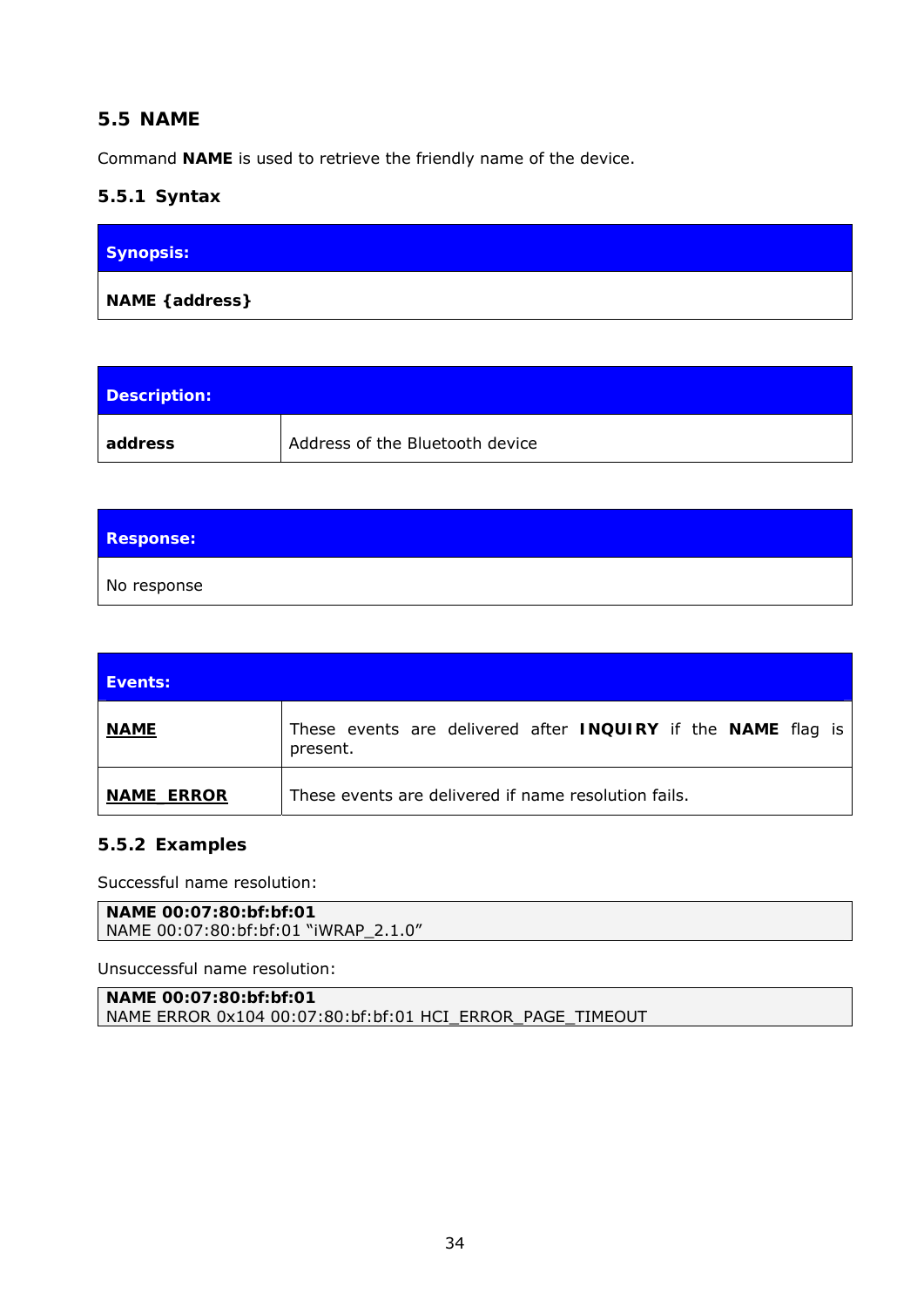## 5.5 NAME

Command **NAME** is used to retrieve the friendly name of the device.

### 5.5.1 Syntax

| **Synopsis:** |
|---|
| **NAME {address}** |

| **Description:** | |
|---|---|
| **address** | Address of the Bluetooth device |

| **Response:** |
|---|
| No response |

| **Events:** | |
|---|---|
| **NAME** | These events are delivered after **INQUIRY** if the **NAME** flag is present. |
| **NAME_ERROR** | These events are delivered if name resolution fails. |

### 5.5.2 Examples

Successful name resolution:

```
NAME 00:07:80:bf:bf:01
NAME 00:07:80:bf:bf:01 "iWRAP_2.1.0"
```

Unsuccessful name resolution:

```
NAME 00:07:80:bf:bf:01
NAME ERROR 0x104 00:07:80:bf:bf:01 HCI_ERROR_PAGE_TIMEOUT
```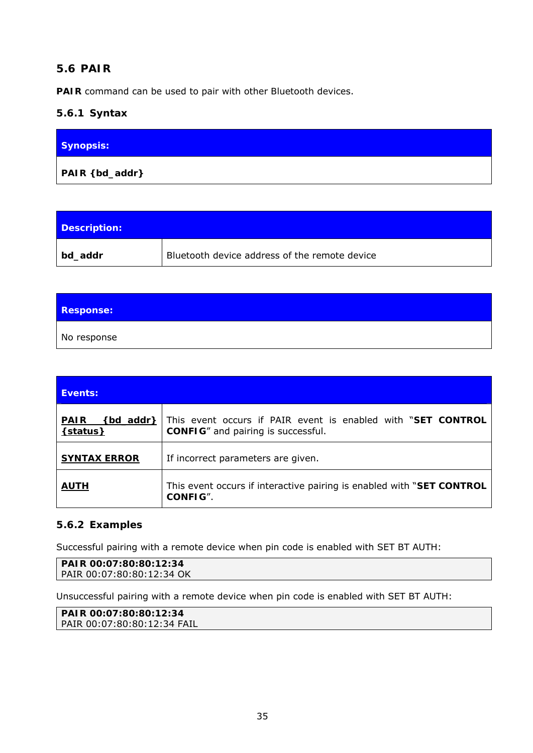## 5.6 PAIR

**PAIR** command can be used to pair with other Bluetooth devices.

### 5.6.1 Syntax

| **Synopsis:** |
|---|
| **PAIR {bd_addr}** |

| **Description:** | |
|---|---|
| **bd_addr** | Bluetooth device address of the remote device |

| **Response:** |
|---|
| No response |

| **Events:** | |
|---|---|
| **PAIR {bd_addr} {status}** | This event occurs if PAIR event is enabled with "**SET CONTROL CONFIG**" and pairing is successful. |
| **SYNTAX ERROR** | If incorrect parameters are given. |
| **AUTH** | This event occurs if interactive pairing is enabled with "**SET CONTROL CONFIG**". |

### 5.6.2 Examples

Successful pairing with a remote device when pin code is enabled with SET BT AUTH:

```
PAIR 00:07:80:80:12:34
PAIR 00:07:80:80:12:34 OK
```

Unsuccessful pairing with a remote device when pin code is enabled with SET BT AUTH:

```
PAIR 00:07:80:80:12:34
PAIR 00:07:80:80:12:34 FAIL
```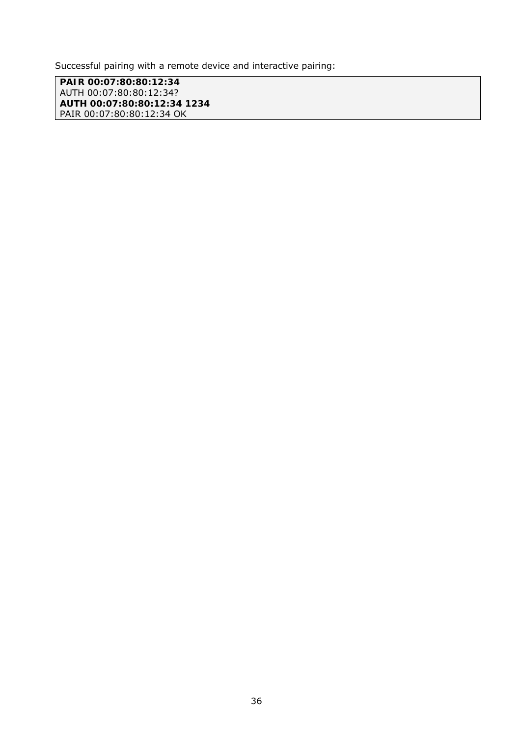Successful pairing with a remote device and interactive pairing:

```
PAIR 00:07:80:80:12:34
AUTH 00:07:80:80:12:34?
AUTH 00:07:80:80:12:34 1234
PAIR 00:07:80:80:12:34 OK
```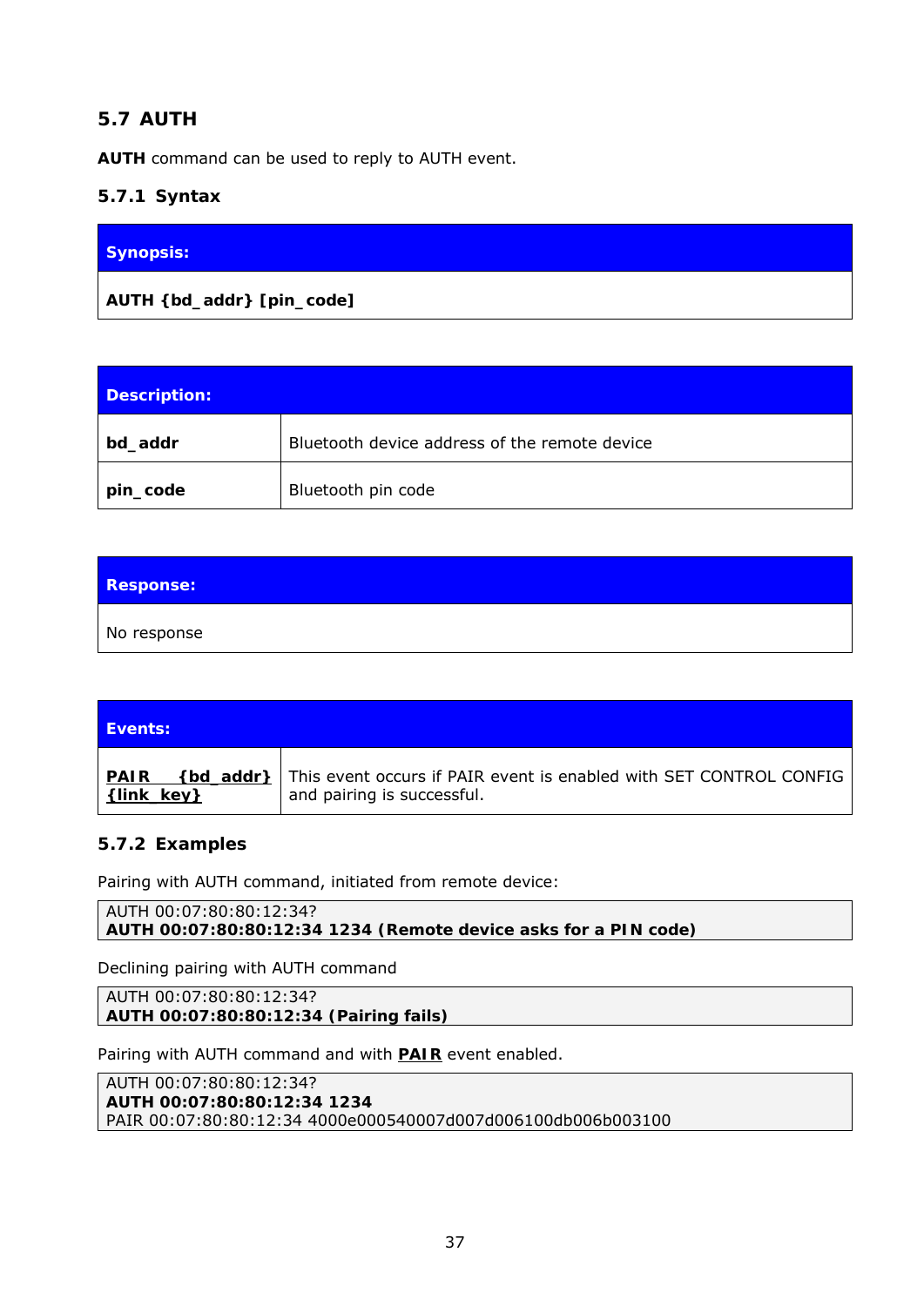## 5.7 AUTH

**AUTH** command can be used to reply to AUTH event.

### 5.7.1 Syntax

| Synopsis: |
|---|
| **AUTH {bd_addr} [pin_code]** |

| Description: | |
|---|---|
| **bd_addr** | Bluetooth device address of the remote device |
| **pin_code** | Bluetooth pin code |

| Response: |
|---|
| No response |

| Events: | |
|---|---|
| **PAIR {bd_addr} {link_key}** | This event occurs if PAIR event is enabled with SET CONTROL CONFIG and pairing is successful. |

### 5.7.2 Examples

Pairing with AUTH command, initiated from remote device:

```
AUTH 00:07:80:80:12:34?
AUTH 00:07:80:80:12:34 1234 (Remote device asks for a PIN code)
```

Declining pairing with AUTH command

```
AUTH 00:07:80:80:12:34?
AUTH 00:07:80:80:12:34 (Pairing fails)
```

Pairing with AUTH command and with **PAIR** event enabled.

```
AUTH 00:07:80:80:12:34?
AUTH 00:07:80:80:12:34 1234
PAIR 00:07:80:80:12:34 4000e000540007d007d006100db006b003100
```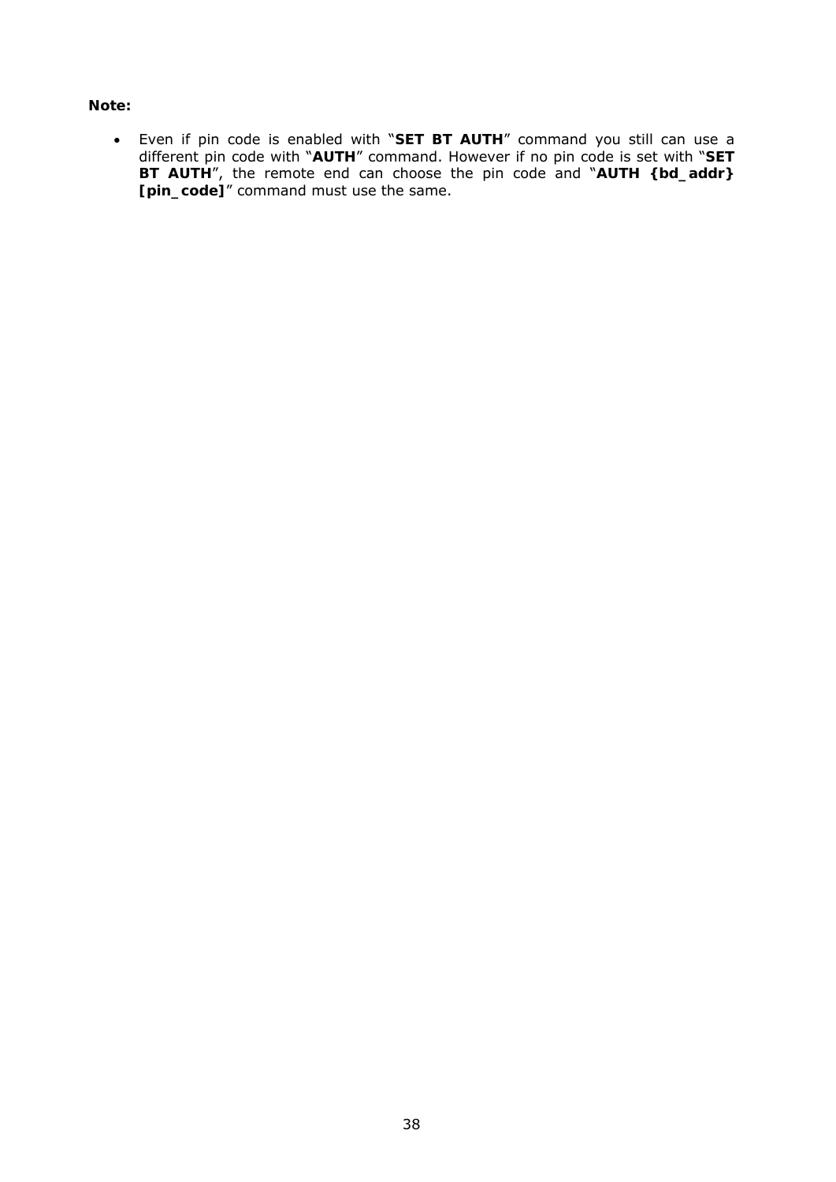**Note:**

- Even if pin code is enabled with "**SET BT AUTH**" command you still can use a different pin code with "**AUTH**" command. However if no pin code is set with "**SET BT AUTH**", the remote end can choose the pin code and "**AUTH {bd_addr} [pin_code]**" command must use the same.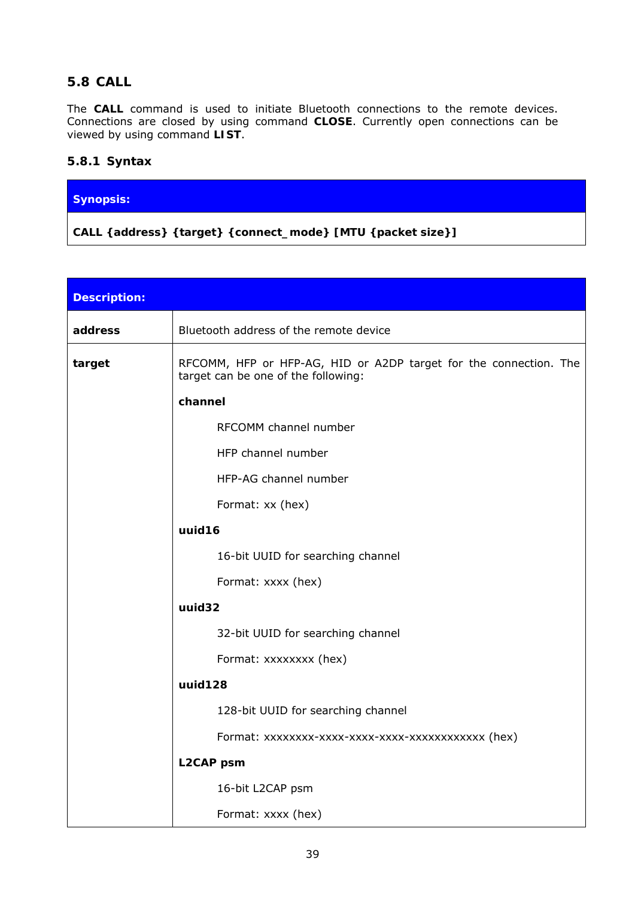## 5.8 CALL

The **CALL** command is used to initiate Bluetooth connections to the remote devices. Connections are closed by using command **CLOSE**. Currently open connections can be viewed by using command **LIST**.

### 5.8.1 Syntax

| **Synopsis:** |
|---|
| **CALL {address} {target} {connect_mode} [MTU {packet size}]** |

| **Description:** | |
|---|---|
| **address** | Bluetooth address of the remote device |
| **target** | RFCOMM, HFP or HFP-AG, HID or A2DP target for the connection. The target can be one of the following:<br><br>**channel**<br><br>RFCOMM channel number<br><br>HFP channel number<br><br>HFP-AG channel number<br><br>Format: xx (hex)<br><br>**uuid16**<br><br>16-bit UUID for searching channel<br><br>Format: xxxx (hex)<br><br>**uuid32**<br><br>32-bit UUID for searching channel<br><br>Format: xxxxxxxx (hex)<br><br>**uuid128**<br><br>128-bit UUID for searching channel<br><br>Format: xxxxxxxx-xxxx-xxxx-xxxx-xxxxxxxxxxxx (hex)<br><br>**L2CAP psm**<br><br>16-bit L2CAP psm<br><br>Format: xxxx (hex) |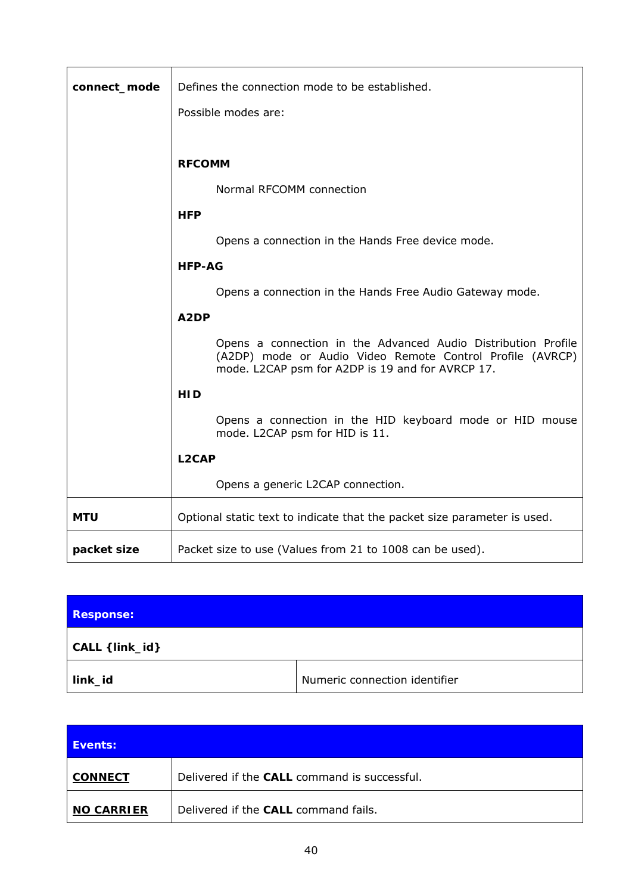| | |
|---|---|
| **connect_mode** | Defines the connection mode to be established.<br><br>Possible modes are:<br><br>**RFCOMM**<br><br>Normal RFCOMM connection<br><br>**HFP**<br><br>Opens a connection in the Hands Free device mode.<br><br>**HFP-AG**<br><br>Opens a connection in the Hands Free Audio Gateway mode.<br><br>**A2DP**<br><br>Opens a connection in the Advanced Audio Distribution Profile (A2DP) mode or Audio Video Remote Control Profile (AVRCP) mode. L2CAP psm for A2DP is 19 and for AVRCP 17.<br><br>**HID**<br><br>Opens a connection in the HID keyboard mode or HID mouse mode. L2CAP psm for HID is 11.<br><br>**L2CAP**<br><br>Opens a generic L2CAP connection. |
| **MTU** | Optional static text to indicate that the packet size parameter is used. |
| **packet size** | Packet size to use (Values from 21 to 1008 can be used). |

| **Response:** | |
|---|---|
| **CALL {link_id}** | |
| **link_id** | Numeric connection identifier |

| **Events:** | |
|---|---|
| <u>**CONNECT**</u> | Delivered if the **CALL** command is successful. |
| <u>**NO CARRIER**</u> | Delivered if the **CALL** command fails. |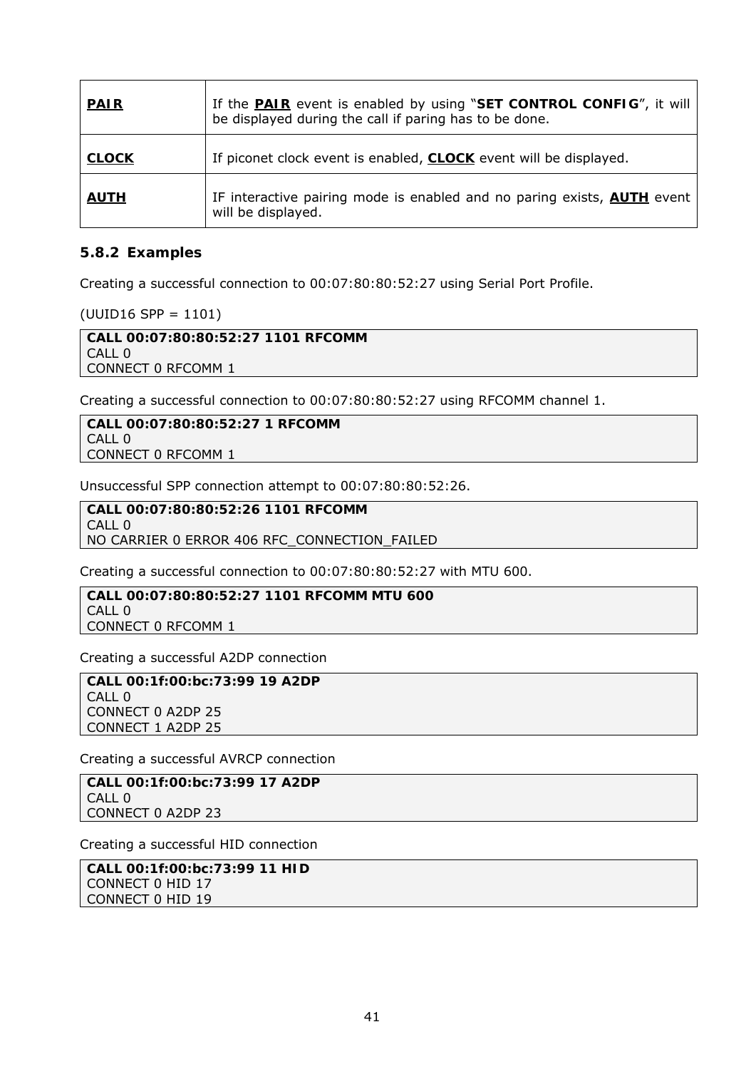| **PAIR** | If the **PAIR** event is enabled by using "**SET CONTROL CONFIG**", it will be displayed during the call if paring has to be done. |
|---|---|
| **CLOCK** | If piconet clock event is enabled, **CLOCK** event will be displayed. |
| **AUTH** | IF interactive pairing mode is enabled and no paring exists, **AUTH** event will be displayed. |

### 5.8.2 Examples

Creating a successful connection to 00:07:80:80:52:27 using Serial Port Profile.

(UUID16 SPP = 1101)

```
CALL 00:07:80:80:52:27 1101 RFCOMM
CALL 0
CONNECT 0 RFCOMM 1
```

Creating a successful connection to 00:07:80:80:52:27 using RFCOMM channel 1.

```
CALL 00:07:80:80:52:27 1 RFCOMM
CALL 0
CONNECT 0 RFCOMM 1
```

Unsuccessful SPP connection attempt to 00:07:80:80:52:26.

```
CALL 00:07:80:80:52:26 1101 RFCOMM
CALL 0
NO CARRIER 0 ERROR 406 RFC_CONNECTION_FAILED
```

Creating a successful connection to 00:07:80:80:52:27 with MTU 600.

```
CALL 00:07:80:80:52:27 1101 RFCOMM MTU 600
CALL 0
CONNECT 0 RFCOMM 1
```

Creating a successful A2DP connection

```
CALL 00:1f:00:bc:73:99 19 A2DP
CALL 0
CONNECT 0 A2DP 25
CONNECT 1 A2DP 25
```

Creating a successful AVRCP connection

```
CALL 00:1f:00:bc:73:99 17 A2DP
CALL 0
CONNECT 0 A2DP 23
```

Creating a successful HID connection

```
CALL 00:1f:00:bc:73:99 11 HID
CONNECT 0 HID 17
CONNECT 0 HID 19
```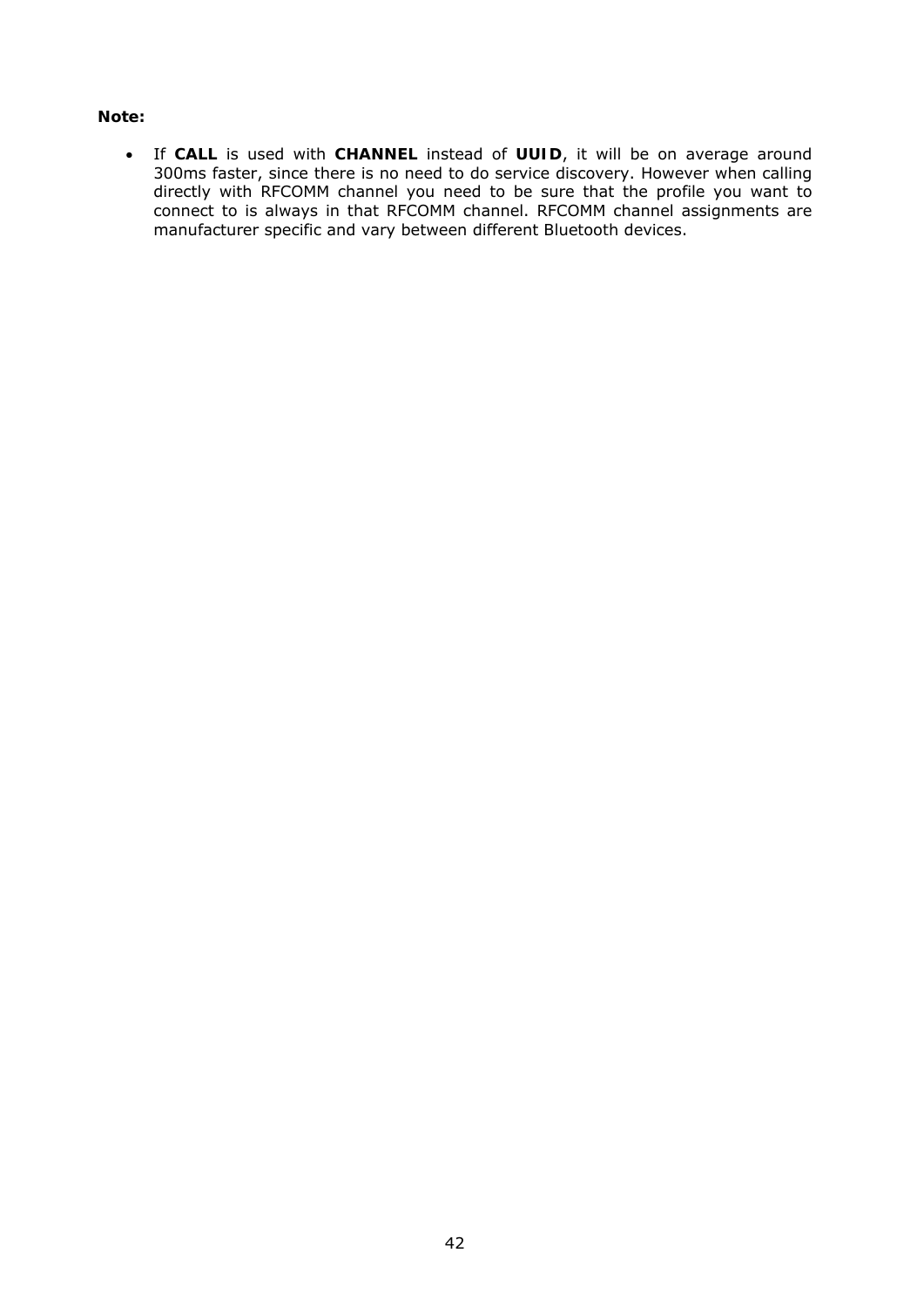**Note:**

- If **CALL** is used with **CHANNEL** instead of **UUID**, it will be on average around 300ms faster, since there is no need to do service discovery. However when calling directly with RFCOMM channel you need to be sure that the profile you want to connect to is always in that RFCOMM channel. RFCOMM channel assignments are manufacturer specific and vary between different Bluetooth devices.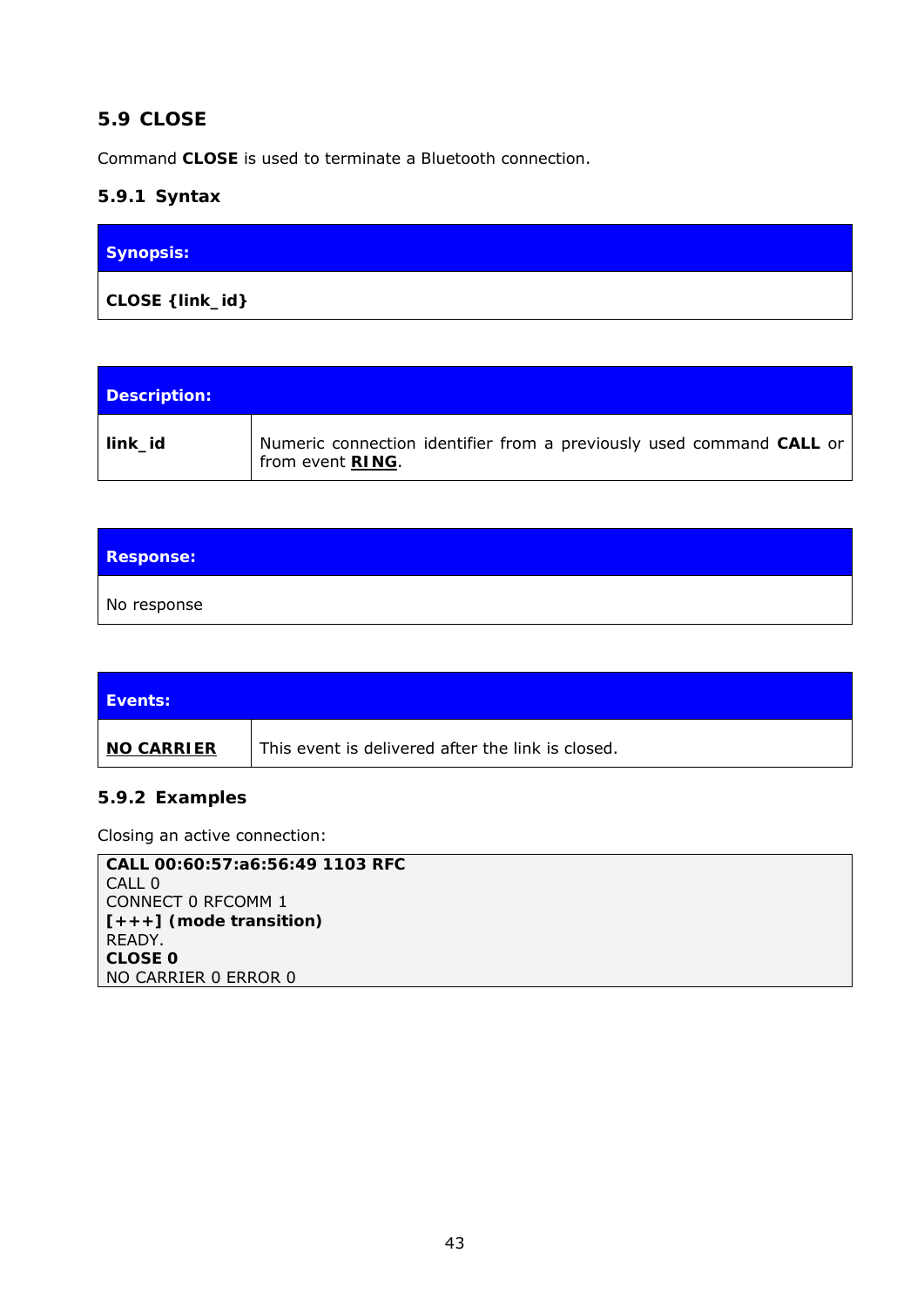## 5.9 CLOSE

Command **CLOSE** is used to terminate a Bluetooth connection.

### 5.9.1 Syntax

| **Synopsis:** |
|---|
| **CLOSE {link_id}** |

| **Description:** | |
|---|---|
| **link_id** | Numeric connection identifier from a previously used command **CALL** or from event **RING**. |

| **Response:** |
|---|
| No response |

| **Events:** | |
|---|---|
| **NO CARRIER** | This event is delivered after the link is closed. |

### 5.9.2 Examples

Closing an active connection:

```
CALL 00:60:57:a6:56:49 1103 RFC
CALL 0
CONNECT 0 RFCOMM 1
[+++] (mode transition)
READY.
CLOSE 0
NO CARRIER 0 ERROR 0
```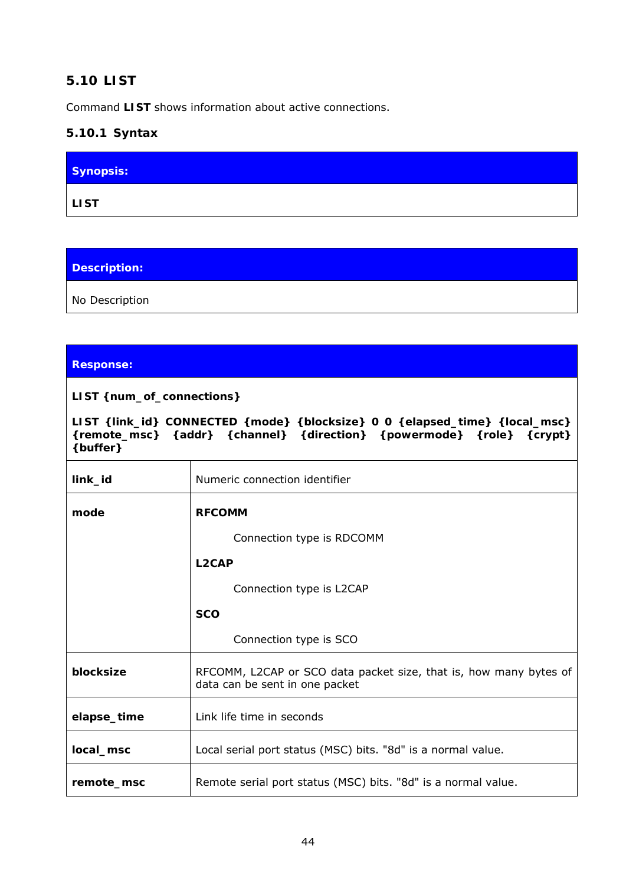## 5.10 LIST

Command **LIST** shows information about active connections.

### 5.10.1 Syntax

| **Synopsis:** |
|---|
| **LIST** |

| **Description:** |
|---|
| No Description |

| **Response:** | |
|---|---|
| **LIST {num_of_connections}**<br><br>**LIST {link_id} CONNECTED {mode} {blocksize} 0 0 {elapsed_time} {local_msc} {remote_msc} {addr} {channel} {direction} {powermode} {role} {crypt} {buffer}** | |
| **link_id** | Numeric connection identifier |
| **mode** | **RFCOMM**<br>Connection type is RDCOMM<br>**L2CAP**<br>Connection type is L2CAP<br>**SCO**<br>Connection type is SCO |
| **blocksize** | RFCOMM, L2CAP or SCO data packet size, that is, how many bytes of data can be sent in one packet |
| **elapse_time** | Link life time in seconds |
| **local_msc** | Local serial port status (MSC) bits. "8d" is a normal value. |
| **remote_msc** | Remote serial port status (MSC) bits. "8d" is a normal value. |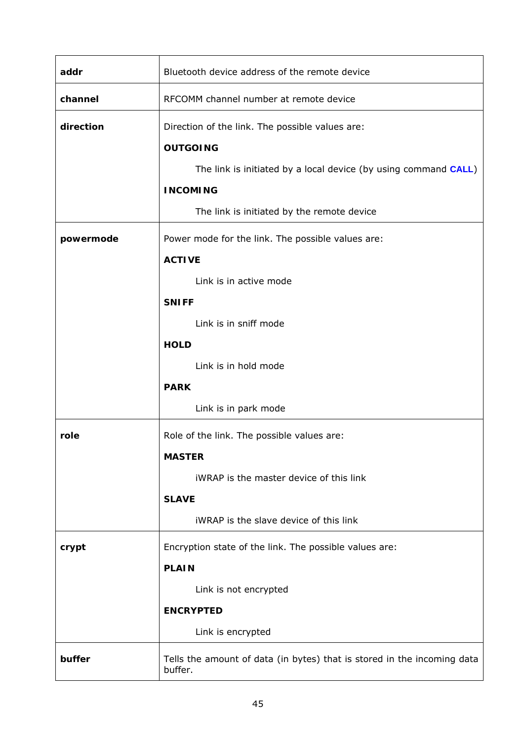| | |
|---|---|
| **addr** | Bluetooth device address of the remote device |
| **channel** | RFCOMM channel number at remote device |
| **direction** | Direction of the link. The possible values are:<br><br>**OUTGOING**<br><br>The link is initiated by a local device (by using command **CALL**)<br><br>**INCOMING**<br><br>The link is initiated by the remote device |
| **powermode** | Power mode for the link. The possible values are:<br><br>**ACTIVE**<br><br>Link is in active mode<br><br>**SNIFF**<br><br>Link is in sniff mode<br><br>**HOLD**<br><br>Link is in hold mode<br><br>**PARK**<br><br>Link is in park mode |
| **role** | Role of the link. The possible values are:<br><br>**MASTER**<br><br>iWRAP is the master device of this link<br><br>**SLAVE**<br><br>iWRAP is the slave device of this link |
| **crypt** | Encryption state of the link. The possible values are:<br><br>**PLAIN**<br><br>Link is not encrypted<br><br>**ENCRYPTED**<br><br>Link is encrypted |
| **buffer** | Tells the amount of data (in bytes) that is stored in the incoming data buffer. |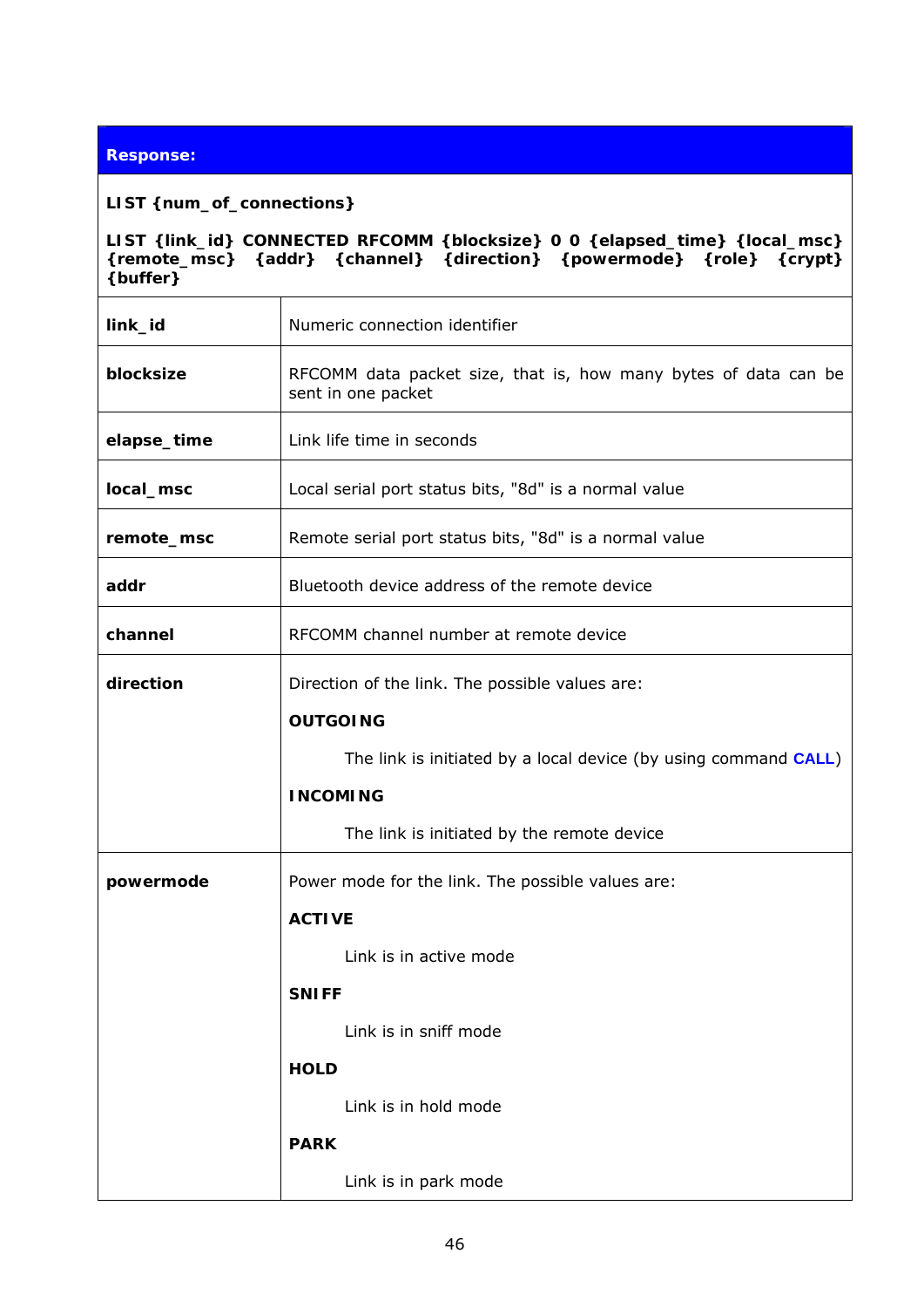**Response:**

**LIST {num_of_connections}**

**LIST {link_id} CONNECTED RFCOMM {blocksize} 0 0 {elapsed_time} {local_msc} {remote_msc} {addr} {channel} {direction} {powermode} {role} {crypt} {buffer}**

| | |
|---|---|
| **link_id** | Numeric connection identifier |
| **blocksize** | RFCOMM data packet size, that is, how many bytes of data can be sent in one packet |
| **elapse_time** | Link life time in seconds |
| **local_msc** | Local serial port status bits, "8d" is a normal value |
| **remote_msc** | Remote serial port status bits, "8d" is a normal value |
| **addr** | Bluetooth device address of the remote device |
| **channel** | RFCOMM channel number at remote device |
| **direction** | Direction of the link. The possible values are:<br>**OUTGOING**<br>The link is initiated by a local device (by using command **CALL**)<br>**INCOMING**<br>The link is initiated by the remote device |
| **powermode** | Power mode for the link. The possible values are:<br>**ACTIVE**<br>Link is in active mode<br>**SNIFF**<br>Link is in sniff mode<br>**HOLD**<br>Link is in hold mode<br>**PARK**<br>Link is in park mode |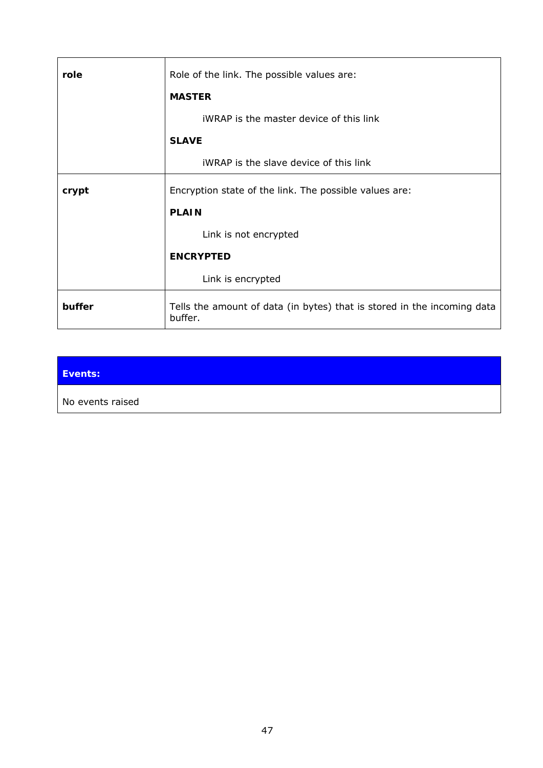| | |
|---|---|
| **role** | Role of the link. The possible values are:<br><br>**MASTER**<br><br>iWRAP is the master device of this link<br><br>**SLAVE**<br><br>iWRAP is the slave device of this link |
| **crypt** | Encryption state of the link. The possible values are:<br><br>**PLAIN**<br><br>Link is not encrypted<br><br>**ENCRYPTED**<br><br>Link is encrypted |
| **buffer** | Tells the amount of data (in bytes) that is stored in the incoming data buffer. |

| **Events:** |
|---|
| No events raised |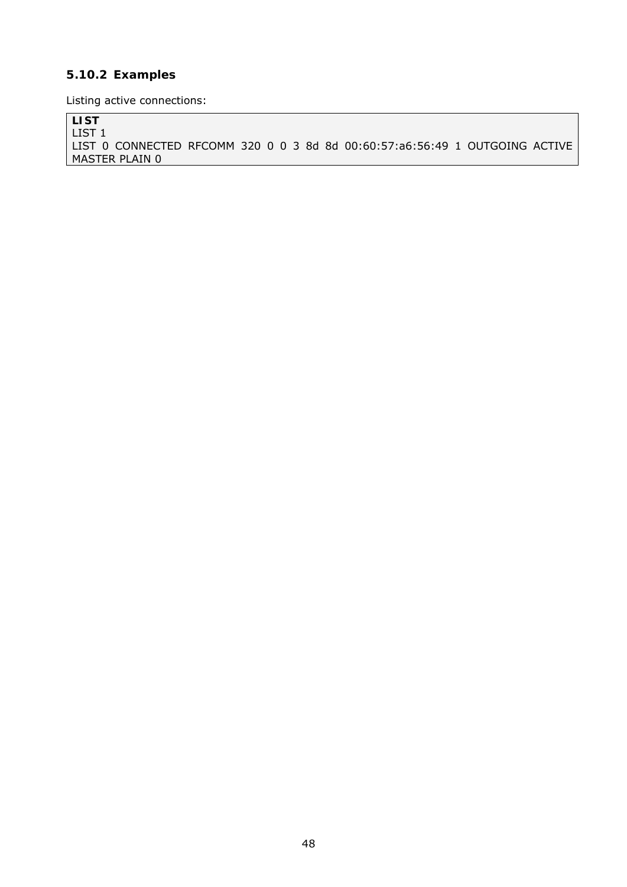### 5.10.2 Examples

Listing active connections:

```
LIST
LIST 1
LIST 0 CONNECTED RFCOMM 320 0 0 3 8d 8d 00:60:57:a6:56:49 1 OUTGOING ACTIVE
MASTER PLAIN 0
```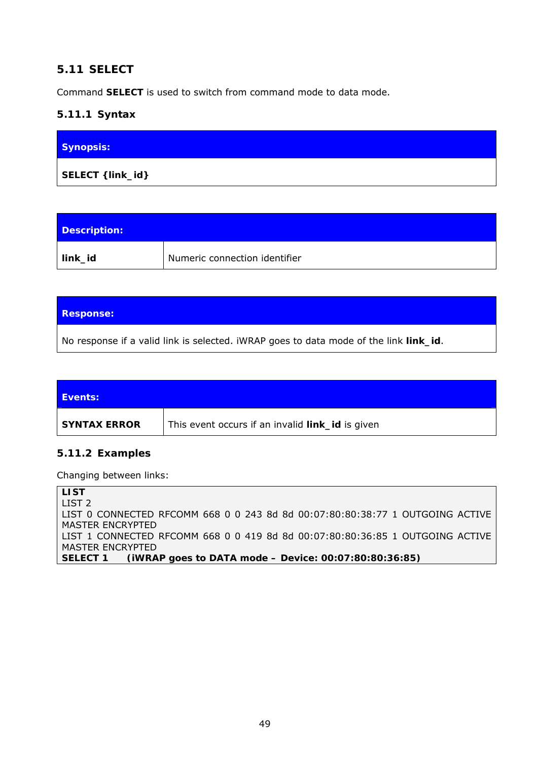## 5.11 SELECT

Command **SELECT** is used to switch from command mode to data mode.

### 5.11.1 Syntax

| **Synopsis:** |
|---|
| **SELECT {link_id}** |

| **Description:** | |
|---|---|
| **link_id** | Numeric connection identifier |

| **Response:** |
|---|
| No response if a valid link is selected. iWRAP goes to data mode of the link **link_id**. |

| **Events:** | |
|---|---|
| **SYNTAX ERROR** | This event occurs if an invalid **link_id** is given |

### 5.11.2 Examples

Changing between links:

```
LIST
LIST 2
LIST 0 CONNECTED RFCOMM 668 0 0 243 8d 8d 00:07:80:80:38:77 1 OUTGOING ACTIVE
MASTER ENCRYPTED
LIST 1 CONNECTED RFCOMM 668 0 0 419 8d 8d 00:07:80:80:36:85 1 OUTGOING ACTIVE
MASTER ENCRYPTED
SELECT 1     (iWRAP goes to DATA mode – Device: 00:07:80:80:36:85)
```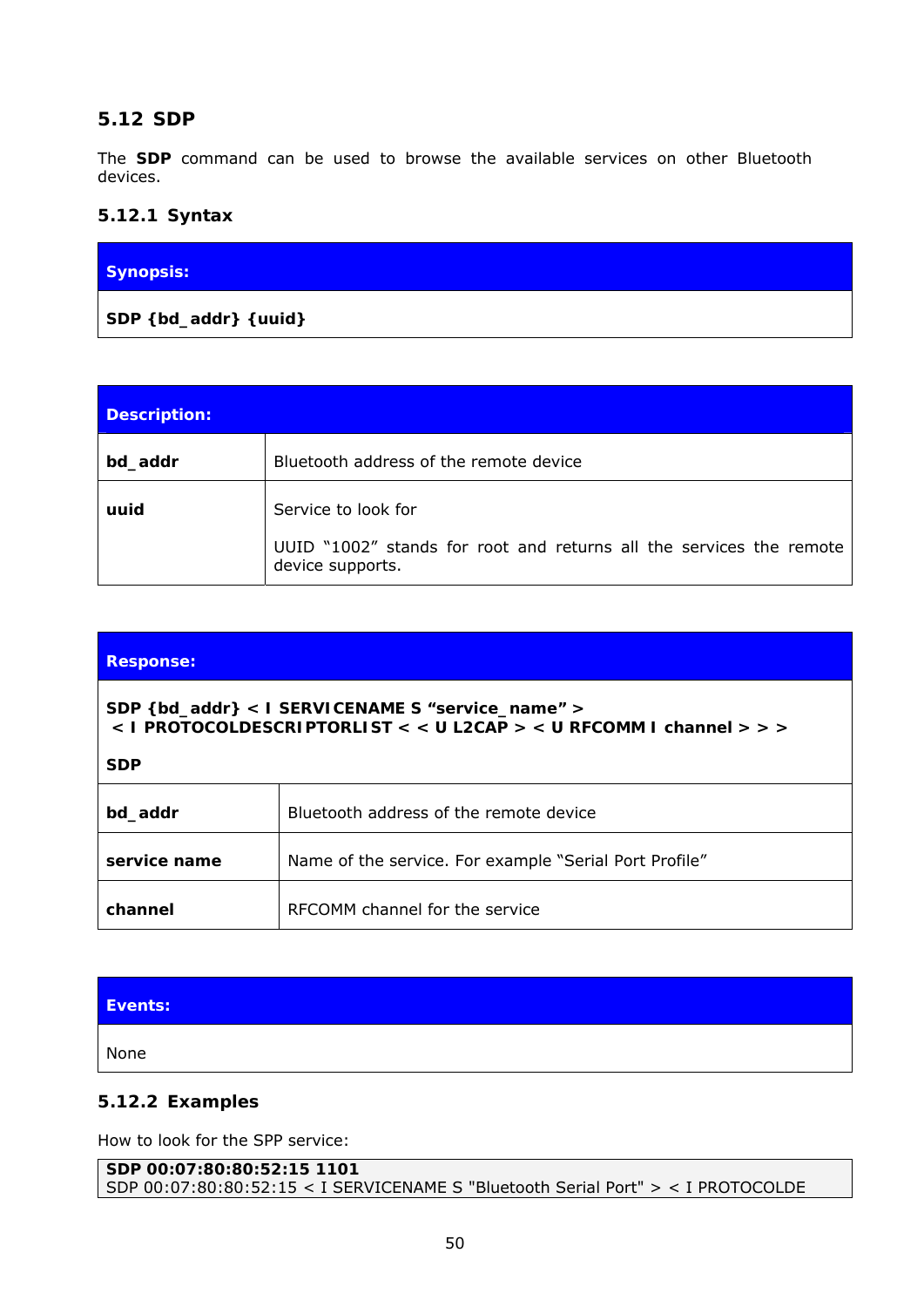## 5.12 SDP

The **SDP** command can be used to browse the available services on other Bluetooth devices.

### 5.12.1 Syntax

| **Synopsis:** |
| --- |
| **SDP {bd_addr} {uuid}** |

| **Description:** | |
| --- | --- |
| **bd_addr** | Bluetooth address of the remote device |
| **uuid** | Service to look for<br><br>UUID "1002" stands for root and returns all the services the remote device supports. |

| **Response:** | |
| --- | --- |
| **SDP {bd_addr} < I SERVICENAME S "service_name" ><br>< I PROTOCOLDESCRIPTORLIST < < U L2CAP > < U RFCOMM I channel > > ><br><br>SDP** | |
| **bd_addr** | Bluetooth address of the remote device |
| **service name** | Name of the service. For example "Serial Port Profile" |
| **channel** | RFCOMM channel for the service |

| **Events:** |
| --- |
| None |

### 5.12.2 Examples

How to look for the SPP service:

```
SDP 00:07:80:80:52:15 1101
SDP 00:07:80:80:52:15 < I SERVICENAME S "Bluetooth Serial Port" > < I PROTOCOLDE
```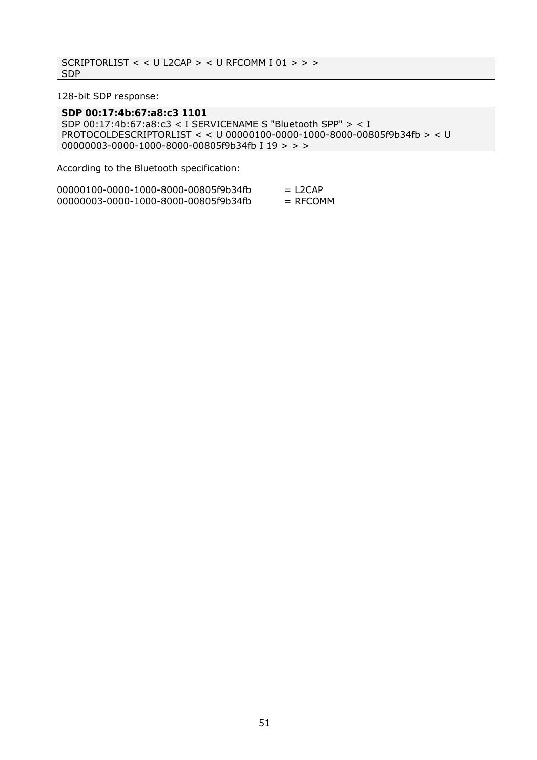```
SCRIPTORLIST < < U L2CAP > < U RFCOMM I 01 > > >
SDP
```

128-bit SDP response:

```
SDP 00:17:4b:67:a8:c3 1101
SDP 00:17:4b:67:a8:c3 < I SERVICENAME S "Bluetooth SPP" > < I
PROTOCOLDESCRIPTORLIST < < U 00000100-0000-1000-8000-00805f9b34fb > < U
00000003-0000-1000-8000-00805f9b34fb I 19 > > >
```

According to the Bluetooth specification:

```
00000100-0000-1000-8000-00805f9b34fb    = L2CAP
00000003-0000-1000-8000-00805f9b34fb    = RFCOMM
```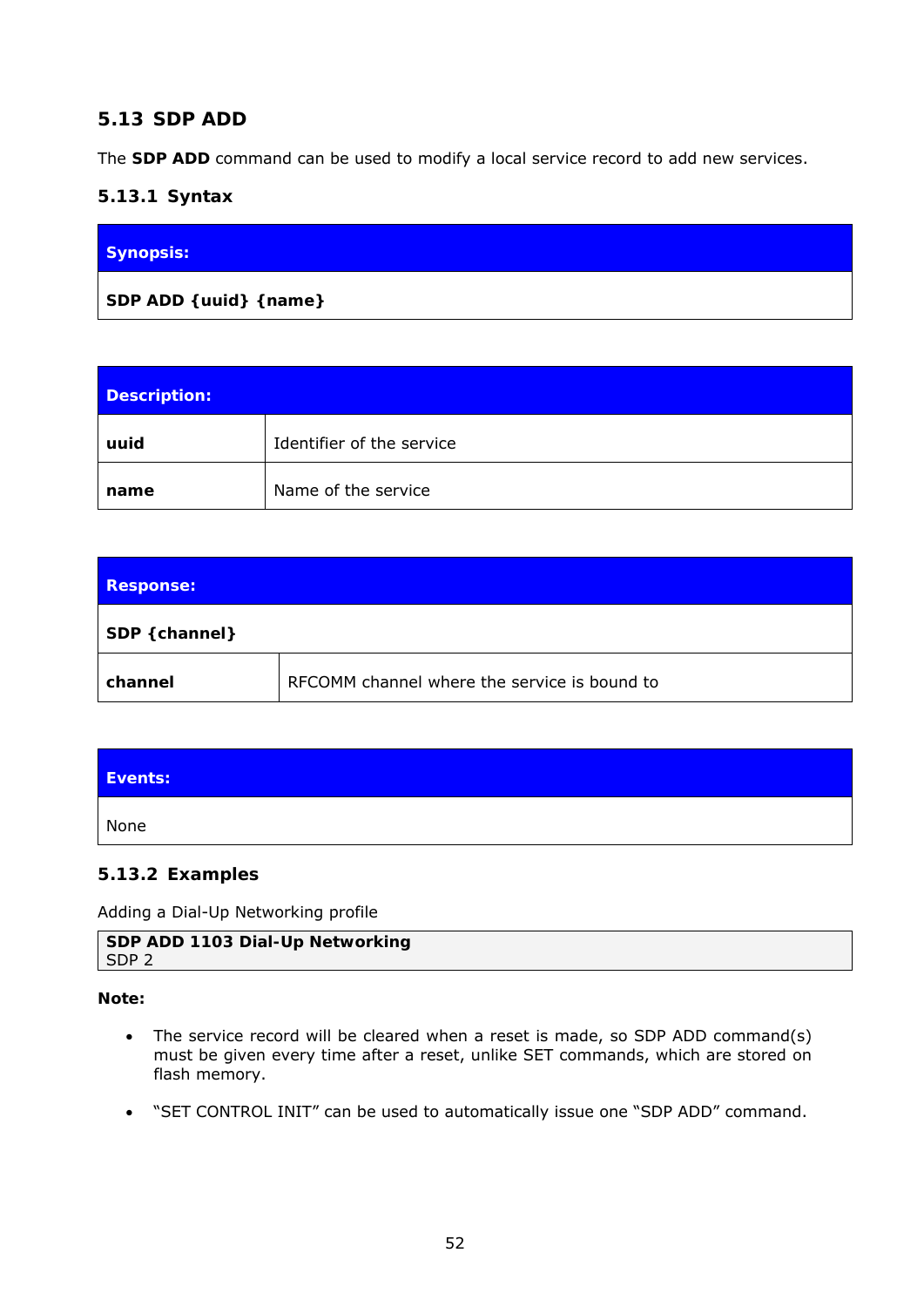## 5.13 SDP ADD

The **SDP ADD** command can be used to modify a local service record to add new services.

### 5.13.1 Syntax

| **Synopsis:** |
|---|
| **SDP ADD {uuid} {name}** |

| **Description:** | |
|---|---|
| **uuid** | Identifier of the service |
| **name** | Name of the service |

| **Response:** | |
|---|---|
| **SDP {channel}** | |
| **channel** | RFCOMM channel where the service is bound to |

| **Events:** |
|---|
| None |

### 5.13.2 Examples

Adding a Dial-Up Networking profile

```
SDP ADD 1103 Dial-Up Networking
SDP 2
```

**Note:**

- The service record will be cleared when a reset is made, so SDP ADD command(s) must be given every time after a reset, unlike SET commands, which are stored on flash memory.
- "SET CONTROL INIT" can be used to automatically issue one "SDP ADD" command.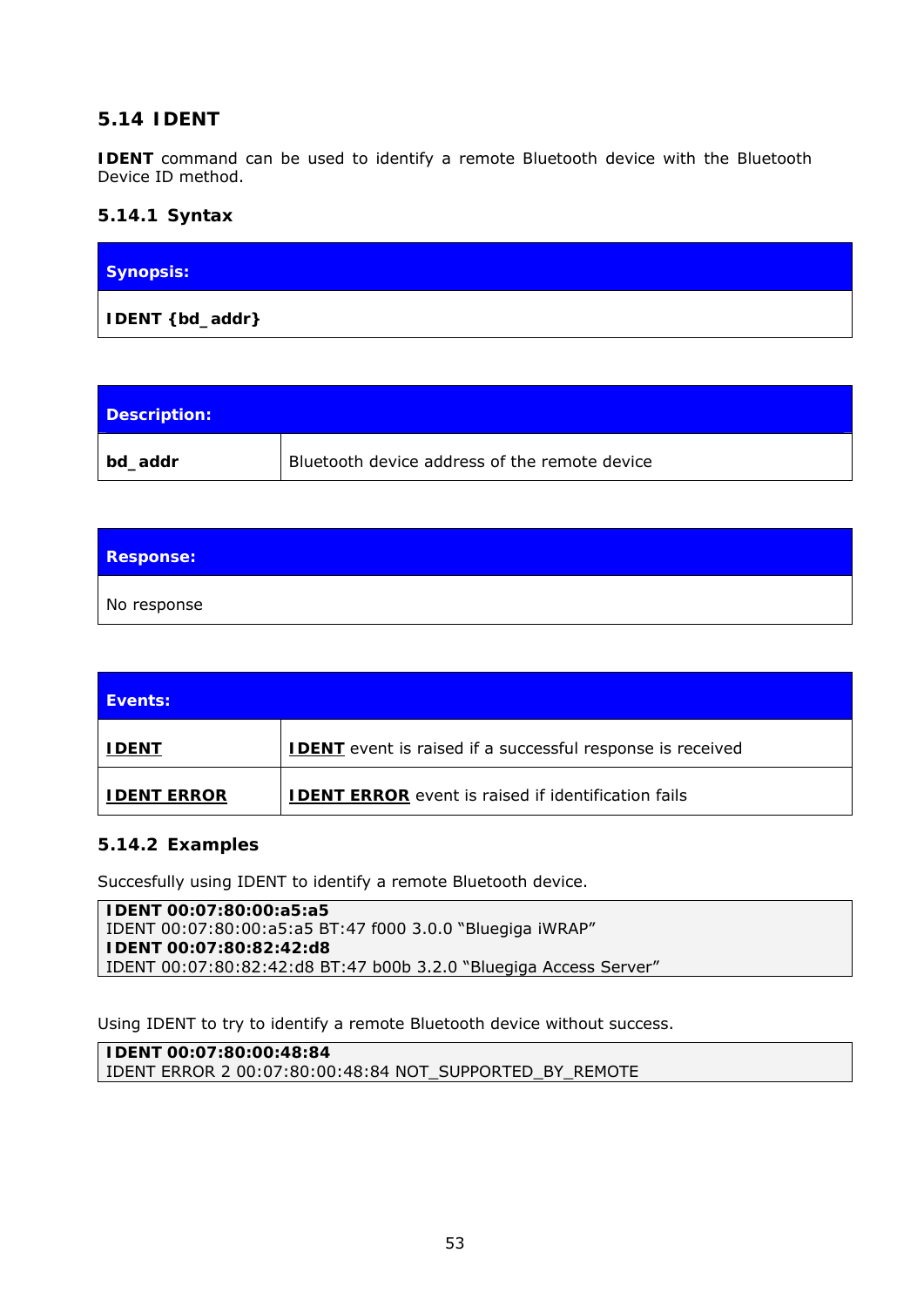## 5.14 IDENT

**IDENT** command can be used to identify a remote Bluetooth device with the Bluetooth Device ID method.

### 5.14.1 Syntax

| **Synopsis:** |
|---|
| **IDENT {bd_addr}** |

| **Description:** | |
|---|---|
| **bd_addr** | Bluetooth device address of the remote device |

| **Response:** |
|---|
| No response |

| **Events:** | |
|---|---|
| **IDENT** | **IDENT** event is raised if a successful response is received |
| **IDENT ERROR** | **IDENT ERROR** event is raised if identification fails |

### 5.14.2 Examples

Succesfully using IDENT to identify a remote Bluetooth device.

```
IDENT 00:07:80:00:a5:a5
IDENT 00:07:80:00:a5:a5 BT:47 f000 3.0.0 “Bluegiga iWRAP”
IDENT 00:07:80:82:42:d8
IDENT 00:07:80:82:42:d8 BT:47 b00b 3.2.0 “Bluegiga Access Server”
```

Using IDENT to try to identify a remote Bluetooth device without success.

```
IDENT 00:07:80:00:48:84
IDENT ERROR 2 00:07:80:00:48:84 NOT_SUPPORTED_BY_REMOTE
```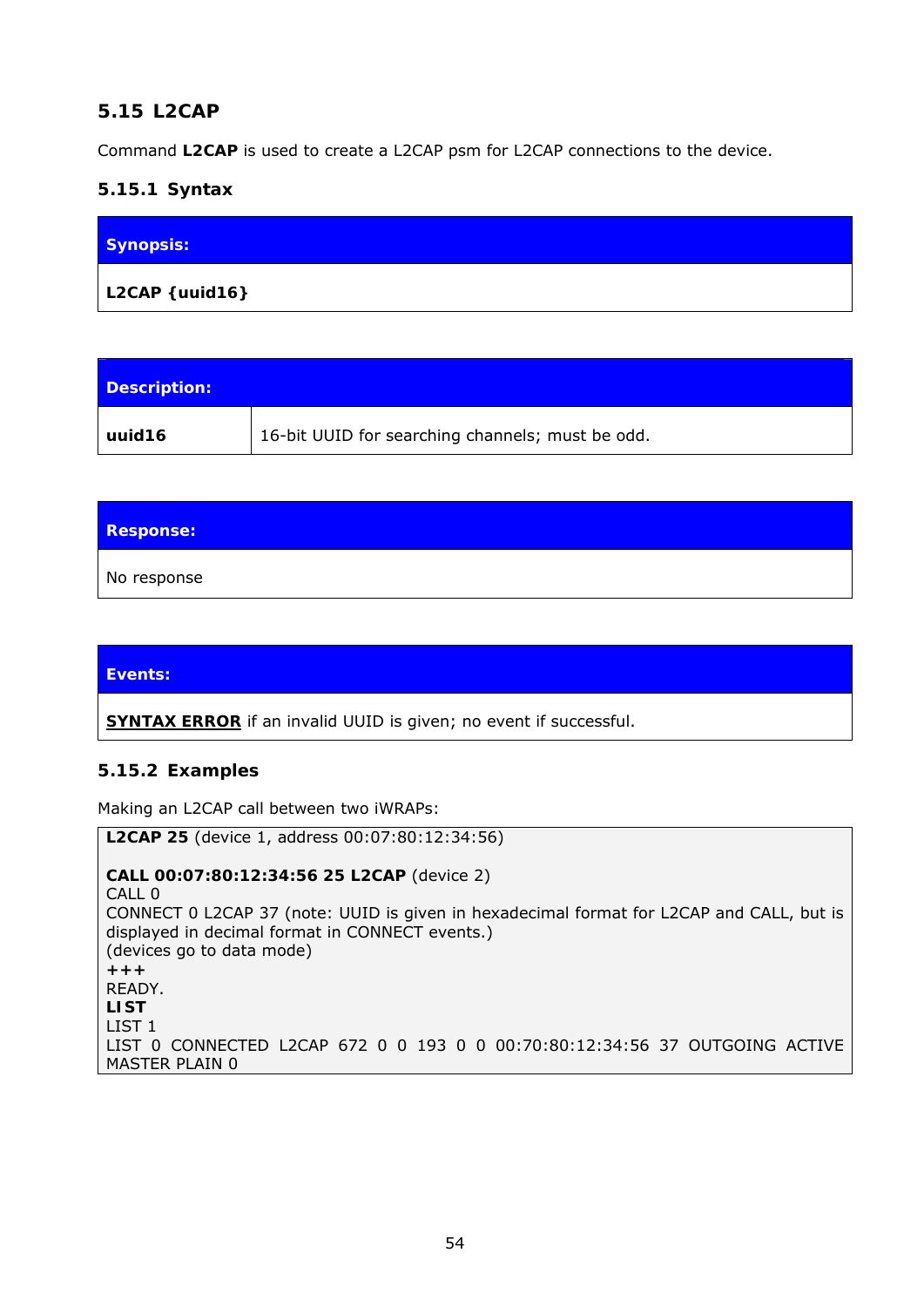## 5.15 L2CAP

Command **L2CAP** is used to create a L2CAP psm for L2CAP connections to the device.

### 5.15.1 Syntax

| **Synopsis:** |
|---|
| **L2CAP {uuid16}** |

| **Description:** | |
|---|---|
| **uuid16** | 16-bit UUID for searching channels; must be odd. |

| **Response:** |
|---|
| No response |

| **Events:** |
|---|
| **SYNTAX ERROR** if an invalid UUID is given; no event if successful. |

### 5.15.2 Examples

Making an L2CAP call between two iWRAPs:

**L2CAP 25** (device 1, address 00:07:80:12:34:56)

**CALL 00:07:80:12:34:56 25 L2CAP** (device 2)
CALL 0
CONNECT 0 L2CAP 37 (note: UUID is given in hexadecimal format for L2CAP and CALL, but is displayed in decimal format in CONNECT events.)
(devices go to data mode)
**+++**
READY.
**LIST**
LIST 1
LIST 0 CONNECTED L2CAP 672 0 0 193 0 0 00:70:80:12:34:56 37 OUTGOING ACTIVE MASTER PLAIN 0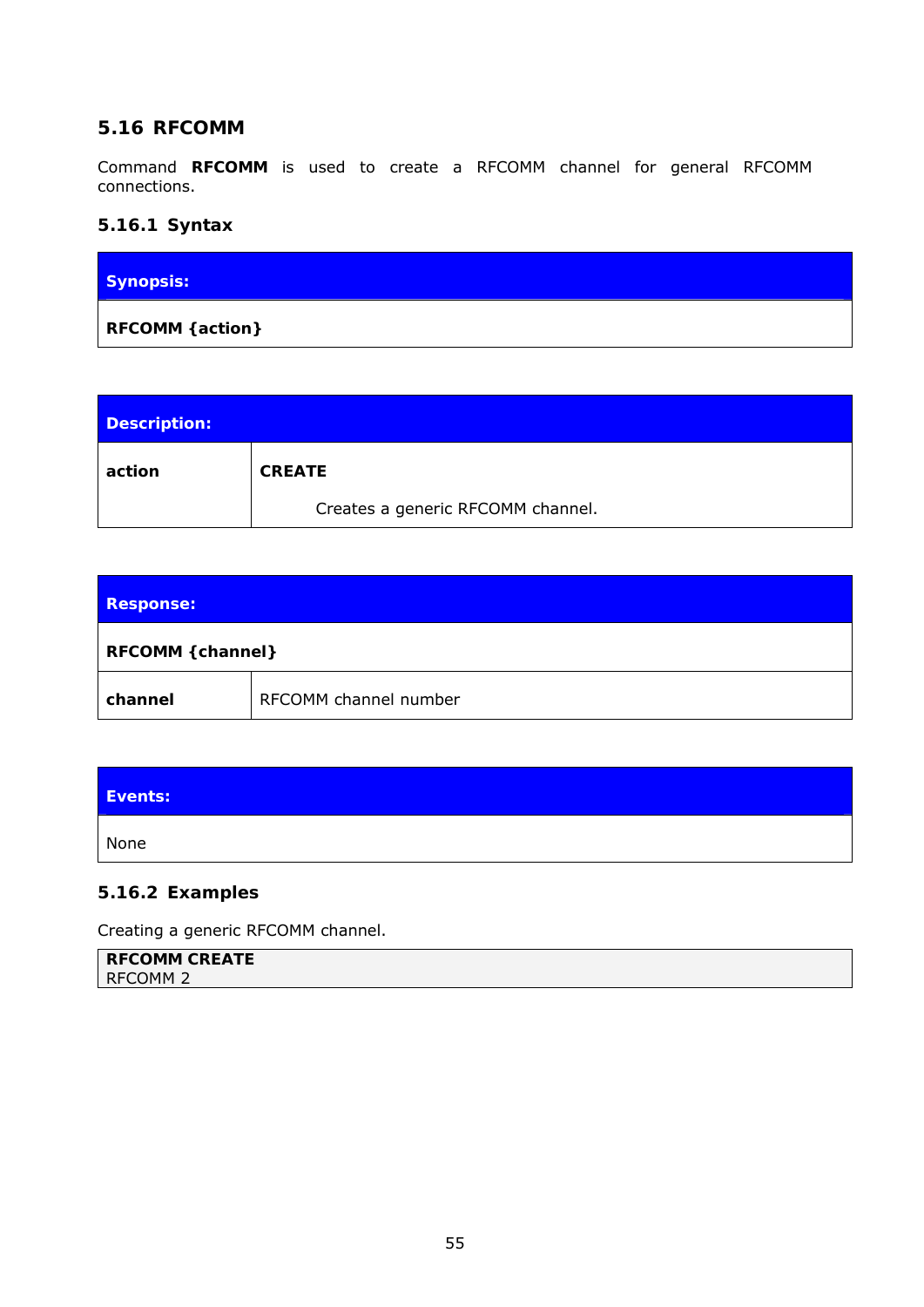## 5.16 RFCOMM

Command **RFCOMM** is used to create a RFCOMM channel for general RFCOMM connections.

### 5.16.1 Syntax

| **Synopsis:** |
|---|
| **RFCOMM {action}** |

| **Description:** | |
|---|---|
| **action** | **CREATE**<br><br>Creates a generic RFCOMM channel. |

| **Response:** | |
|---|---|
| **RFCOMM {channel}** | |
| **channel** | RFCOMM channel number |

| **Events:** |
|---|
| None |

### 5.16.2 Examples

Creating a generic RFCOMM channel.

```
RFCOMM CREATE
RFCOMM 2
```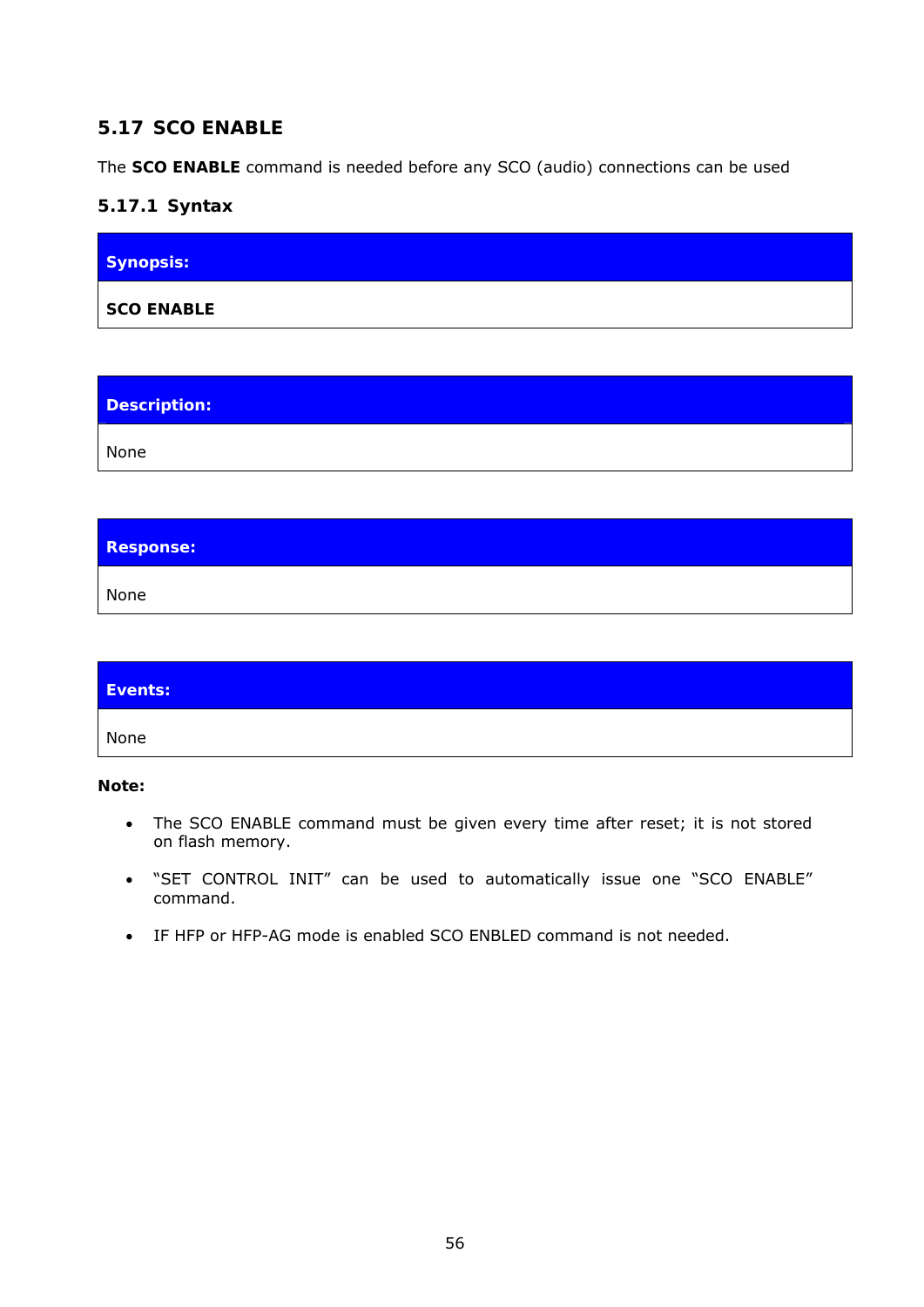## 5.17 SCO ENABLE

The **SCO ENABLE** command is needed before any SCO (audio) connections can be used

### 5.17.1 Syntax

| **Synopsis:** |
|---|
| **SCO ENABLE** |

| **Description:** |
|---|
| None |

| **Response:** |
|---|
| None |

| **Events:** |
|---|
| None |

**Note:**

- The SCO ENABLE command must be given every time after reset; it is not stored on flash memory.
- "SET CONTROL INIT" can be used to automatically issue one "SCO ENABLE" command.
- IF HFP or HFP-AG mode is enabled SCO ENBLED command is not needed.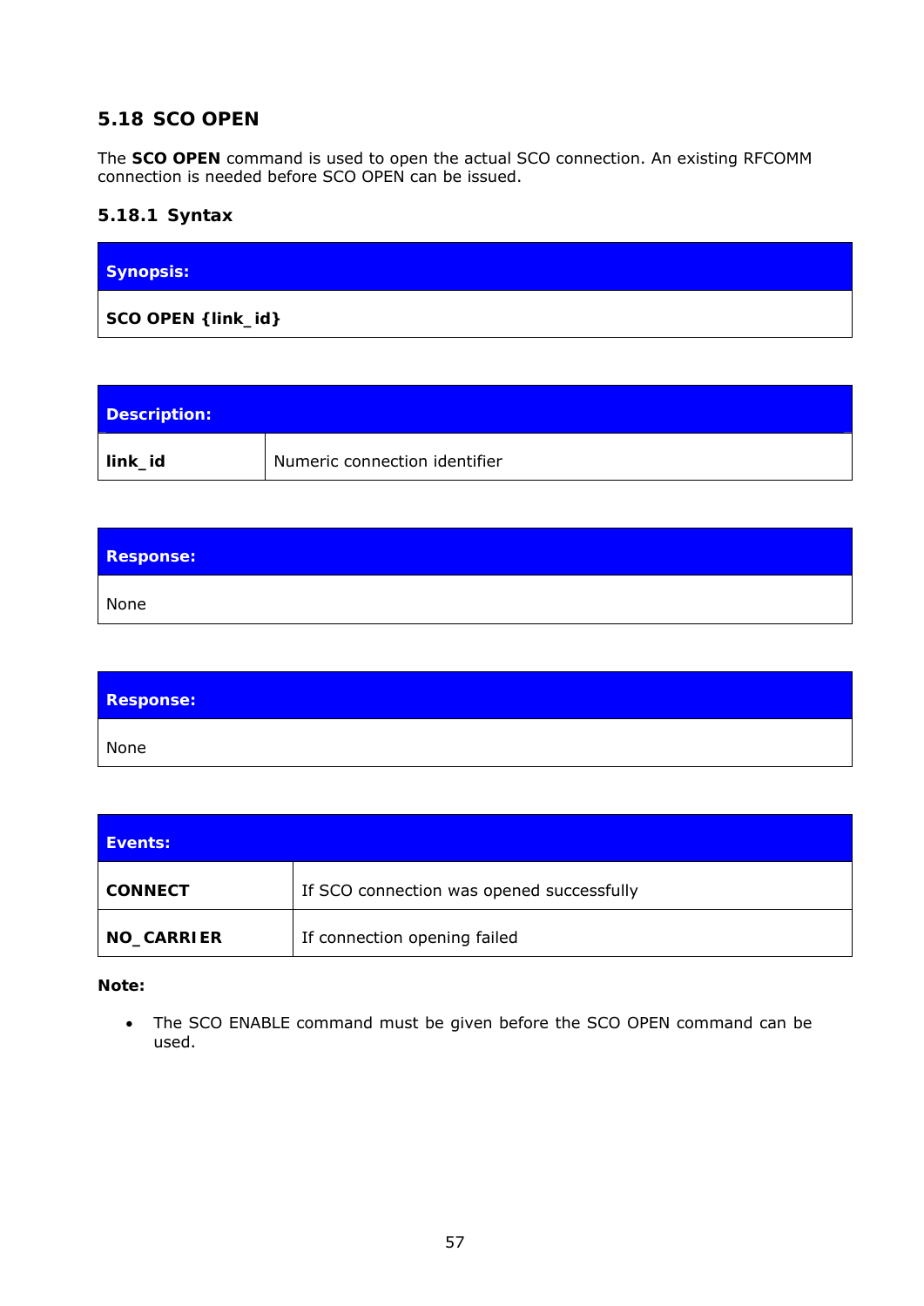## 5.18 SCO OPEN

The **SCO OPEN** command is used to open the actual SCO connection. An existing RFCOMM connection is needed before SCO OPEN can be issued.

### 5.18.1 Syntax

| **Synopsis:** |
|---|
| **SCO OPEN {link_id}** |

| **Description:** | |
|---|---|
| **link_id** | Numeric connection identifier |

| **Response:** |
|---|
| None |

| **Response:** |
|---|
| None |

| **Events:** | |
|---|---|
| **CONNECT** | If SCO connection was opened successfully |
| **NO_CARRIER** | If connection opening failed |

**Note:**

- The SCO ENABLE command must be given before the SCO OPEN command can be used.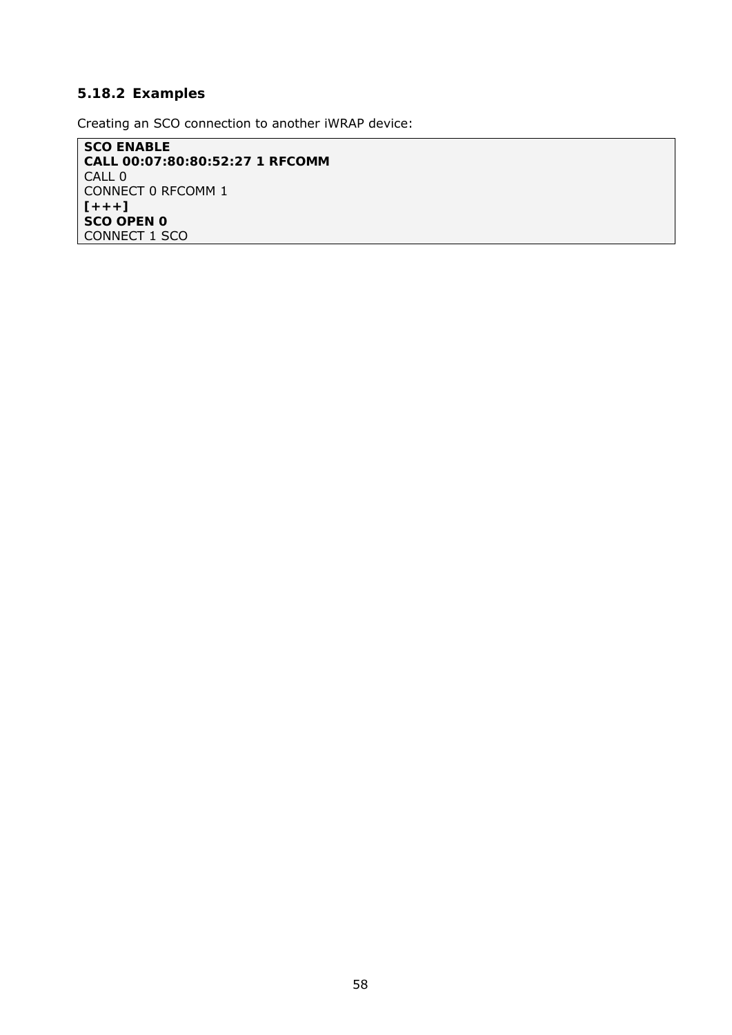### 5.18.2 Examples

Creating an SCO connection to another iWRAP device:

```
SCO ENABLE
CALL 00:07:80:80:52:27 1 RFCOMM
CALL 0
CONNECT 0 RFCOMM 1
[+++]
SCO OPEN 0
CONNECT 1 SCO
```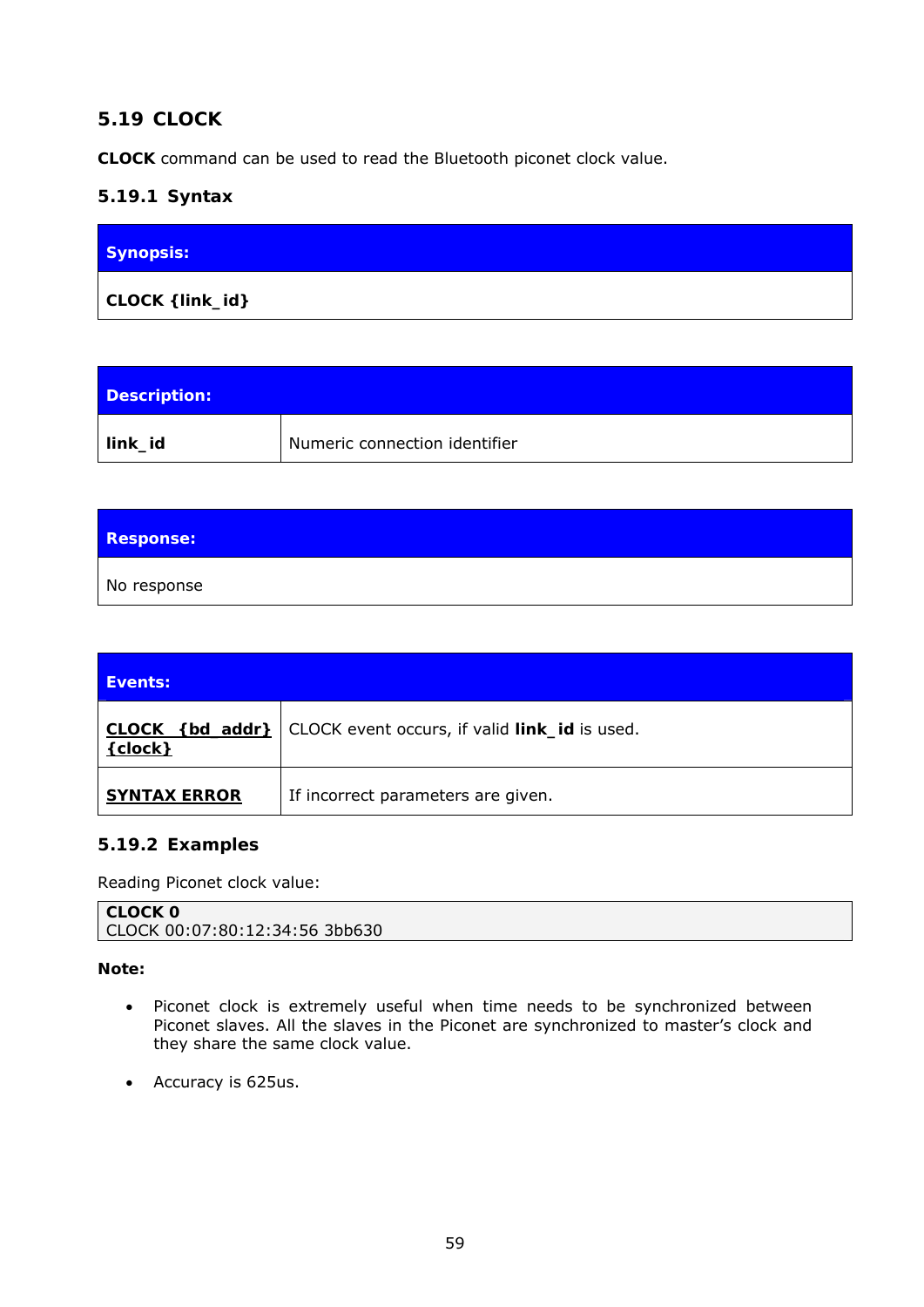## 5.19 CLOCK

**CLOCK** command can be used to read the Bluetooth piconet clock value.

### 5.19.1 Syntax

| Synopsis: |
|---|
| **CLOCK {link_id}** |

| Description: | |
|---|---|
| **link_id** | Numeric connection identifier |

| Response: |
|---|
| No response |

| Events: | |
|---|---|
| **CLOCK {bd_addr} {clock}** | CLOCK event occurs, if valid **link_id** is used. |
| **SYNTAX ERROR** | If incorrect parameters are given. |

### 5.19.2 Examples

Reading Piconet clock value:

```
CLOCK 0
CLOCK 00:07:80:12:34:56 3bb630
```

**Note:**

- Piconet clock is extremely useful when time needs to be synchronized between Piconet slaves. All the slaves in the Piconet are synchronized to master's clock and they share the same clock value.
- Accuracy is 625us.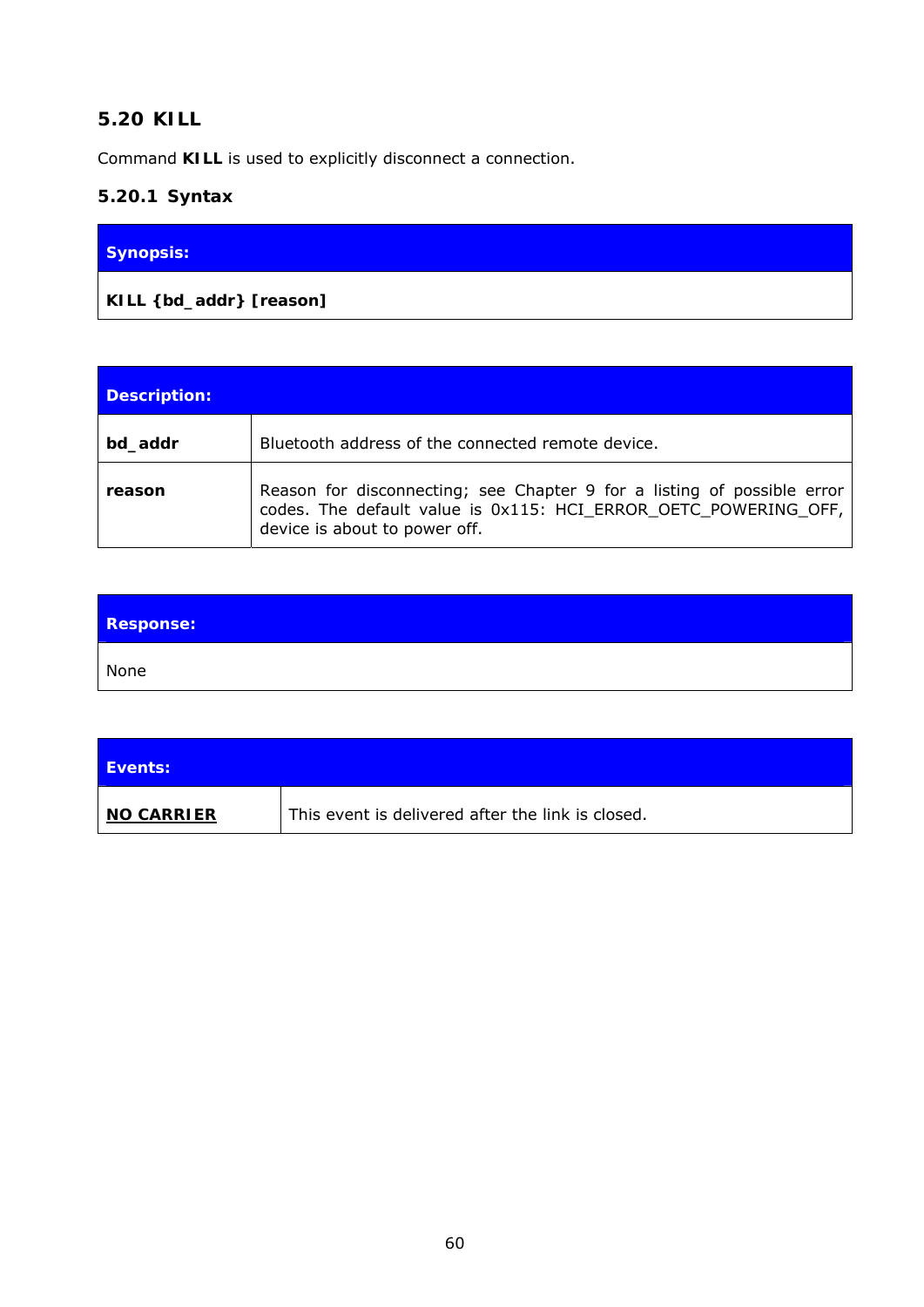## 5.20 KILL

Command **KILL** is used to explicitly disconnect a connection.

### 5.20.1 Syntax

| **Synopsis:** |
|---|
| **KILL {bd_addr} [reason]** |

| **Description:** | |
|---|---|
| **bd_addr** | Bluetooth address of the connected remote device. |
| **reason** | Reason for disconnecting; see Chapter 9 for a listing of possible error codes. The default value is 0x115: HCI_ERROR_OETC_POWERING_OFF, device is about to power off. |

| **Response:** |
|---|
| None |

| **Events:** | |
|---|---|
| **NO CARRIER** | This event is delivered after the link is closed. |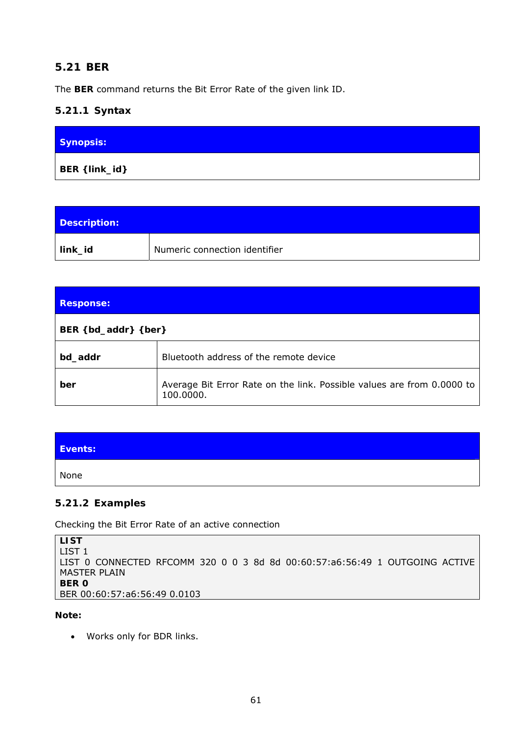## 5.21 BER

The **BER** command returns the Bit Error Rate of the given link ID.

### 5.21.1 Syntax

| **Synopsis:** |
|---|
| **BER {link_id}** |

| **Description:** | |
|---|---|
| **link_id** | Numeric connection identifier |

| **Response:** | |
|---|---|
| **BER {bd_addr} {ber}** | |
| **bd_addr** | Bluetooth address of the remote device |
| **ber** | Average Bit Error Rate on the link. Possible values are from 0.0000 to 100.0000. |

| **Events:** |
|---|
| None |

### 5.21.2 Examples

Checking the Bit Error Rate of an active connection

```
LIST
LIST 1
LIST 0 CONNECTED RFCOMM 320 0 0 3 8d 8d 00:60:57:a6:56:49 1 OUTGOING ACTIVE
MASTER PLAIN
BER 0
BER 00:60:57:a6:56:49 0.0103
```

**Note:**

- Works only for BDR links.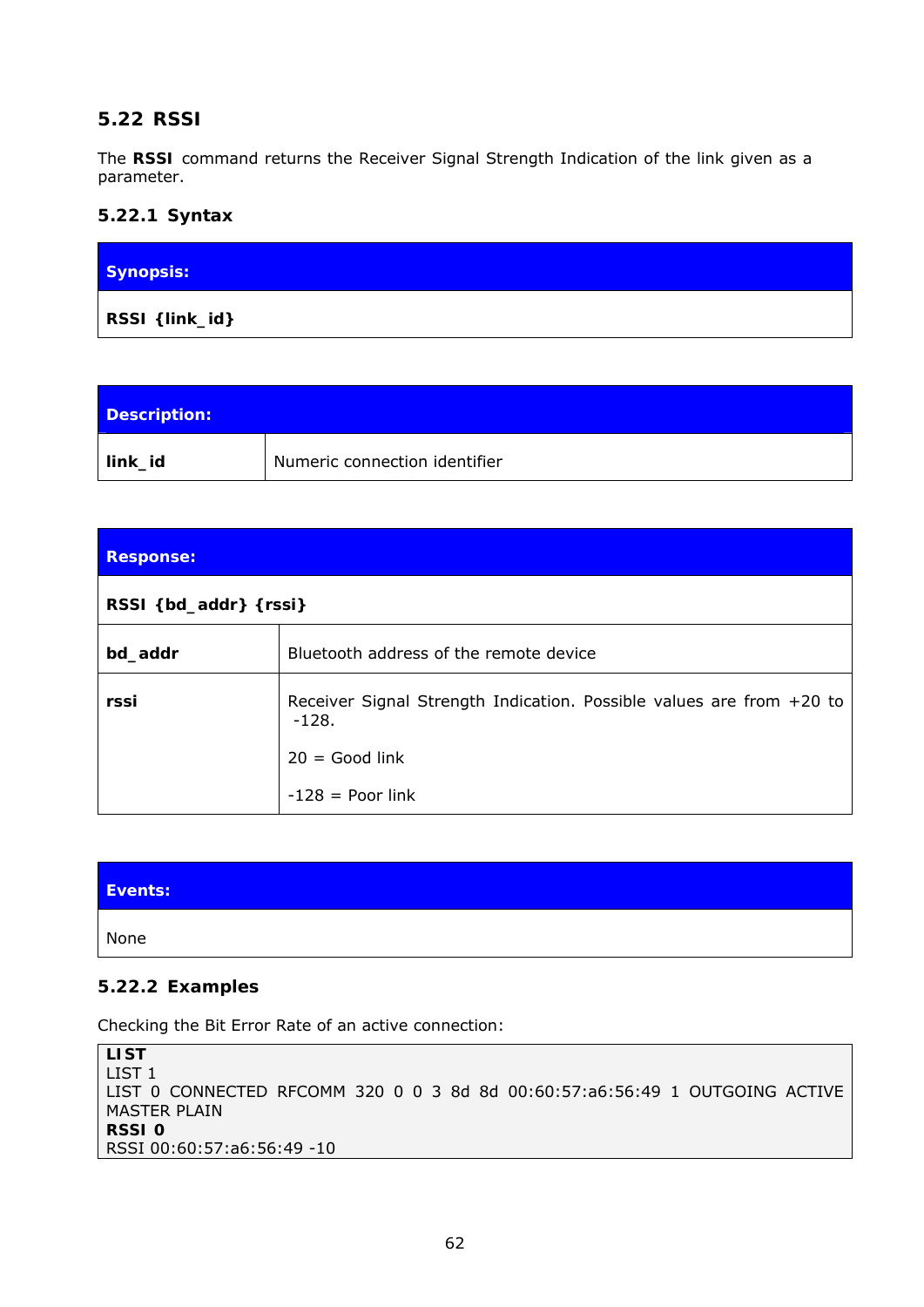## 5.22 RSSI

The **RSSI** command returns the Receiver Signal Strength Indication of the link given as a parameter.

### 5.22.1 Syntax

| **Synopsis:** |
| --- |
| **RSSI {link_id}** |

| **Description:** | |
| --- | --- |
| **link_id** | Numeric connection identifier |

| **Response:** | |
| --- | --- |
| **RSSI {bd_addr} {rssi}** | |
| **bd_addr** | Bluetooth address of the remote device |
| **rssi** | Receiver Signal Strength Indication. Possible values are from +20 to -128.<br><br>20 = Good link<br><br>-128 = Poor link |

| **Events:** |
| --- |
| None |

### 5.22.2 Examples

Checking the Bit Error Rate of an active connection:

```
LIST
LIST 1
LIST 0 CONNECTED RFCOMM 320 0 0 3 8d 8d 00:60:57:a6:56:49 1 OUTGOING ACTIVE MASTER PLAIN
RSSI 0
RSSI 00:60:57:a6:56:49 -10
```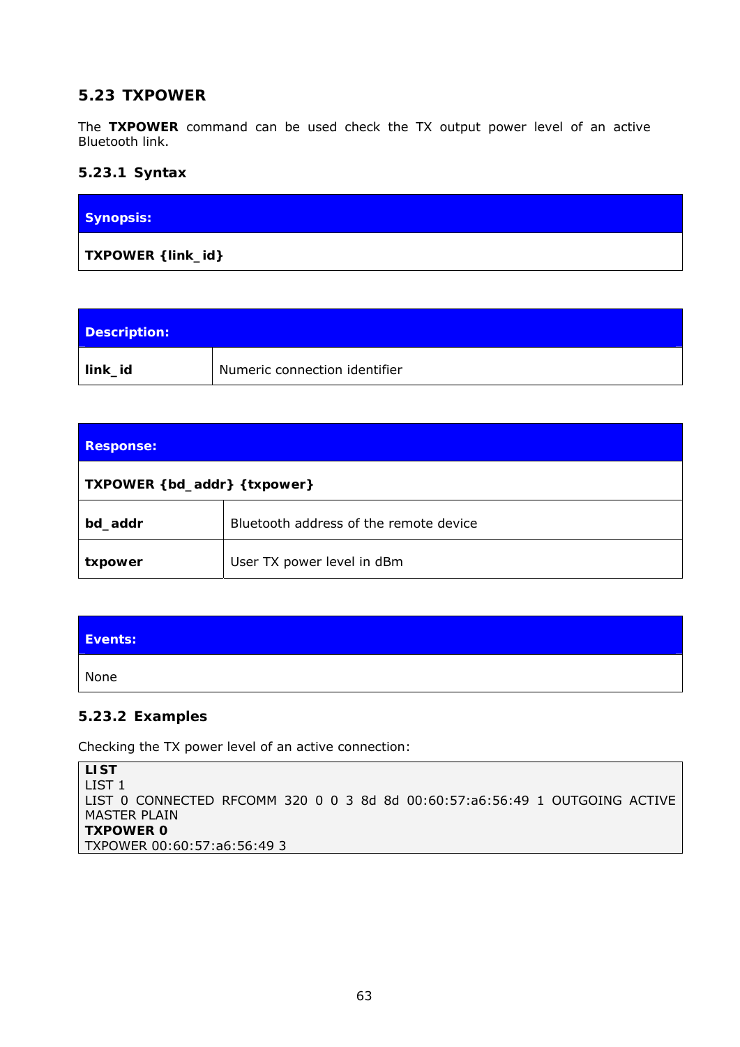## 5.23 TXPOWER

The **TXPOWER** command can be used check the TX output power level of an active Bluetooth link.

### 5.23.1 Syntax

| **Synopsis:** |
|---|
| **TXPOWER {link_id}** |

| **Description:** | |
|---|---|
| **link_id** | Numeric connection identifier |

| **Response:** | |
|---|---|
| **TXPOWER {bd_addr} {txpower}** | |
| **bd_addr** | Bluetooth address of the remote device |
| **txpower** | User TX power level in dBm |

| **Events:** |
|---|
| None |

### 5.23.2 Examples

Checking the TX power level of an active connection:

```
LIST
LIST 1
LIST 0 CONNECTED RFCOMM 320 0 0 3 8d 8d 00:60:57:a6:56:49 1 OUTGOING ACTIVE MASTER PLAIN
TXPOWER 0
TXPOWER 00:60:57:a6:56:49 3
```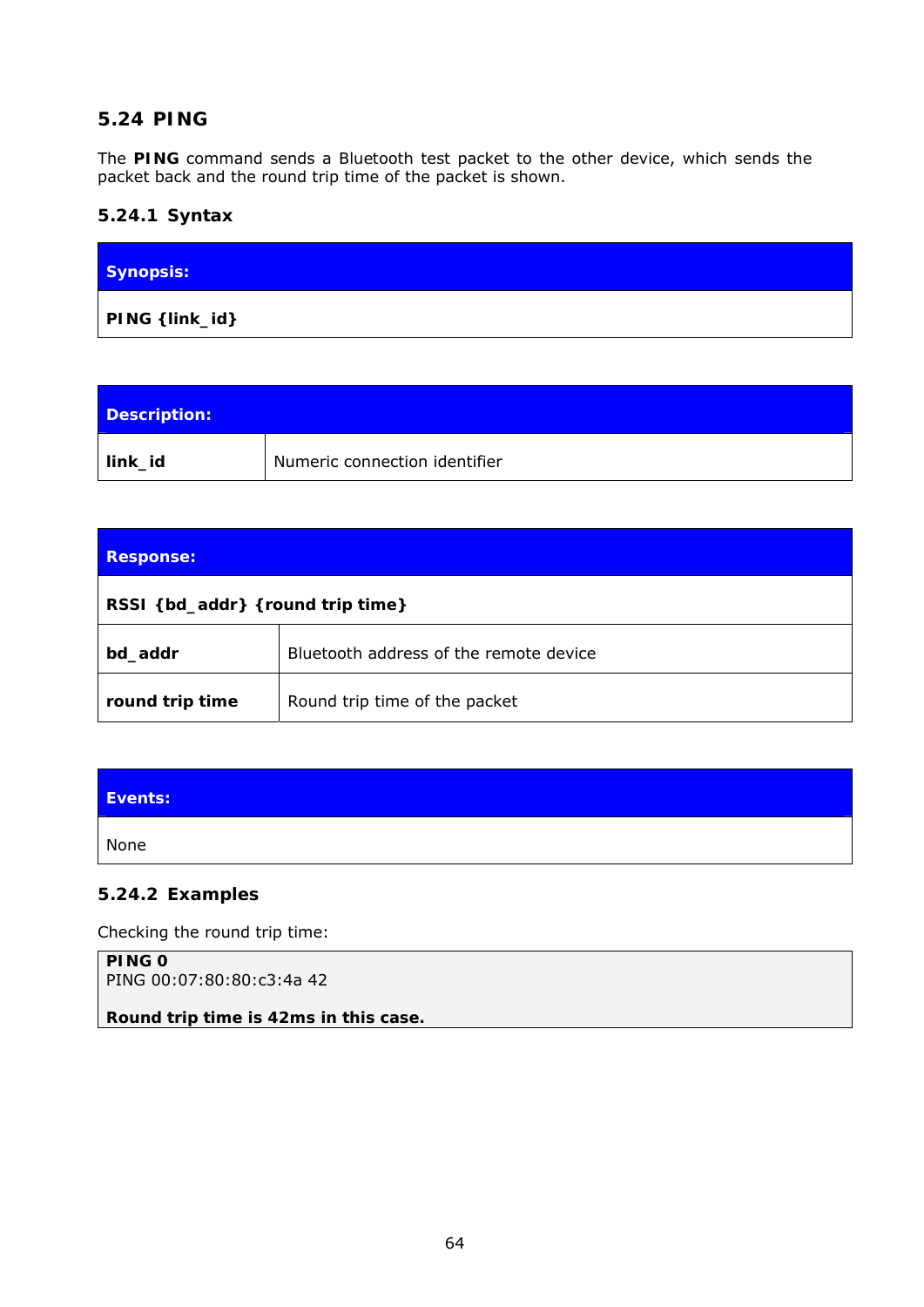## 5.24 PING

The **PING** command sends a Bluetooth test packet to the other device, which sends the packet back and the round trip time of the packet is shown.

### 5.24.1 Syntax

| **Synopsis:** |
|---|
| **PING {link_id}** |

| **Description:** | |
|---|---|
| **link_id** | Numeric connection identifier |

| **Response:** | |
|---|---|
| **RSSI {bd_addr} {round trip time}** | |
| **bd_addr** | Bluetooth address of the remote device |
| **round trip time** | Round trip time of the packet |

| **Events:** |
|---|
| None |

### 5.24.2 Examples

Checking the round trip time:

```
PING 0
PING 00:07:80:80:c3:4a 42

Round trip time is 42ms in this case.
```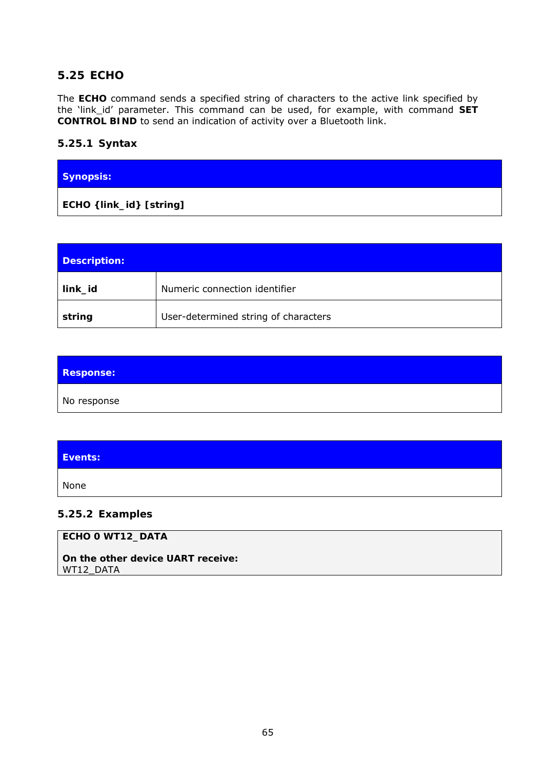## 5.25 ECHO

The **ECHO** command sends a specified string of characters to the active link specified by the 'link_id' parameter. This command can be used, for example, with command **SET CONTROL BIND** to send an indication of activity over a Bluetooth link.

### 5.25.1 Syntax

| **Synopsis:** |
|---|
| **ECHO {link_id} [string]** |

| **Description:** | |
|---|---|
| **link_id** | Numeric connection identifier |
| **string** | User-determined string of characters |

| **Response:** |
|---|
| No response |

| **Events:** |
|---|
| None |

### 5.25.2 Examples

**ECHO 0 WT12_DATA**

**On the other device UART receive:**
WT12_DATA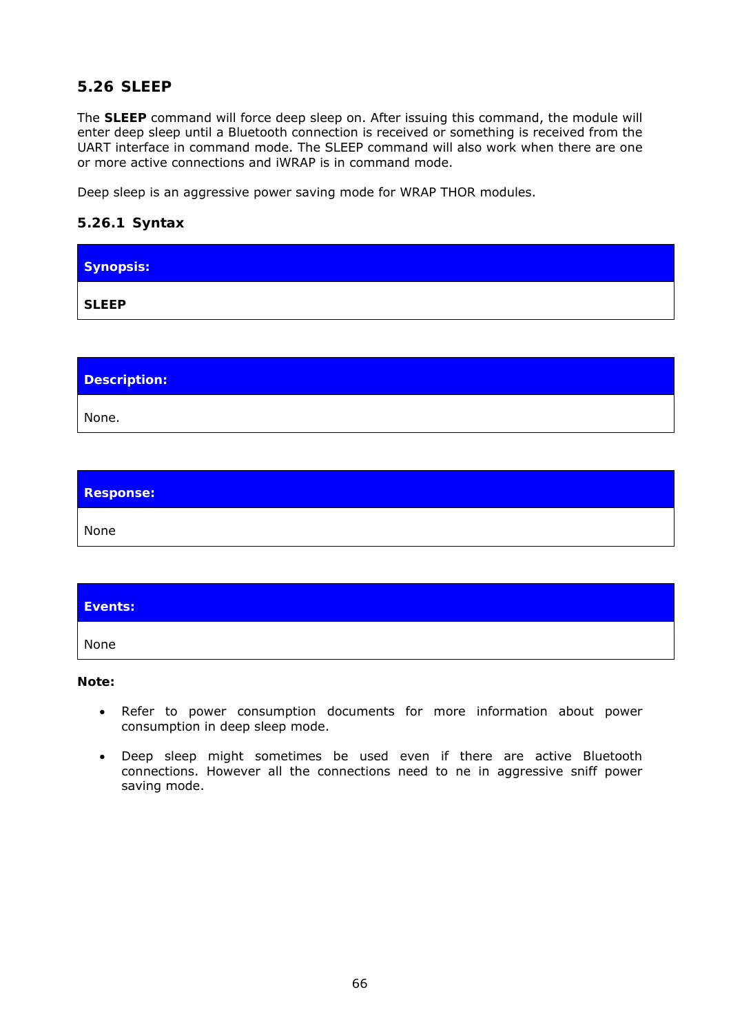## 5.26 SLEEP

The **SLEEP** command will force deep sleep on. After issuing this command, the module will enter deep sleep until a Bluetooth connection is received or something is received from the UART interface in command mode. The SLEEP command will also work when there are one or more active connections and iWRAP is in command mode.

Deep sleep is an aggressive power saving mode for WRAP THOR modules.

### 5.26.1 Syntax

| **Synopsis:** |
|---|
| **SLEEP** |

| **Description:** |
|---|
| None. |

| **Response:** |
|---|
| None |

| **Events:** |
|---|
| None |

**Note:**

- Refer to power consumption documents for more information about power consumption in deep sleep mode.
- Deep sleep might sometimes be used even if there are active Bluetooth connections. However all the connections need to ne in aggressive sniff power saving mode.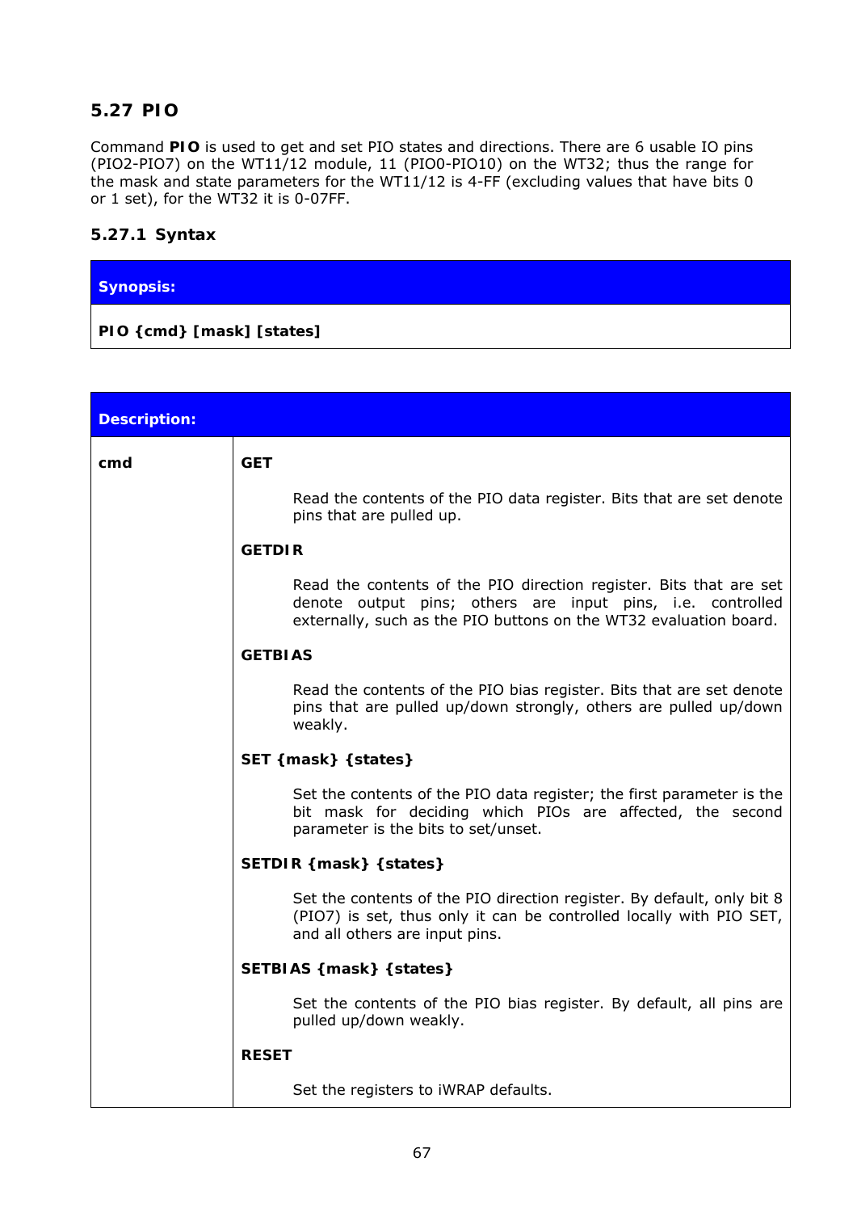## 5.27 PIO

Command **PIO** is used to get and set PIO states and directions. There are 6 usable IO pins (PIO2-PIO7) on the WT11/12 module, 11 (PIO0-PIO10) on the WT32; thus the range for the mask and state parameters for the WT11/12 is 4-FF (excluding values that have bits 0 or 1 set), for the WT32 it is 0-07FF.

### 5.27.1 Syntax

| **Synopsis:** |
| --- |
| **PIO {cmd} [mask] [states]** |

| **Description:** | |
| --- | --- |
| **cmd** | **GET**<br><br>Read the contents of the PIO data register. Bits that are set denote pins that are pulled up.<br><br>**GETDIR**<br><br>Read the contents of the PIO direction register. Bits that are set denote output pins; others are input pins, i.e. controlled externally, such as the PIO buttons on the WT32 evaluation board.<br><br>**GETBIAS**<br><br>Read the contents of the PIO bias register. Bits that are set denote pins that are pulled up/down strongly, others are pulled up/down weakly.<br><br>**SET {mask} {states}**<br><br>Set the contents of the PIO data register; the first parameter is the bit mask for deciding which PIOs are affected, the second parameter is the bits to set/unset.<br><br>**SETDIR {mask} {states}**<br><br>Set the contents of the PIO direction register. By default, only bit 8 (PIO7) is set, thus only it can be controlled locally with PIO SET, and all others are input pins.<br><br>**SETBIAS {mask} {states}**<br><br>Set the contents of the PIO bias register. By default, all pins are pulled up/down weakly.<br><br>**RESET**<br><br>Set the registers to iWRAP defaults. |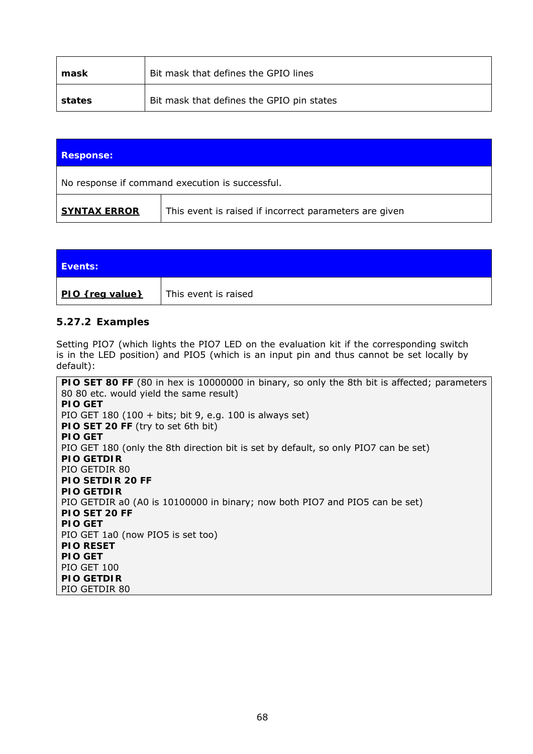| | |
|---|---|
| **mask** | Bit mask that defines the GPIO lines |
| **states** | Bit mask that defines the GPIO pin states |

| **Response:** | |
|---|---|
| No response if command execution is successful. | |
| **SYNTAX ERROR** | This event is raised if incorrect parameters are given |

| **Events:** | |
|---|---|
| **PIO {reg value}** | This event is raised |

### 5.27.2 Examples

Setting PIO7 (which lights the PIO7 LED on the evaluation kit if the corresponding switch is in the LED position) and PIO5 (which is an input pin and thus cannot be set locally by default):

**PIO SET 80 FF** (80 in hex is 10000000 in binary, so only the 8th bit is affected; parameters 80 80 etc. would yield the same result)
**PIO GET**
PIO GET 180 (100 + bits; bit 9, e.g. 100 is always set)
**PIO SET 20 FF** (try to set 6th bit)
**PIO GET**
PIO GET 180 (only the 8th direction bit is set by default, so only PIO7 can be set)
**PIO GETDIR**
PIO GETDIR 80
**PIO SETDIR 20 FF**
**PIO GETDIR**
PIO GETDIR a0 (A0 is 10100000 in binary; now both PIO7 and PIO5 can be set)
**PIO SET 20 FF**
**PIO GET**
PIO GET 1a0 (now PIO5 is set too)
**PIO RESET**
**PIO GET**
PIO GET 100
**PIO GETDIR**
PIO GETDIR 80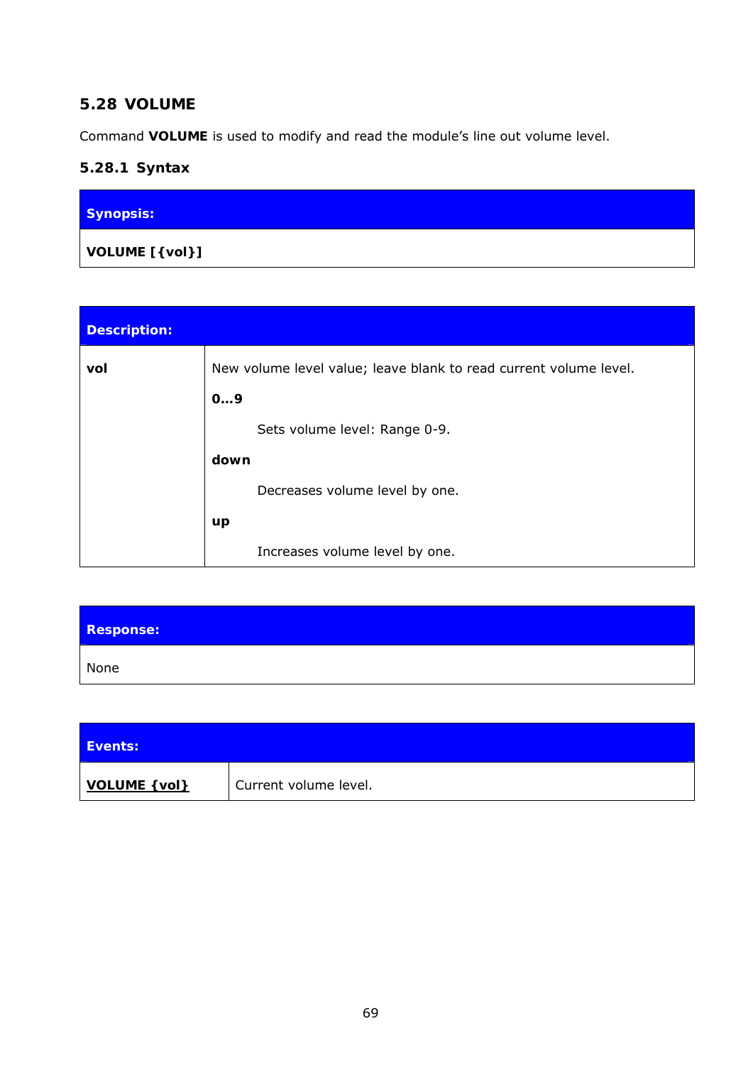## 5.28 VOLUME

Command **VOLUME** is used to modify and read the module's line out volume level.

### 5.28.1 Syntax

| Synopsis: |
|---|
| **VOLUME [{vol}]** |

| Description: | |
|---|---|
| **vol** | New volume level value; leave blank to read current volume level.<br><br>**0…9**<br><br>Sets volume level: Range 0-9.<br><br>**down**<br><br>Decreases volume level by one.<br><br>**up**<br><br>Increases volume level by one. |

| Response: |
|---|
| None |

| Events: | |
|---|---|
| **VOLUME {vol}** | Current volume level. |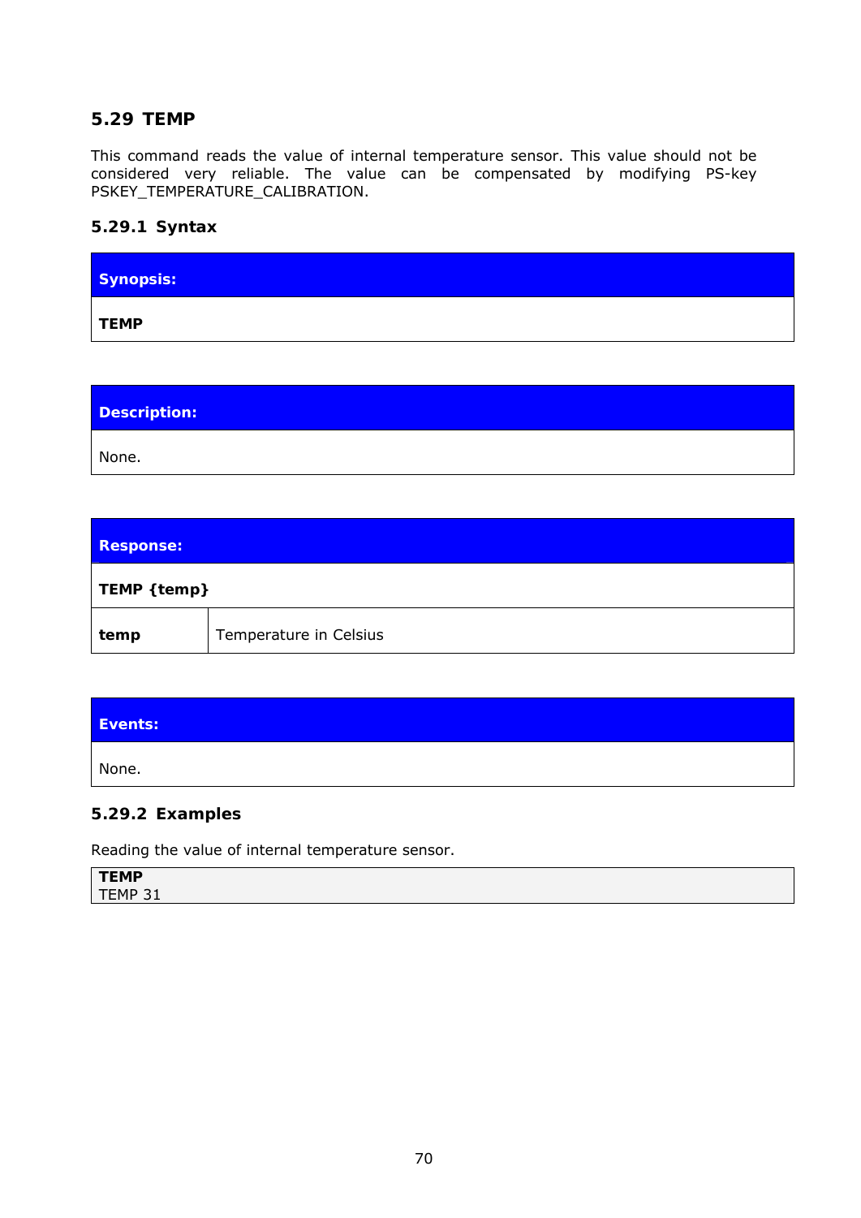## 5.29 TEMP

This command reads the value of internal temperature sensor. This value should not be considered very reliable. The value can be compensated by modifying PS-key PSKEY_TEMPERATURE_CALIBRATION.

### 5.29.1 Syntax

| **Synopsis:** |
|---|
| **TEMP** |

| **Description:** |
|---|
| None. |

| **Response:** | |
|---|---|
| **TEMP {temp}** | |
| **temp** | Temperature in Celsius |

| **Events:** |
|---|
| None. |

### 5.29.2 Examples

Reading the value of internal temperature sensor.

```
TEMP
TEMP 31
```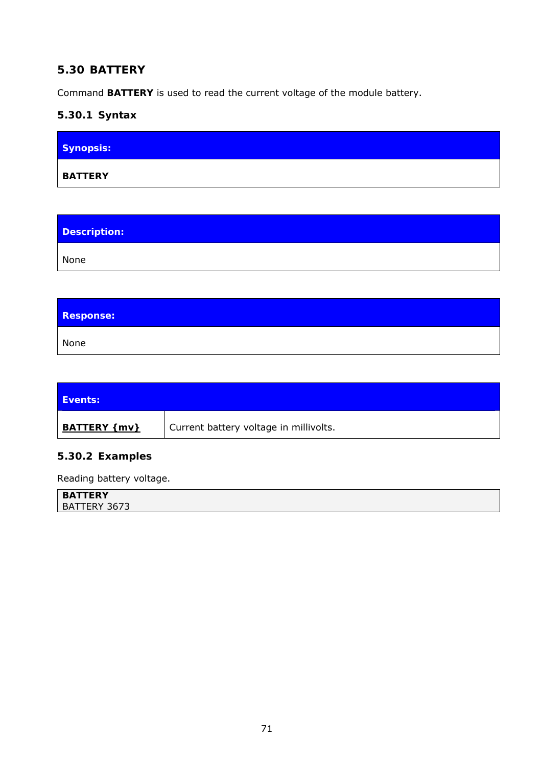## 5.30 BATTERY

Command **BATTERY** is used to read the current voltage of the module battery.

### 5.30.1 Syntax

| **Synopsis:** |
| --- |
| **BATTERY** |

| **Description:** |
| --- |
| None |

| **Response:** |
| --- |
| None |

| **Events:** | |
| --- | --- |
| **BATTERY {mv}** | Current battery voltage in millivolts. |

### 5.30.2 Examples

Reading battery voltage.

```
BATTERY
BATTERY 3673
```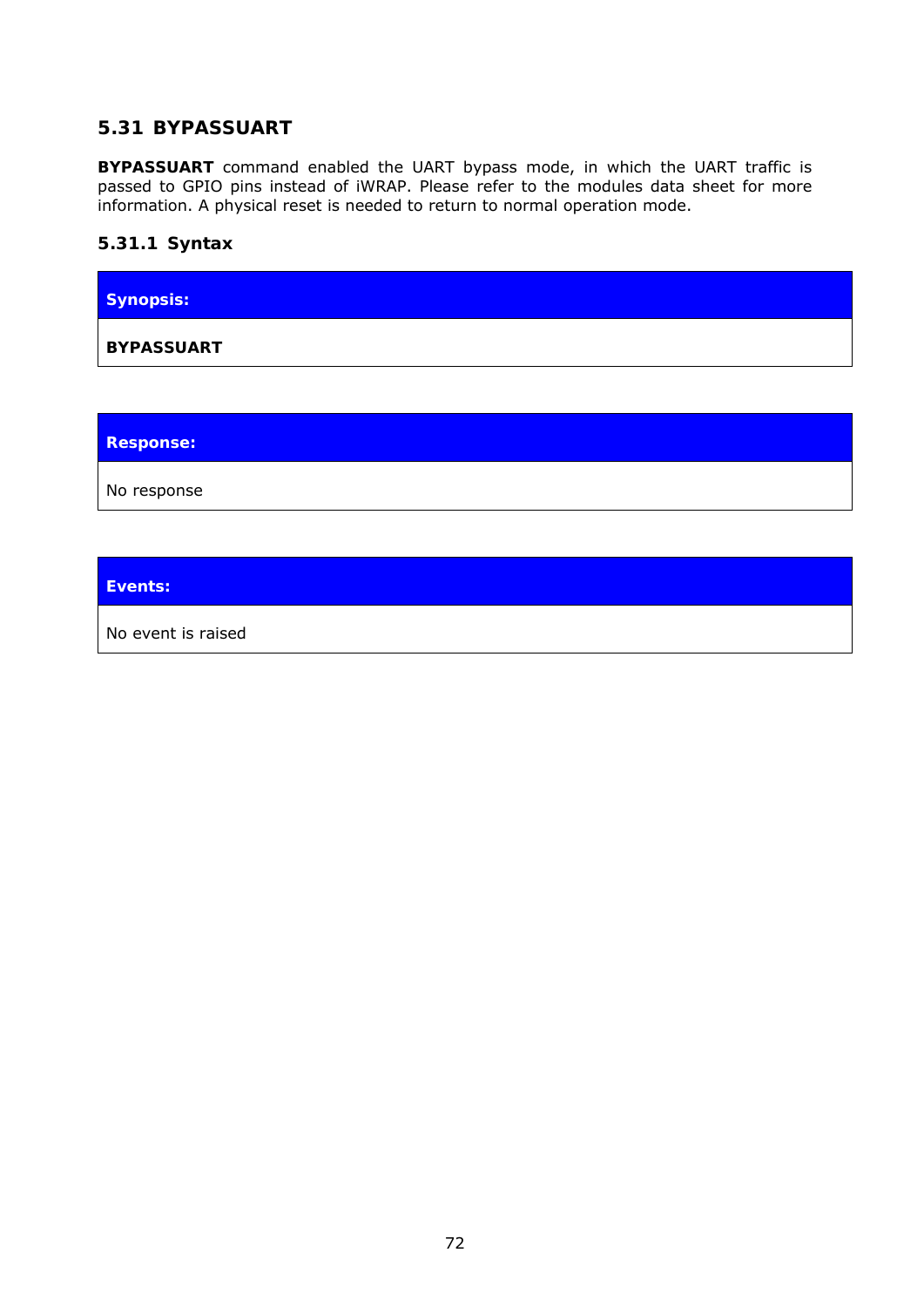## 5.31 BYPASSUART

**BYPASSUART** command enabled the UART bypass mode, in which the UART traffic is passed to GPIO pins instead of iWRAP. Please refer to the modules data sheet for more information. A physical reset is needed to return to normal operation mode.

### 5.31.1 Syntax

| **Synopsis:** |
| --- |
| **BYPASSUART** |

| **Response:** |
| --- |
| No response |

| **Events:** |
| --- |
| No event is raised |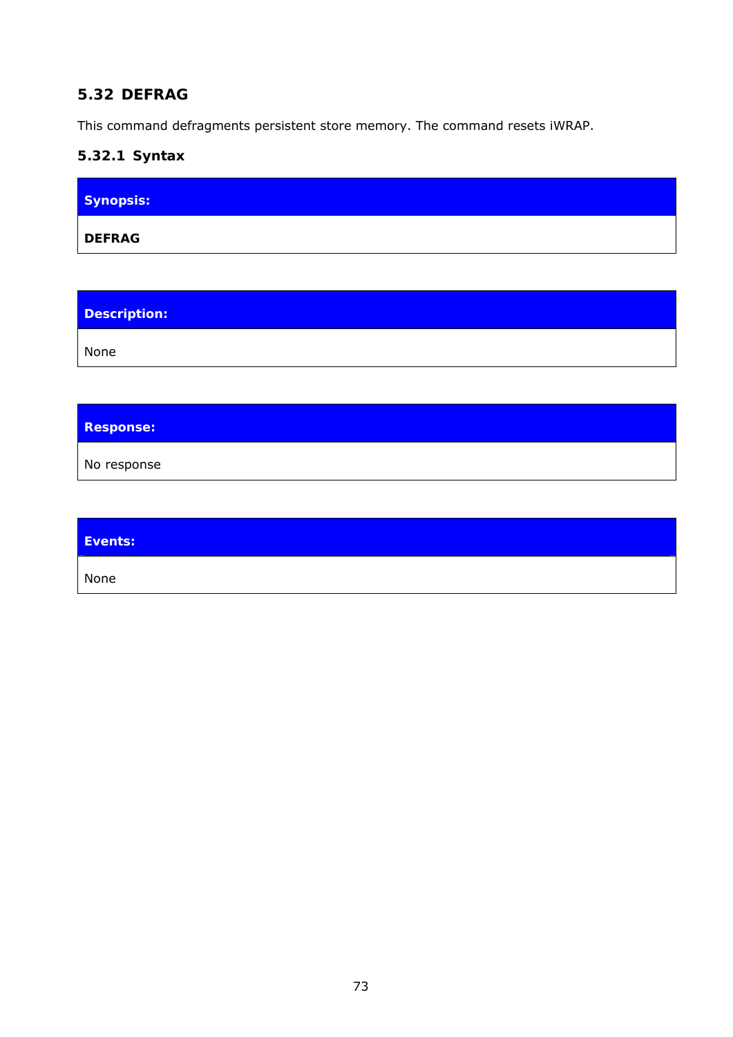## 5.32 DEFRAG

This command defragments persistent store memory. The command resets iWRAP.

### 5.32.1 Syntax

| **Synopsis:** |
| --- |
| **DEFRAG** |

| **Description:** |
| --- |
| None |

| **Response:** |
| --- |
| No response |

| **Events:** |
| --- |
| None |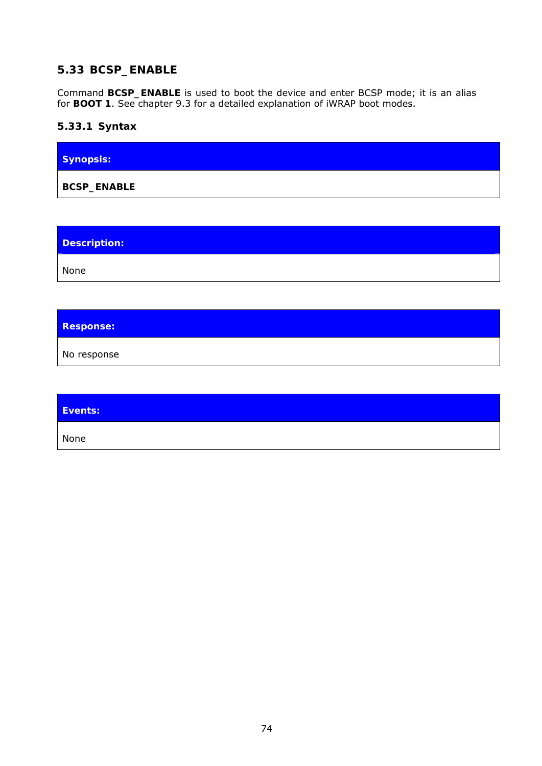## 5.33 BCSP_ENABLE

Command **BCSP_ENABLE** is used to boot the device and enter BCSP mode; it is an alias for **BOOT 1**. See chapter 9.3 for a detailed explanation of iWRAP boot modes.

### 5.33.1 Syntax

| **Synopsis:** |
|---|
| **BCSP_ENABLE** |

| **Description:** |
|---|
| None |

| **Response:** |
|---|
| No response |

| **Events:** |
|---|
| None |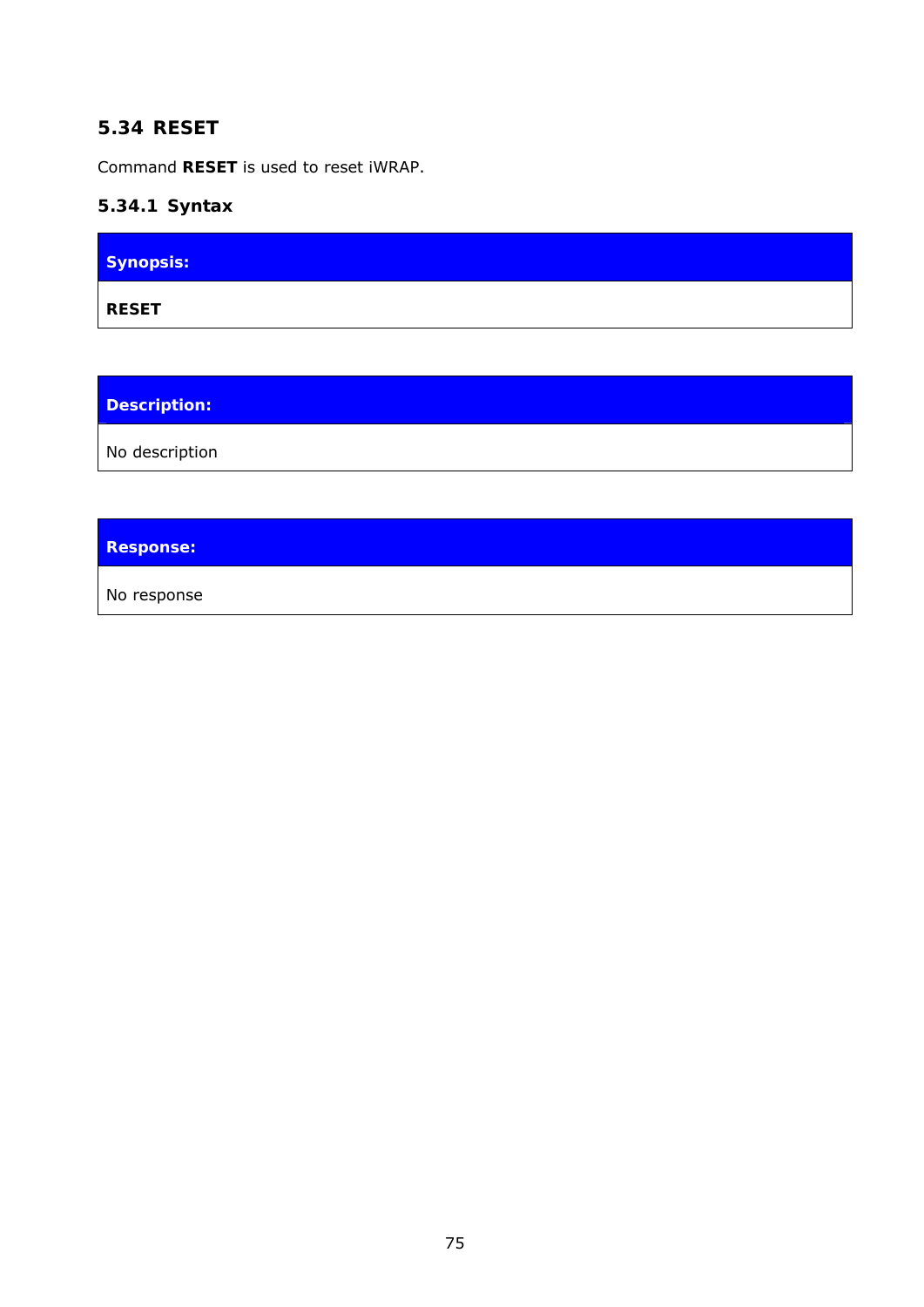## 5.34 RESET

Command **RESET** is used to reset iWRAP.

### 5.34.1 Syntax

| **Synopsis:** |
| --- |
| **RESET** |

| **Description:** |
| --- |
| No description |

| **Response:** |
| --- |
| No response |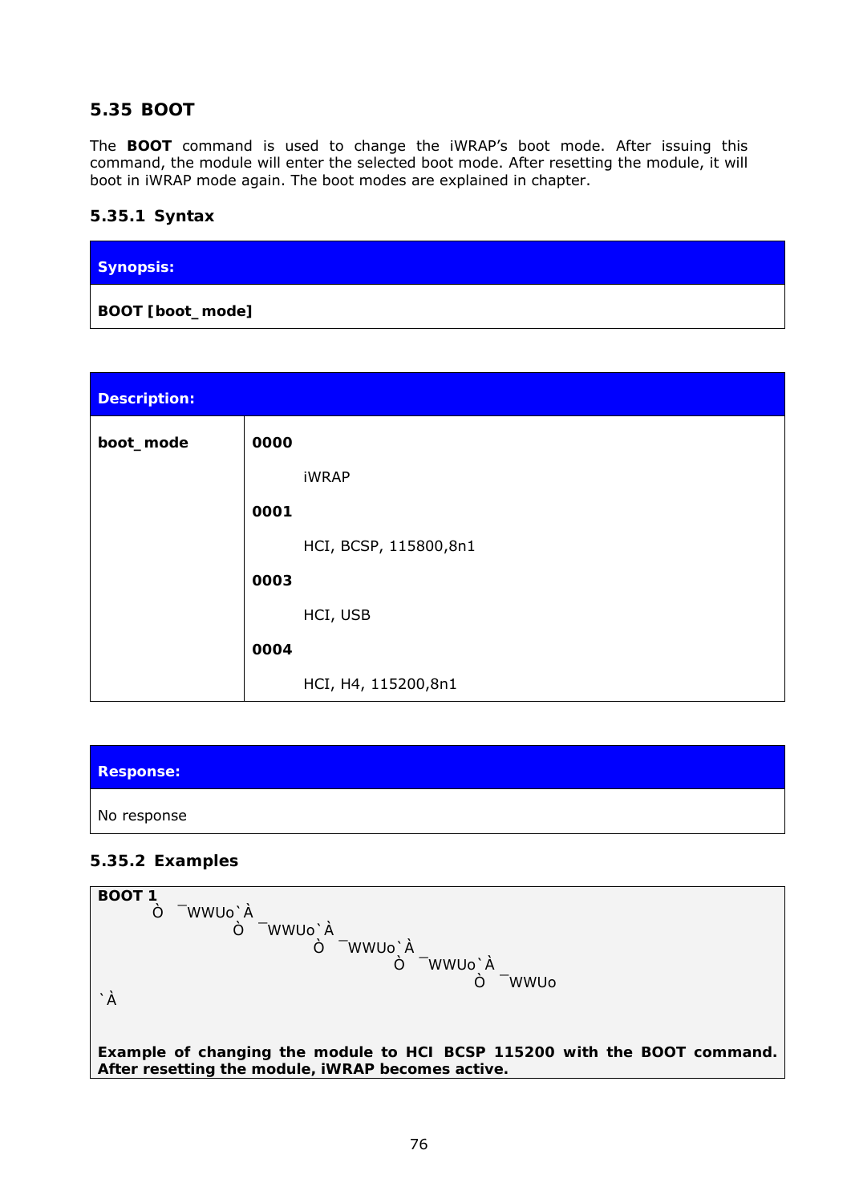## 5.35 BOOT

The **BOOT** command is used to change the iWRAP's boot mode. After issuing this command, the module will enter the selected boot mode. After resetting the module, it will boot in iWRAP mode again. The boot modes are explained in chapter.

### 5.35.1 Syntax

| **Synopsis:** |
|---|
| **BOOT [boot_ mode]** |

| **Description:** | |
|---|---|
| **boot_ mode** | **0000**<br><br>iWRAP<br><br>**0001**<br><br>HCI, BCSP, 115800,8n1<br><br>**0003**<br><br>HCI, USB<br><br>**0004**<br><br>HCI, H4, 115200,8n1 |

| **Response:** |
|---|
| No response |

### 5.35.2 Examples

```
BOOT 1
        Ò  ¯WWUo`À _
                Ò  ¯WWUo`À _
                        Ò  ¯WWUo`À _
                                Ò  ¯WWUo`À _
                                        Ò  ¯WWUo
`À
```

**Example of changing the module to HCI BCSP 115200 with the BOOT command. After resetting the module, iWRAP becomes active.**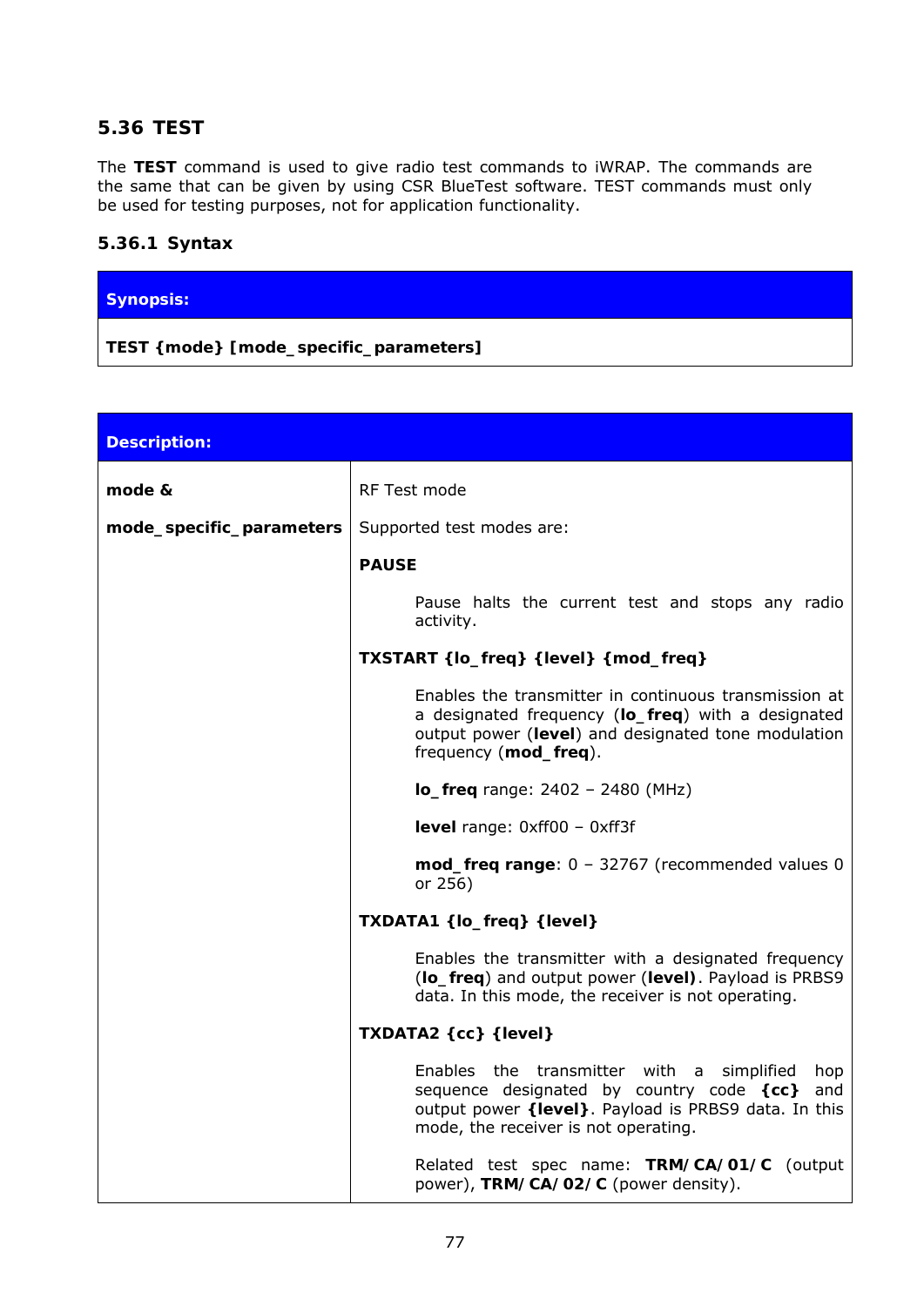## 5.36 TEST

The **TEST** command is used to give radio test commands to iWRAP. The commands are the same that can be given by using CSR BlueTest software. TEST commands must only be used for testing purposes, not for application functionality.

### 5.36.1 Syntax

| **Synopsis:** |
|---|
| **TEST {mode} [mode_specific_parameters]** |

| **Description:** | |
|---|---|
| **mode &** <br><br> **mode_specific_parameters** | RF Test mode <br><br> Supported test modes are: <br><br> **PAUSE** <br><br> Pause halts the current test and stops any radio activity. <br><br> **TXSTART {lo_freq} {level} {mod_freq}** <br><br> Enables the transmitter in continuous transmission at a designated frequency (**lo_freq**) with a designated output power (**level**) and designated tone modulation frequency (**mod_freq**). <br><br> **lo_freq** range: 2402 – 2480 (MHz) <br><br> **level** range: 0xff00 – 0xff3f <br><br> **mod_freq range**: 0 – 32767 (recommended values 0 or 256) <br><br> **TXDATA1 {lo_freq} {level}** <br><br> Enables the transmitter with a designated frequency (**lo_freq**) and output power (**level)**. Payload is PRBS9 data. In this mode, the receiver is not operating. <br><br> **TXDATA2 {cc} {level}** <br><br> Enables the transmitter with a simplified hop sequence designated by country code **{cc}** and output power **{level}**. Payload is PRBS9 data. In this mode, the receiver is not operating. <br><br> Related test spec name: **TRM/CA/01/C** (output power), **TRM/CA/02/C** (power density). |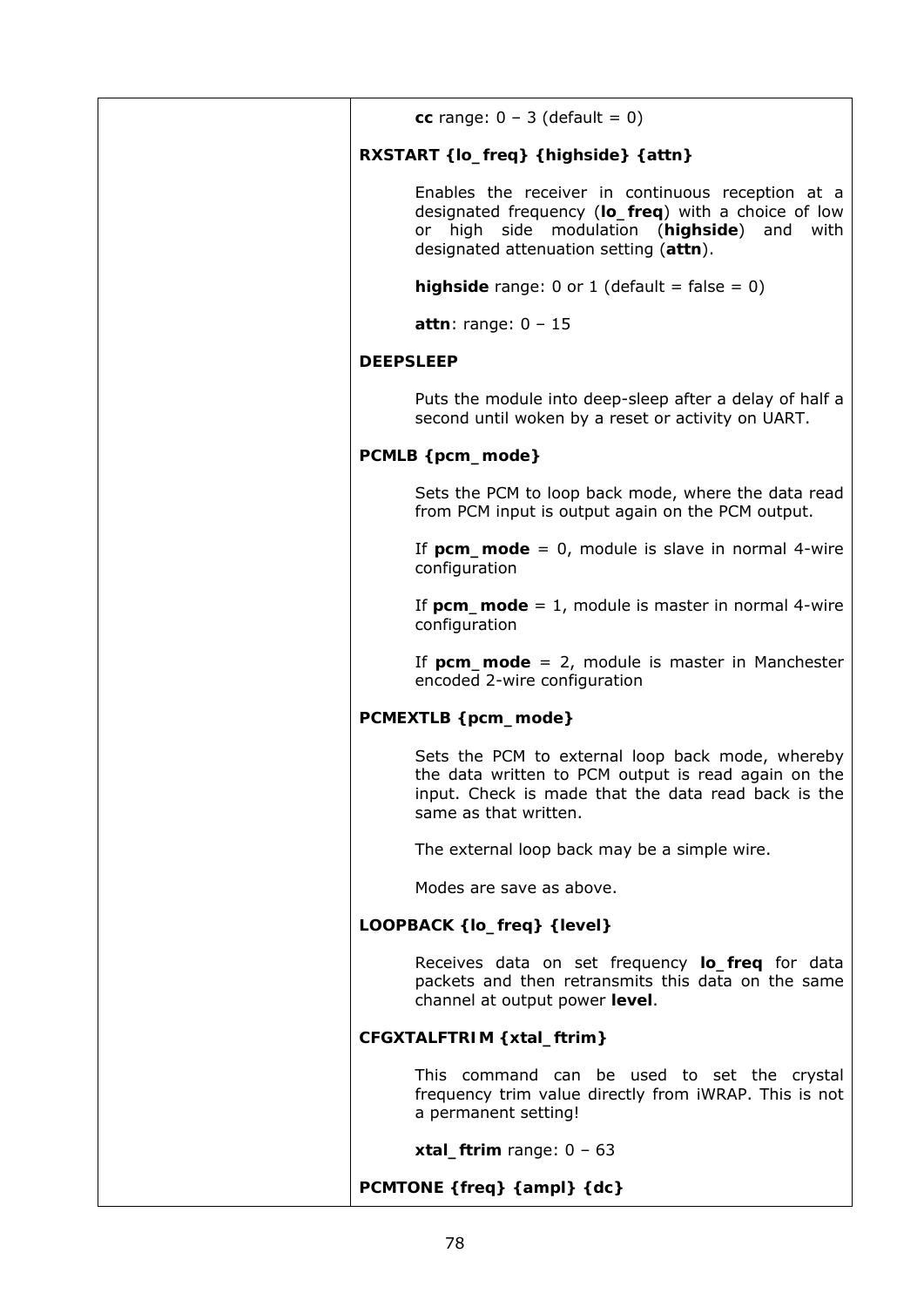| | |
|---|---|
| | **cc** range: 0 – 3 (default = 0)<br><br>**RXSTART {lo_freq} {highside} {attn}**<br><br>Enables the receiver in continuous reception at a designated frequency (**lo_freq**) with a choice of low or high side modulation (**highside**) and with designated attenuation setting (**attn**).<br><br>**highside** range: 0 or 1 (default = false = 0)<br><br>**attn**: range: 0 – 15<br><br>**DEEPSLEEP**<br><br>Puts the module into deep-sleep after a delay of half a second until woken by a reset or activity on UART.<br><br>**PCMLB {pcm_mode}**<br><br>Sets the PCM to loop back mode, where the data read from PCM input is output again on the PCM output.<br><br>If **pcm_mode** = 0, module is slave in normal 4-wire configuration<br><br>If **pcm_mode** = 1, module is master in normal 4-wire configuration<br><br>If **pcm_mode** = 2, module is master in Manchester encoded 2-wire configuration<br><br>**PCMEXTLB {pcm_mode}**<br><br>Sets the PCM to external loop back mode, whereby the data written to PCM output is read again on the input. Check is made that the data read back is the same as that written.<br><br>The external loop back may be a simple wire.<br><br>Modes are save as above.<br><br>**LOOPBACK {lo_freq} {level}**<br><br>Receives data on set frequency **lo_freq** for data packets and then retransmits this data on the same channel at output power **level**.<br><br>**CFGXTALFTRIM {xtal_ftrim}**<br><br>This command can be used to set the crystal frequency trim value directly from iWRAP. This is not a permanent setting!<br><br>**xtal_ftrim** range: 0 – 63<br><br>**PCMTONE {freq} {ampl} {dc}** |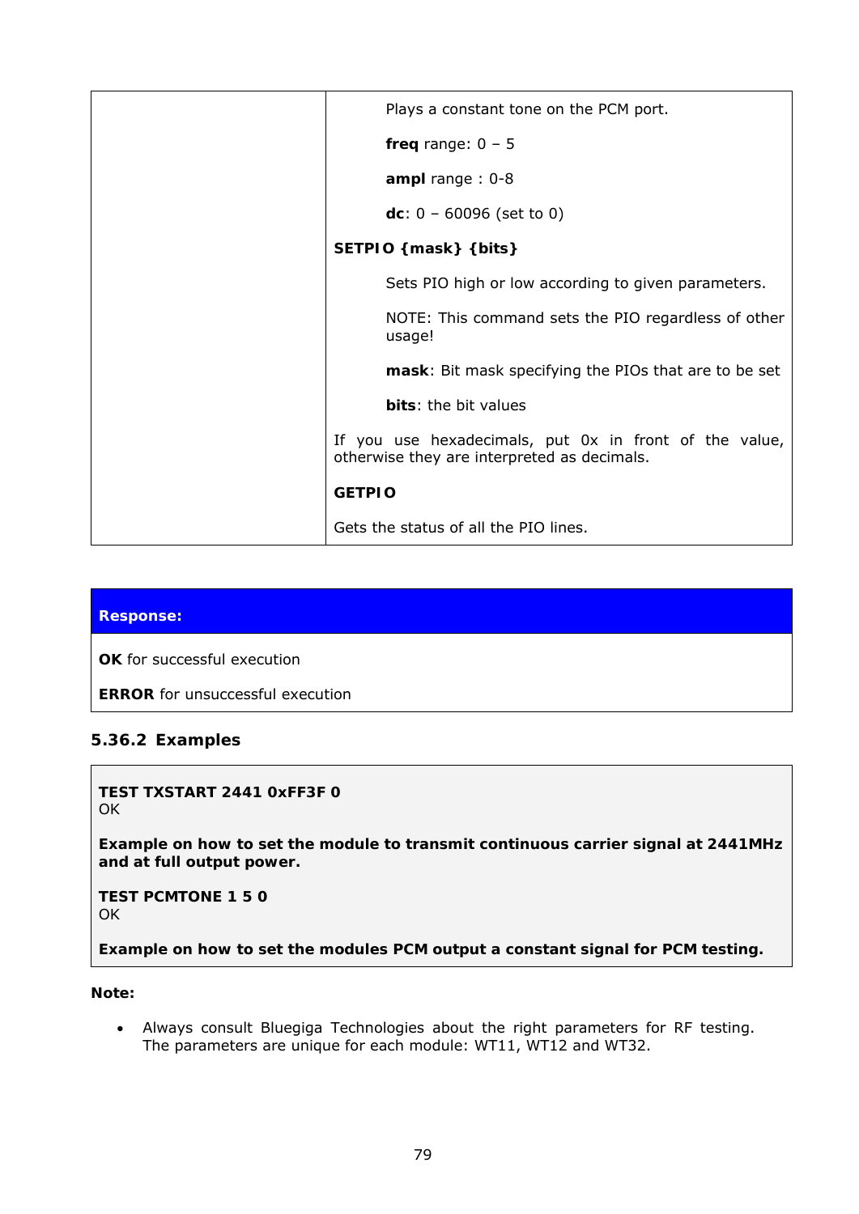| | |
|---|---|
| | Plays a constant tone on the PCM port.<br><br>**freq** range: 0 – 5<br><br>**ampl** range : 0-8<br><br>**dc**: 0 – 60096 (set to 0)<br><br>**SETPIO {mask} {bits}**<br><br>Sets PIO high or low according to given parameters.<br><br>NOTE: This command sets the PIO regardless of other usage!<br><br>**mask**: Bit mask specifying the PIOs that are to be set<br><br>**bits**: the bit values<br><br>If you use hexadecimals, put 0x in front of the value, otherwise they are interpreted as decimals.<br><br>**GETPIO**<br><br>Gets the status of all the PIO lines. |

| **Response:** |
|---|
| **OK** for successful execution<br><br>**ERROR** for unsuccessful execution |

### 5.36.2 Examples

**TEST TXSTART 2441 0xFF3F 0**
OK

**Example on how to set the module to transmit continuous carrier signal at 2441MHz and at full output power.**

**TEST PCMTONE 1 5 0**
OK

**Example on how to set the modules PCM output a constant signal for PCM testing.**

**Note:**

- Always consult Bluegiga Technologies about the right parameters for RF testing. The parameters are unique for each module: WT11, WT12 and WT32.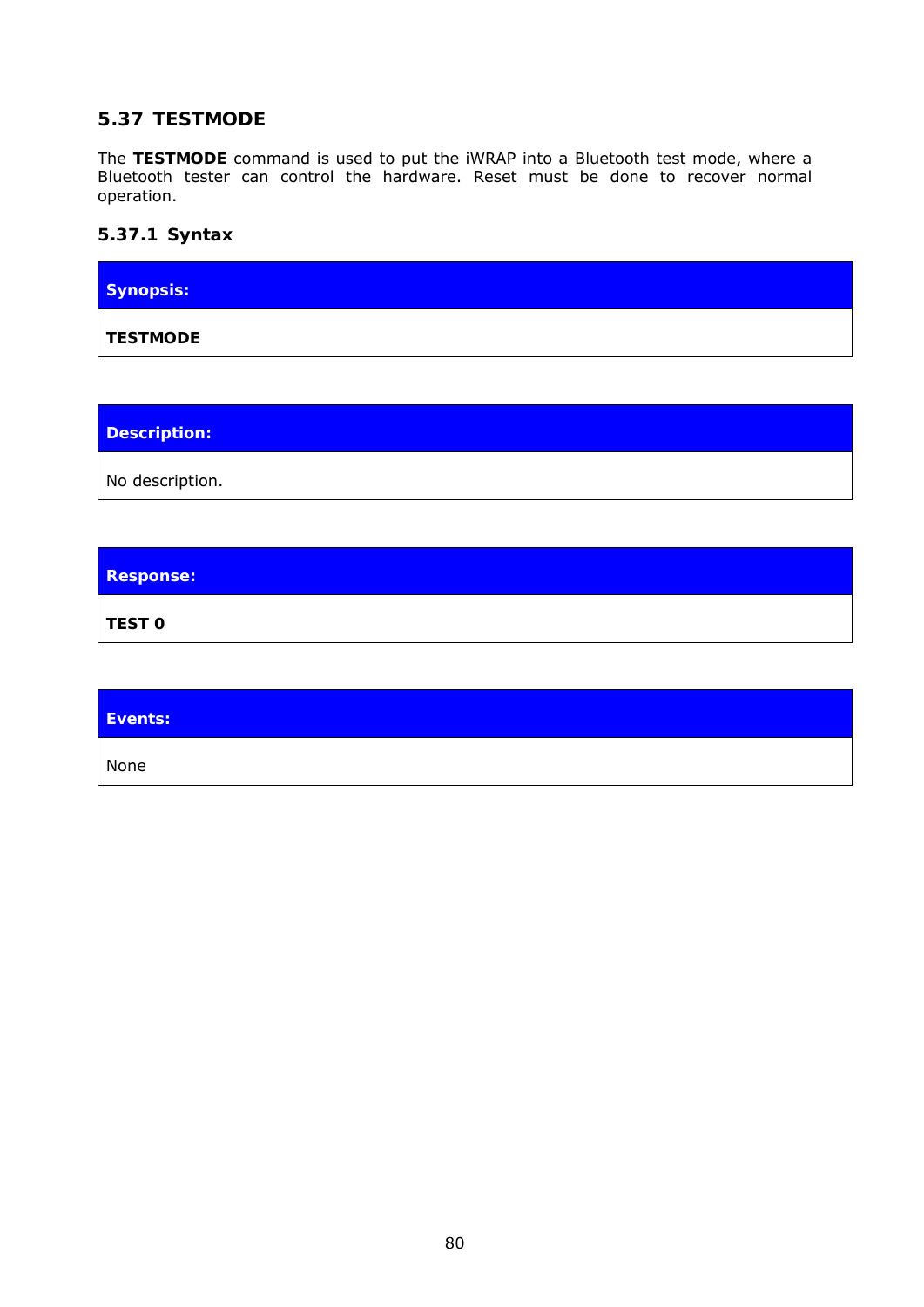## 5.37 TESTMODE

The **TESTMODE** command is used to put the iWRAP into a Bluetooth test mode, where a Bluetooth tester can control the hardware. Reset must be done to recover normal operation.

### 5.37.1 Syntax

| **Synopsis:** |
| --- |
| **TESTMODE** |

| **Description:** |
| --- |
| No description. |

| **Response:** |
| --- |
| **TEST 0** |

| **Events:** |
| --- |
| None |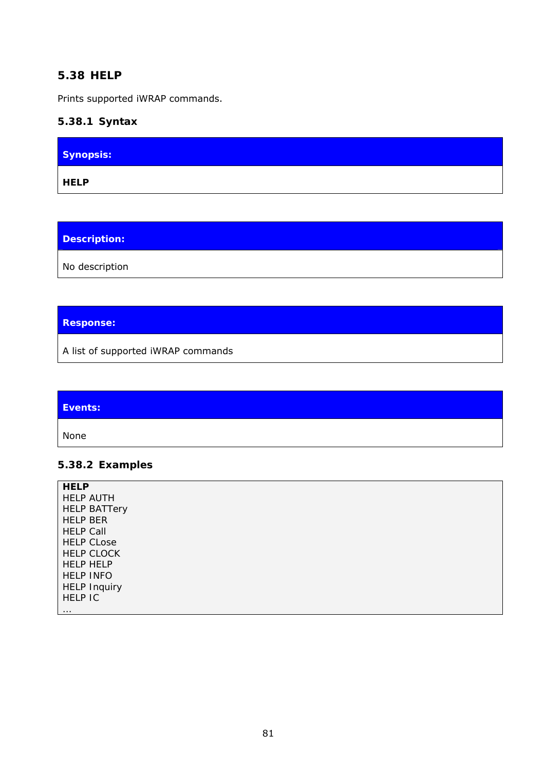## 5.38 HELP

Prints supported iWRAP commands.

### 5.38.1 Syntax

| **Synopsis:** |
|---|
| **HELP** |

| **Description:** |
|---|
| No description |

| **Response:** |
|---|
| A list of supported iWRAP commands |

| **Events:** |
|---|
| None |

### 5.38.2 Examples

```
HELP
HELP AUTH
HELP BATTery
HELP BER
HELP Call
HELP CLose
HELP CLOCK
HELP HELP
HELP INFO
HELP Inquiry
HELP IC
...
```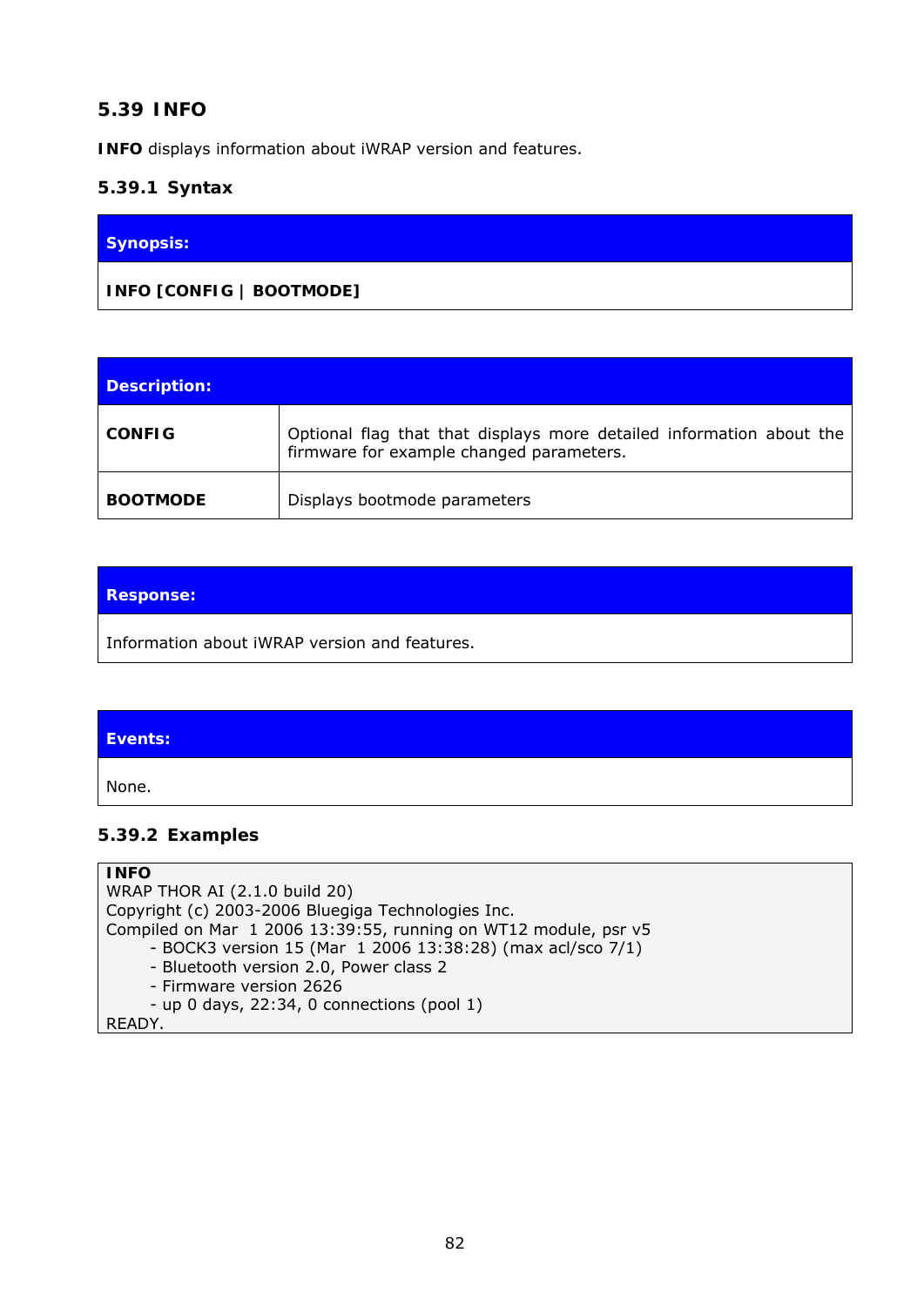## 5.39 INFO

**INFO** displays information about iWRAP version and features.

### 5.39.1 Syntax

| Synopsis: |
| --- |
| **INFO [CONFIG \| BOOTMODE]** |

| Description: | |
| --- | --- |
| **CONFIG** | Optional flag that that displays more detailed information about the firmware for example changed parameters. |
| **BOOTMODE** | Displays bootmode parameters |

| Response: |
| --- |
| Information about iWRAP version and features. |

| Events: |
| --- |
| None. |

### 5.39.2 Examples

```
INFO
WRAP THOR AI (2.1.0 build 20)
Copyright (c) 2003-2006 Bluegiga Technologies Inc.
Compiled on Mar  1 2006 13:39:55, running on WT12 module, psr v5
        - BOCK3 version 15 (Mar  1 2006 13:38:28) (max acl/sco 7/1)
        - Bluetooth version 2.0, Power class 2
        - Firmware version 2626
        - up 0 days, 22:34, 0 connections (pool 1)
READY.
```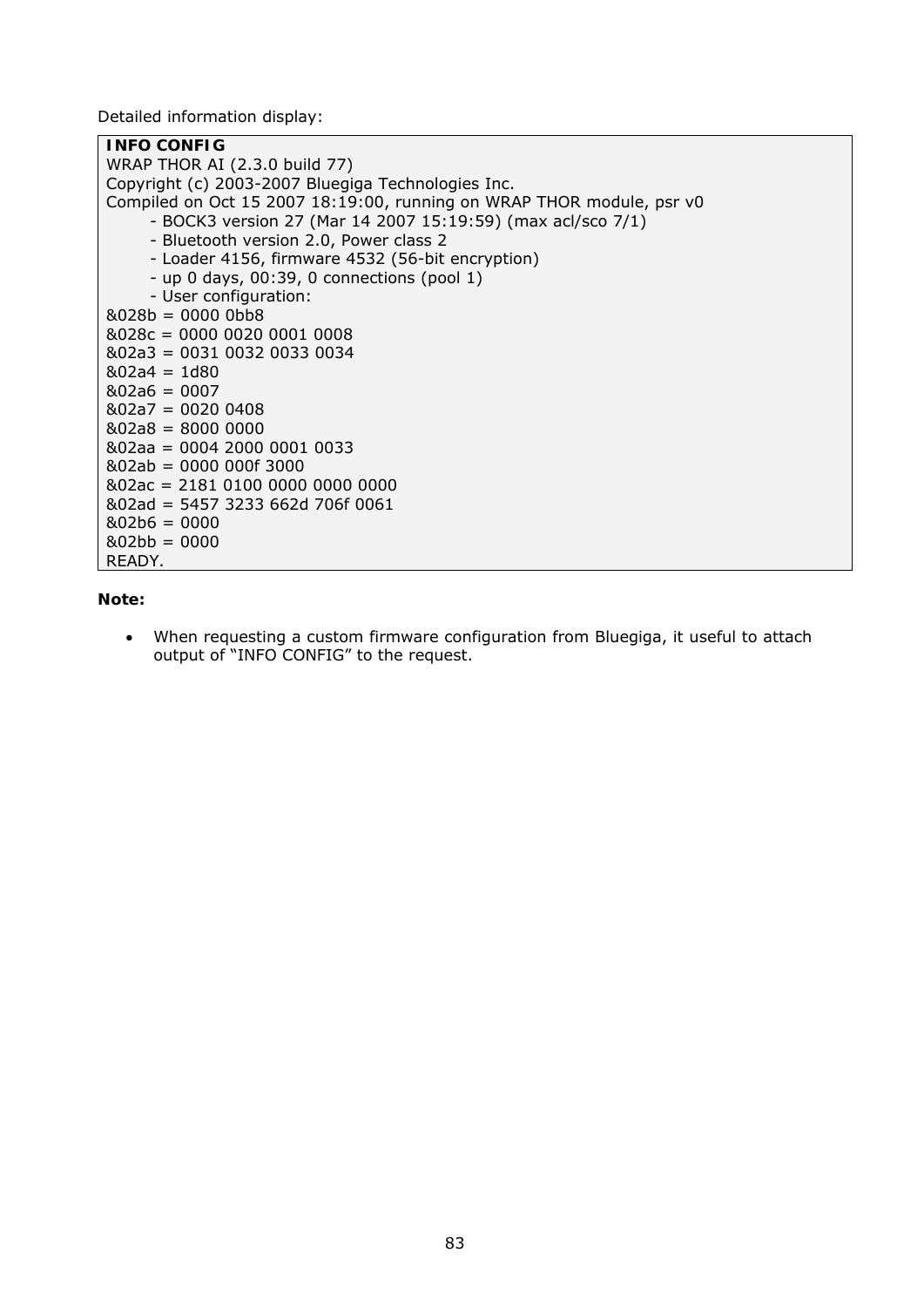Detailed information display:

```
INFO CONFIG
WRAP THOR AI (2.3.0 build 77)
Copyright (c) 2003-2007 Bluegiga Technologies Inc.
Compiled on Oct 15 2007 18:19:00, running on WRAP THOR module, psr v0
        - BOCK3 version 27 (Mar 14 2007 15:19:59) (max acl/sco 7/1)
        - Bluetooth version 2.0, Power class 2
        - Loader 4156, firmware 4532 (56-bit encryption)
        - up 0 days, 00:39, 0 connections (pool 1)
        - User configuration:
&028b = 0000 0bb8
&028c = 0000 0020 0001 0008
&02a3 = 0031 0032 0033 0034
&02a4 = 1d80
&02a6 = 0007
&02a7 = 0020 0408
&02a8 = 8000 0000
&02aa = 0004 2000 0001 0033
&02ab = 0000 000f 3000
&02ac = 2181 0100 0000 0000 0000
&02ad = 5457 3233 662d 706f 0061
&02b6 = 0000
&02bb = 0000
READY.
```

**Note:**

- When requesting a custom firmware configuration from Bluegiga, it useful to attach output of “INFO CONFIG” to the request.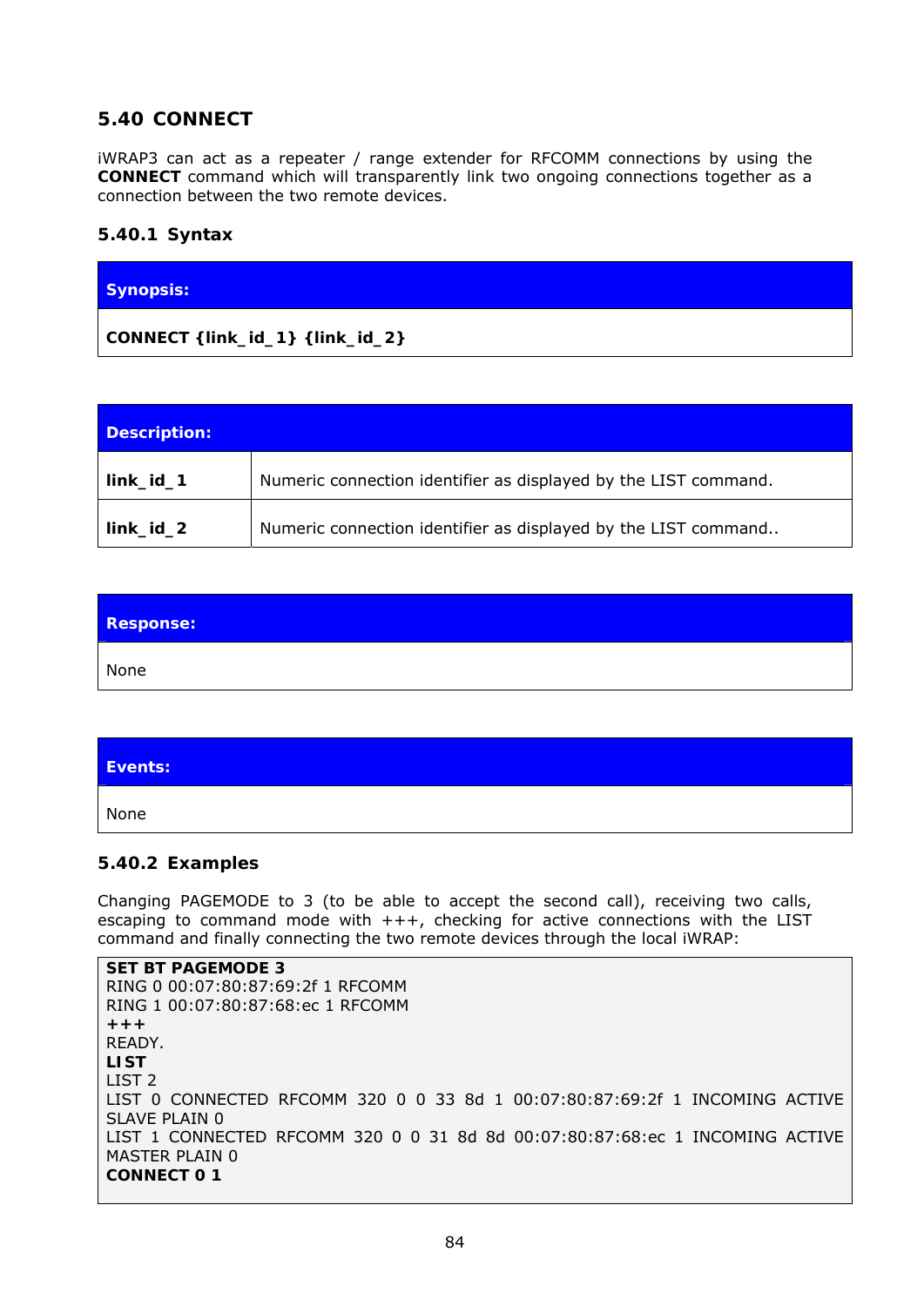## 5.40 CONNECT

iWRAP3 can act as a repeater / range extender for RFCOMM connections by using the **CONNECT** command which will transparently link two ongoing connections together as a connection between the two remote devices.

### 5.40.1 Syntax

| Synopsis: |
|---|
| **CONNECT {link_id_1} {link_id_2}** |

| Description: | |
|---|---|
| **link_id_1** | Numeric connection identifier as displayed by the LIST command. |
| **link_id_2** | Numeric connection identifier as displayed by the LIST command.. |

| Response: |
|---|
| None |

| Events: |
|---|
| None |

### 5.40.2 Examples

Changing PAGEMODE to 3 (to be able to accept the second call), receiving two calls, escaping to command mode with +++, checking for active connections with the LIST command and finally connecting the two remote devices through the local iWRAP:

```
SET BT PAGEMODE 3
RING 0 00:07:80:87:69:2f 1 RFCOMM
RING 1 00:07:80:87:68:ec 1 RFCOMM
+++
READY.
LIST
LIST 2
LIST 0 CONNECTED RFCOMM 320 0 0 33 8d 1 00:07:80:87:69:2f 1 INCOMING ACTIVE SLAVE PLAIN 0
LIST 1 CONNECTED RFCOMM 320 0 0 31 8d 8d 00:07:80:87:68:ec 1 INCOMING ACTIVE MASTER PLAIN 0
CONNECT 0 1
```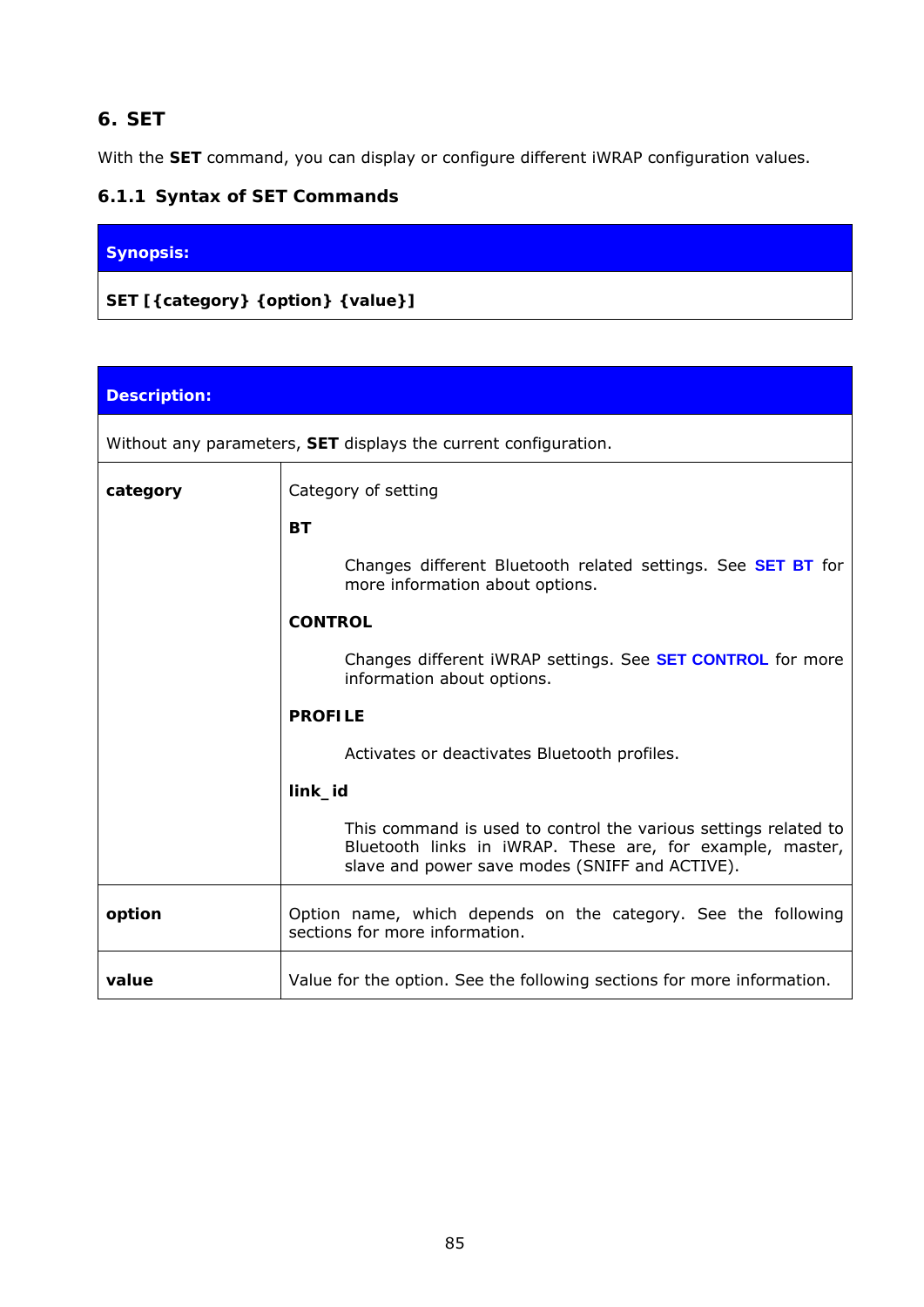# 6. SET

With the **SET** command, you can display or configure different iWRAP configuration values.

### 6.1.1 Syntax of SET Commands

| **Synopsis:** |
|---|
| **SET [{category} {option} {value}]** |

| **Description:** | |
|---|---|
| Without any parameters, **SET** displays the current configuration. | |
| **category** | Category of setting<br><br>**BT**<br><br>Changes different Bluetooth related settings. See **SET BT** for more information about options.<br><br>**CONTROL**<br><br>Changes different iWRAP settings. See **SET CONTROL** for more information about options.<br><br>**PROFILE**<br><br>Activates or deactivates Bluetooth profiles.<br><br>**link_id**<br><br>This command is used to control the various settings related to Bluetooth links in iWRAP. These are, for example, master, slave and power save modes (SNIFF and ACTIVE). |
| **option** | Option name, which depends on the category. See the following sections for more information. |
| **value** | Value for the option. See the following sections for more information. |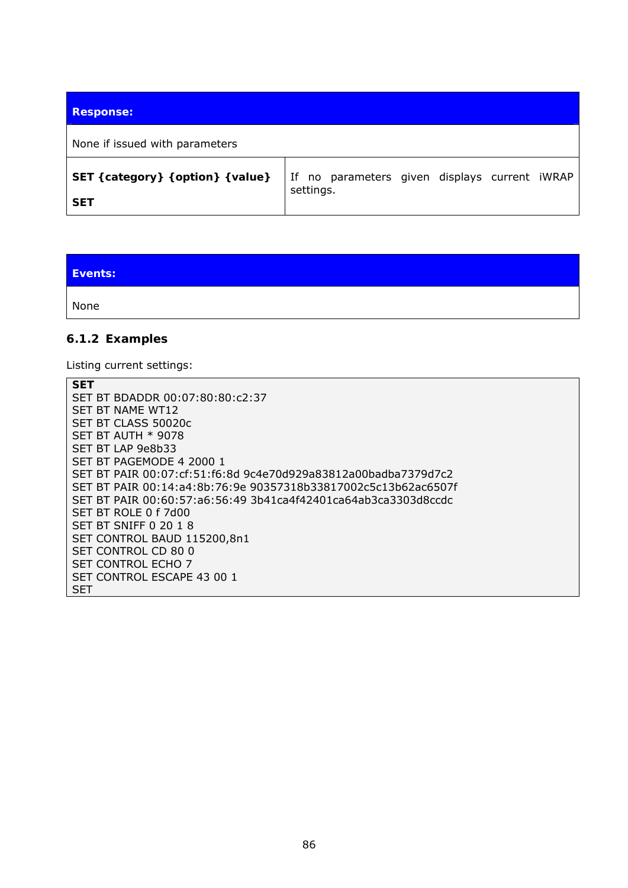| **Response:** | |
|---|---|
| None if issued with parameters | |
| **SET {category} {option} {value}**<br><br>**SET** | If no parameters given displays current iWRAP settings. |

| **Events:** |
|---|
| None |

### 6.1.2 Examples

Listing current settings:

```
SET
SET BT BDADDR 00:07:80:80:c2:37
SET BT NAME WT12
SET BT CLASS 50020c
SET BT AUTH * 9078
SET BT LAP 9e8b33
SET BT PAGEMODE 4 2000 1
SET BT PAIR 00:07:cf:51:f6:8d 9c4e70d929a83812a00badba7379d7c2
SET BT PAIR 00:14:a4:8b:76:9e 90357318b33817002c5c13b62ac6507f
SET BT PAIR 00:60:57:a6:56:49 3b41ca4f42401ca64ab3ca3303d8ccdc
SET BT ROLE 0 f 7d00
SET BT SNIFF 0 20 1 8
SET CONTROL BAUD 115200,8n1
SET CONTROL CD 80 0
SET CONTROL ECHO 7
SET CONTROL ESCAPE 43 00 1
SET
```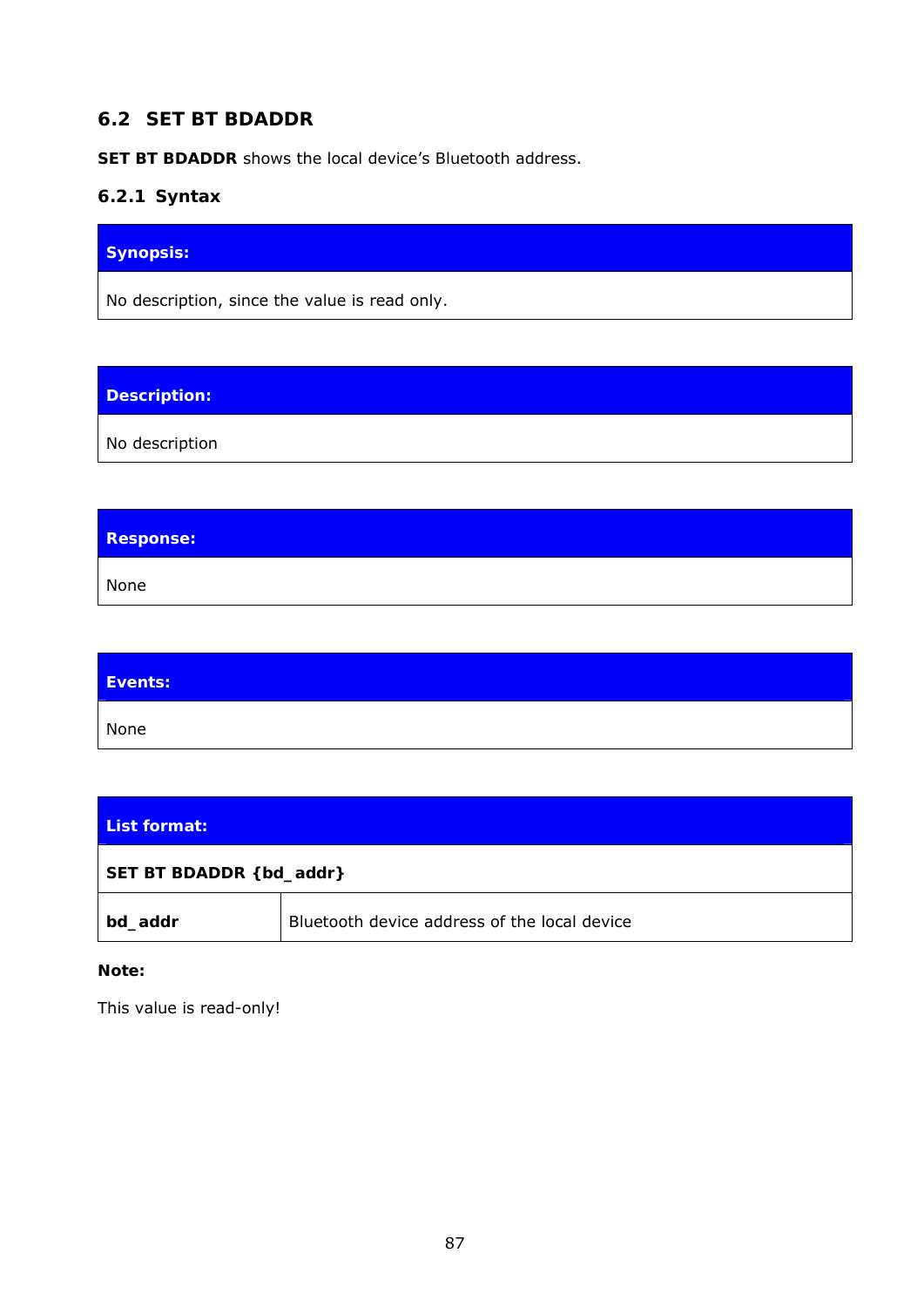## 6.2 SET BT BDADDR

**SET BT BDADDR** shows the local device's Bluetooth address.

### 6.2.1 Syntax

| **Synopsis:** |
| --- |
| No description, since the value is read only. |

| **Description:** |
| --- |
| No description |

| **Response:** |
| --- |
| None |

| **Events:** |
| --- |
| None |

| **List format:** | |
| --- | --- |
| **SET BT BDADDR {bd_addr}** | |
| **bd_addr** | Bluetooth device address of the local device |

**Note:**

This value is read-only!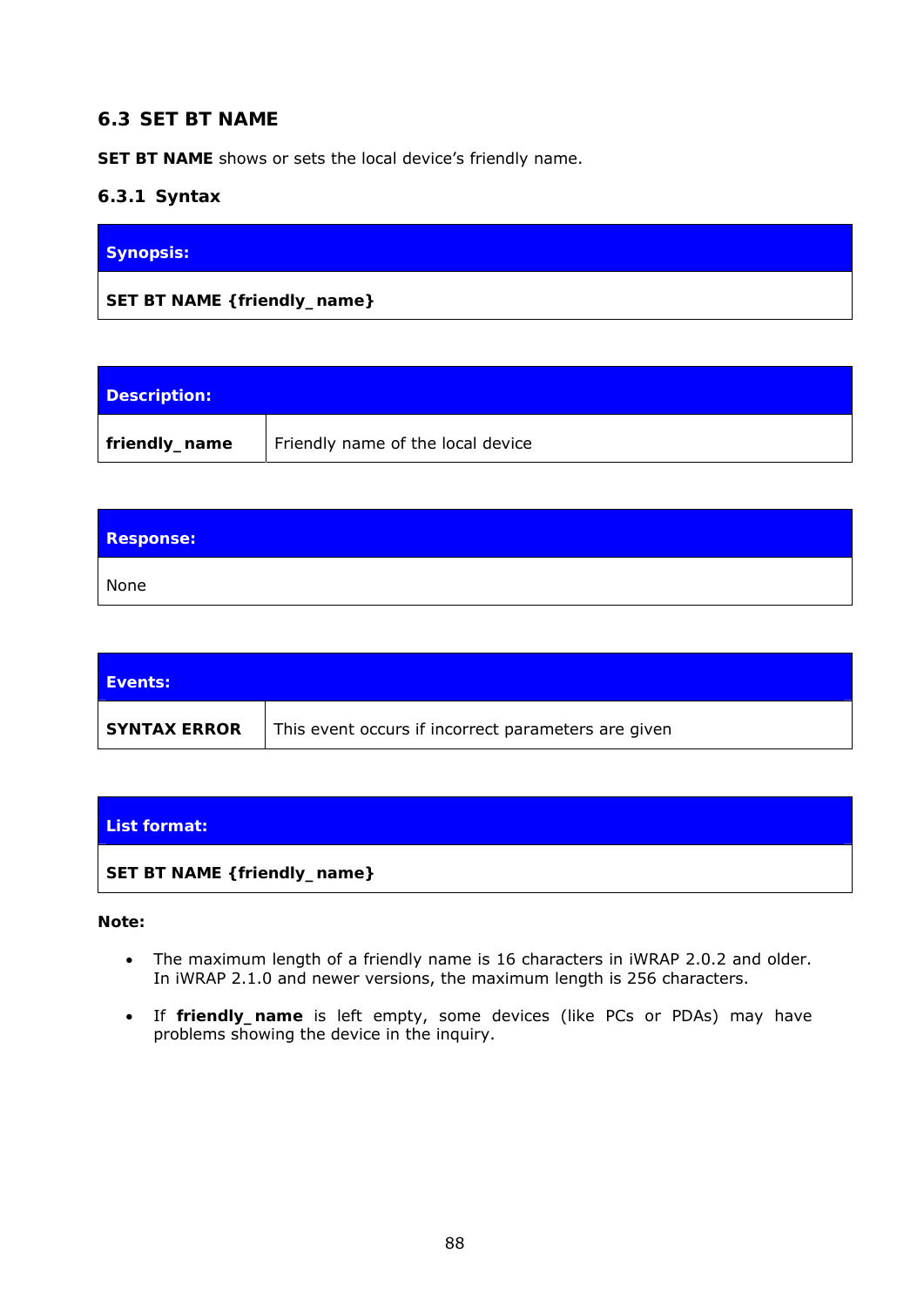## 6.3 SET BT NAME

**SET BT NAME** shows or sets the local device's friendly name.

### 6.3.1 Syntax

| **Synopsis:** |
|---|
| **SET BT NAME {friendly_ name}** |

| **Description:** | |
|---|---|
| **friendly_ name** | Friendly name of the local device |

| **Response:** |
|---|
| None |

| **Events:** | |
|---|---|
| **SYNTAX ERROR** | This event occurs if incorrect parameters are given |

| **List format:** |
|---|
| **SET BT NAME {friendly_ name}** |

**Note:**

- The maximum length of a friendly name is 16 characters in iWRAP 2.0.2 and older. In iWRAP 2.1.0 and newer versions, the maximum length is 256 characters.
- If **friendly_ name** is left empty, some devices (like PCs or PDAs) may have problems showing the device in the inquiry.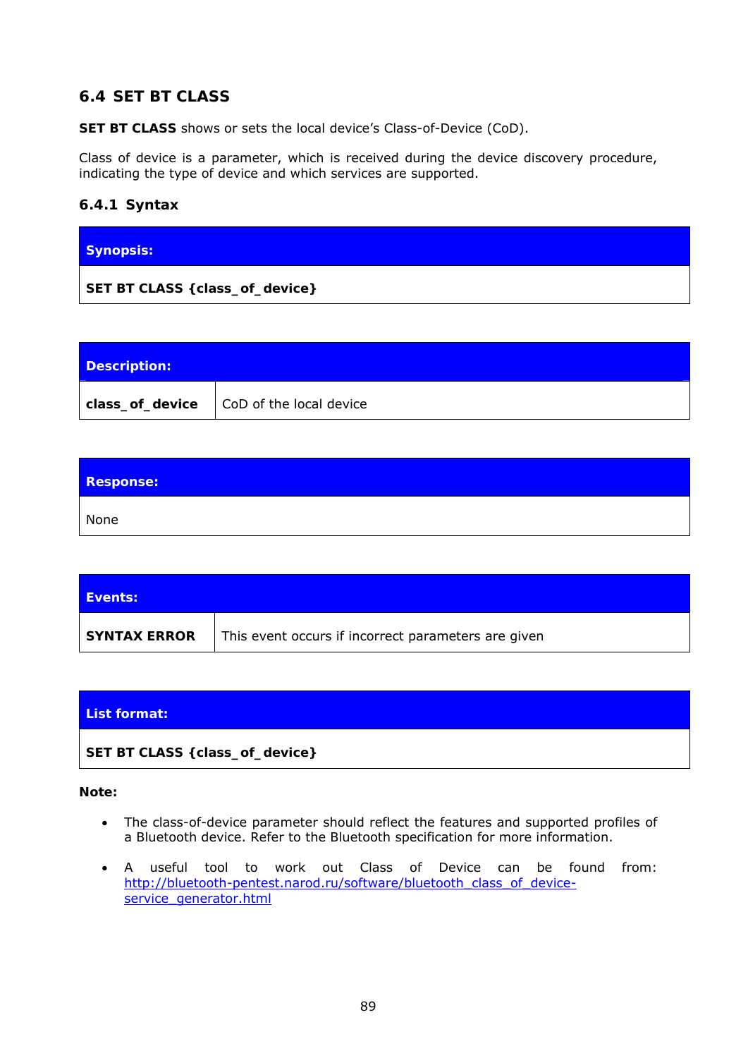## 6.4 SET BT CLASS

**SET BT CLASS** shows or sets the local device's Class-of-Device (CoD).

Class of device is a parameter, which is received during the device discovery procedure, indicating the type of device and which services are supported.

### 6.4.1 Syntax

| **Synopsis:** |
|---|
| **SET BT CLASS {class_of_device}** |

| **Description:** | |
|---|---|
| **class_of_device** | CoD of the local device |

| **Response:** |
|---|
| None |

| **Events:** | |
|---|---|
| **SYNTAX ERROR** | This event occurs if incorrect parameters are given |

| **List format:** |
|---|
| **SET BT CLASS {class_of_device}** |

**Note:**

- The class-of-device parameter should reflect the features and supported profiles of a Bluetooth device. Refer to the Bluetooth specification for more information.
- A useful tool to work out Class of Device can be found from: [http://bluetooth-pentest.narod.ru/software/bluetooth_class_of_device-service_generator.html](http://bluetooth-pentest.narod.ru/software/bluetooth_class_of_device-service_generator.html)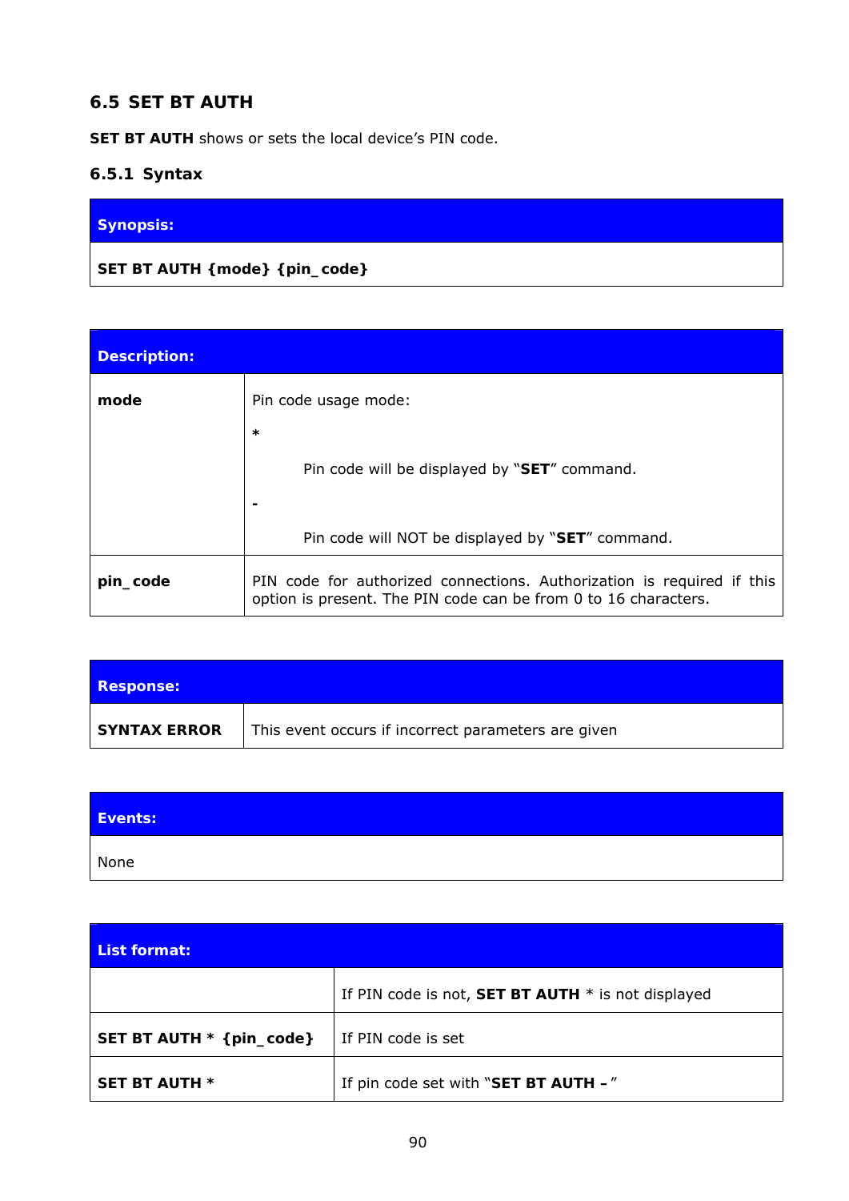## 6.5 SET BT AUTH

**SET BT AUTH** shows or sets the local device's PIN code.

### 6.5.1 Syntax

| Synopsis: |
|---|
| **SET BT AUTH {mode} {pin_code}** |

| Description: | |
|---|---|
| **mode** | Pin code usage mode:<br>**\***<br>Pin code will be displayed by "**SET**" command.<br>**-**<br>Pin code will NOT be displayed by "**SET**" command. |
| **pin_code** | PIN code for authorized connections. Authorization is required if this option is present. The PIN code can be from 0 to 16 characters. |

| Response: | |
|---|---|
| **SYNTAX ERROR** | This event occurs if incorrect parameters are given |

| Events: |
|---|
| None |

| List format: | |
|---|---|
| | If PIN code is not, **SET BT AUTH** * is not displayed |
| **SET BT AUTH \* {pin_code}** | If PIN code is set |
| **SET BT AUTH \*** | If pin code set with "**SET BT AUTH –** " |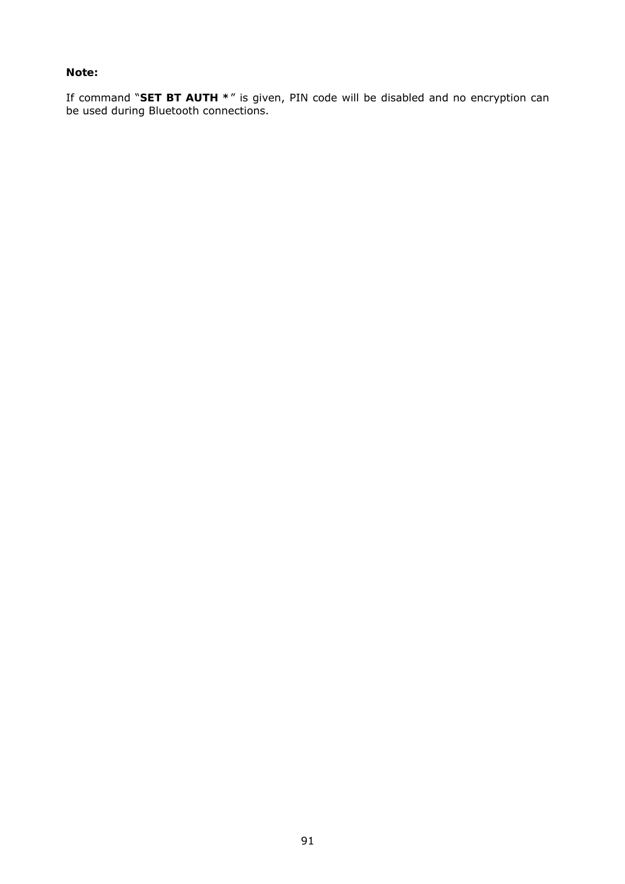**Note:**

If command "**SET BT AUTH ***" is given, PIN code will be disabled and no encryption can be used during Bluetooth connections.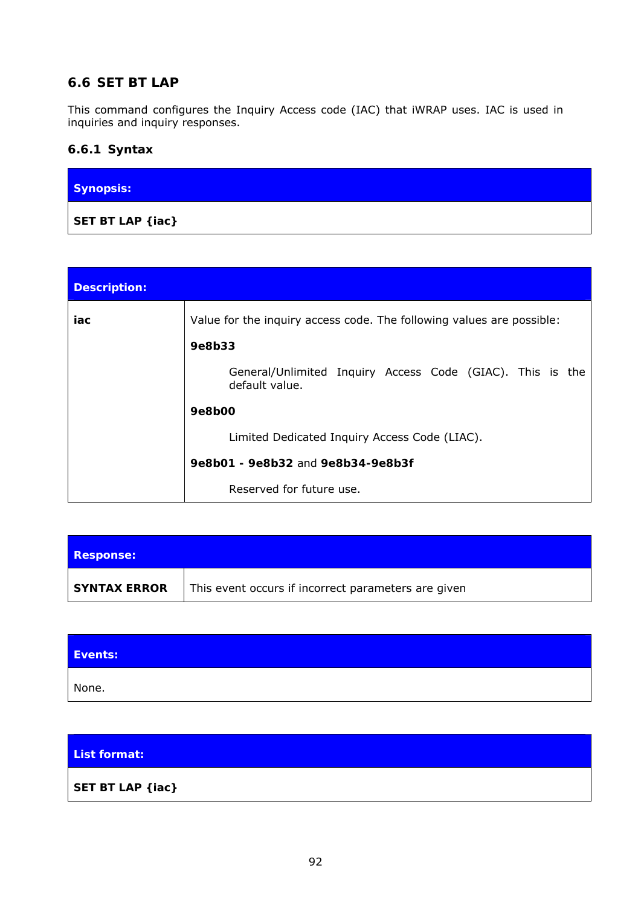## 6.6 SET BT LAP

This command configures the Inquiry Access code (IAC) that iWRAP uses. IAC is used in inquiries and inquiry responses.

### 6.6.1 Syntax

| **Synopsis:** |
|---|
| **SET BT LAP {iac}** |

| **Description:** | |
|---|---|
| **iac** | Value for the inquiry access code. The following values are possible:<br><br>**9e8b33**<br><br>General/Unlimited Inquiry Access Code (GIAC). This is the default value.<br><br>**9e8b00**<br><br>Limited Dedicated Inquiry Access Code (LIAC).<br><br>**9e8b01 - 9e8b32** and **9e8b34-9e8b3f**<br><br>Reserved for future use. |

| **Response:** | |
|---|---|
| **SYNTAX ERROR** | This event occurs if incorrect parameters are given |

| **Events:** |
|---|
| None. |

| **List format:** |
|---|
| **SET BT LAP {iac}** |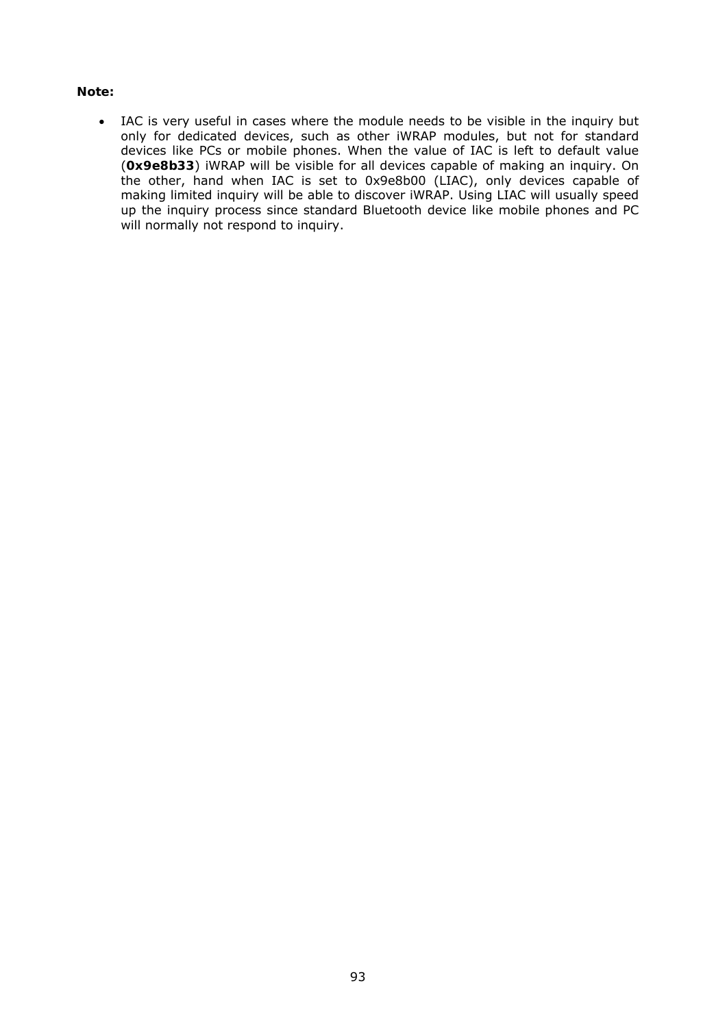**Note:**

- IAC is very useful in cases where the module needs to be visible in the inquiry but only for dedicated devices, such as other iWRAP modules, but not for standard devices like PCs or mobile phones. When the value of IAC is left to default value (**0x9e8b33**) iWRAP will be visible for all devices capable of making an inquiry. On the other, hand when IAC is set to 0x9e8b00 (LIAC), only devices capable of making limited inquiry will be able to discover iWRAP. Using LIAC will usually speed up the inquiry process since standard Bluetooth device like mobile phones and PC will normally not respond to inquiry.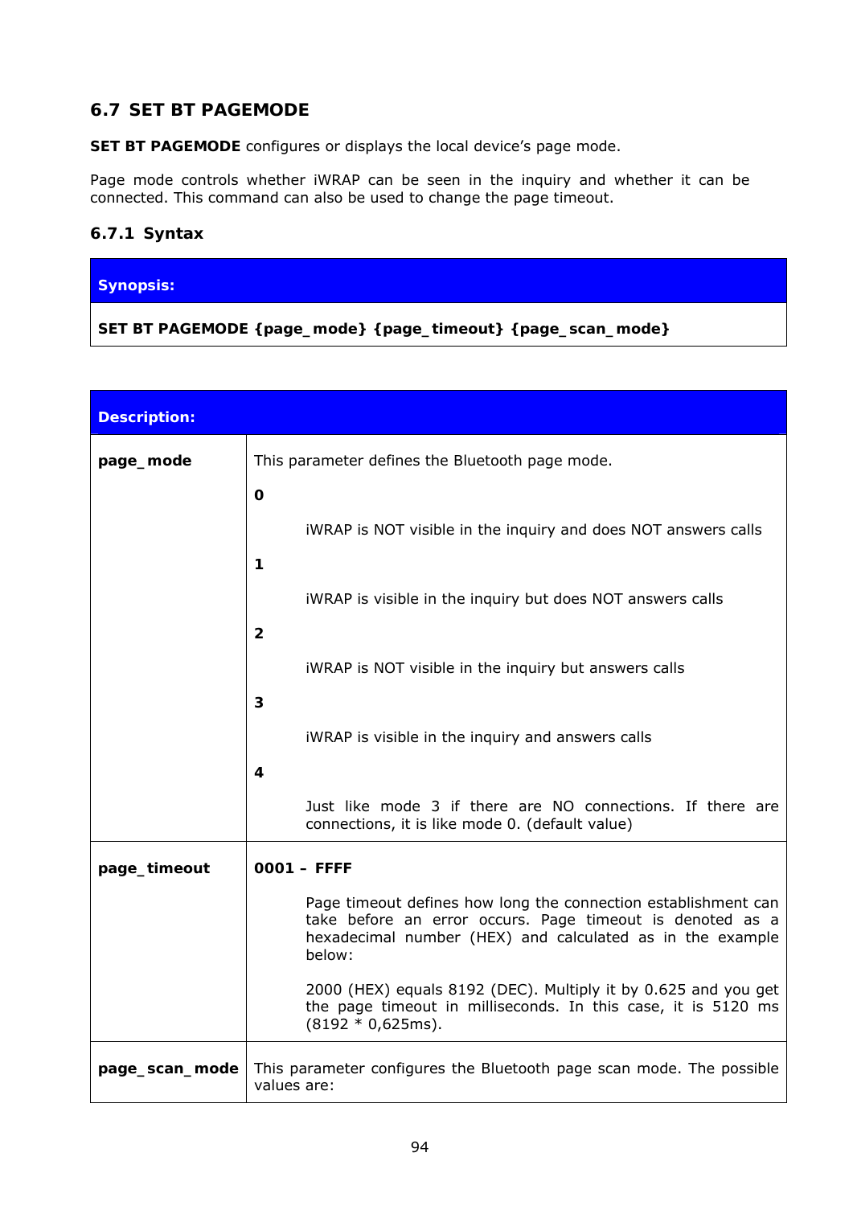## 6.7 SET BT PAGEMODE

**SET BT PAGEMODE** configures or displays the local device's page mode.

Page mode controls whether iWRAP can be seen in the inquiry and whether it can be connected. This command can also be used to change the page timeout.

### 6.7.1 Syntax

| **Synopsis:** |
|---|
| **SET BT PAGEMODE {page_mode} {page_timeout} {page_scan_mode}** |

| **Description:** | |
|---|---|
| **page_mode** | This parameter defines the Bluetooth page mode.<br><br>**0**<br><br>iWRAP is NOT visible in the inquiry and does NOT answers calls<br><br>**1**<br><br>iWRAP is visible in the inquiry but does NOT answers calls<br><br>**2**<br><br>iWRAP is NOT visible in the inquiry but answers calls<br><br>**3**<br><br>iWRAP is visible in the inquiry and answers calls<br><br>**4**<br><br>Just like mode 3 if there are NO connections. If there are connections, it is like mode 0. (default value) |
| **page_timeout** | **0001 – FFFF**<br><br>Page timeout defines how long the connection establishment can take before an error occurs. Page timeout is denoted as a hexadecimal number (HEX) and calculated as in the example below:<br><br>2000 (HEX) equals 8192 (DEC). Multiply it by 0.625 and you get the page timeout in milliseconds. In this case, it is 5120 ms (8192 * 0,625ms). |
| **page_scan_mode** | This parameter configures the Bluetooth page scan mode. The possible values are: |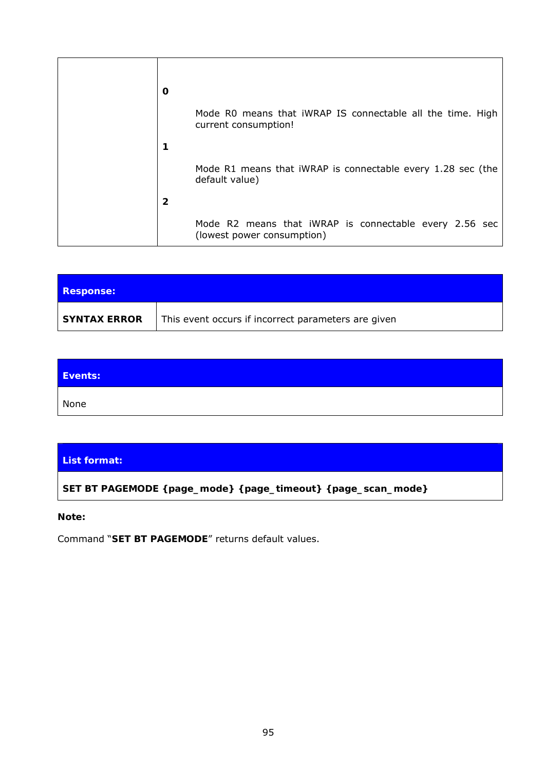| | |
|---|---|
| | **0**<br><br>Mode R0 means that iWRAP IS connectable all the time. High current consumption!<br><br>**1**<br><br>Mode R1 means that iWRAP is connectable every 1.28 sec (the default value)<br><br>**2**<br><br>Mode R2 means that iWRAP is connectable every 2.56 sec (lowest power consumption) |

| **Response:** | |
|---|---|
| **SYNTAX ERROR** | This event occurs if incorrect parameters are given |

| **Events:** |
|---|
| None |

| **List format:** |
|---|
| **SET BT PAGEMODE {page_mode} {page_timeout} {page_scan_mode}** |

**Note:**

Command “**SET BT PAGEMODE**” returns default values.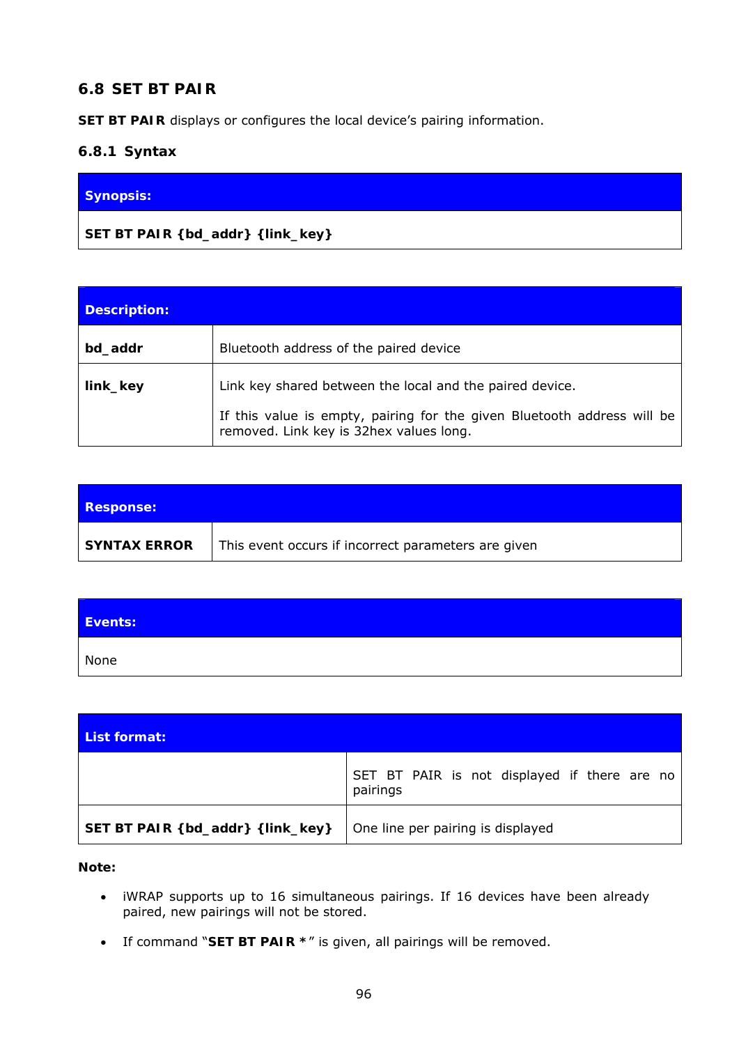## 6.8 SET BT PAIR

**SET BT PAIR** displays or configures the local device's pairing information.

### 6.8.1 Syntax

| **Synopsis:** |
|---|
| **SET BT PAIR {bd_addr} {link_key}** |

| **Description:** | |
|---|---|
| **bd_addr** | Bluetooth address of the paired device |
| **link_key** | Link key shared between the local and the paired device.<br><br>If this value is empty, pairing for the given Bluetooth address will be removed. Link key is 32hex values long. |

| **Response:** | |
|---|---|
| **SYNTAX ERROR** | This event occurs if incorrect parameters are given |

| **Events:** |
|---|
| None |

| **List format:** | |
|---|---|
| | SET BT PAIR is not displayed if there are no pairings |
| **SET BT PAIR {bd_addr} {link_key}** | One line per pairing is displayed |

**Note:**

- iWRAP supports up to 16 simultaneous pairings. If 16 devices have been already paired, new pairings will not be stored.
- If command "**SET BT PAIR ***" is given, all pairings will be removed.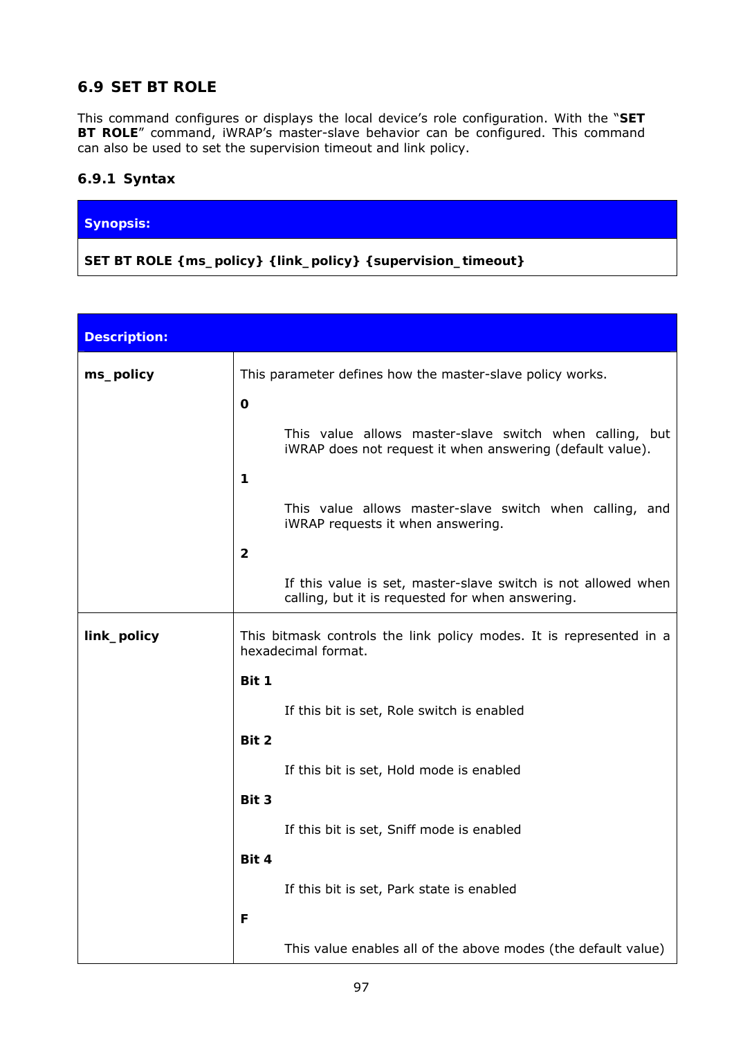## 6.9 SET BT ROLE

This command configures or displays the local device's role configuration. With the "**SET BT ROLE**" command, iWRAP's master-slave behavior can be configured. This command can also be used to set the supervision timeout and link policy.

### 6.9.1 Syntax

| **Synopsis:** |
|---|
| **SET BT ROLE {ms_policy} {link_policy} {supervision_timeout}** |

| **Description:** | |
|---|---|
| **ms_policy** | This parameter defines how the master-slave policy works.<br><br>**0**<br><br>This value allows master-slave switch when calling, but iWRAP does not request it when answering (default value).<br><br>**1**<br><br>This value allows master-slave switch when calling, and iWRAP requests it when answering.<br><br>**2**<br><br>If this value is set, master-slave switch is not allowed when calling, but it is requested for when answering. |
| **link_policy** | This bitmask controls the link policy modes. It is represented in a hexadecimal format.<br><br>**Bit 1**<br><br>If this bit is set, Role switch is enabled<br><br>**Bit 2**<br><br>If this bit is set, Hold mode is enabled<br><br>**Bit 3**<br><br>If this bit is set, Sniff mode is enabled<br><br>**Bit 4**<br><br>If this bit is set, Park state is enabled<br><br>**F**<br><br>This value enables all of the above modes (the default value) |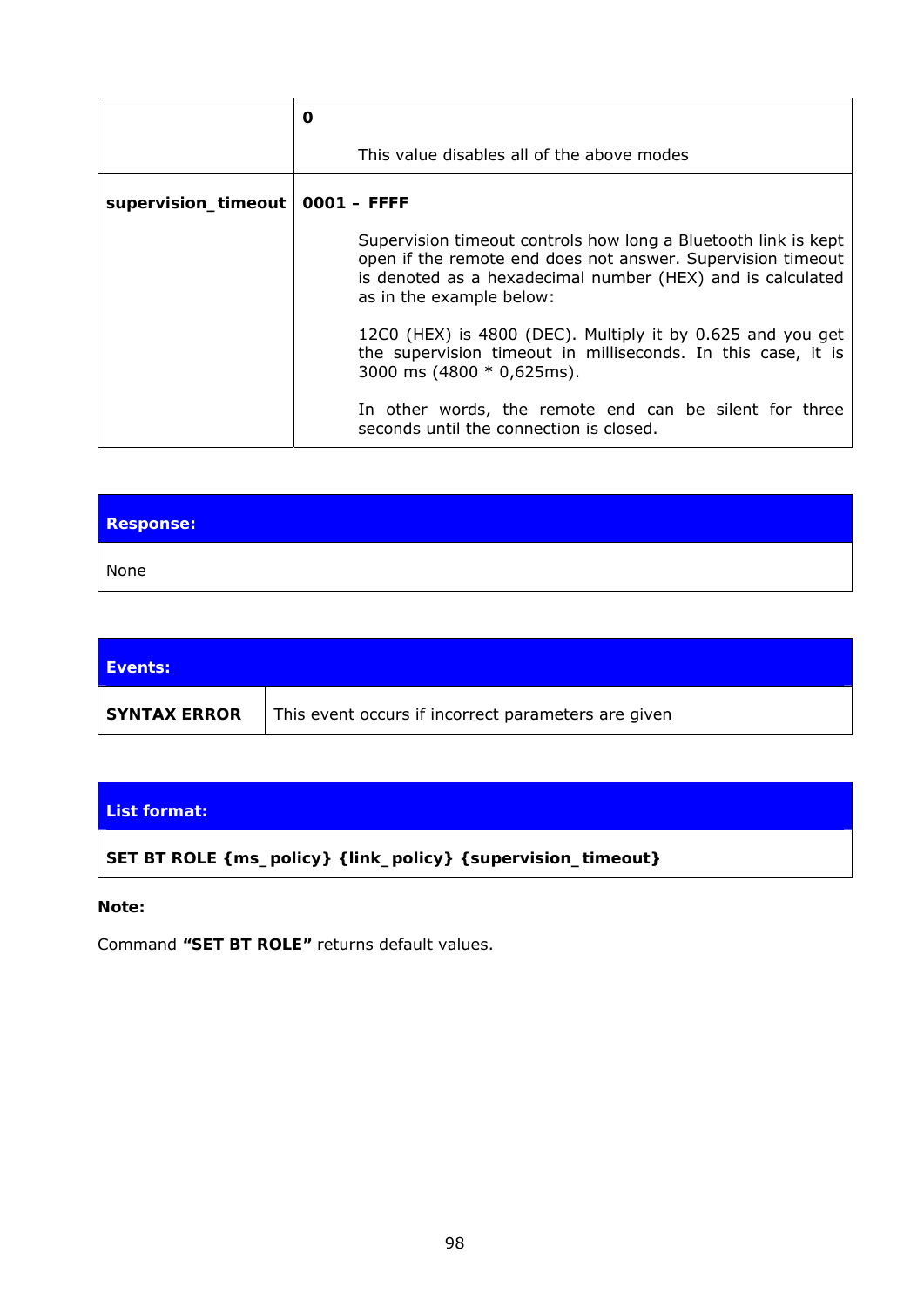| | |
|---|---|
| | **0**<br><br>This value disables all of the above modes |
| **supervision_timeout** | **0001 – FFFF**<br><br>Supervision timeout controls how long a Bluetooth link is kept open if the remote end does not answer. Supervision timeout is denoted as a hexadecimal number (HEX) and is calculated as in the example below:<br><br>12C0 (HEX) is 4800 (DEC). Multiply it by 0.625 and you get the supervision timeout in milliseconds. In this case, it is 3000 ms (4800 * 0,625ms).<br><br>In other words, the remote end can be silent for three seconds until the connection is closed. |

| **Response:** |
|---|
| None |

| **Events:** | |
|---|---|
| **SYNTAX ERROR** | This event occurs if incorrect parameters are given |

| **List format:** |
|---|
| **SET BT ROLE {ms_policy} {link_policy} {supervision_timeout}** |

**Note:**

Command **"SET BT ROLE"** returns default values.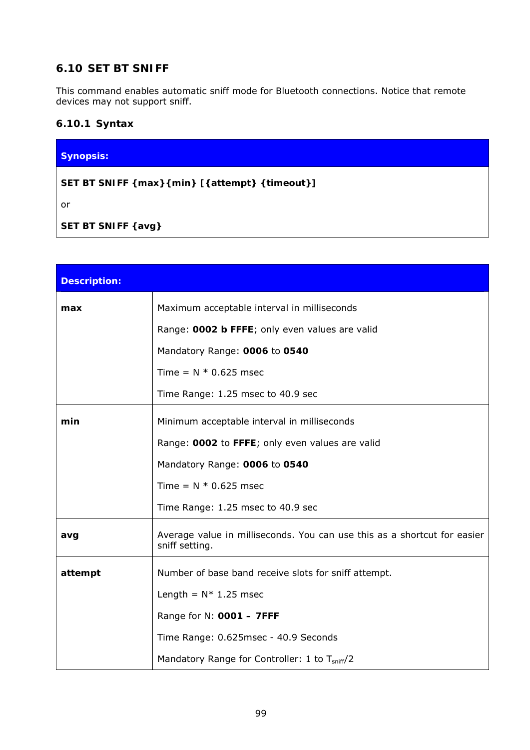## 6.10 SET BT SNIFF

This command enables automatic sniff mode for Bluetooth connections. Notice that remote devices may not support sniff.

### 6.10.1 Syntax

| Synopsis: |
| --- |
| **SET BT SNIFF {max}{min} [{attempt} {timeout}]**<br><br>or<br><br>**SET BT SNIFF {avg}** |

| Description: | |
| --- | --- |
| **max** | Maximum acceptable interval in milliseconds<br><br>Range: **0002 b FFFE**; only even values are valid<br><br>Mandatory Range: **0006** to **0540**<br><br>Time = N * 0.625 msec<br><br>Time Range: 1.25 msec to 40.9 sec |
| **min** | Minimum acceptable interval in milliseconds<br><br>Range: **0002** to **FFFE**; only even values are valid<br><br>Mandatory Range: **0006** to **0540**<br><br>Time = N * 0.625 msec<br><br>Time Range: 1.25 msec to 40.9 sec |
| **avg** | Average value in milliseconds. You can use this as a shortcut for easier sniff setting. |
| **attempt** | Number of base band receive slots for sniff attempt.<br><br>Length = N* 1.25 msec<br><br>Range for N: **0001 – 7FFF**<br><br>Time Range: 0.625msec - 40.9 Seconds<br><br>Mandatory Range for Controller: 1 to $T_{sniff}/2$ |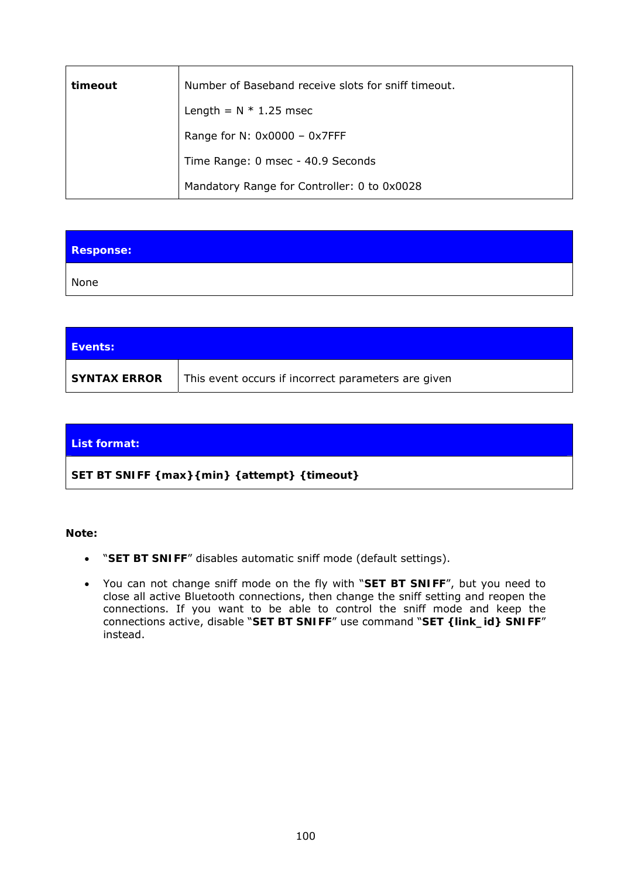| **timeout** | Number of Baseband receive slots for sniff timeout.<br>Length = N * 1.25 msec<br>Range for N: 0x0000 – 0x7FFF<br>Time Range: 0 msec - 40.9 Seconds<br>Mandatory Range for Controller: 0 to 0x0028 |
|---|---|

| **Response:** |
|---|
| None |

| **Events:** | |
|---|---|
| **SYNTAX ERROR** | This event occurs if incorrect parameters are given |

| **List format:** |
|---|
| **SET BT SNIFF {max}{min} {attempt} {timeout}** |

**Note:**

- "**SET BT SNIFF**" disables automatic sniff mode (default settings).
- You can not change sniff mode on the fly with "**SET BT SNIFF**", but you need to close all active Bluetooth connections, then change the sniff setting and reopen the connections. If you want to be able to control the sniff mode and keep the connections active, disable "**SET BT SNIFF**" use command "**SET {link_id} SNIFF**" instead.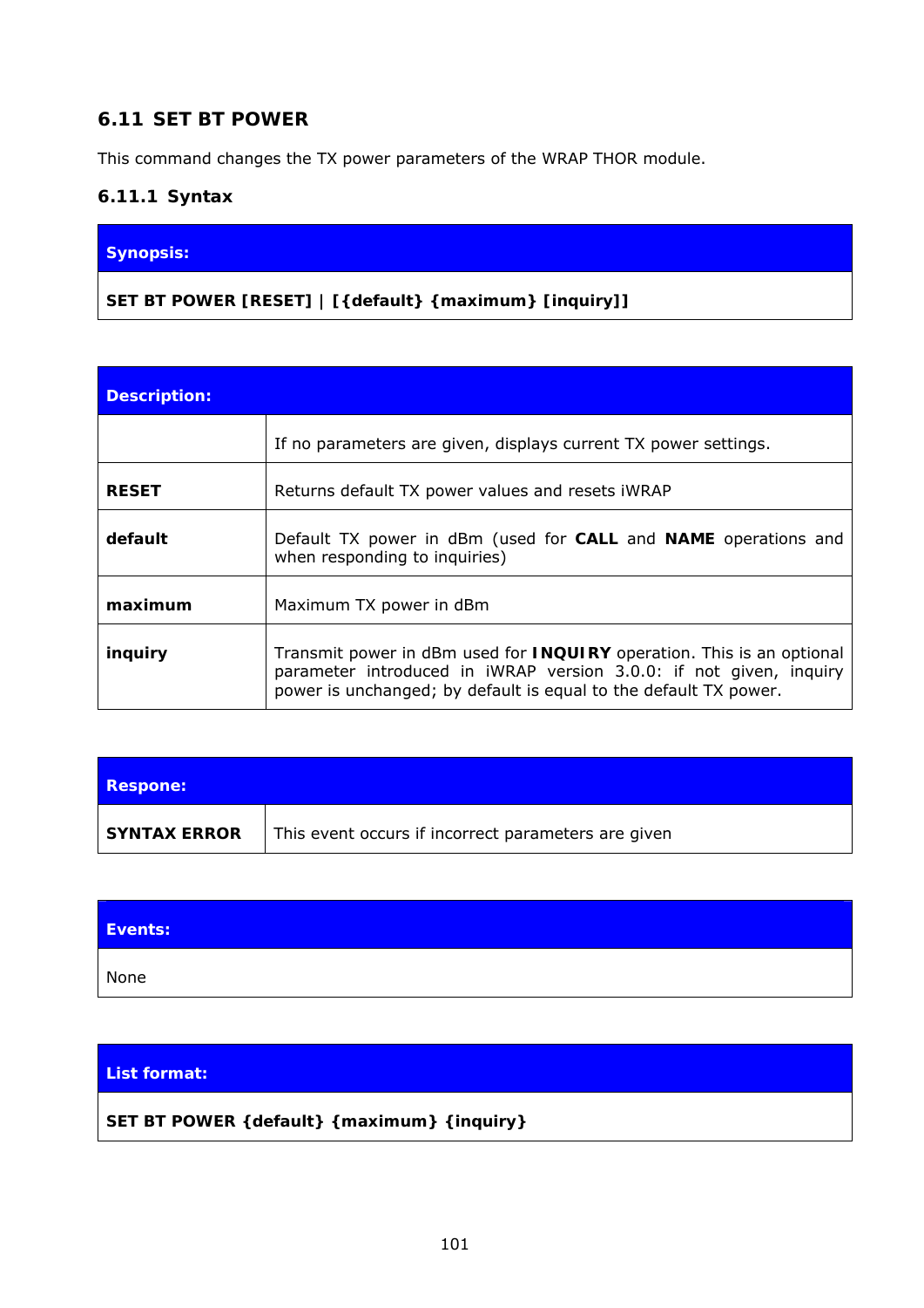## 6.11 SET BT POWER

This command changes the TX power parameters of the WRAP THOR module.

### 6.11.1 Syntax

| **Synopsis:** |
|---|
| **SET BT POWER [RESET] \| [{default} {maximum} [inquiry]]** |

| **Description:** | |
|---|---|
| | If no parameters are given, displays current TX power settings. |
| **RESET** | Returns default TX power values and resets iWRAP |
| **default** | Default TX power in dBm (used for **CALL** and **NAME** operations and when responding to inquiries) |
| **maximum** | Maximum TX power in dBm |
| **inquiry** | Transmit power in dBm used for **INQUIRY** operation. This is an optional parameter introduced in iWRAP version 3.0.0: if not given, inquiry power is unchanged; by default is equal to the default TX power. |

| **Respone:** | |
|---|---|
| **SYNTAX ERROR** | This event occurs if incorrect parameters are given |

| **Events:** |
|---|
| None |

| **List format:** |
|---|
| **SET BT POWER {default} {maximum} {inquiry}** |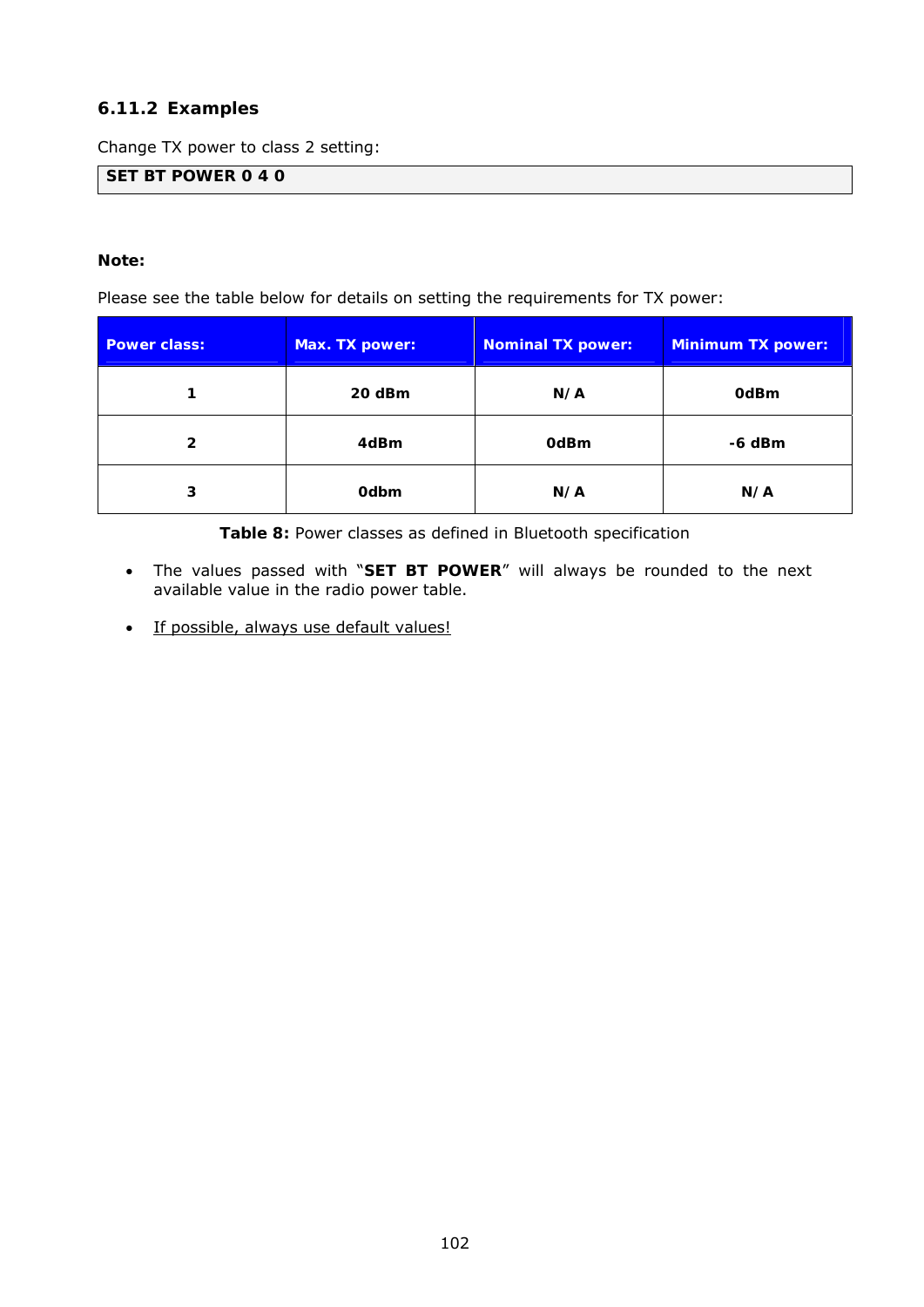### 6.11.2 Examples

Change TX power to class 2 setting:

```
SET BT POWER 0 4 0
```

**Note:**

Please see the table below for details on setting the requirements for TX power:

| Power class: | Max. TX power: | Nominal TX power: | Minimum TX power: |
|---|---|---|---|
| **1** | **20 dBm** | **N/A** | **0dBm** |
| **2** | **4dBm** | **0dBm** | **-6 dBm** |
| **3** | **0dbm** | **N/A** | **N/A** |

**Table 8:** Power classes as defined in Bluetooth specification

- The values passed with “**SET BT POWER**” will always be rounded to the next available value in the radio power table.
- <u>If possible, always use default values!</u>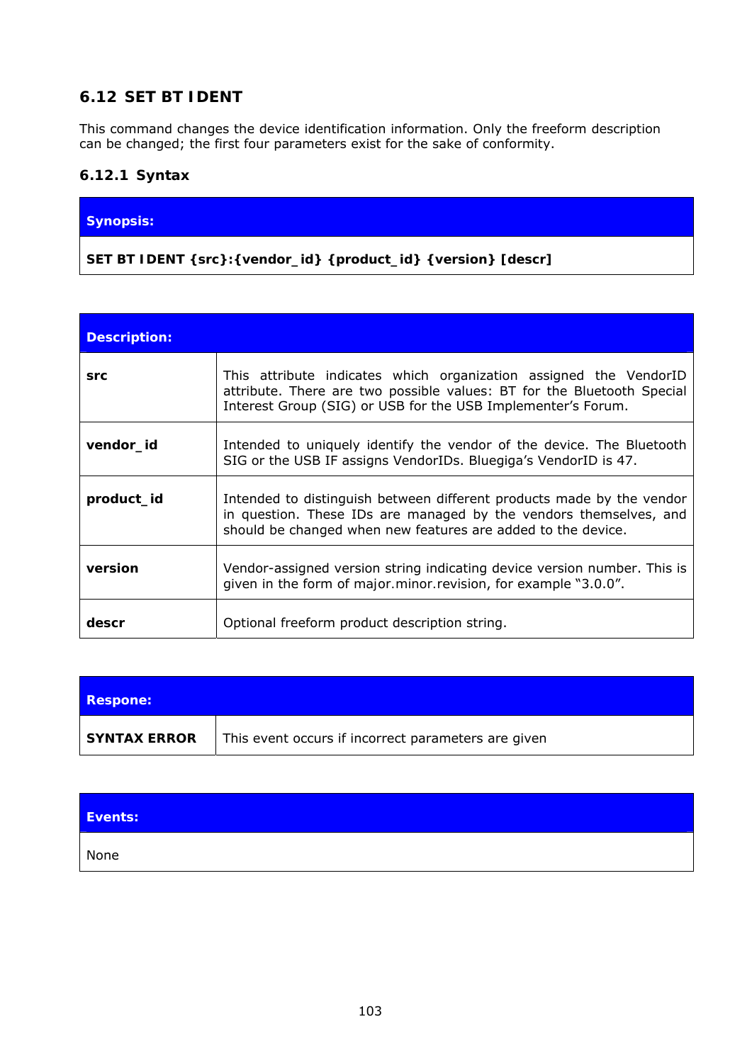## 6.12 SET BT IDENT

This command changes the device identification information. Only the freeform description can be changed; the first four parameters exist for the sake of conformity.

### 6.12.1 Syntax

| Synopsis: |
|---|
| **SET BT IDENT {src}:{vendor_id} {product_id} {version} [descr]** |

| Description: | |
|---|---|
| **src** | This attribute indicates which organization assigned the VendorID attribute. There are two possible values: BT for the Bluetooth Special Interest Group (SIG) or USB for the USB Implementer's Forum. |
| **vendor_id** | Intended to uniquely identify the vendor of the device. The Bluetooth SIG or the USB IF assigns VendorIDs. Bluegiga's VendorID is 47. |
| **product_id** | Intended to distinguish between different products made by the vendor in question. These IDs are managed by the vendors themselves, and should be changed when new features are added to the device. |
| **version** | Vendor-assigned version string indicating device version number. This is given in the form of major.minor.revision, for example "3.0.0". |
| **descr** | Optional freeform product description string. |

| Respone: | |
|---|---|
| **SYNTAX ERROR** | This event occurs if incorrect parameters are given |

| Events: |
|---|
| None |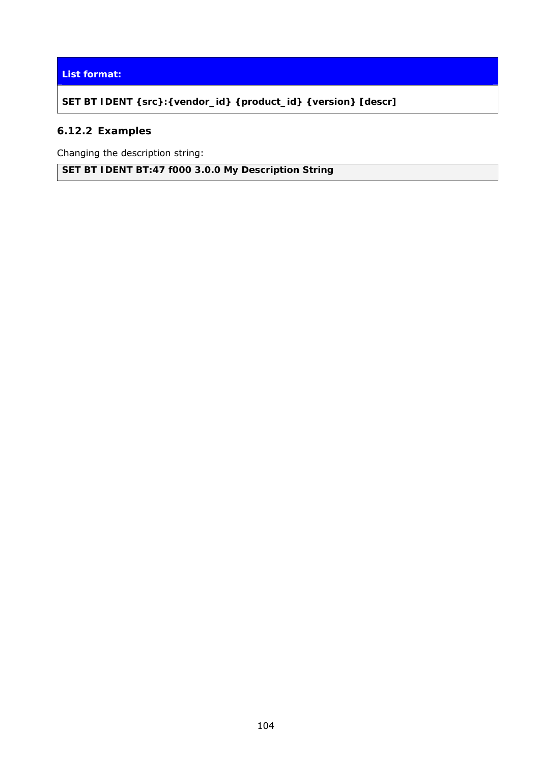| List format: |
| --- |
| **SET BT IDENT {src}:{vendor_id} {product_id} {version} [descr]** |

### 6.12.2 Examples

Changing the description string:

```
SET BT IDENT BT:47 f000 3.0.0 My Description String
```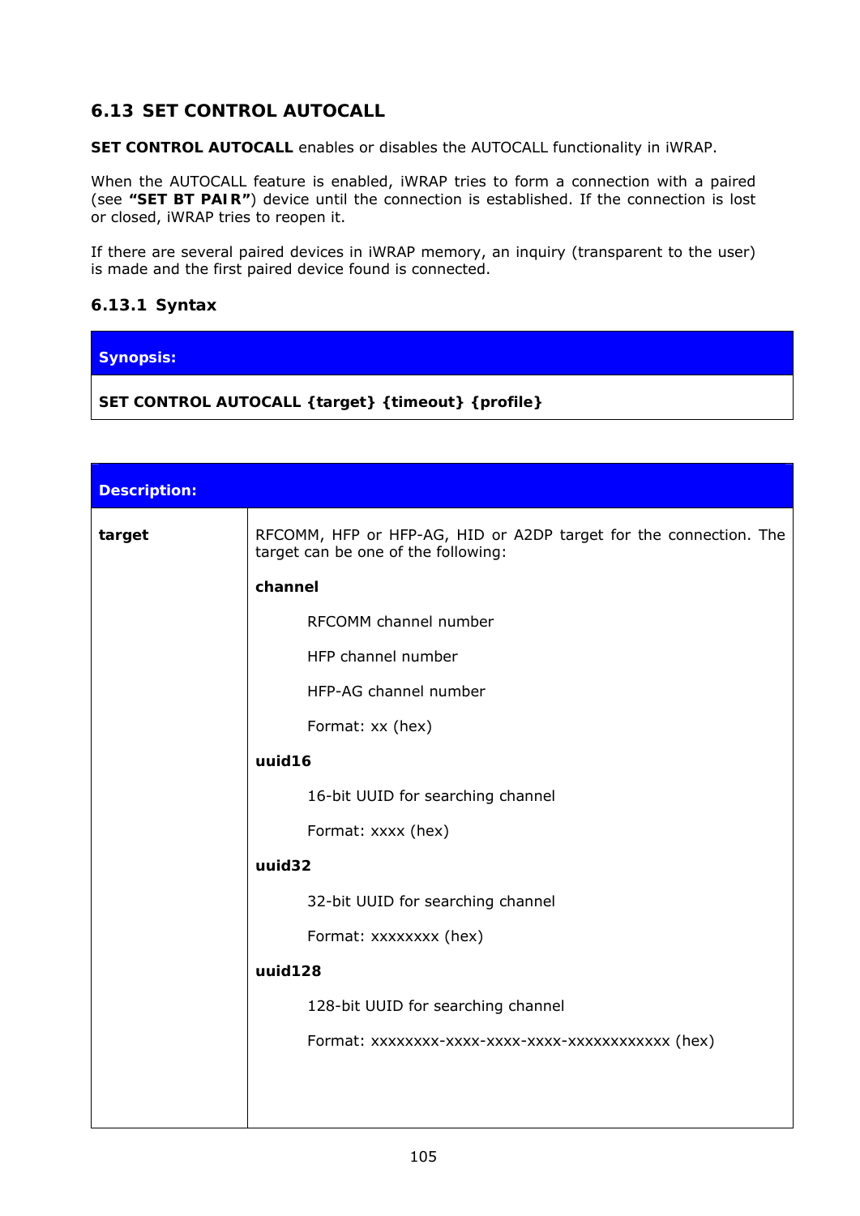## 6.13 SET CONTROL AUTOCALL

**SET CONTROL AUTOCALL** enables or disables the AUTOCALL functionality in iWRAP.

When the AUTOCALL feature is enabled, iWRAP tries to form a connection with a paired (see **"SET BT PAIR"**) device until the connection is established. If the connection is lost or closed, iWRAP tries to reopen it.

If there are several paired devices in iWRAP memory, an inquiry (transparent to the user) is made and the first paired device found is connected.

### 6.13.1 Syntax

| **Synopsis:** |
|---|
| **SET CONTROL AUTOCALL {target} {timeout} {profile}** |

| **Description:** | |
|---|---|
| **target** | RFCOMM, HFP or HFP-AG, HID or A2DP target for the connection. The target can be one of the following:<br><br>**channel**<br><br>RFCOMM channel number<br><br>HFP channel number<br><br>HFP-AG channel number<br><br>Format: xx (hex)<br><br>**uuid16**<br><br>16-bit UUID for searching channel<br><br>Format: xxxx (hex)<br><br>**uuid32**<br><br>32-bit UUID for searching channel<br><br>Format: xxxxxxxx (hex)<br><br>**uuid128**<br><br>128-bit UUID for searching channel<br><br>Format: xxxxxxxx-xxxx-xxxx-xxxx-xxxxxxxxxxxx (hex) |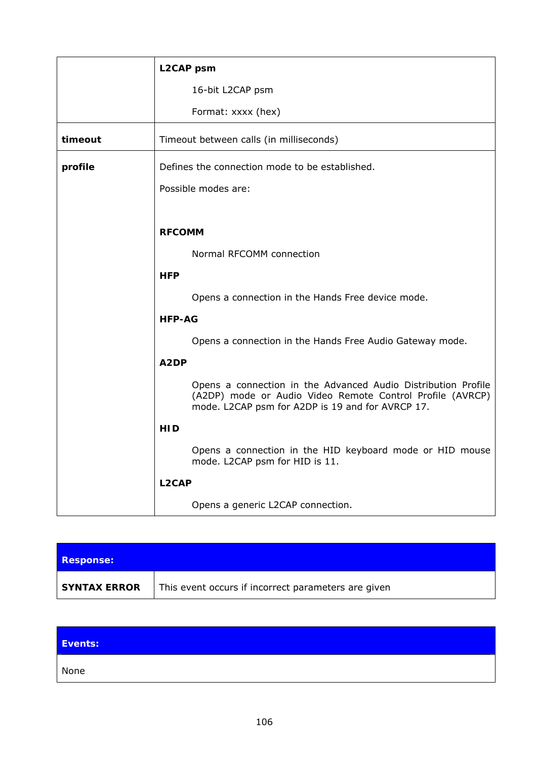| | |
|---|---|
| | **L2CAP psm**<br><br>16-bit L2CAP psm<br><br>Format: xxxx (hex) |
| **timeout** | Timeout between calls (in milliseconds) |
| **profile** | Defines the connection mode to be established.<br><br>Possible modes are:<br><br>**RFCOMM**<br><br>Normal RFCOMM connection<br><br>**HFP**<br><br>Opens a connection in the Hands Free device mode.<br><br>**HFP-AG**<br><br>Opens a connection in the Hands Free Audio Gateway mode.<br><br>**A2DP**<br><br>Opens a connection in the Advanced Audio Distribution Profile (A2DP) mode or Audio Video Remote Control Profile (AVRCP) mode. L2CAP psm for A2DP is 19 and for AVRCP 17.<br><br>**HID**<br><br>Opens a connection in the HID keyboard mode or HID mouse mode. L2CAP psm for HID is 11.<br><br>**L2CAP**<br><br>Opens a generic L2CAP connection. |

| **Response:** | |
|---|---|
| **SYNTAX ERROR** | This event occurs if incorrect parameters are given |

| **Events:** |
|---|
| None |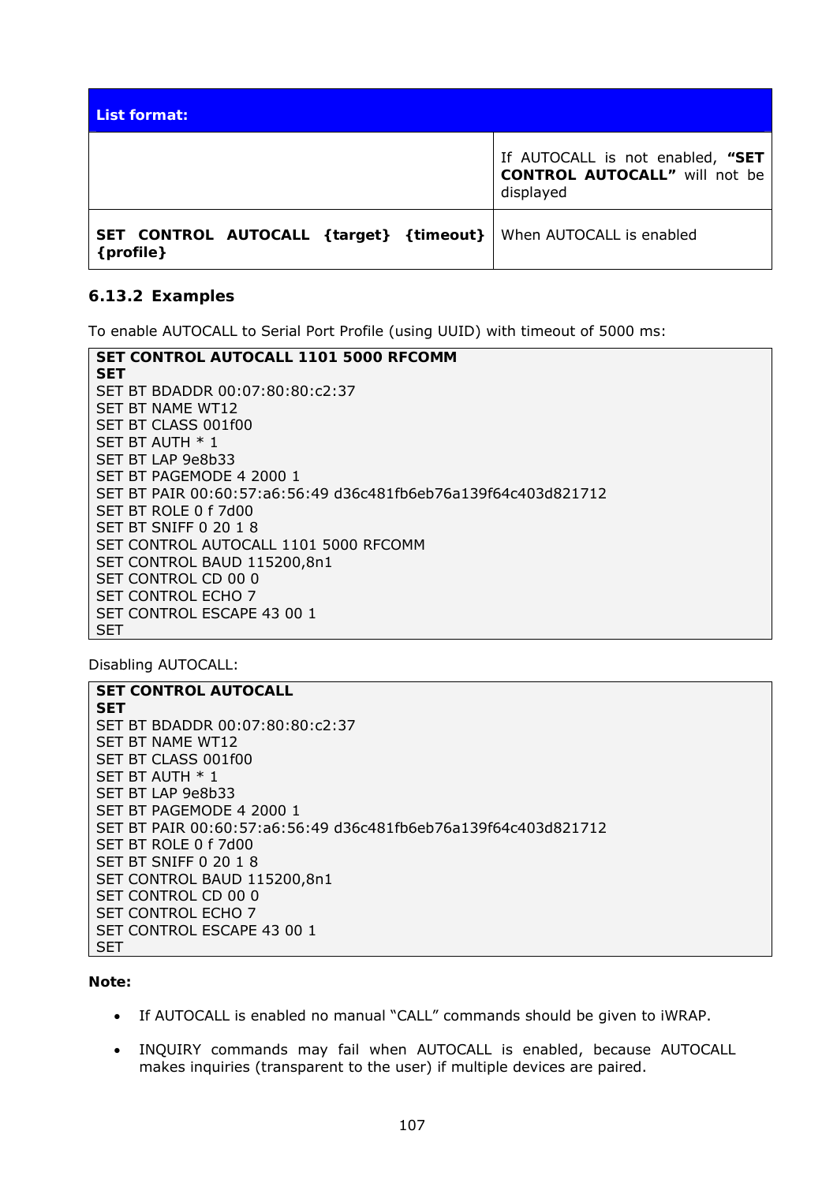| List format: | |
|---|---|
| | If AUTOCALL is not enabled, **“SET CONTROL AUTOCALL”** will not be displayed |
| **SET CONTROL AUTOCALL {target} {timeout} {profile}** | When AUTOCALL is enabled |

### 6.13.2 Examples

To enable AUTOCALL to Serial Port Profile (using UUID) with timeout of 5000 ms:

```
SET CONTROL AUTOCALL 1101 5000 RFCOMM
SET
SET BT BDADDR 00:07:80:80:c2:37
SET BT NAME WT12
SET BT CLASS 001f00
SET BT AUTH * 1
SET BT LAP 9e8b33
SET BT PAGEMODE 4 2000 1
SET BT PAIR 00:60:57:a6:56:49 d36c481fb6eb76a139f64c403d821712
SET BT ROLE 0 f 7d00
SET BT SNIFF 0 20 1 8
SET CONTROL AUTOCALL 1101 5000 RFCOMM
SET CONTROL BAUD 115200,8n1
SET CONTROL CD 00 0
SET CONTROL ECHO 7
SET CONTROL ESCAPE 43 00 1
SET
```

Disabling AUTOCALL:

```
SET CONTROL AUTOCALL
SET
SET BT BDADDR 00:07:80:80:c2:37
SET BT NAME WT12
SET BT CLASS 001f00
SET BT AUTH * 1
SET BT LAP 9e8b33
SET BT PAGEMODE 4 2000 1
SET BT PAIR 00:60:57:a6:56:49 d36c481fb6eb76a139f64c403d821712
SET BT ROLE 0 f 7d00
SET BT SNIFF 0 20 1 8
SET CONTROL BAUD 115200,8n1
SET CONTROL CD 00 0
SET CONTROL ECHO 7
SET CONTROL ESCAPE 43 00 1
SET
```

**Note:**

- If AUTOCALL is enabled no manual “CALL” commands should be given to iWRAP.
- INQUIRY commands may fail when AUTOCALL is enabled, because AUTOCALL makes inquiries (transparent to the user) if multiple devices are paired.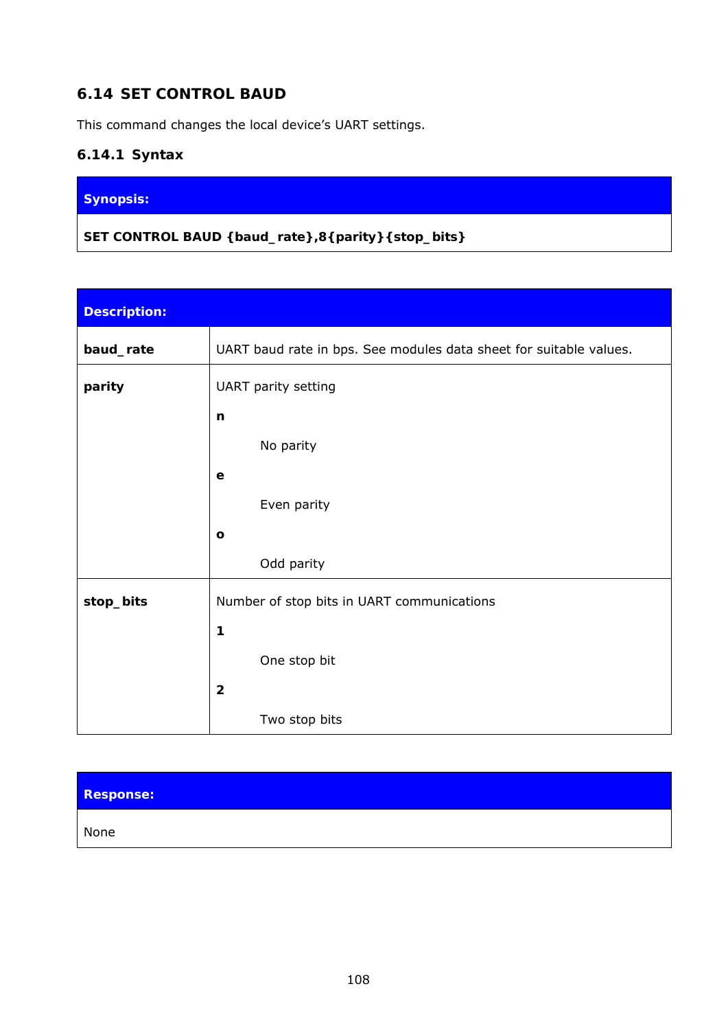## 6.14 SET CONTROL BAUD

This command changes the local device's UART settings.

### 6.14.1 Syntax

| **Synopsis:** |
|---|
| **SET CONTROL BAUD {baud_rate},8{parity}{stop_bits}** |

| **Description:** | |
|---|---|
| **baud_rate** | UART baud rate in bps. See modules data sheet for suitable values. |
| **parity** | UART parity setting<br>**n**<br>No parity<br>**e**<br>Even parity<br>**o**<br>Odd parity |
| **stop_bits** | Number of stop bits in UART communications<br>**1**<br>One stop bit<br>**2**<br>Two stop bits |

| **Response:** |
|---|
| None |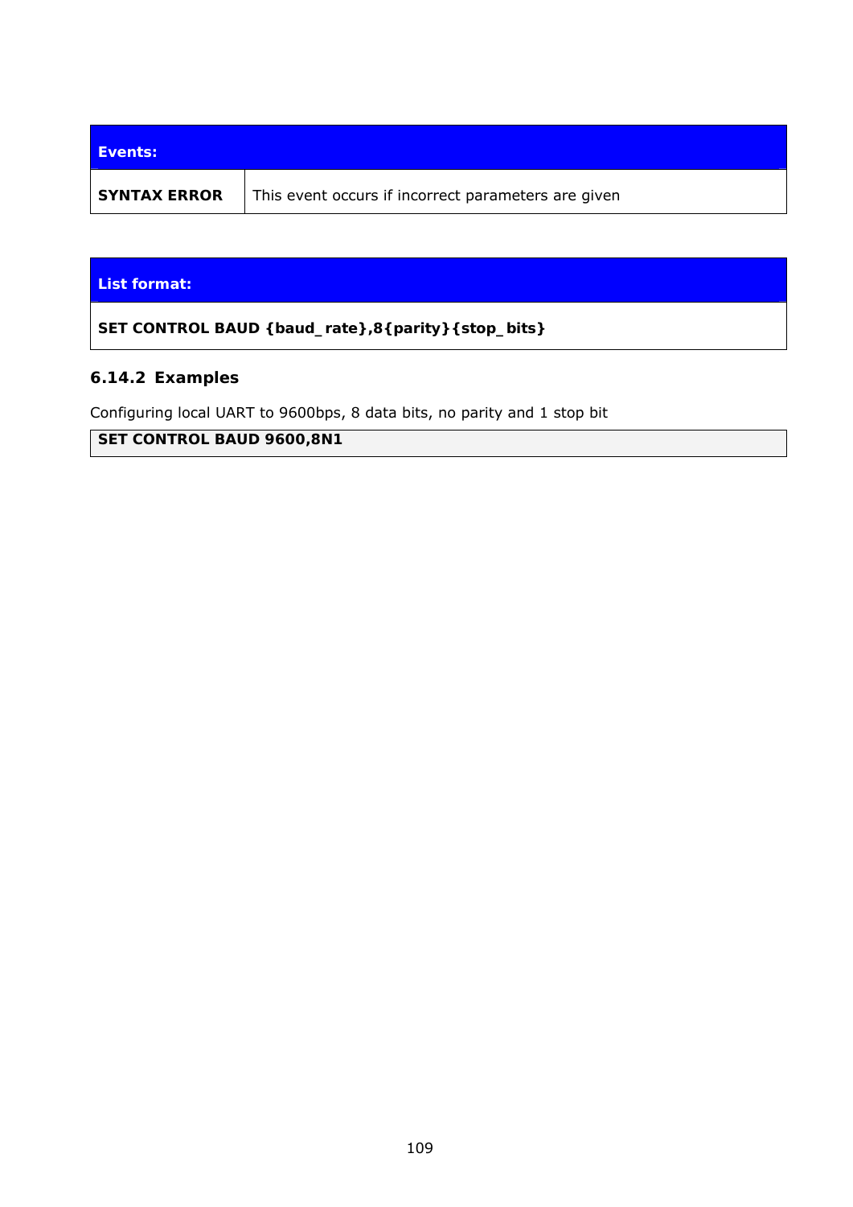| **Events:** | |
|---|---|
| **SYNTAX ERROR** | This event occurs if incorrect parameters are given |

| **List format:** |
|---|
| **SET CONTROL BAUD {baud_ rate},8{parity}{stop_ bits}** |

### 6.14.2 Examples

Configuring local UART to 9600bps, 8 data bits, no parity and 1 stop bit

```
SET CONTROL BAUD 9600,8N1
```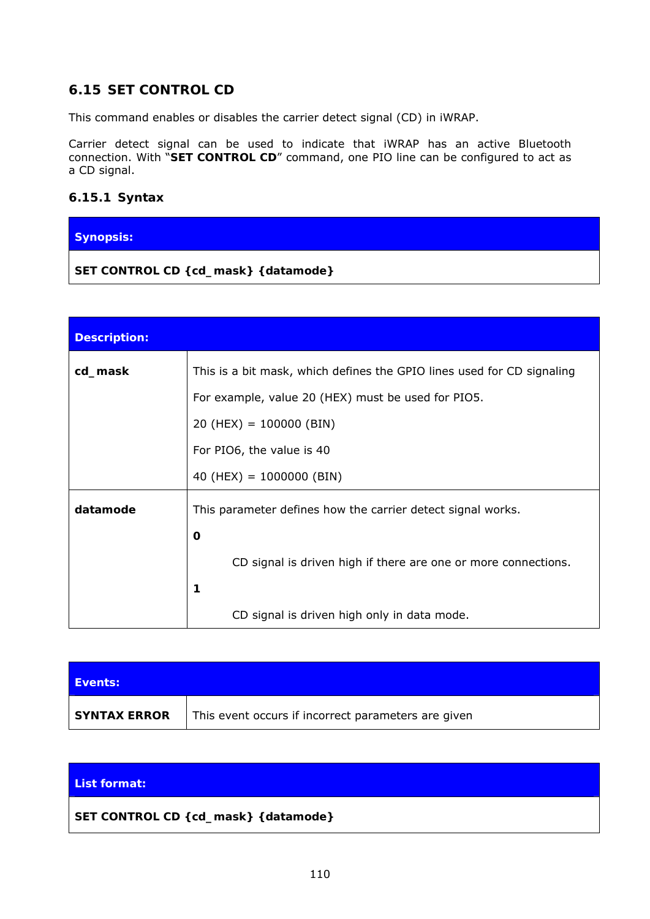## 6.15 SET CONTROL CD

This command enables or disables the carrier detect signal (CD) in iWRAP.

Carrier detect signal can be used to indicate that iWRAP has an active Bluetooth connection. With "**SET CONTROL CD**" command, one PIO line can be configured to act as a CD signal.

### 6.15.1 Syntax

| **Synopsis:** |
|---|
| **SET CONTROL CD {cd_mask} {datamode}** |

| **Description:** | |
|---|---|
| **cd_mask** | This is a bit mask, which defines the GPIO lines used for CD signaling<br><br>For example, value 20 (HEX) must be used for PIO5.<br><br>20 (HEX) = 100000 (BIN)<br><br>For PIO6, the value is 40<br><br>40 (HEX) = 1000000 (BIN) |
| **datamode** | This parameter defines how the carrier detect signal works.<br><br>**0**<br><br>CD signal is driven high if there are one or more connections.<br><br>**1**<br><br>CD signal is driven high only in data mode. |

| **Events:** | |
|---|---|
| **SYNTAX ERROR** | This event occurs if incorrect parameters are given |

| **List format:** |
|---|
| **SET CONTROL CD {cd_mask} {datamode}** |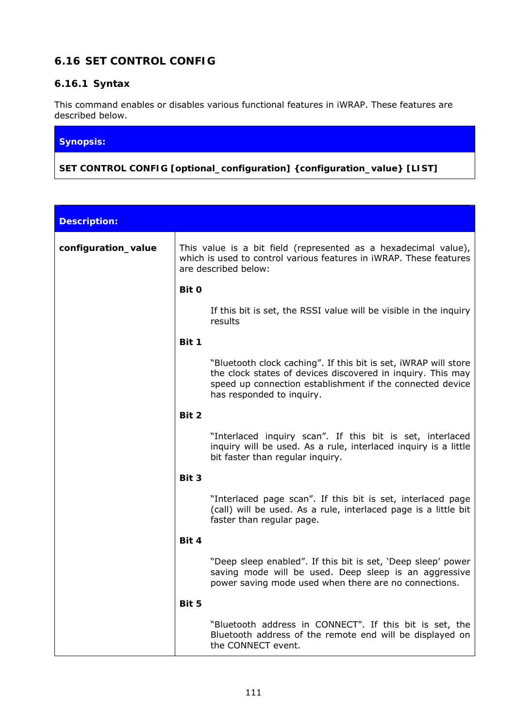## 6.16 SET CONTROL CONFIG

### 6.16.1 Syntax

This command enables or disables various functional features in iWRAP. These features are described below.

| **Synopsis:** |
|---|
| **SET CONTROL CONFIG [optional_configuration] {configuration_value} [LIST]** |

| **Description:** | |
|---|---|
| **configuration_value** | This value is a bit field (represented as a hexadecimal value), which is used to control various features in iWRAP. These features are described below:<br><br>**Bit 0**<br><br>If this bit is set, the RSSI value will be visible in the inquiry results<br><br>**Bit 1**<br><br>"Bluetooth clock caching". If this bit is set, iWRAP will store the clock states of devices discovered in inquiry. This may speed up connection establishment if the connected device has responded to inquiry.<br><br>**Bit 2**<br><br>"Interlaced inquiry scan". If this bit is set, interlaced inquiry will be used. As a rule, interlaced inquiry is a little bit faster than regular inquiry.<br><br>**Bit 3**<br><br>"Interlaced page scan". If this bit is set, interlaced page (call) will be used. As a rule, interlaced page is a little bit faster than regular page.<br><br>**Bit 4**<br><br>"Deep sleep enabled". If this bit is set, 'Deep sleep' power saving mode will be used. Deep sleep is an aggressive power saving mode used when there are no connections.<br><br>**Bit 5**<br><br>"Bluetooth address in CONNECT". If this bit is set, the Bluetooth address of the remote end will be displayed on the CONNECT event. |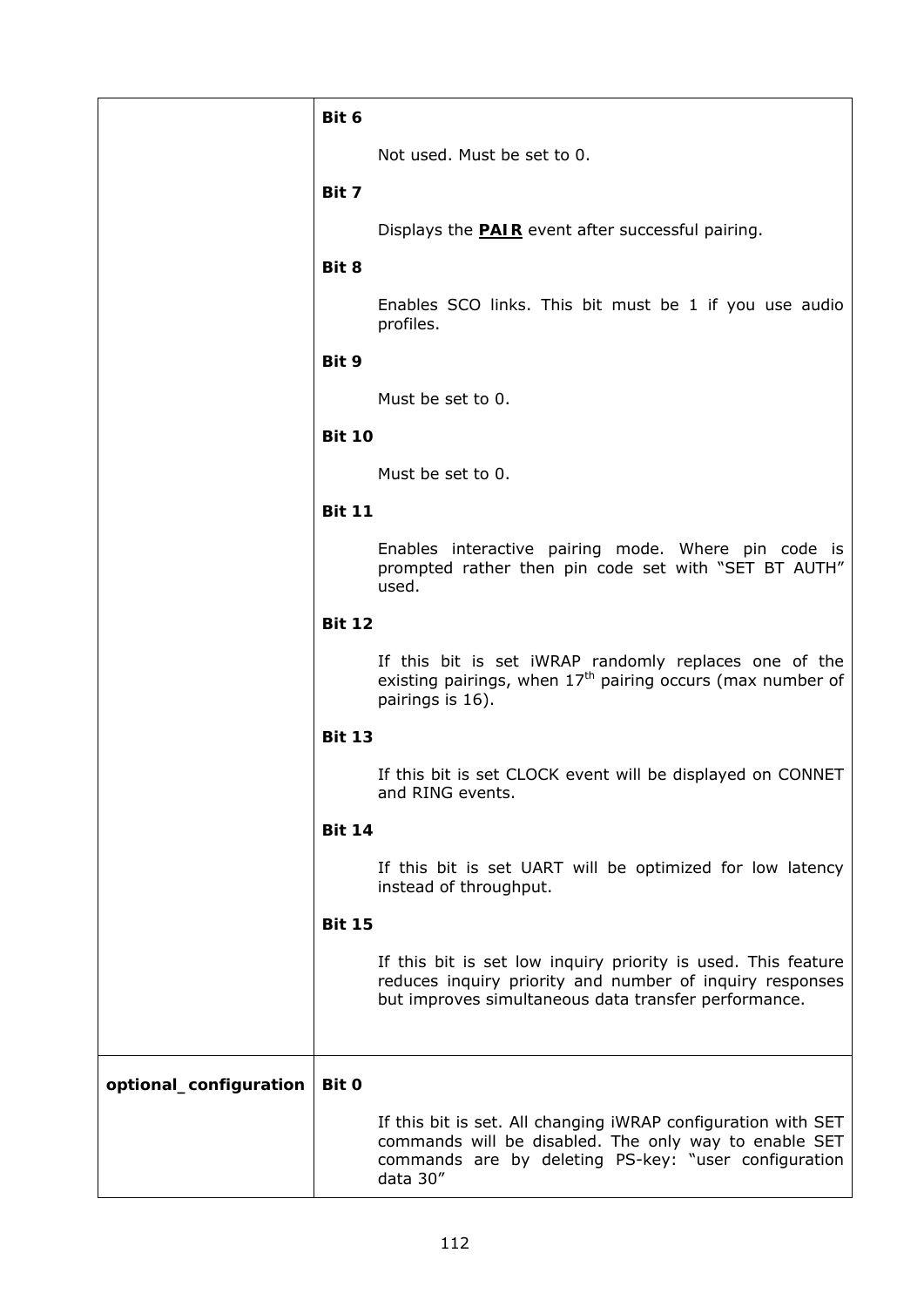| | |
|---|---|
| | **Bit 6**<br><br>Not used. Must be set to 0.<br><br>**Bit 7**<br><br>Displays the **PAIR** event after successful pairing.<br><br>**Bit 8**<br><br>Enables SCO links. This bit must be 1 if you use audio profiles.<br><br>**Bit 9**<br><br>Must be set to 0.<br><br>**Bit 10**<br><br>Must be set to 0.<br><br>**Bit 11**<br><br>Enables interactive pairing mode. Where pin code is prompted rather then pin code set with "SET BT AUTH" used.<br><br>**Bit 12**<br><br>If this bit is set iWRAP randomly replaces one of the existing pairings, when 17th pairing occurs (max number of pairings is 16).<br><br>**Bit 13**<br><br>If this bit is set CLOCK event will be displayed on CONNET and RING events.<br><br>**Bit 14**<br><br>If this bit is set UART will be optimized for low latency instead of throughput.<br><br>**Bit 15**<br><br>If this bit is set low inquiry priority is used. This feature reduces inquiry priority and number of inquiry responses but improves simultaneous data transfer performance. |
| **optional_configuration** | **Bit 0**<br><br>If this bit is set. All changing iWRAP configuration with SET commands will be disabled. The only way to enable SET commands are by deleting PS-key: "user configuration data 30" |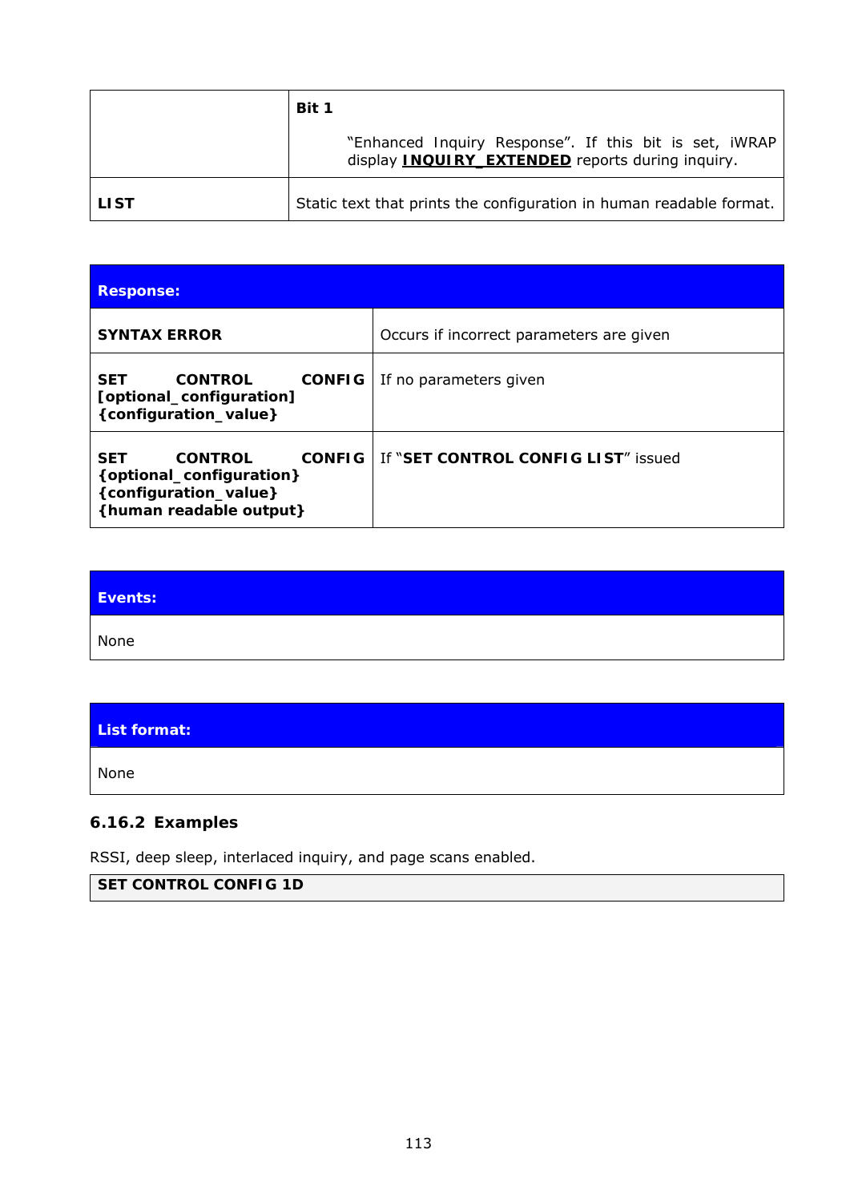| | |
|---|---|
| | **Bit 1**<br><br>"Enhanced Inquiry Response". If this bit is set, iWRAP display **INQUIRY_EXTENDED** reports during inquiry. |
| **LIST** | Static text that prints the configuration in human readable format. |

| **Response:** | |
|---|---|
| **SYNTAX ERROR** | Occurs if incorrect parameters are given |
| **SET CONTROL CONFIG [optional_configuration] {configuration_value}** | If no parameters given |
| **SET CONTROL CONFIG {optional_configuration} {configuration_value} {human readable output}** | If "**SET CONTROL CONFIG LIST**" issued |

| **Events:** |
|---|
| None |

| **List format:** |
|---|
| None |

### 6.16.2 Examples

RSSI, deep sleep, interlaced inquiry, and page scans enabled.

```
SET CONTROL CONFIG 1D
```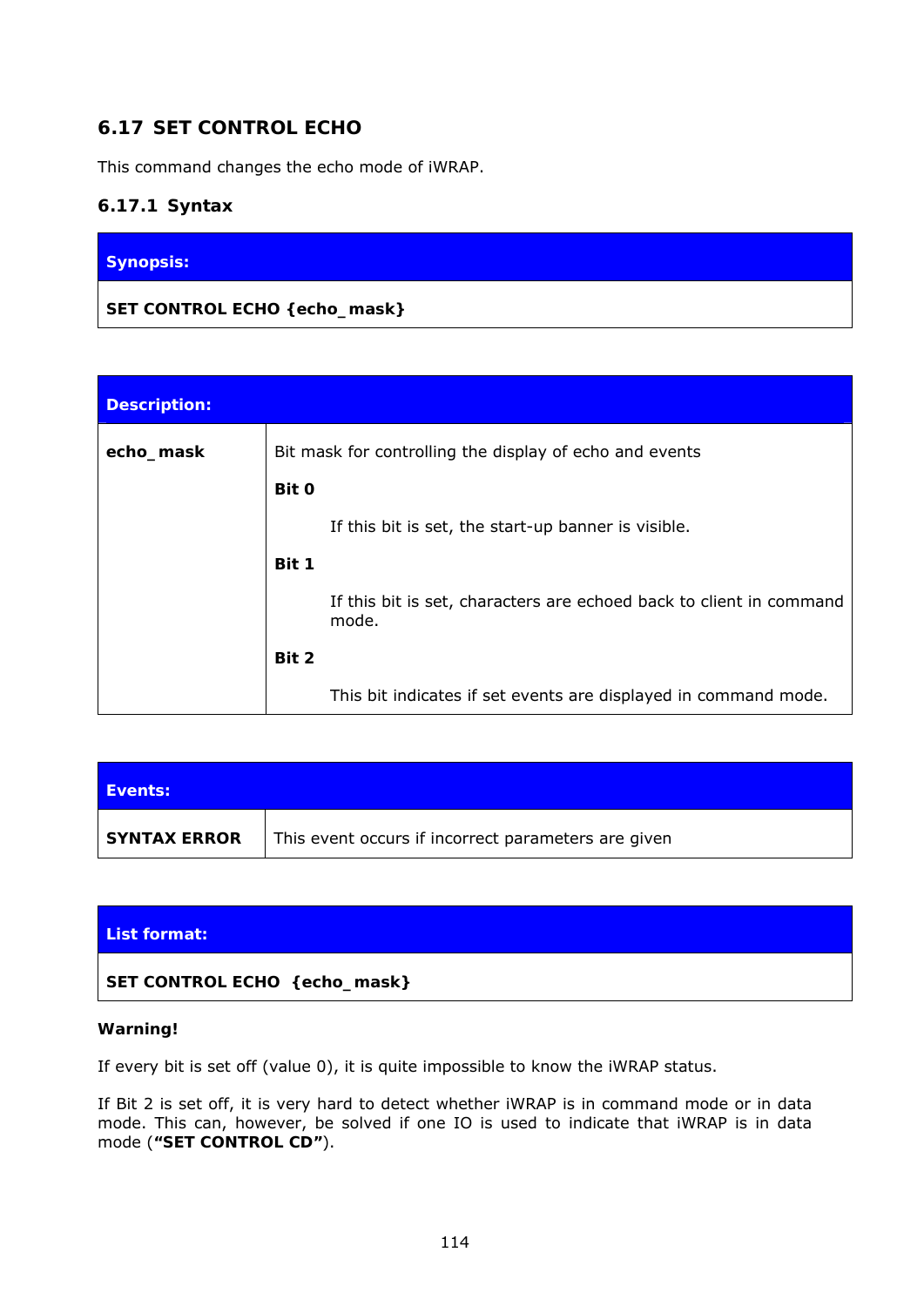## 6.17 SET CONTROL ECHO

This command changes the echo mode of iWRAP.

### 6.17.1 Syntax

| **Synopsis:** |
|---|
| **SET CONTROL ECHO {echo_ mask}** |

| **Description:** | |
|---|---|
| **echo_ mask** | Bit mask for controlling the display of echo and events<br><br>**Bit 0**<br><br>If this bit is set, the start-up banner is visible.<br><br>**Bit 1**<br><br>If this bit is set, characters are echoed back to client in command mode.<br><br>**Bit 2**<br><br>This bit indicates if set events are displayed in command mode. |

| **Events:** | |
|---|---|
| **SYNTAX ERROR** | This event occurs if incorrect parameters are given |

| **List format:** |
|---|
| **SET CONTROL ECHO {echo_ mask}** |

**Warning!**

If every bit is set off (value 0), it is quite impossible to know the iWRAP status.

If Bit 2 is set off, it is very hard to detect whether iWRAP is in command mode or in data mode. This can, however, be solved if one IO is used to indicate that iWRAP is in data mode (**"SET CONTROL CD"**).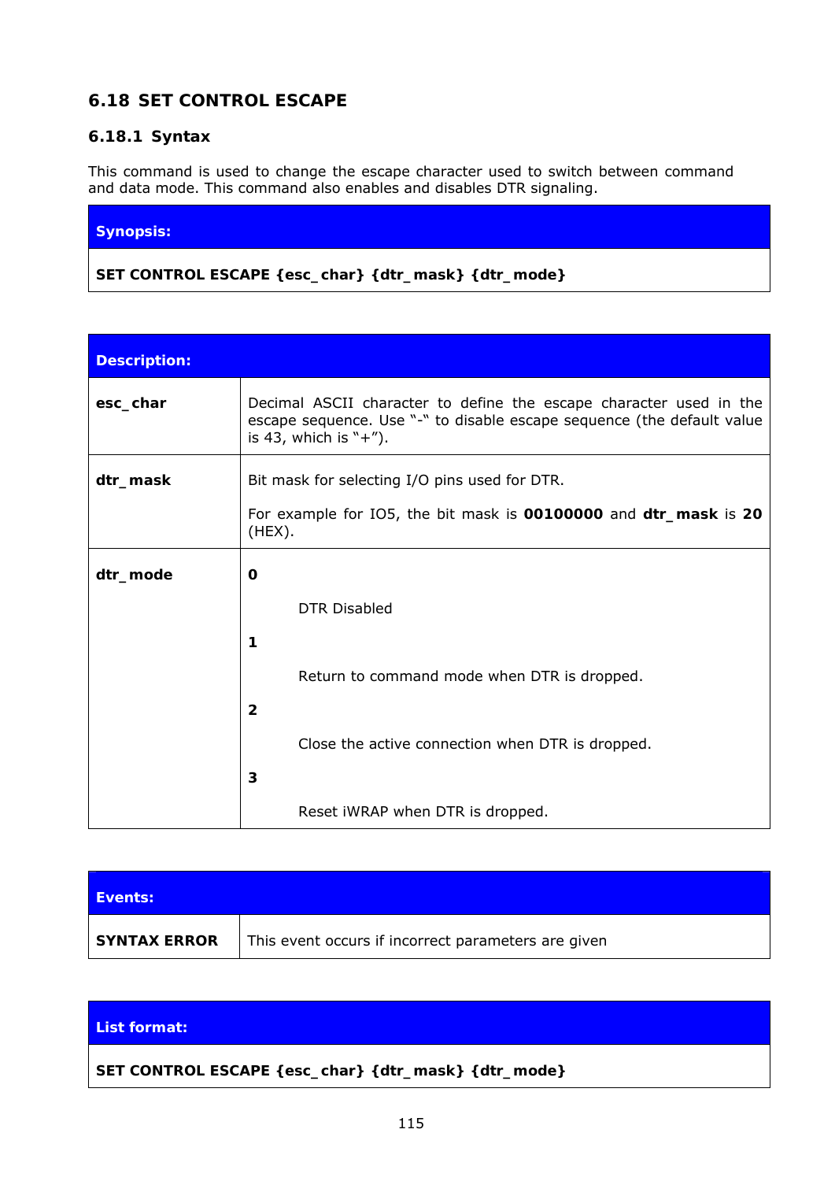## 6.18 SET CONTROL ESCAPE

### 6.18.1 Syntax

This command is used to change the escape character used to switch between command and data mode. This command also enables and disables DTR signaling.

| Synopsis: |
|---|
| **SET CONTROL ESCAPE {esc_char} {dtr_mask} {dtr_mode}** |

| Description: | |
|---|---|
| **esc_char** | Decimal ASCII character to define the escape character used in the escape sequence. Use "-" to disable escape sequence (the default value is 43, which is "+"). |
| **dtr_mask** | Bit mask for selecting I/O pins used for DTR.<br><br>For example for IO5, the bit mask is **00100000** and **dtr_mask** is **20** (HEX). |
| **dtr_mode** | **0**<br>DTR Disabled<br>**1**<br>Return to command mode when DTR is dropped.<br>**2**<br>Close the active connection when DTR is dropped.<br>**3**<br>Reset iWRAP when DTR is dropped. |

| Events: | |
|---|---|
| **SYNTAX ERROR** | This event occurs if incorrect parameters are given |

| List format: |
|---|
| **SET CONTROL ESCAPE {esc_char} {dtr_mask} {dtr_mode}** |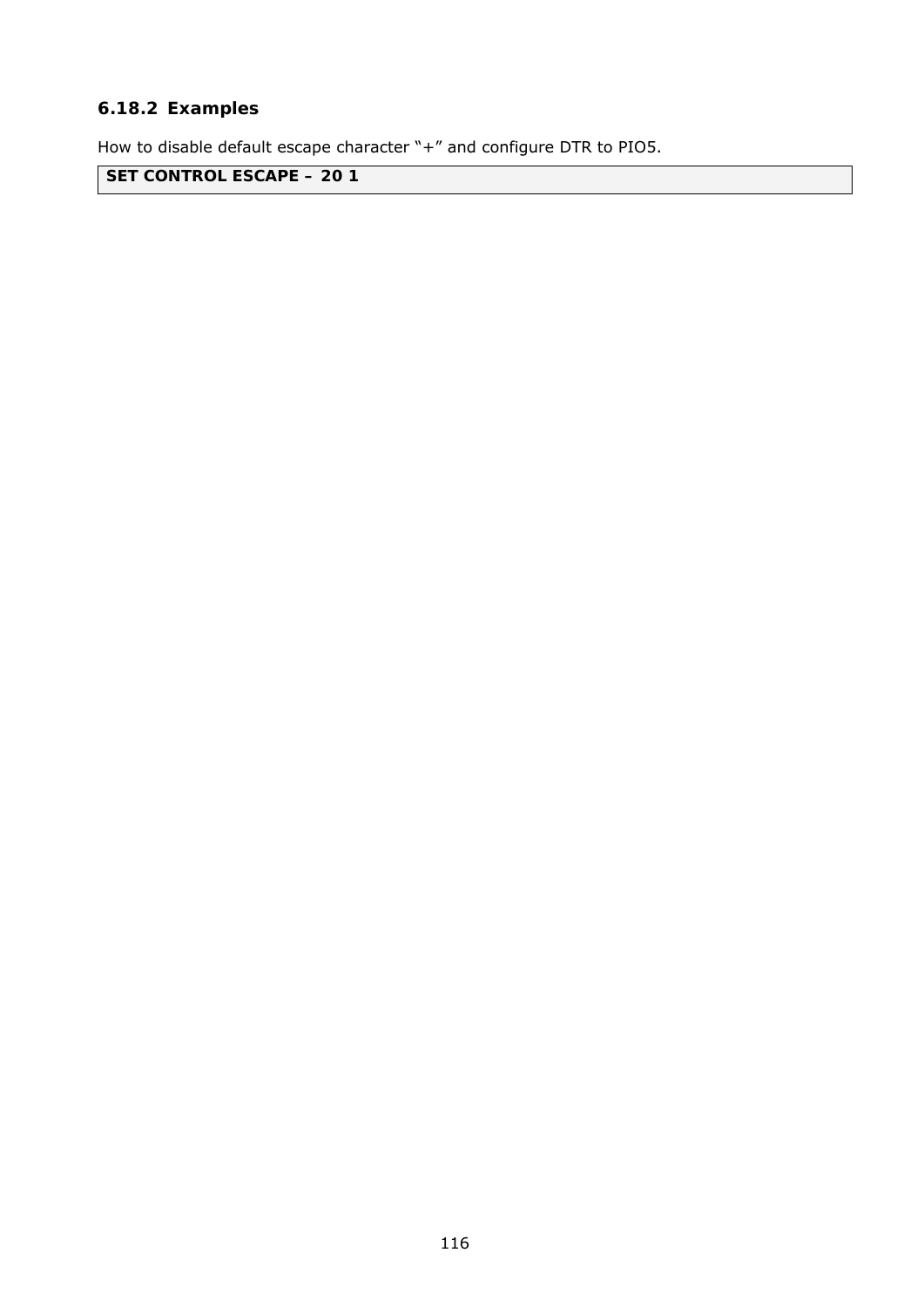### 6.18.2 Examples

How to disable default escape character "+" and configure DTR to PIO5.

```
SET CONTROL ESCAPE – 20 1
```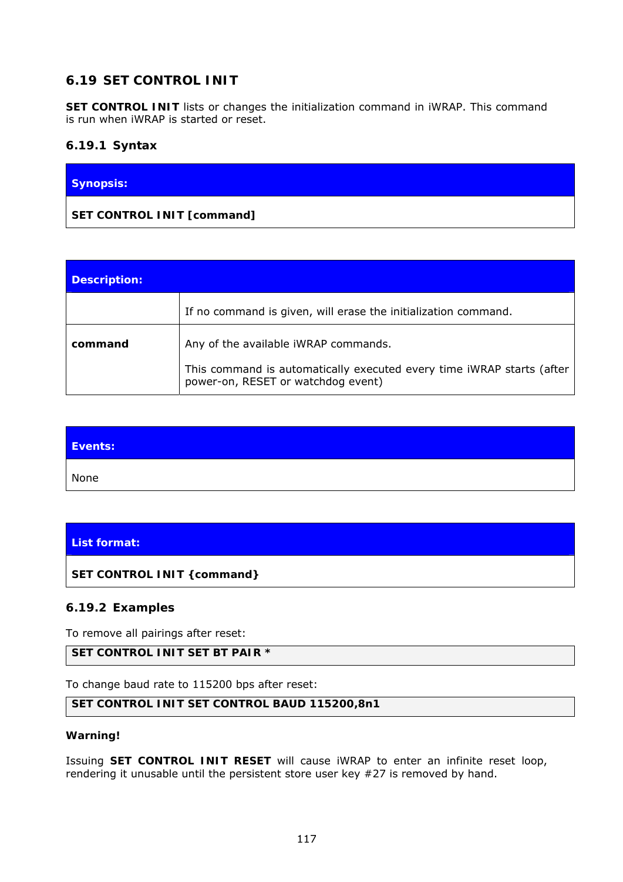## 6.19 SET CONTROL INIT

**SET CONTROL INIT** lists or changes the initialization command in iWRAP. This command is run when iWRAP is started or reset.

### 6.19.1 Syntax

| **Synopsis:** |
|---|
| **SET CONTROL INIT [command]** |

| **Description:** | |
|---|---|
| | If no command is given, will erase the initialization command. |
| **command** | Any of the available iWRAP commands.<br><br>This command is automatically executed every time iWRAP starts (after power-on, RESET or watchdog event) |

| **Events:** |
|---|
| None |

| **List format:** |
|---|
| **SET CONTROL INIT {command}** |

### 6.19.2 Examples

To remove all pairings after reset:

```
SET CONTROL INIT SET BT PAIR *
```

To change baud rate to 115200 bps after reset:

```
SET CONTROL INIT SET CONTROL BAUD 115200,8n1
```

**Warning!**

Issuing **SET CONTROL INIT RESET** will cause iWRAP to enter an infinite reset loop, rendering it unusable until the persistent store user key #27 is removed by hand.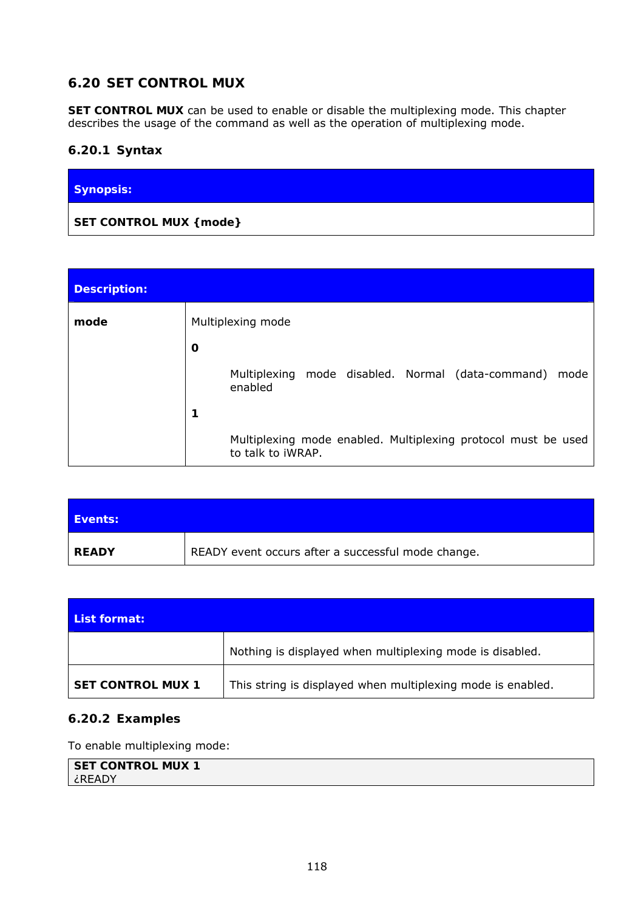## 6.20 SET CONTROL MUX

**SET CONTROL MUX** can be used to enable or disable the multiplexing mode. This chapter describes the usage of the command as well as the operation of multiplexing mode.

### 6.20.1 Syntax

| **Synopsis:** |
|---|
| **SET CONTROL MUX {mode}** |

| **Description:** | |
|---|---|
| **mode** | Multiplexing mode<br><br>**0**<br><br>Multiplexing mode disabled. Normal (data-command) mode enabled<br><br>**1**<br><br>Multiplexing mode enabled. Multiplexing protocol must be used to talk to iWRAP. |

| **Events:** | |
|---|---|
| **READY** | READY event occurs after a successful mode change. |

| **List format:** | |
|---|---|
| | Nothing is displayed when multiplexing mode is disabled. |
| **SET CONTROL MUX 1** | This string is displayed when multiplexing mode is enabled. |

### 6.20.2 Examples

To enable multiplexing mode:

```
SET CONTROL MUX 1
¿READY
```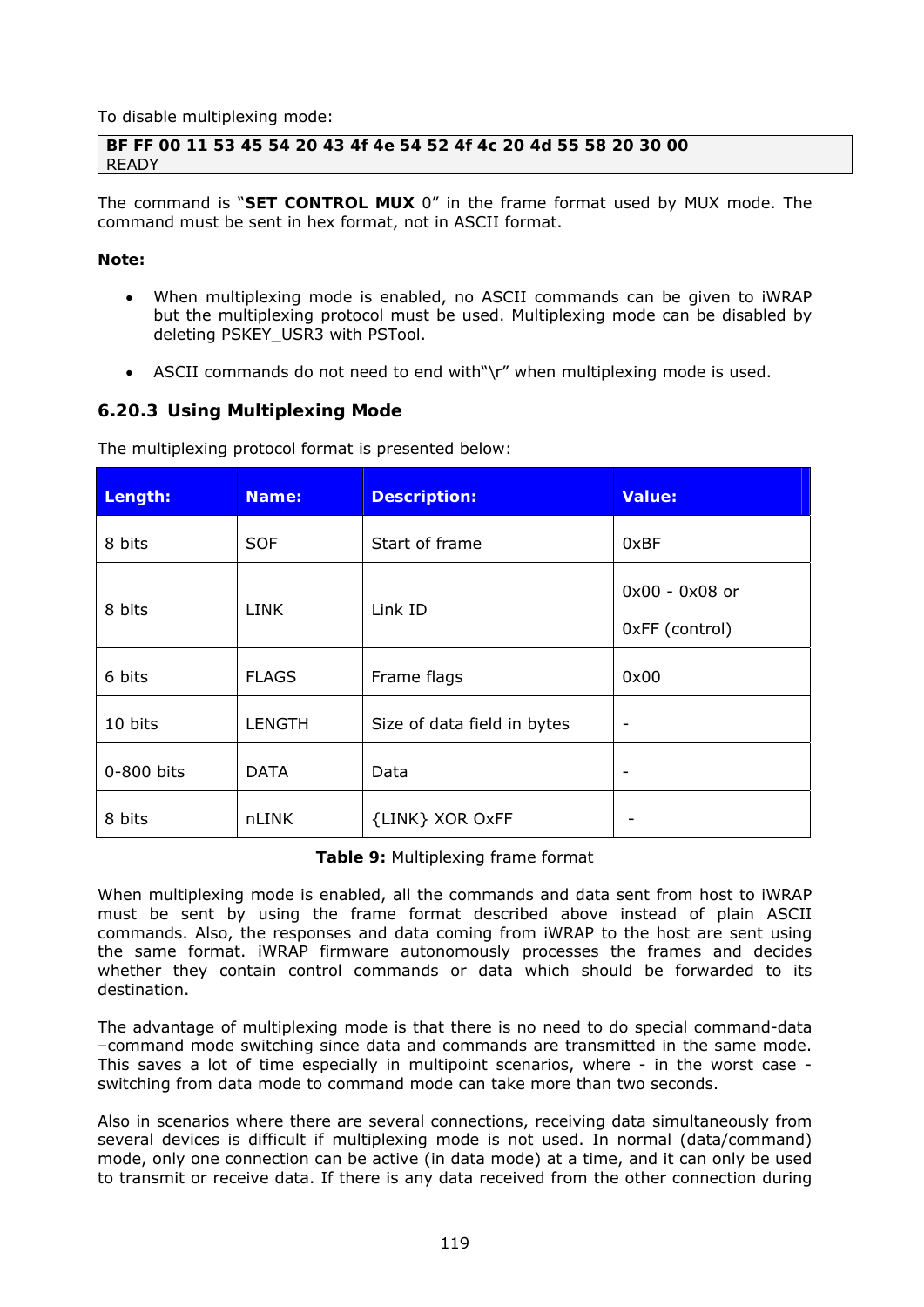To disable multiplexing mode:

```
BF FF 00 11 53 45 54 20 43 4f 4e 54 52 4f 4c 20 4d 55 58 20 30 00
READY
```

The command is "**SET CONTROL MUX** 0" in the frame format used by MUX mode. The command must be sent in hex format, not in ASCII format.

**Note:**

- When multiplexing mode is enabled, no ASCII commands can be given to iWRAP but the multiplexing protocol must be used. Multiplexing mode can be disabled by deleting PSKEY_USR3 with PSTool.
- ASCII commands do not need to end with"\r" when multiplexing mode is used.

### 6.20.3 Using Multiplexing Mode

The multiplexing protocol format is presented below:

| Length: | Name: | Description: | Value: |
|---|---|---|---|
| 8 bits | SOF | Start of frame | 0xBF |
| 8 bits | LINK | Link ID | 0x00 - 0x08 or<br>0xFF (control) |
| 6 bits | FLAGS | Frame flags | 0x00 |
| 10 bits | LENGTH | Size of data field in bytes | - |
| 0-800 bits | DATA | Data | - |
| 8 bits | nLINK | {LINK} XOR OxFF | - |

**Table 9:** Multiplexing frame format

When multiplexing mode is enabled, all the commands and data sent from host to iWRAP must be sent by using the frame format described above instead of plain ASCII commands. Also, the responses and data coming from iWRAP to the host are sent using the same format. iWRAP firmware autonomously processes the frames and decides whether they contain control commands or data which should be forwarded to its destination.

The advantage of multiplexing mode is that there is no need to do special command-data –command mode switching since data and commands are transmitted in the same mode. This saves a lot of time especially in multipoint scenarios, where - in the worst case - switching from data mode to command mode can take more than two seconds.

Also in scenarios where there are several connections, receiving data simultaneously from several devices is difficult if multiplexing mode is not used. In normal (data/command) mode, only one connection can be active (in data mode) at a time, and it can only be used to transmit or receive data. If there is any data received from the other connection during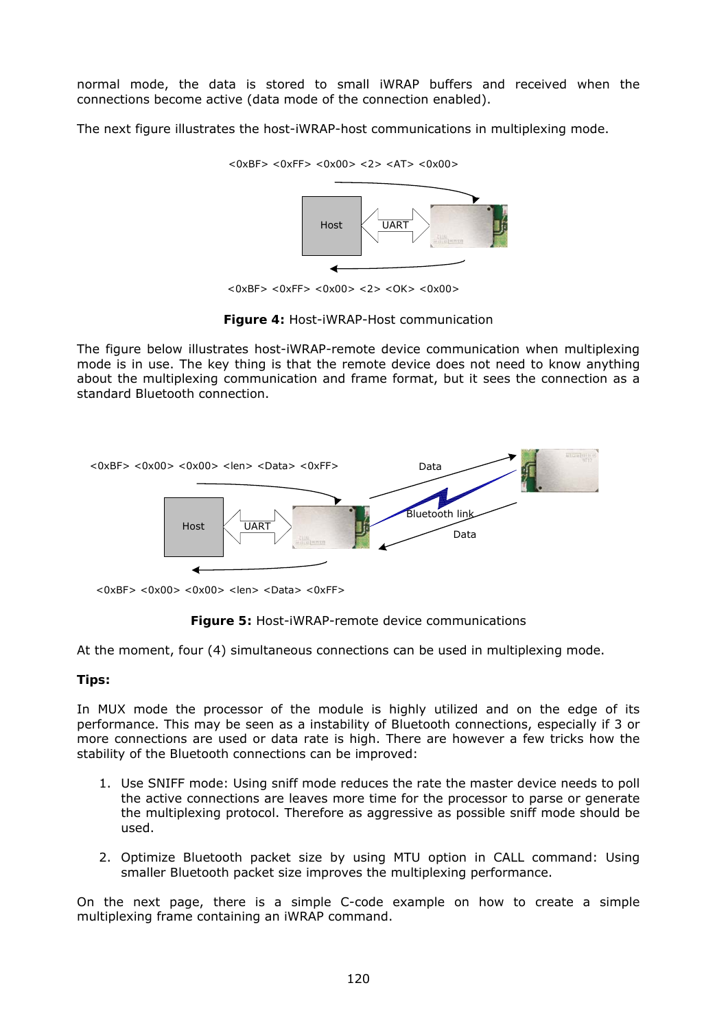normal mode, the data is stored to small iWRAP buffers and received when the connections become active (data mode of the connection enabled).

The next figure illustrates the host-iWRAP-host communications in multiplexing mode.

<0xBF> <0xFF> <0x00> <2> <AT> <0x00>

Host UART

<0xBF> <0xFF> <0x00> <2> <OK> <0x00>

**Figure 4:** Host-iWRAP-Host communication

The figure below illustrates host-iWRAP-remote device communication when multiplexing mode is in use. The key thing is that the remote device does not need to know anything about the multiplexing communication and frame format, but it sees the connection as a standard Bluetooth connection.

<0xBF> <0x00> <0x00> <len> <Data> <0xFF>

Data

Host UART

Bluetooth link

Data

<0xBF> <0x00> <0x00> <len> <Data> <0xFF>

**Figure 5:** Host-iWRAP-remote device communications

At the moment, four (4) simultaneous connections can be used in multiplexing mode.

**Tips:**

In MUX mode the processor of the module is highly utilized and on the edge of its performance. This may be seen as a instability of Bluetooth connections, especially if 3 or more connections are used or data rate is high. There are however a few tricks how the stability of the Bluetooth connections can be improved:

1. Use SNIFF mode: Using sniff mode reduces the rate the master device needs to poll the active connections are leaves more time for the processor to parse or generate the multiplexing protocol. Therefore as aggressive as possible sniff mode should be used.

2. Optimize Bluetooth packet size by using MTU option in CALL command: Using smaller Bluetooth packet size improves the multiplexing performance.

On the next page, there is a simple C-code example on how to create a simple multiplexing frame containing an iWRAP command.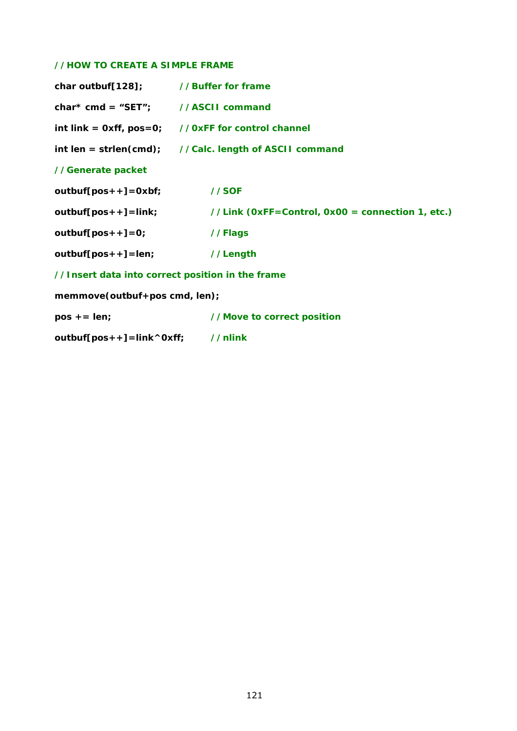```
// HOW TO CREATE A SIMPLE FRAME

char outbuf[128];          // Buffer for frame

char* cmd = "SET";         // ASCII command

int link = 0xff, pos=0;    // 0xFF for control channel

int len = strlen(cmd);     // Calc. length of ASCII command

// Generate packet

outbuf[pos++]=0xbf;                 // SOF

outbuf[pos++]=link;                 // Link (0xFF=Control, 0x00 = connection 1, etc.)

outbuf[pos++]=0;                    // Flags

outbuf[pos++]=len;                  // Length

// Insert data into correct position in the frame

memmove(outbuf+pos cmd, len);

pos += len;                         // Move to correct position

outbuf[pos++]=link^0xff;            // nlink
```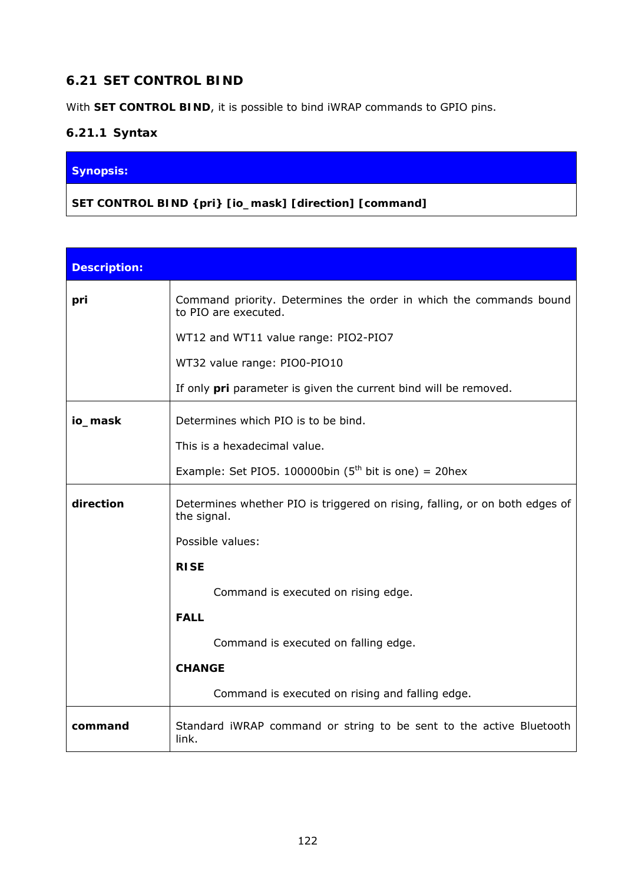## 6.21 SET CONTROL BIND

With **SET CONTROL BIND**, it is possible to bind iWRAP commands to GPIO pins.

### 6.21.1 Syntax

| **Synopsis:** |
|---|
| **SET CONTROL BIND {pri} [io_mask] [direction] [command]** |

| **Description:** | |
|---|---|
| **pri** | Command priority. Determines the order in which the commands bound to PIO are executed.<br><br>WT12 and WT11 value range: PIO2-PIO7<br><br>WT32 value range: PIO0-PIO10<br><br>If only **pri** parameter is given the current bind will be removed. |
| **io_mask** | Determines which PIO is to be bind.<br><br>This is a hexadecimal value.<br><br>Example: Set PIO5. 100000bin ($5^{th}$ bit is one) = 20hex |
| **direction** | Determines whether PIO is triggered on rising, falling, or on both edges of the signal.<br><br>Possible values:<br><br>**RISE**<br><br>Command is executed on rising edge.<br><br>**FALL**<br><br>Command is executed on falling edge.<br><br>**CHANGE**<br><br>Command is executed on rising and falling edge. |
| **command** | Standard iWRAP command or string to be sent to the active Bluetooth link. |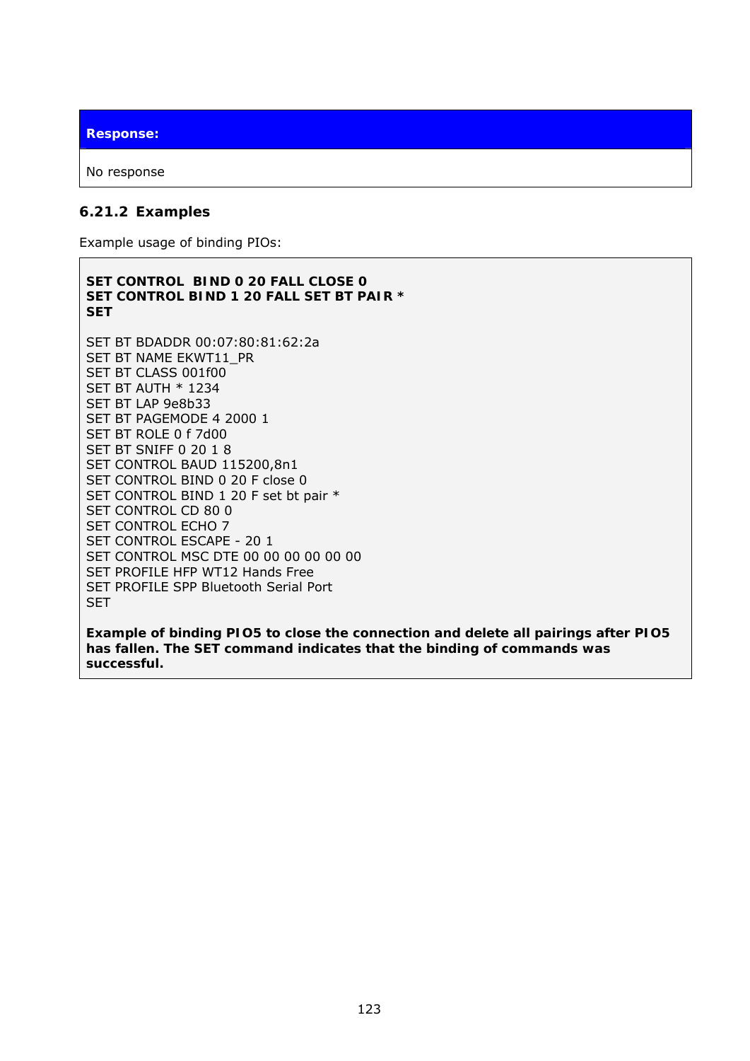**Response:**

No response

### 6.21.2 Examples

Example usage of binding PIOs:

```
SET CONTROL  BIND 0 20 FALL CLOSE 0
SET CONTROL BIND 1 20 FALL SET BT PAIR *
SET

SET BT BDADDR 00:07:80:81:62:2a
SET BT NAME EKWT11_PR
SET BT CLASS 001f00
SET BT AUTH * 1234
SET BT LAP 9e8b33
SET BT PAGEMODE 4 2000 1
SET BT ROLE 0 f 7d00
SET BT SNIFF 0 20 1 8
SET CONTROL BAUD 115200,8n1
SET CONTROL BIND 0 20 F close 0
SET CONTROL BIND 1 20 F set bt pair *
SET CONTROL CD 80 0
SET CONTROL ECHO 7
SET CONTROL ESCAPE - 20 1
SET CONTROL MSC DTE 00 00 00 00 00 00
SET PROFILE HFP WT12 Hands Free
SET PROFILE SPP Bluetooth Serial Port
SET
```

**Example of binding PIO5 to close the connection and delete all pairings after PIO5 has fallen. The SET command indicates that the binding of commands was successful.**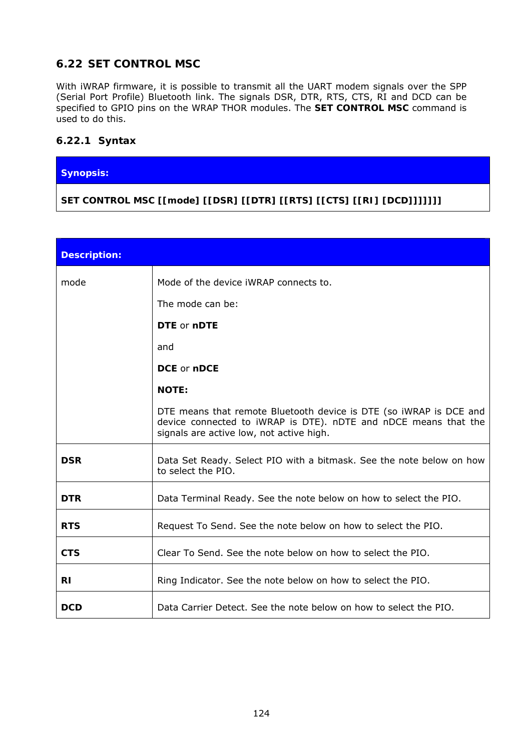## 6.22 SET CONTROL MSC

With iWRAP firmware, it is possible to transmit all the UART modem signals over the SPP (Serial Port Profile) Bluetooth link. The signals DSR, DTR, RTS, CTS, RI and DCD can be specified to GPIO pins on the WRAP THOR modules. The **SET CONTROL MSC** command is used to do this.

### 6.22.1 Syntax

| **Synopsis:** |
|---|
| **SET CONTROL MSC [[mode] [[DSR] [[DTR] [[RTS] [[CTS] [[RI] [DCD]]]]]]]** |

| **Description:** | |
|---|---|
| mode | Mode of the device iWRAP connects to.<br><br>The mode can be:<br><br>**DTE** or **nDTE**<br><br>and<br><br>**DCE** or **nDCE**<br><br>**NOTE:**<br><br>DTE means that remote Bluetooth device is DTE (so iWRAP is DCE and device connected to iWRAP is DTE). nDTE and nDCE means that the signals are active low, not active high. |
| **DSR** | Data Set Ready. Select PIO with a bitmask. See the note below on how to select the PIO. |
| **DTR** | Data Terminal Ready. See the note below on how to select the PIO. |
| **RTS** | Request To Send. See the note below on how to select the PIO. |
| **CTS** | Clear To Send. See the note below on how to select the PIO. |
| **RI** | Ring Indicator. See the note below on how to select the PIO. |
| **DCD** | Data Carrier Detect. See the note below on how to select the PIO. |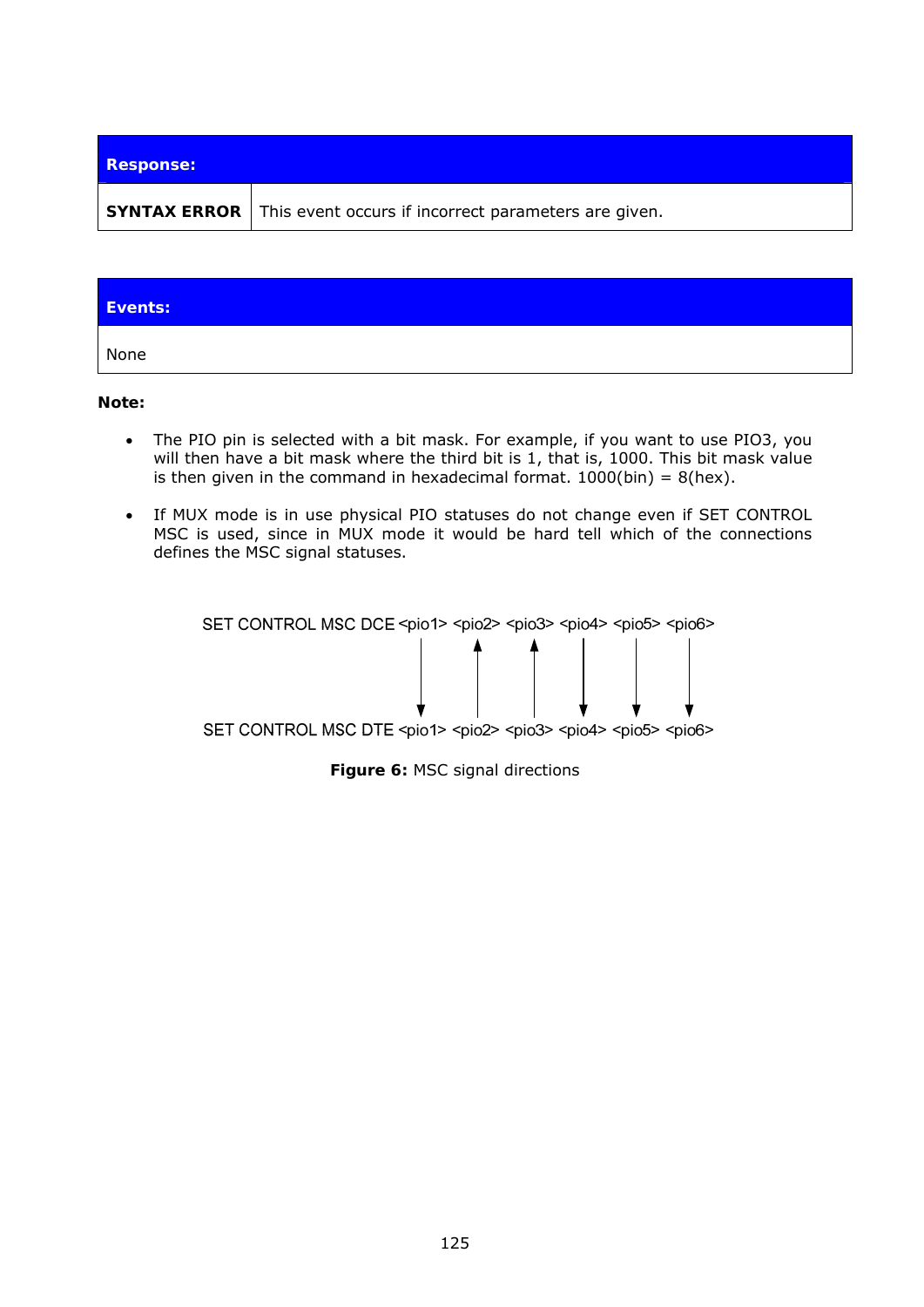| Response: | |
| --- | --- |
| **SYNTAX ERROR** | This event occurs if incorrect parameters are given. |

| Events: |
| --- |
| None |

**Note:**

- The PIO pin is selected with a bit mask. For example, if you want to use PIO3, you will then have a bit mask where the third bit is 1, that is, 1000. This bit mask value is then given in the command in hexadecimal format. 1000(bin) = 8(hex).
- If MUX mode is in use physical PIO statuses do not change even if SET CONTROL MSC is used, since in MUX mode it would be hard tell which of the connections defines the MSC signal statuses.

```
SET CONTROL MSC DCE <pio1> <pio2> <pio3> <pio4> <pio5> <pio6>
                      |       ^       ^       |       |       |
                      v       |       |       v       v       v
SET CONTROL MSC DTE <pio1> <pio2> <pio3> <pio4> <pio5> <pio6>
```

**Figure 6:** MSC signal directions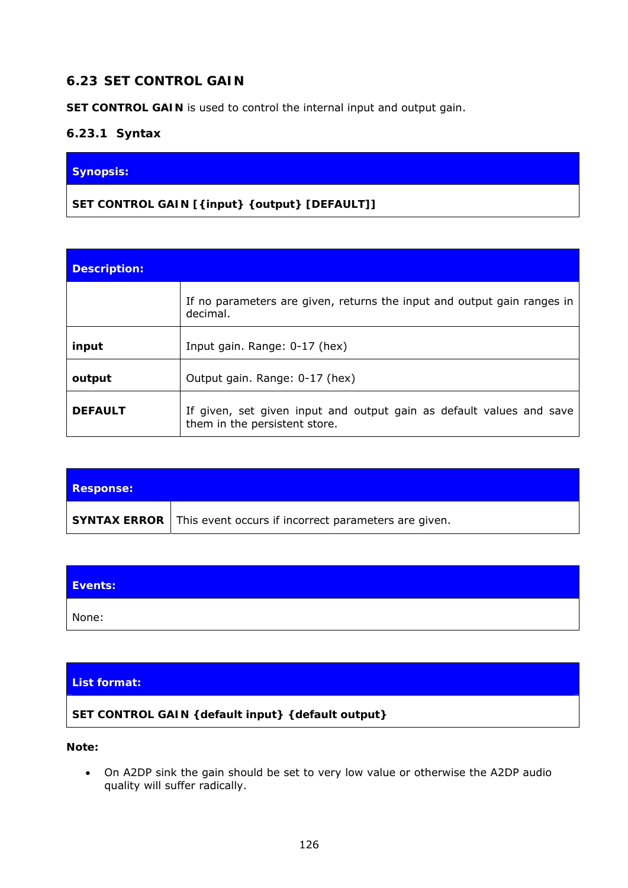## 6.23 SET CONTROL GAIN

**SET CONTROL GAIN** is used to control the internal input and output gain.

### 6.23.1 Syntax

| **Synopsis:** |
|---|
| **SET CONTROL GAIN [{input} {output} [DEFAULT]]** |

| **Description:** | |
|---|---|
| | If no parameters are given, returns the input and output gain ranges in decimal. |
| **input** | Input gain. Range: 0-17 (hex) |
| **output** | Output gain. Range: 0-17 (hex) |
| **DEFAULT** | If given, set given input and output gain as default values and save them in the persistent store. |

| **Response:** | |
|---|---|
| **SYNTAX ERROR** | This event occurs if incorrect parameters are given. |

| **Events:** |
|---|
| None: |

| **List format:** |
|---|
| **SET CONTROL GAIN {default input} {default output}** |

**Note:**

- On A2DP sink the gain should be set to very low value or otherwise the A2DP audio quality will suffer radically.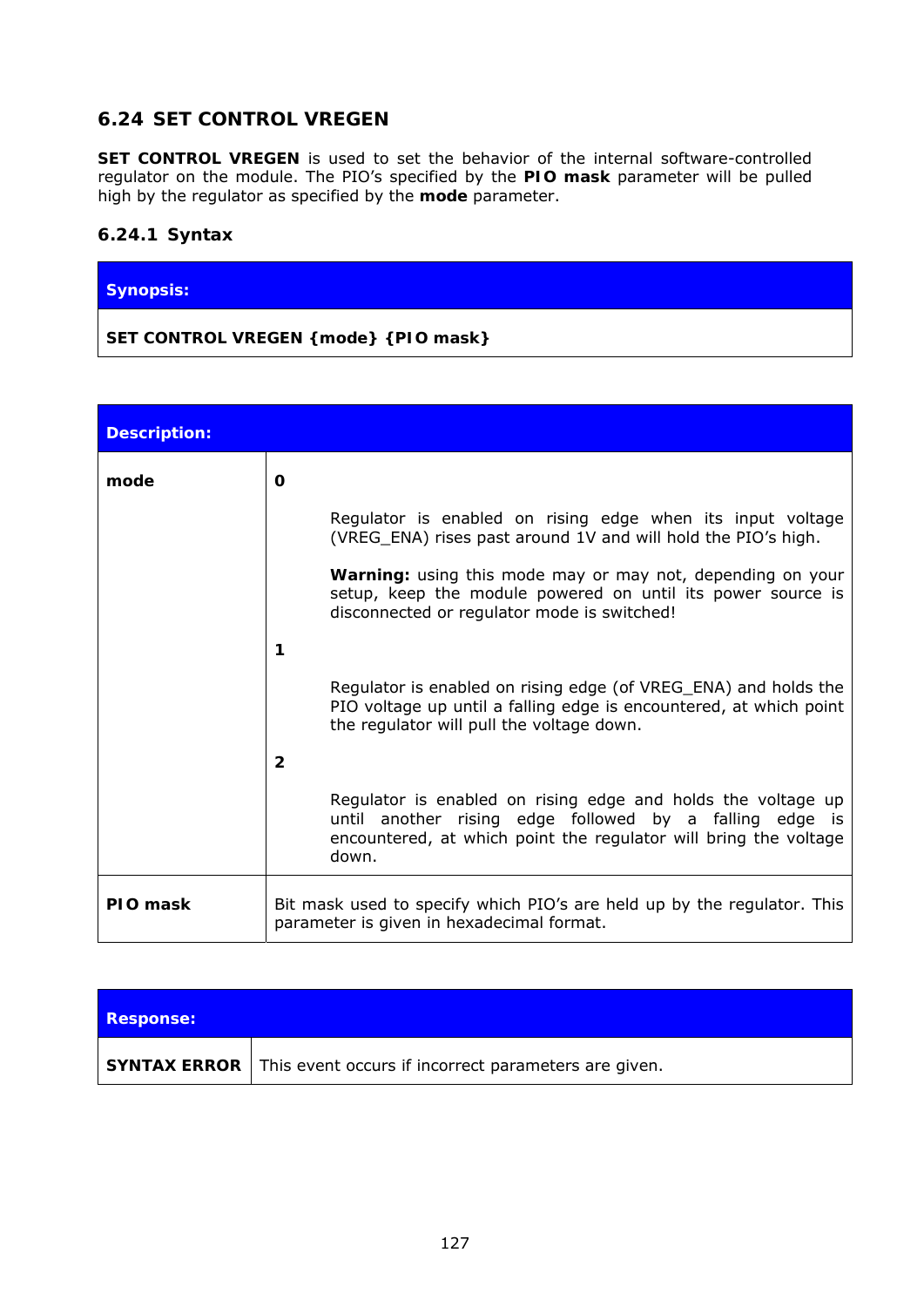## 6.24 SET CONTROL VREGEN

**SET CONTROL VREGEN** is used to set the behavior of the internal software-controlled regulator on the module. The PIO's specified by the **PIO mask** parameter will be pulled high by the regulator as specified by the **mode** parameter.

### 6.24.1 Syntax

| **Synopsis:** |
|---|
| **SET CONTROL VREGEN {mode} {PIO mask}** |

| **Description:** | |
|---|---|
| **mode** | **0**<br><br>Regulator is enabled on rising edge when its input voltage (VREG_ENA) rises past around 1V and will hold the PIO's high.<br><br>**Warning:** using this mode may or may not, depending on your setup, keep the module powered on until its power source is disconnected or regulator mode is switched!<br><br>**1**<br><br>Regulator is enabled on rising edge (of VREG_ENA) and holds the PIO voltage up until a falling edge is encountered, at which point the regulator will pull the voltage down.<br><br>**2**<br><br>Regulator is enabled on rising edge and holds the voltage up until another rising edge followed by a falling edge is encountered, at which point the regulator will bring the voltage down. |
| **PIO mask** | Bit mask used to specify which PIO's are held up by the regulator. This parameter is given in hexadecimal format. |

| **Response:** | |
|---|---|
| **SYNTAX ERROR** | This event occurs if incorrect parameters are given. |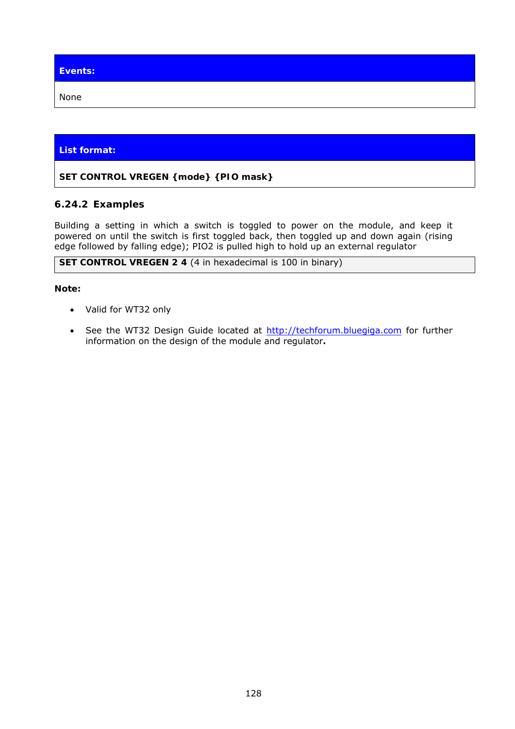| **Events:** |
| --- |
| None |

| **List format:** |
| --- |
| **SET CONTROL VREGEN {mode} {PIO mask}** |

### 6.24.2 Examples

Building a setting in which a switch is toggled to power on the module, and keep it powered on until the switch is first toggled back, then toggled up and down again (rising edge followed by falling edge); PIO2 is pulled high to hold up an external regulator

| **SET CONTROL VREGEN 2 4** (4 in hexadecimal is 100 in binary) |
| --- |

**Note:**

- Valid for WT32 only
- See the WT32 Design Guide located at http://techforum.bluegiga.com for further information on the design of the module and regulator**.**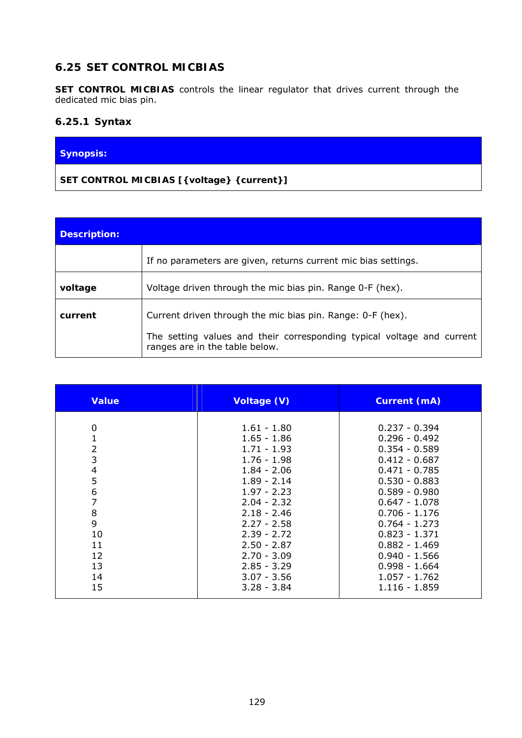## 6.25 SET CONTROL MICBIAS

**SET CONTROL MICBIAS** controls the linear regulator that drives current through the dedicated mic bias pin.

### 6.25.1 Syntax

| Synopsis: |
|---|
| **SET CONTROL MICBIAS [{voltage} {current}]** |

| Description: | |
|---|---|
| | If no parameters are given, returns current mic bias settings. |
| **voltage** | Voltage driven through the mic bias pin. Range 0-F (hex). |
| **current** | Current driven through the mic bias pin. Range: 0-F (hex).<br><br>The setting values and their corresponding typical voltage and current ranges are in the table below. |

| Value | Voltage (V) | Current (mA) |
|---|---|---|
| 0 | 1.61 - 1.80 | 0.237 - 0.394 |
| 1 | 1.65 - 1.86 | 0.296 - 0.492 |
| 2 | 1.71 - 1.93 | 0.354 - 0.589 |
| 3 | 1.76 - 1.98 | 0.412 - 0.687 |
| 4 | 1.84 - 2.06 | 0.471 - 0.785 |
| 5 | 1.89 - 2.14 | 0.530 - 0.883 |
| 6 | 1.97 - 2.23 | 0.589 - 0.980 |
| 7 | 2.04 - 2.32 | 0.647 - 1.078 |
| 8 | 2.18 - 2.46 | 0.706 - 1.176 |
| 9 | 2.27 - 2.58 | 0.764 - 1.273 |
| 10 | 2.39 - 2.72 | 0.823 - 1.371 |
| 11 | 2.50 - 2.87 | 0.882 - 1.469 |
| 12 | 2.70 - 3.09 | 0.940 - 1.566 |
| 13 | 2.85 - 3.29 | 0.998 - 1.664 |
| 14 | 3.07 - 3.56 | 1.057 - 1.762 |
| 15 | 3.28 - 3.84 | 1.116 - 1.859 |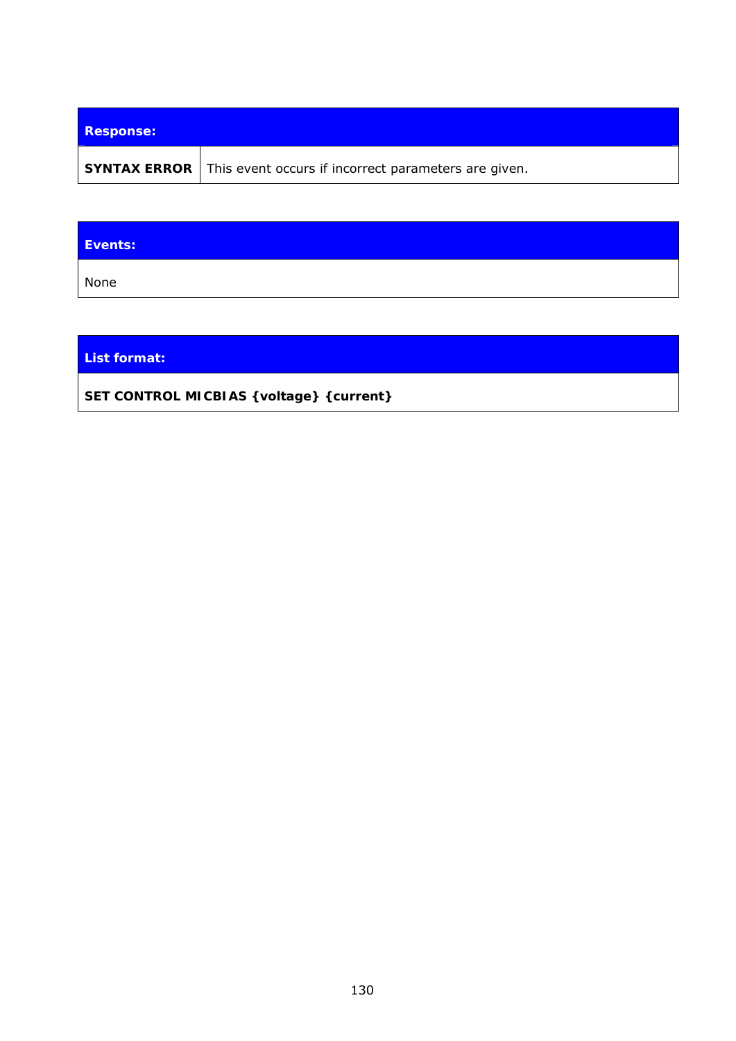| **Response:** | |
|---|---|
| **SYNTAX ERROR** | This event occurs if incorrect parameters are given. |

| **Events:** |
|---|
| None |

| **List format:** |
|---|
| **SET CONTROL MICBIAS {voltage} {current}** |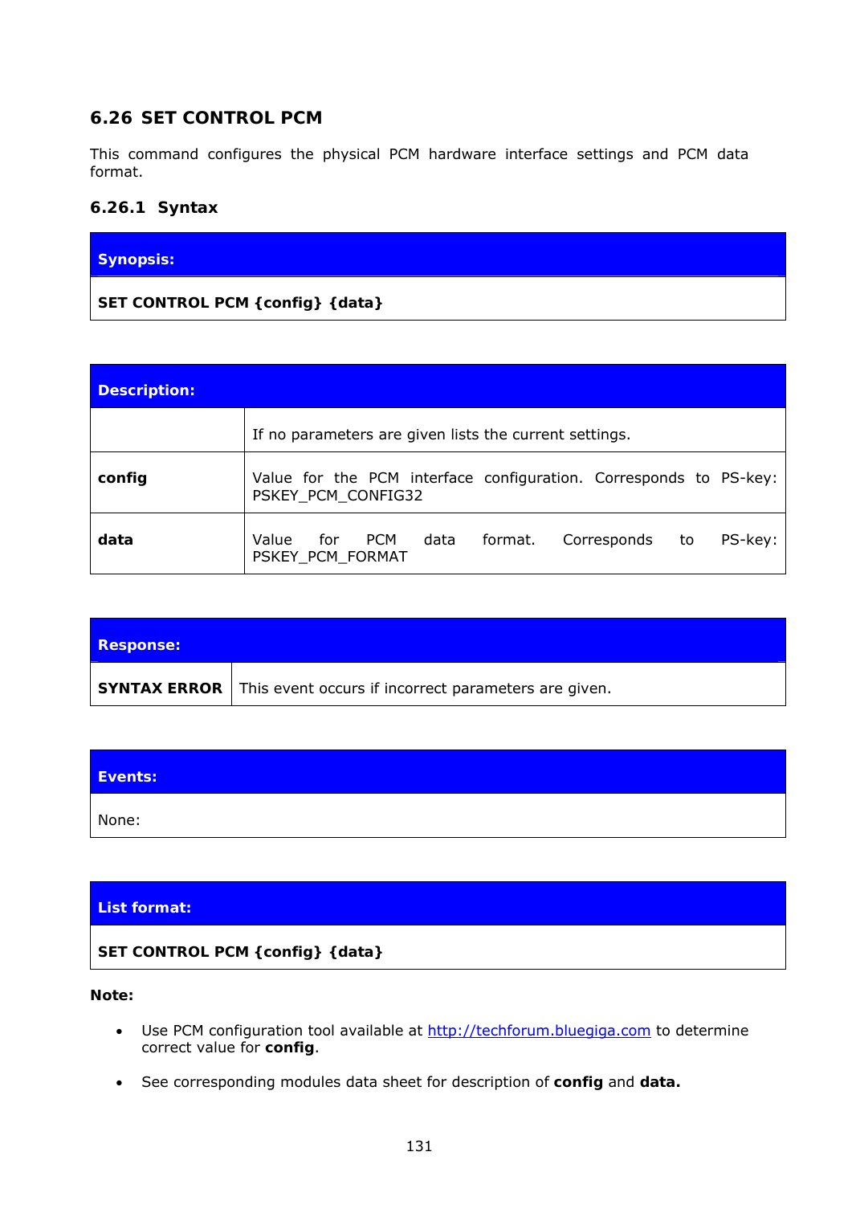## 6.26 SET CONTROL PCM

This command configures the physical PCM hardware interface settings and PCM data format.

### 6.26.1 Syntax

| Synopsis: |
|---|
| **SET CONTROL PCM {config} {data}** |

| Description: | |
|---|---|
| | If no parameters are given lists the current settings. |
| **config** | Value for the PCM interface configuration. Corresponds to PS-key: PSKEY_PCM_CONFIG32 |
| **data** | Value for PCM data format. Corresponds to PS-key: PSKEY_PCM_FORMAT |

| Response: | |
|---|---|
| **SYNTAX ERROR** | This event occurs if incorrect parameters are given. |

| Events: |
|---|
| None: |

| List format: |
|---|
| **SET CONTROL PCM {config} {data}** |

**Note:**

- Use PCM configuration tool available at [http://techforum.bluegiga.com](http://techforum.bluegiga.com) to determine correct value for **config**.
- See corresponding modules data sheet for description of **config** and **data.**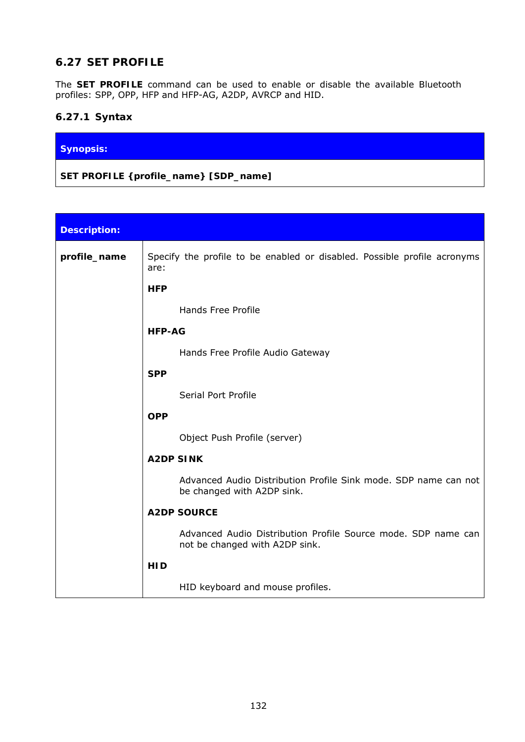## 6.27 SET PROFILE

The **SET PROFILE** command can be used to enable or disable the available Bluetooth profiles: SPP, OPP, HFP and HFP-AG, A2DP, AVRCP and HID.

### 6.27.1 Syntax

| Synopsis: |
|---|
| **SET PROFILE {profile_name} [SDP_name]** |

| Description: | |
|---|---|
| **profile_name** | Specify the profile to be enabled or disabled. Possible profile acronyms are:<br><br>**HFP**<br><br>Hands Free Profile<br><br>**HFP-AG**<br><br>Hands Free Profile Audio Gateway<br><br>**SPP**<br><br>Serial Port Profile<br><br>**OPP**<br><br>Object Push Profile (server)<br><br>**A2DP SINK**<br><br>Advanced Audio Distribution Profile Sink mode. SDP name can not be changed with A2DP sink.<br><br>**A2DP SOURCE**<br><br>Advanced Audio Distribution Profile Source mode. SDP name can not be changed with A2DP sink.<br><br>**HID**<br><br>HID keyboard and mouse profiles. |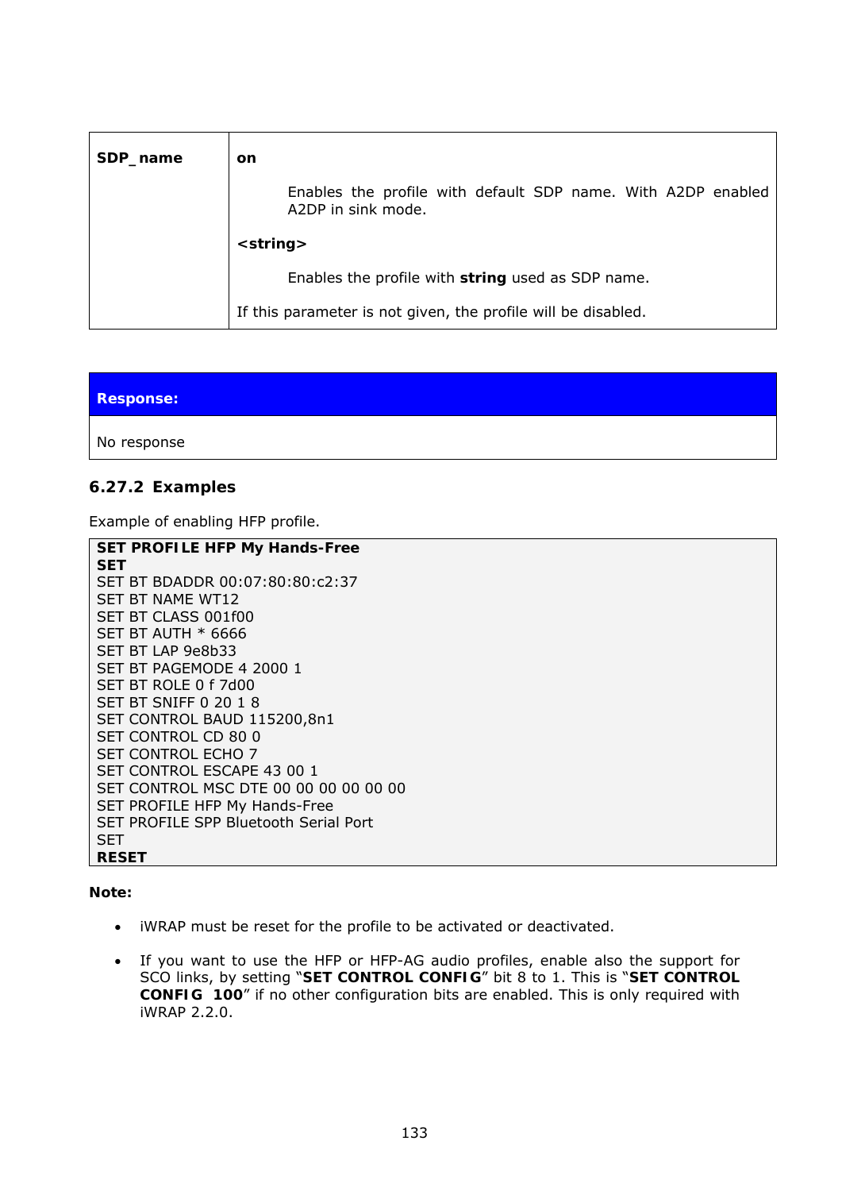| SDP_name | **on**<br><br>Enables the profile with default SDP name. With A2DP enabled A2DP in sink mode.<br><br>**<string>**<br><br>Enables the profile with **string** used as SDP name.<br><br>If this parameter is not given, the profile will be disabled. |
|---|---|

| Response: |
|---|
| No response |

### 6.27.2 Examples

Example of enabling HFP profile.

```
SET PROFILE HFP My Hands-Free
SET
SET BT BDADDR 00:07:80:80:c2:37
SET BT NAME WT12
SET BT CLASS 001f00
SET BT AUTH * 6666
SET BT LAP 9e8b33
SET BT PAGEMODE 4 2000 1
SET BT ROLE 0 f 7d00
SET BT SNIFF 0 20 1 8
SET CONTROL BAUD 115200,8n1
SET CONTROL CD 80 0
SET CONTROL ECHO 7
SET CONTROL ESCAPE 43 00 1
SET CONTROL MSC DTE 00 00 00 00 00 00
SET PROFILE HFP My Hands-Free
SET PROFILE SPP Bluetooth Serial Port
SET
RESET
```

**Note:**

- iWRAP must be reset for the profile to be activated or deactivated.
- If you want to use the HFP or HFP-AG audio profiles, enable also the support for SCO links, by setting "**SET CONTROL CONFIG**" bit 8 to 1. This is "**SET CONTROL CONFIG 100**" if no other configuration bits are enabled. This is only required with iWRAP 2.2.0.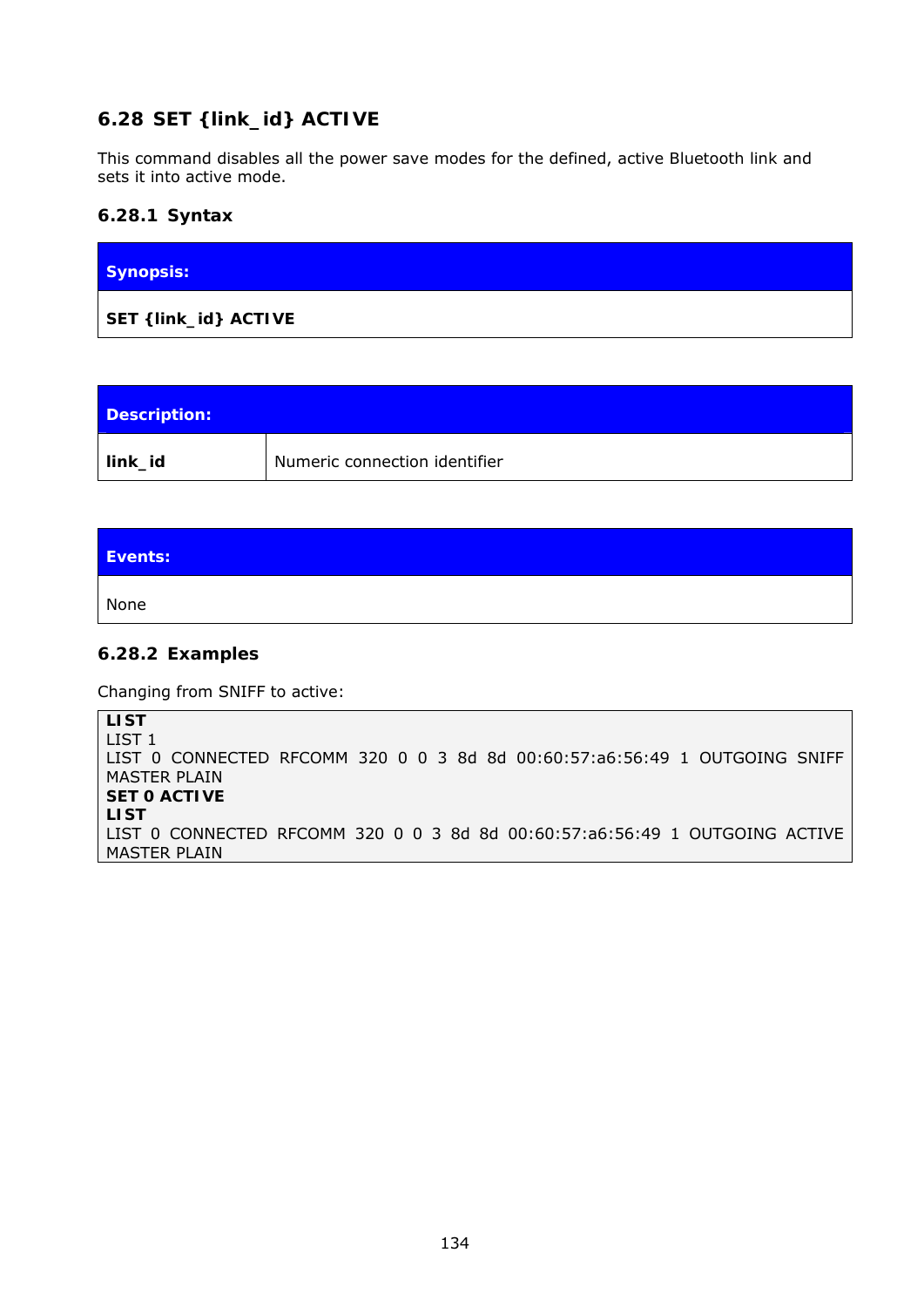## 6.28 SET {link_id} ACTIVE

This command disables all the power save modes for the defined, active Bluetooth link and sets it into active mode.

### 6.28.1 Syntax

| Synopsis: |
|---|
| **SET {link_id} ACTIVE** |

| Description: | |
|---|---|
| **link_id** | Numeric connection identifier |

| Events: |
|---|
| None |

### 6.28.2 Examples

Changing from SNIFF to active:

```
LIST
LIST 1
LIST 0 CONNECTED RFCOMM 320 0 0 3 8d 8d 00:60:57:a6:56:49 1 OUTGOING SNIFF
MASTER PLAIN
SET 0 ACTIVE
LIST
LIST 0 CONNECTED RFCOMM 320 0 0 3 8d 8d 00:60:57:a6:56:49 1 OUTGOING ACTIVE
MASTER PLAIN
```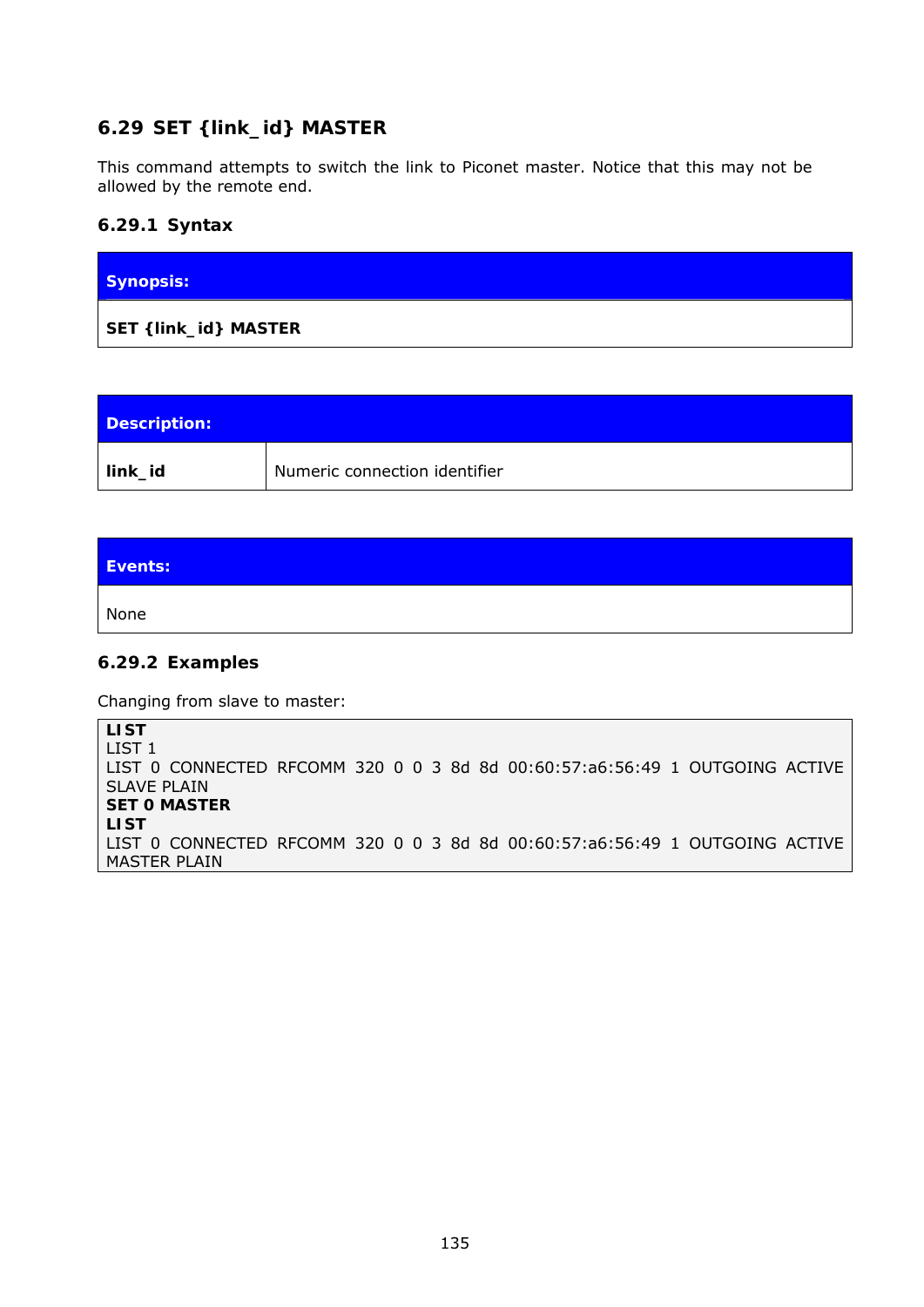## 6.29 SET {link_id} MASTER

This command attempts to switch the link to Piconet master. Notice that this may not be allowed by the remote end.

### 6.29.1 Syntax

| Synopsis: |
|---|
| **SET {link_id} MASTER** |

| Description: | |
|---|---|
| **link_id** | Numeric connection identifier |

| Events: |
|---|
| None |

### 6.29.2 Examples

Changing from slave to master:

```
LIST
LIST 1
LIST 0 CONNECTED RFCOMM 320 0 0 3 8d 8d 00:60:57:a6:56:49 1 OUTGOING ACTIVE
SLAVE PLAIN
SET 0 MASTER
LIST
LIST 0 CONNECTED RFCOMM 320 0 0 3 8d 8d 00:60:57:a6:56:49 1 OUTGOING ACTIVE
MASTER PLAIN
```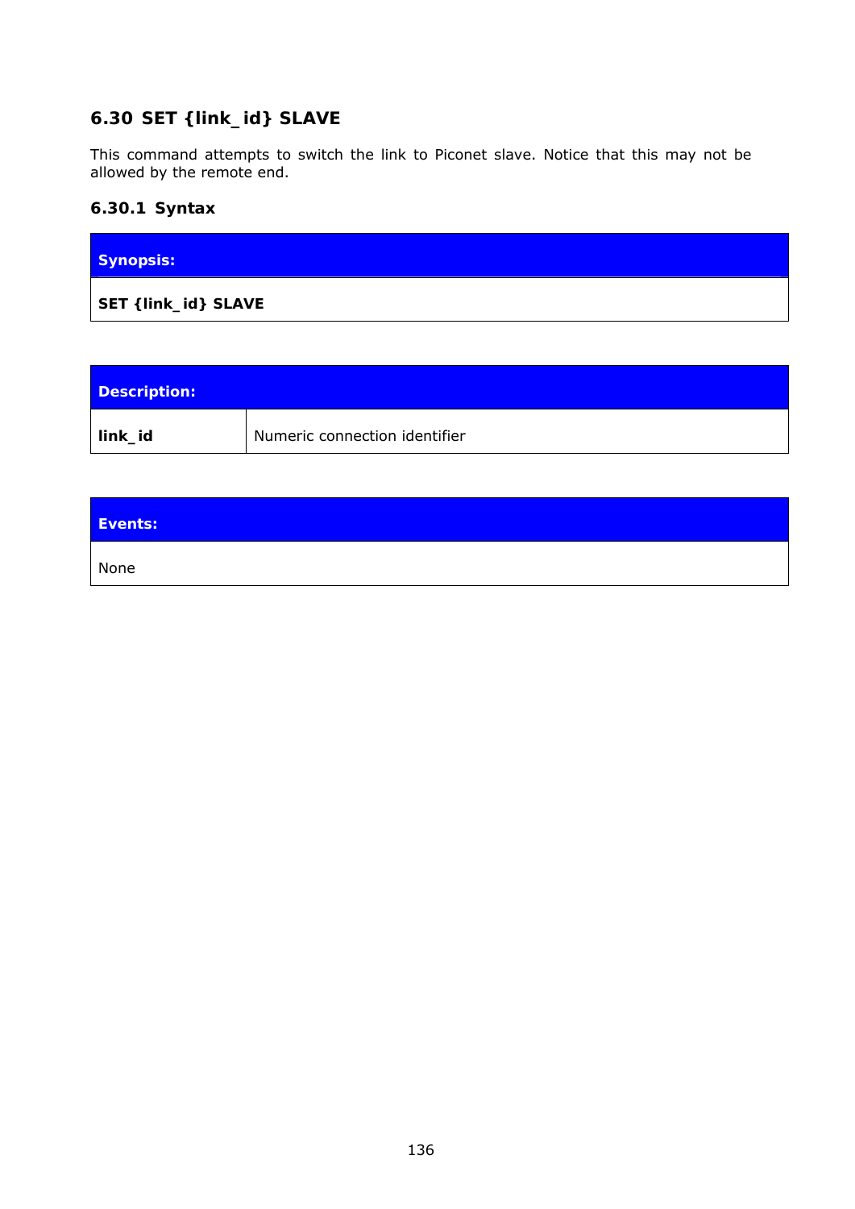## 6.30 SET {link_id} SLAVE

This command attempts to switch the link to Piconet slave. Notice that this may not be allowed by the remote end.

### 6.30.1 Syntax

| Synopsis: |
|---|
| **SET {link_id} SLAVE** |

| Description: | |
|---|---|
| **link_id** | Numeric connection identifier |

| Events: |
|---|
| None |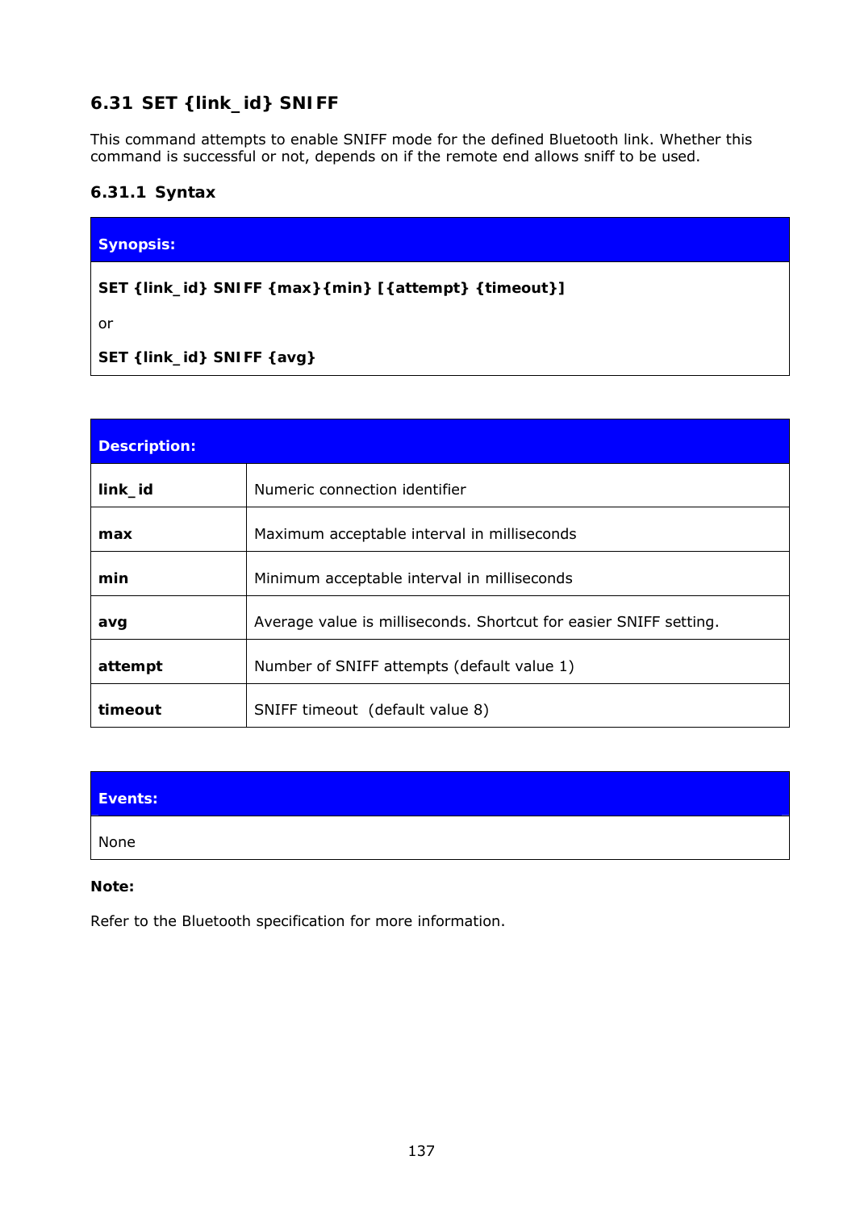## 6.31 SET {link_id} SNIFF

This command attempts to enable SNIFF mode for the defined Bluetooth link. Whether this command is successful or not, depends on if the remote end allows sniff to be used.

### 6.31.1 Syntax

| Synopsis: |
|---|
| **SET {link_id} SNIFF {max}{min} [{attempt} {timeout}]** |
| or |
| **SET {link_id} SNIFF {avg}** |

| Description: | |
|---|---|
| **link_id** | Numeric connection identifier |
| **max** | Maximum acceptable interval in milliseconds |
| **min** | Minimum acceptable interval in milliseconds |
| **avg** | Average value is milliseconds. Shortcut for easier SNIFF setting. |
| **attempt** | Number of SNIFF attempts (default value 1) |
| **timeout** | SNIFF timeout (default value 8) |

| Events: |
|---|
| None |

**Note:**

Refer to the Bluetooth specification for more information.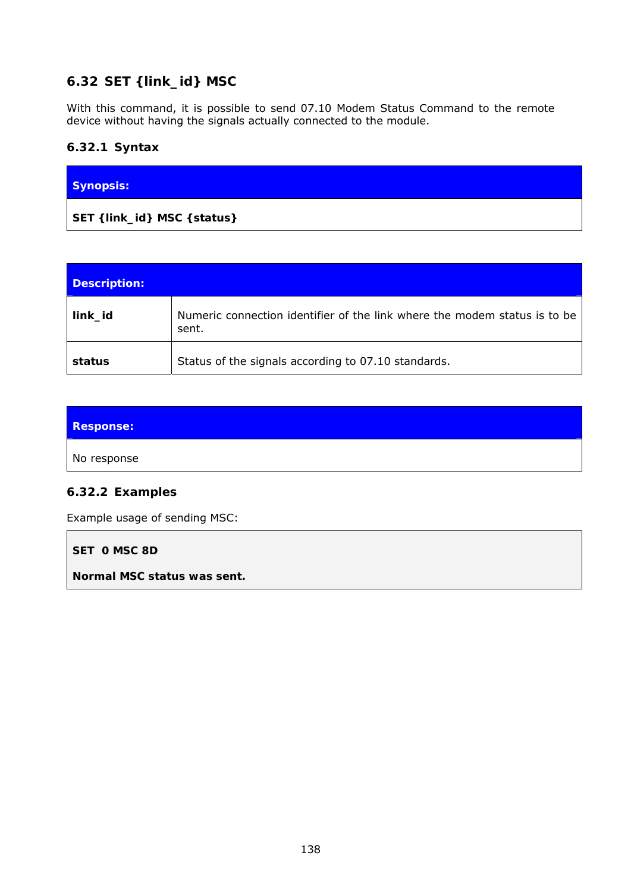## 6.32 SET {link_id} MSC

With this command, it is possible to send 07.10 Modem Status Command to the remote device without having the signals actually connected to the module.

### 6.32.1 Syntax

| Synopsis: |
|---|
| **SET {link_id} MSC {status}** |

| Description: | |
|---|---|
| **link_id** | Numeric connection identifier of the link where the modem status is to be sent. |
| **status** | Status of the signals according to 07.10 standards. |

| Response: |
|---|
| No response |

### 6.32.2 Examples

Example usage of sending MSC:

```
SET  0 MSC 8D

Normal MSC status was sent.
```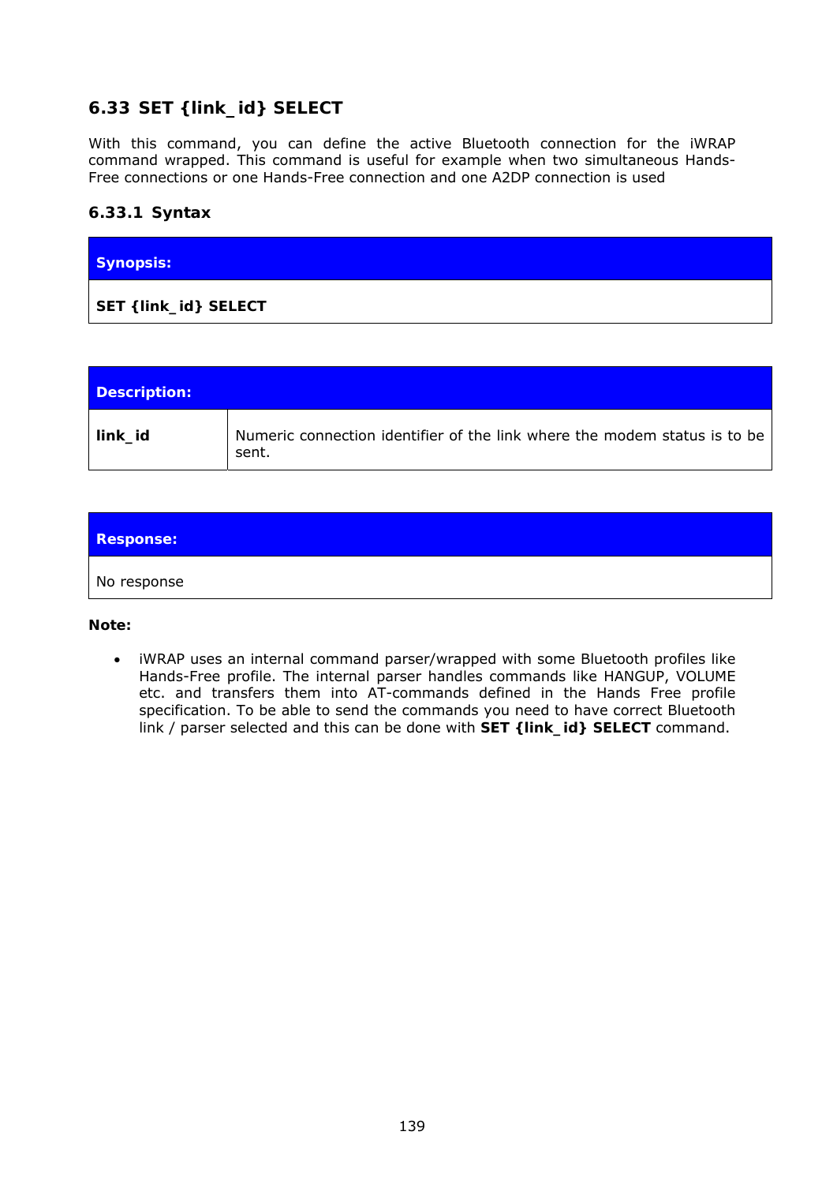## 6.33 SET {link_id} SELECT

With this command, you can define the active Bluetooth connection for the iWRAP command wrapped. This command is useful for example when two simultaneous Hands-Free connections or one Hands-Free connection and one A2DP connection is used

### 6.33.1 Syntax

| **Synopsis:** |
|---|
| **SET {link_id} SELECT** |

| **Description:** | |
|---|---|
| **link_id** | Numeric connection identifier of the link where the modem status is to be sent. |

| **Response:** |
|---|
| No response |

**Note:**

- iWRAP uses an internal command parser/wrapped with some Bluetooth profiles like Hands-Free profile. The internal parser handles commands like HANGUP, VOLUME etc. and transfers them into AT-commands defined in the Hands Free profile specification. To be able to send the commands you need to have correct Bluetooth link / parser selected and this can be done with **SET {link_id} SELECT** command.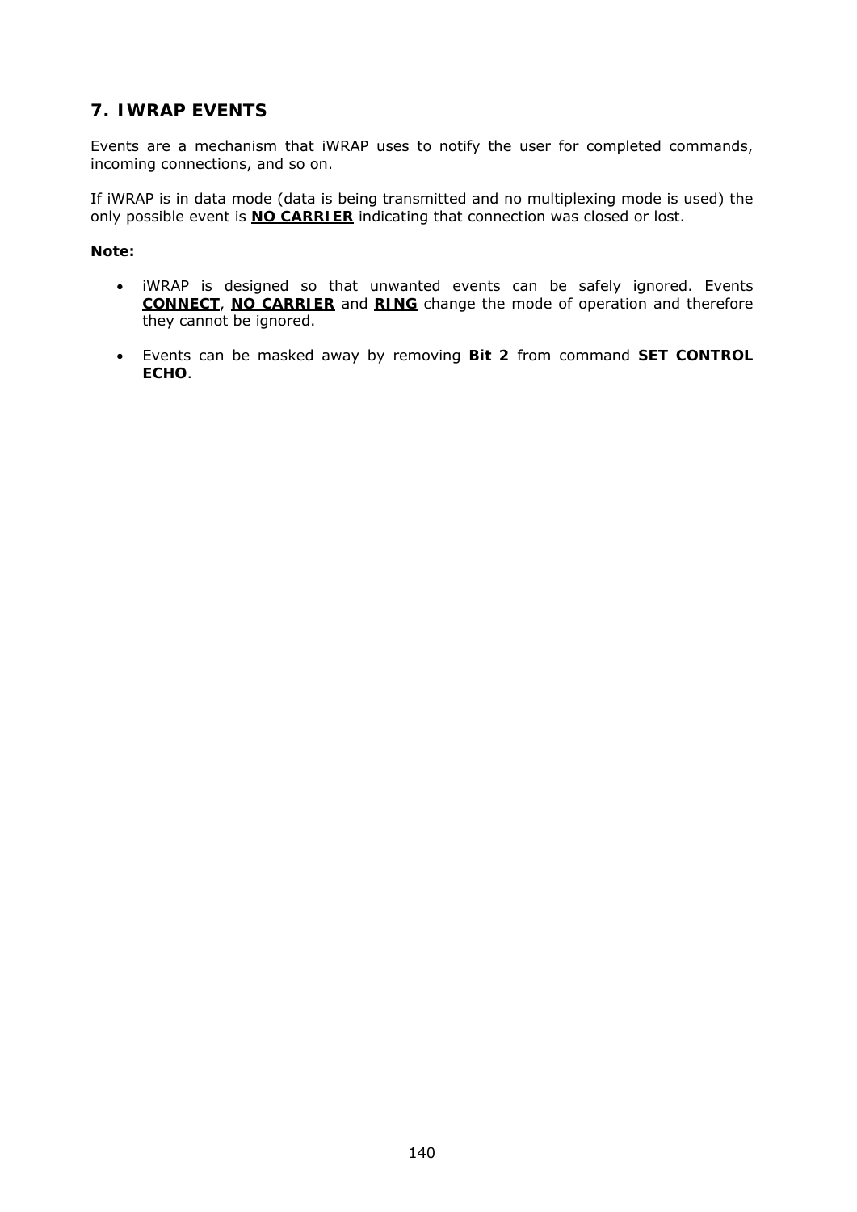# 7. IWRAP EVENTS

Events are a mechanism that iWRAP uses to notify the user for completed commands, incoming connections, and so on.

If iWRAP is in data mode (data is being transmitted and no multiplexing mode is used) the only possible event is **NO CARRIER** indicating that connection was closed or lost.

**Note:**

- iWRAP is designed so that unwanted events can be safely ignored. Events **CONNECT**, **NO CARRIER** and **RING** change the mode of operation and therefore they cannot be ignored.
- Events can be masked away by removing **Bit 2** from command **SET CONTROL ECHO**.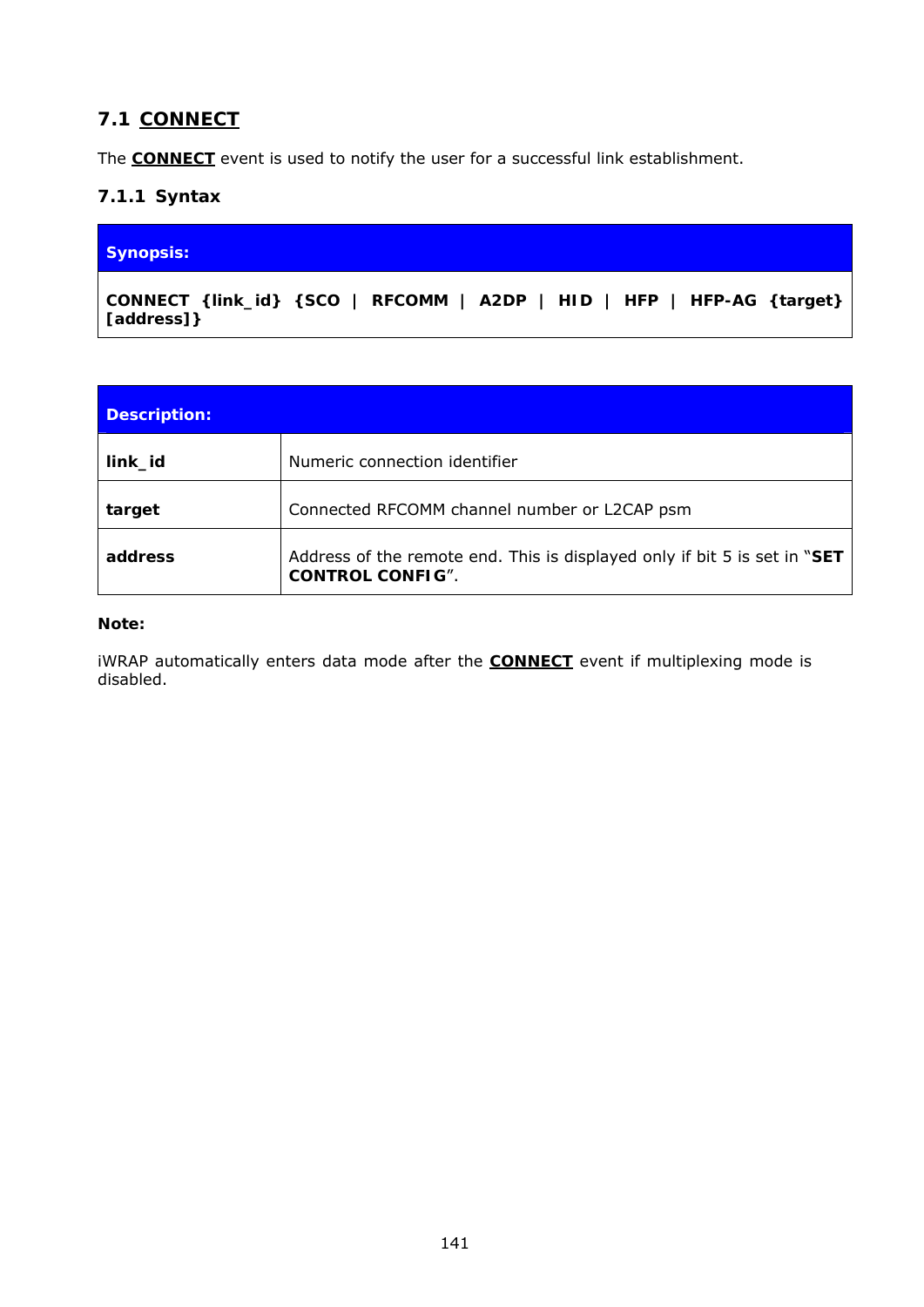## 7.1 CONNECT

The **CONNECT** event is used to notify the user for a successful link establishment.

### 7.1.1 Syntax

| Synopsis: |
|---|
| **CONNECT {link_id} {SCO \| RFCOMM \| A2DP \| HID \| HFP \| HFP-AG {target} [address]}** |

| Description: | |
|---|---|
| **link_id** | Numeric connection identifier |
| **target** | Connected RFCOMM channel number or L2CAP psm |
| **address** | Address of the remote end. This is displayed only if bit 5 is set in "**SET CONTROL CONFIG**". |

**Note:**

iWRAP automatically enters data mode after the **CONNECT** event if multiplexing mode is disabled.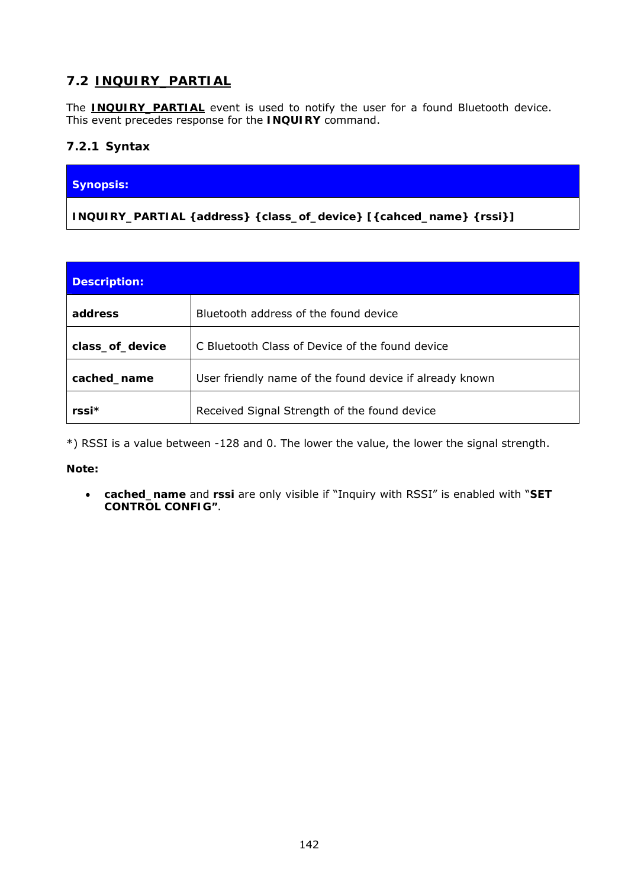## 7.2 INQUIRY_PARTIAL

The **INQUIRY_PARTIAL** event is used to notify the user for a found Bluetooth device. This event precedes response for the **INQUIRY** command.

### 7.2.1 Syntax

| Synopsis: |
|---|
| **INQUIRY_PARTIAL {address} {class_of_device} [{cahced_name} {rssi}]** |

| Description: | |
|---|---|
| **address** | Bluetooth address of the found device |
| **class_of_device** | C Bluetooth Class of Device of the found device |
| **cached_name** | User friendly name of the found device if already known |
| **rssi*** | Received Signal Strength of the found device |

*) RSSI is a value between -128 and 0. The lower the value, the lower the signal strength.

**Note:**

- **cached_name** and **rssi** are only visible if "Inquiry with RSSI" is enabled with "**SET CONTROL CONFIG**".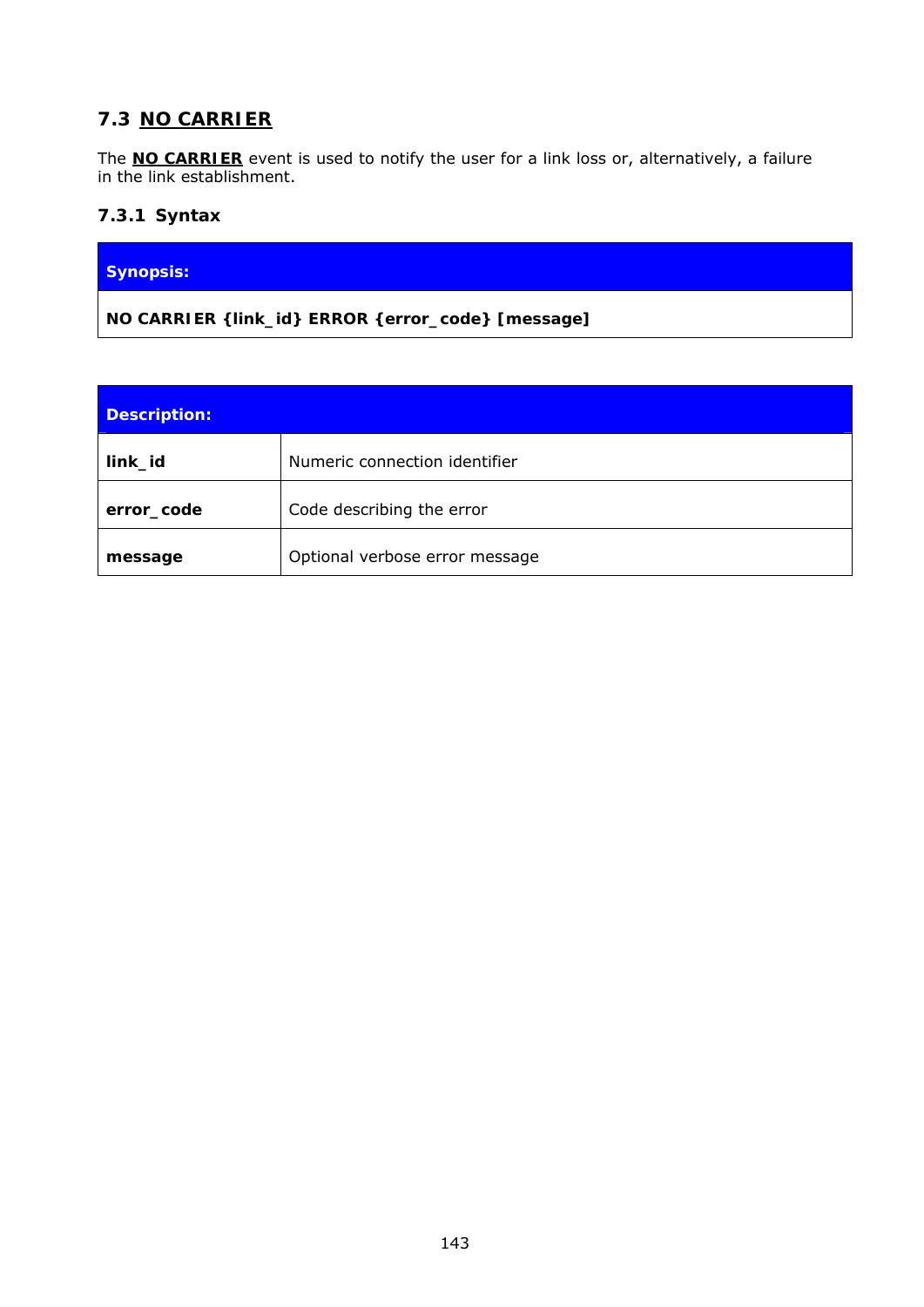## 7.3 NO CARRIER

The **NO CARRIER** event is used to notify the user for a link loss or, alternatively, a failure in the link establishment.

### 7.3.1 Syntax

| Synopsis: |
|---|
| **NO CARRIER {link_id} ERROR {error_code} [message]** |

| Description: | |
|---|---|
| **link_id** | Numeric connection identifier |
| **error_code** | Code describing the error |
| **message** | Optional verbose error message |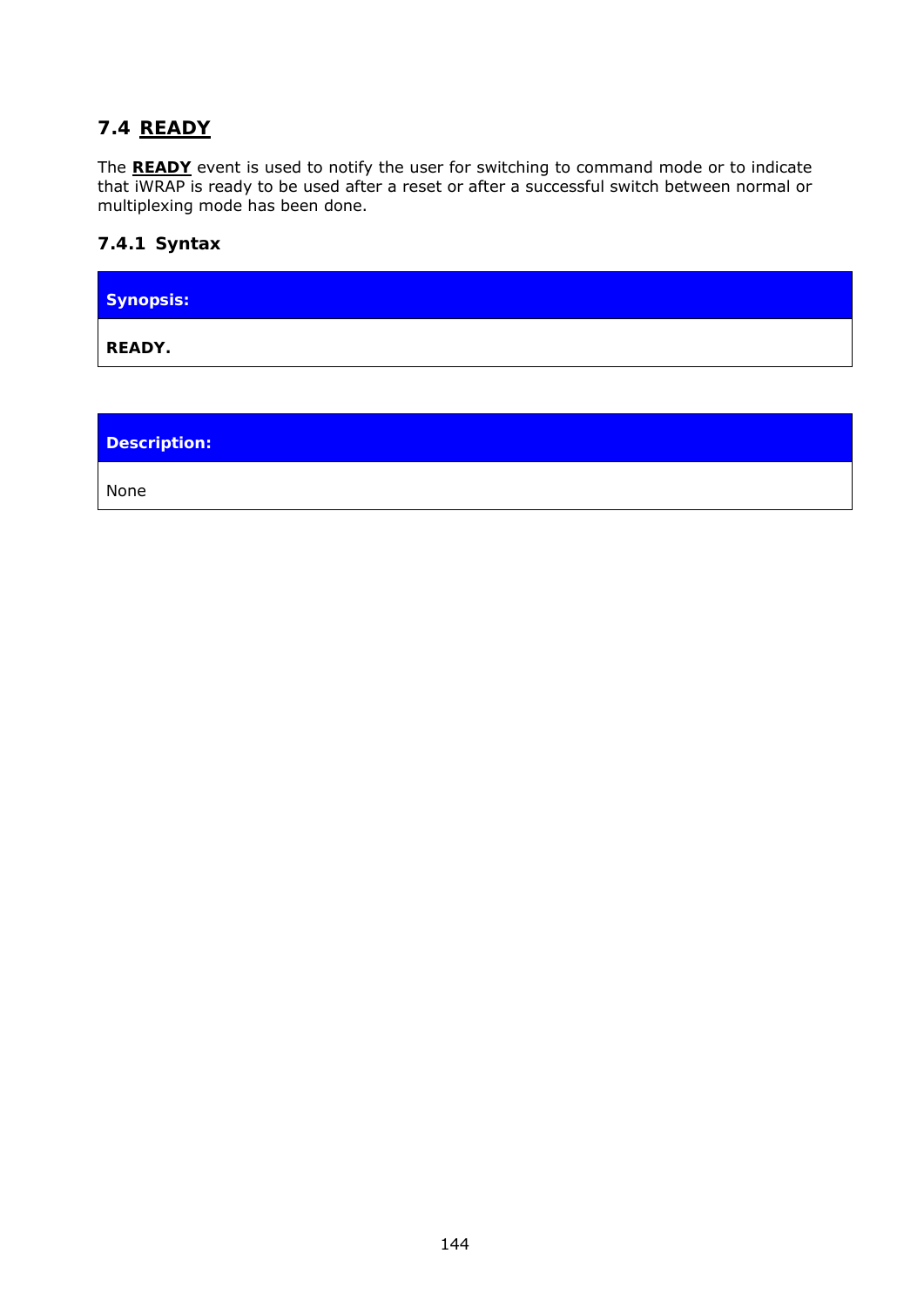## 7.4 READY

The **READY** event is used to notify the user for switching to command mode or to indicate that iWRAP is ready to be used after a reset or after a successful switch between normal or multiplexing mode has been done.

### 7.4.1 Syntax

| **Synopsis:** |
| --- |
| **READY.** |

| **Description:** |
| --- |
| None |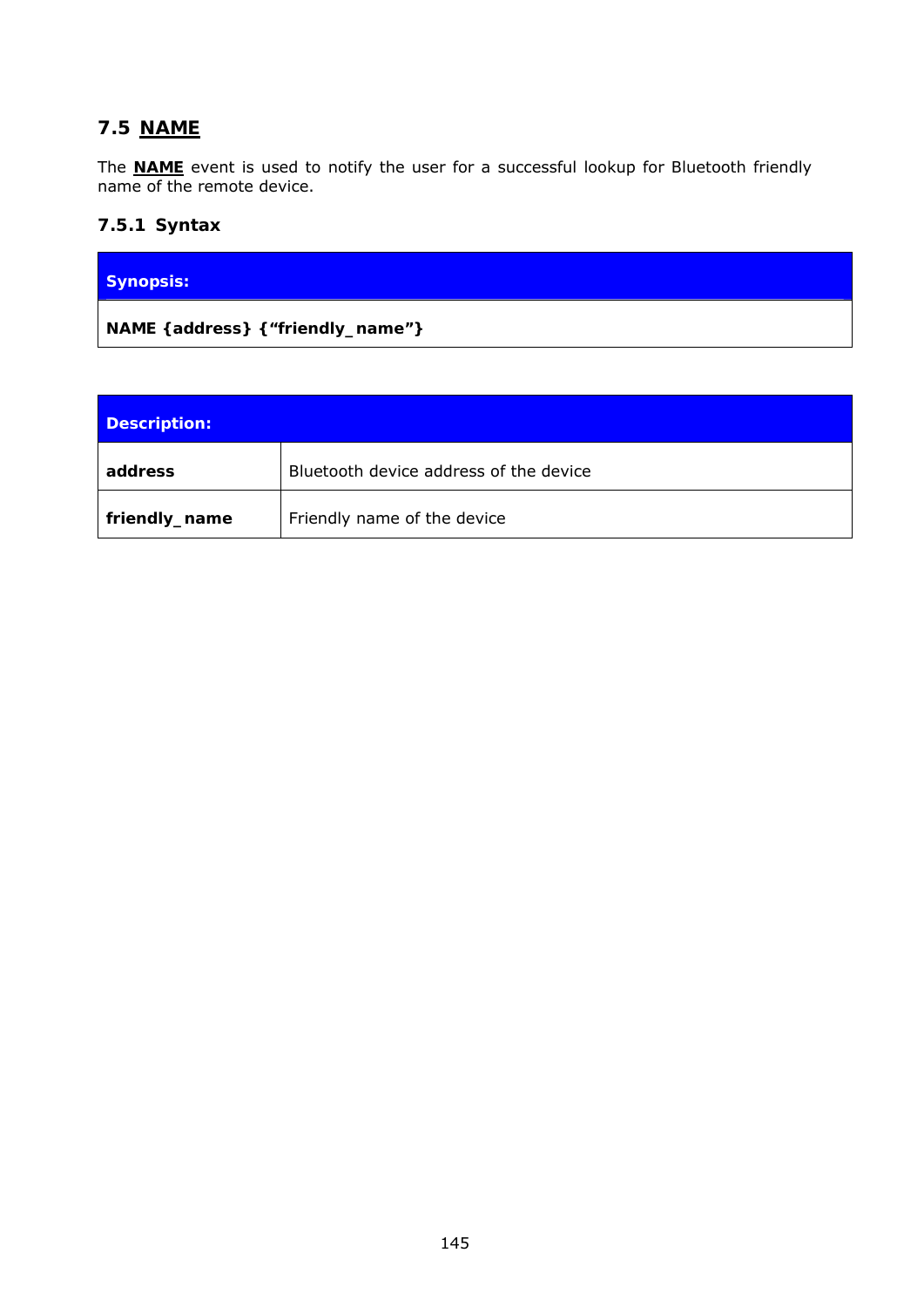## 7.5 NAME

The **NAME** event is used to notify the user for a successful lookup for Bluetooth friendly name of the remote device.

### 7.5.1 Syntax

| Synopsis: |
|---|
| **NAME {address} {“friendly_name”}** |

| Description: | |
|---|---|
| **address** | Bluetooth device address of the device |
| **friendly_name** | Friendly name of the device |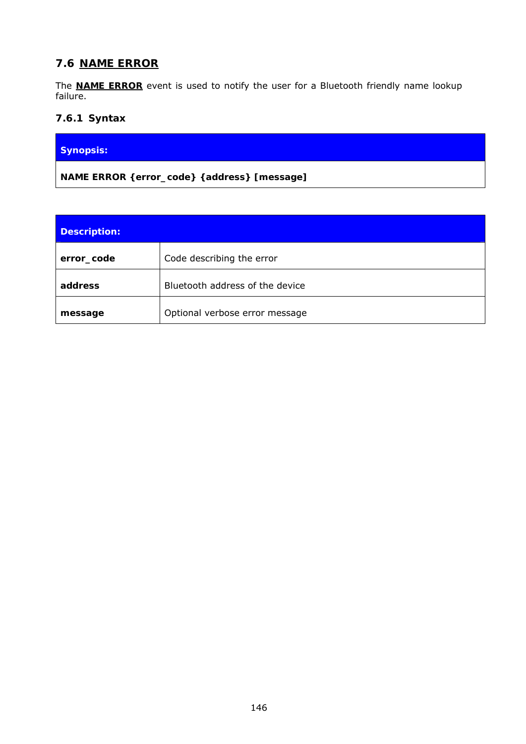## 7.6 NAME ERROR

The **NAME ERROR** event is used to notify the user for a Bluetooth friendly name lookup failure.

### 7.6.1 Syntax

| **Synopsis:** |
|---|
| **NAME ERROR {error_code} {address} [message]** |

| **Description:** | |
|---|---|
| **error_code** | Code describing the error |
| **address** | Bluetooth address of the device |
| **message** | Optional verbose error message |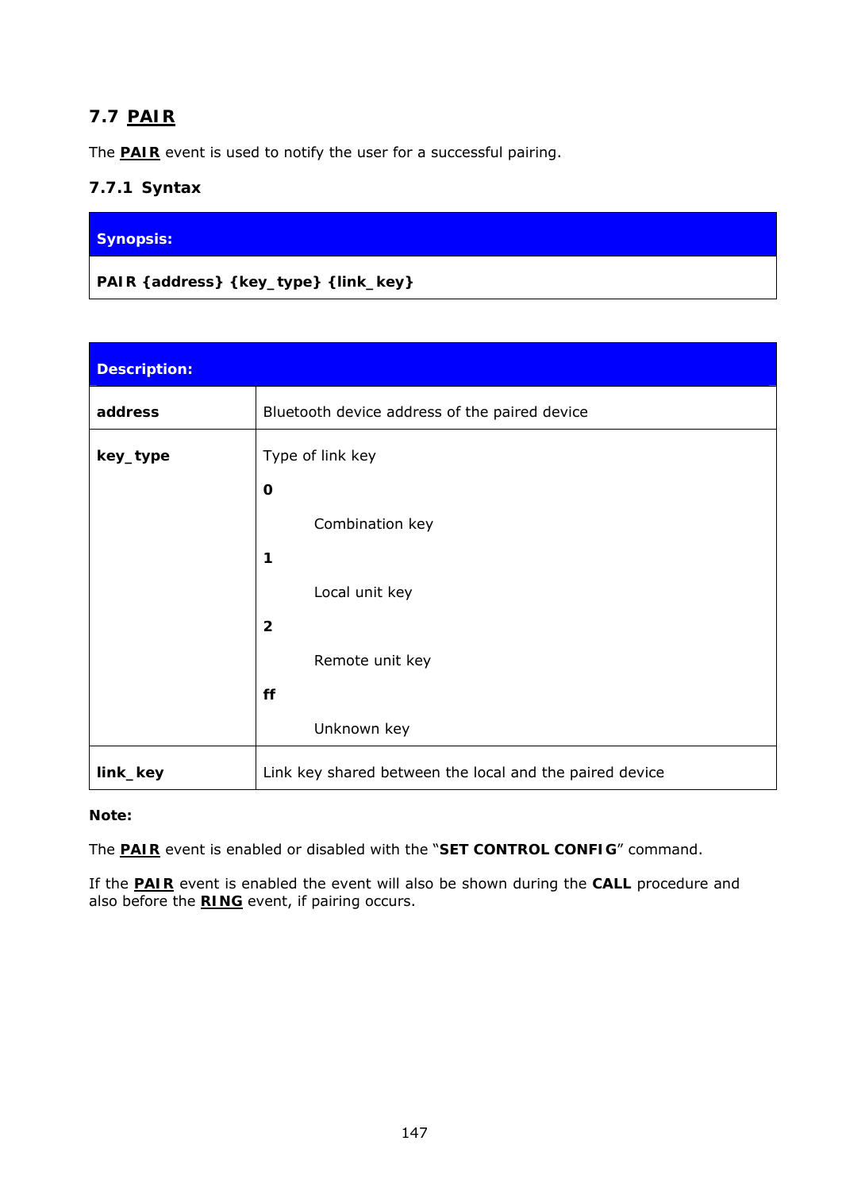## 7.7 PAIR

The **PAIR** event is used to notify the user for a successful pairing.

### 7.7.1 Syntax

| Synopsis: |
|---|
| **PAIR {address} {key_type} {link_key}** |

| Description: | |
|---|---|
| **address** | Bluetooth device address of the paired device |
| **key_type** | Type of link key<br>**0**<br>Combination key<br>**1**<br>Local unit key<br>**2**<br>Remote unit key<br>**ff**<br>Unknown key |
| **link_key** | Link key shared between the local and the paired device |

**Note:**

The **PAIR** event is enabled or disabled with the "**SET CONTROL CONFIG**" command.

If the **PAIR** event is enabled the event will also be shown during the **CALL** procedure and also before the **RING** event, if pairing occurs.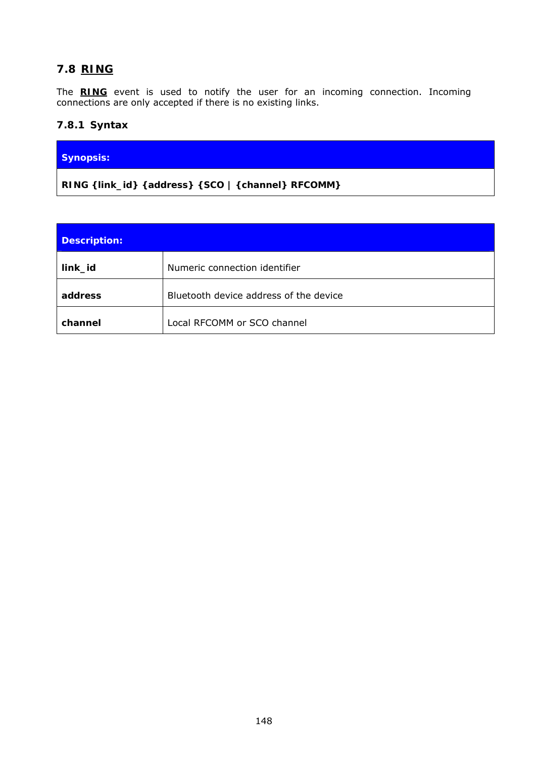## 7.8 RING

The **RING** event is used to notify the user for an incoming connection. Incoming connections are only accepted if there is no existing links.

### 7.8.1 Syntax

| Synopsis: |
|---|
| **RING {link_id} {address} {SCO \| {channel} RFCOMM}** |

| Description: | |
|---|---|
| **link_id** | Numeric connection identifier |
| **address** | Bluetooth device address of the device |
| **channel** | Local RFCOMM or SCO channel |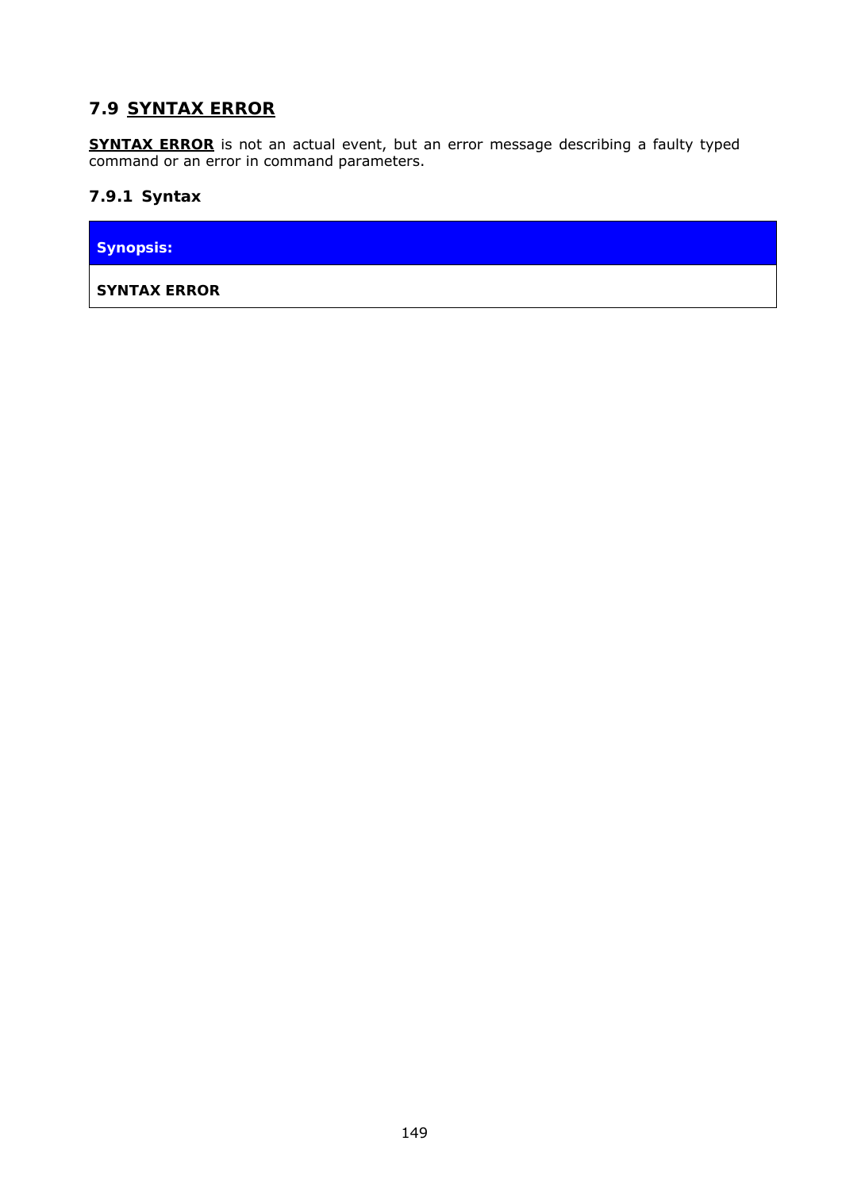## 7.9 SYNTAX ERROR

**SYNTAX ERROR** is not an actual event, but an error message describing a faulty typed command or an error in command parameters.

### 7.9.1 Syntax

| **Synopsis:** |
| --- |
| **SYNTAX ERROR** |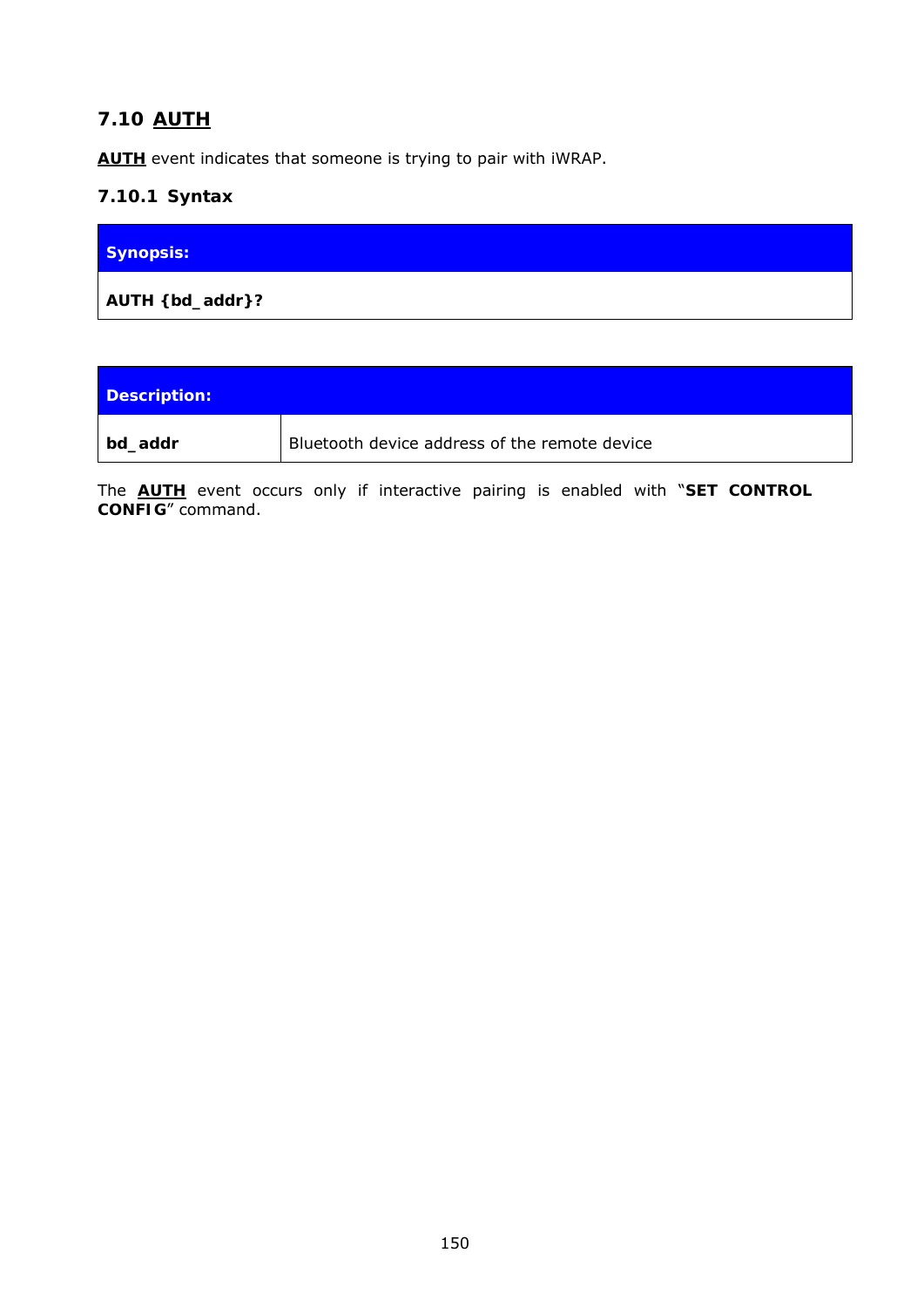## 7.10 AUTH

**AUTH** event indicates that someone is trying to pair with iWRAP.

### 7.10.1 Syntax

| **Synopsis:** |
|---|
| **AUTH {bd_addr}?** |

| **Description:** | |
|---|---|
| **bd_addr** | Bluetooth device address of the remote device |

The **AUTH** event occurs only if interactive pairing is enabled with "**SET CONTROL CONFIG**" command.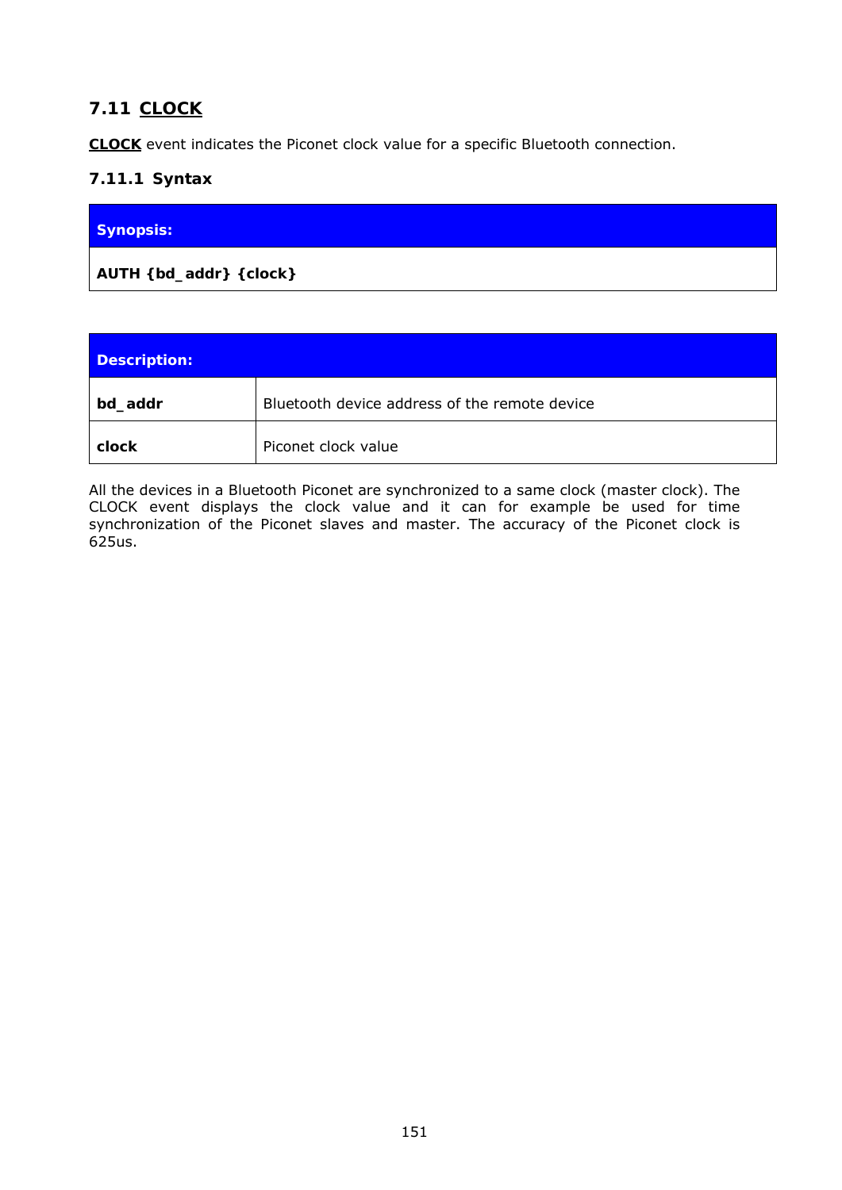## 7.11 CLOCK

**CLOCK** event indicates the Piconet clock value for a specific Bluetooth connection.

### 7.11.1 Syntax

| Synopsis: |
|---|
| **AUTH {bd_addr} {clock}** |

| Description: | |
|---|---|
| **bd_addr** | Bluetooth device address of the remote device |
| **clock** | Piconet clock value |

All the devices in a Bluetooth Piconet are synchronized to a same clock (master clock). The CLOCK event displays the clock value and it can for example be used for time synchronization of the Piconet slaves and master. The accuracy of the Piconet clock is 625us.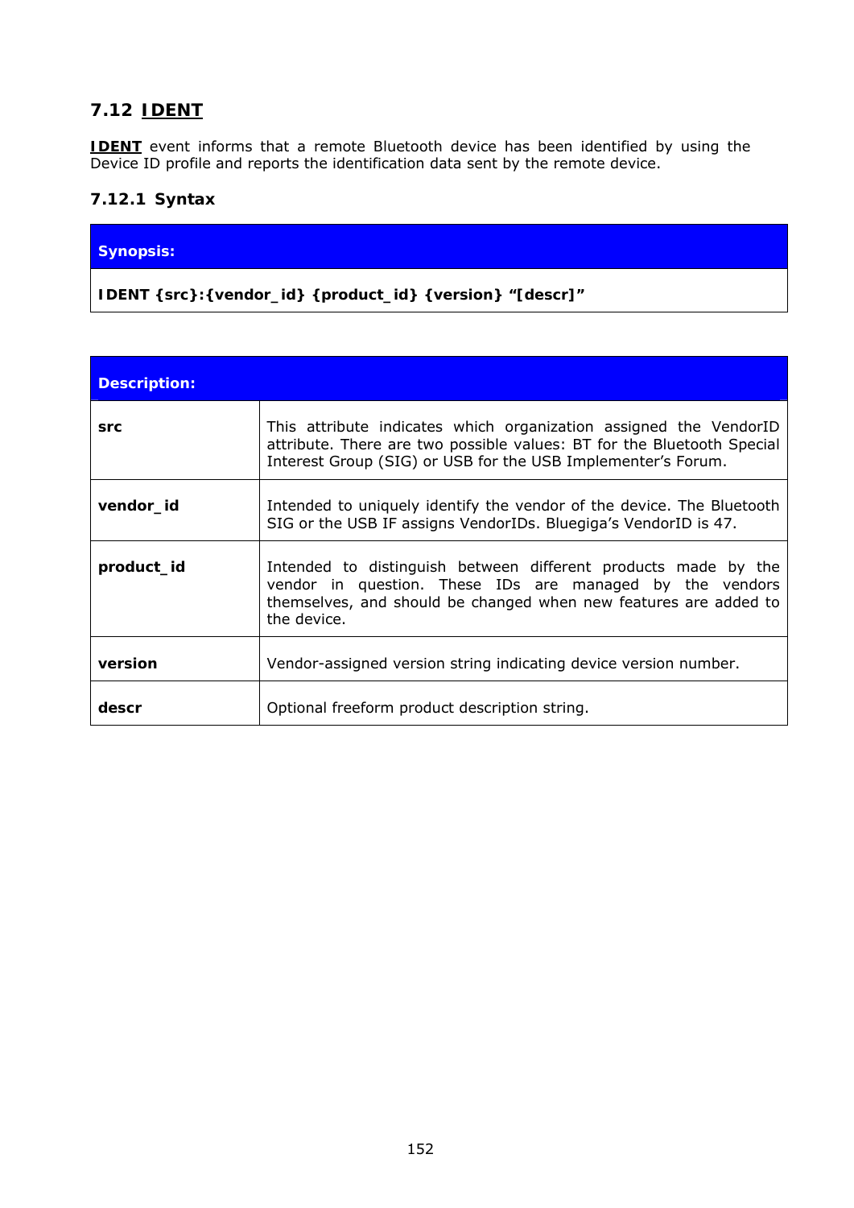## 7.12 IDENT

**IDENT** event informs that a remote Bluetooth device has been identified by using the Device ID profile and reports the identification data sent by the remote device.

### 7.12.1 Syntax

| Synopsis: |
|---|
| **IDENT {src}:{vendor_id} {product_id} {version} "[descr]"** |

| Description: | |
|---|---|
| **src** | This attribute indicates which organization assigned the VendorID attribute. There are two possible values: BT for the Bluetooth Special Interest Group (SIG) or USB for the USB Implementer's Forum. |
| **vendor_id** | Intended to uniquely identify the vendor of the device. The Bluetooth SIG or the USB IF assigns VendorIDs. Bluegiga's VendorID is 47. |
| **product_id** | Intended to distinguish between different products made by the vendor in question. These IDs are managed by the vendors themselves, and should be changed when new features are added to the device. |
| **version** | Vendor-assigned version string indicating device version number. |
| **descr** | Optional freeform product description string. |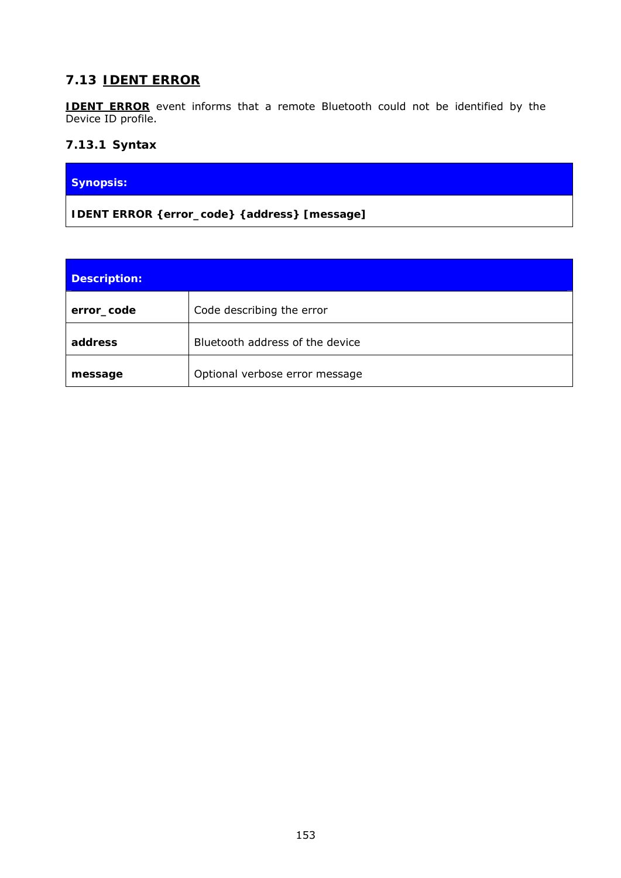## 7.13 IDENT ERROR

**IDENT ERROR** event informs that a remote Bluetooth could not be identified by the Device ID profile.

### 7.13.1 Syntax

| **Synopsis:** |
|---|
| **IDENT ERROR {error_code} {address} [message]** |

| **Description:** | |
|---|---|
| **error_code** | Code describing the error |
| **address** | Bluetooth address of the device |
| **message** | Optional verbose error message |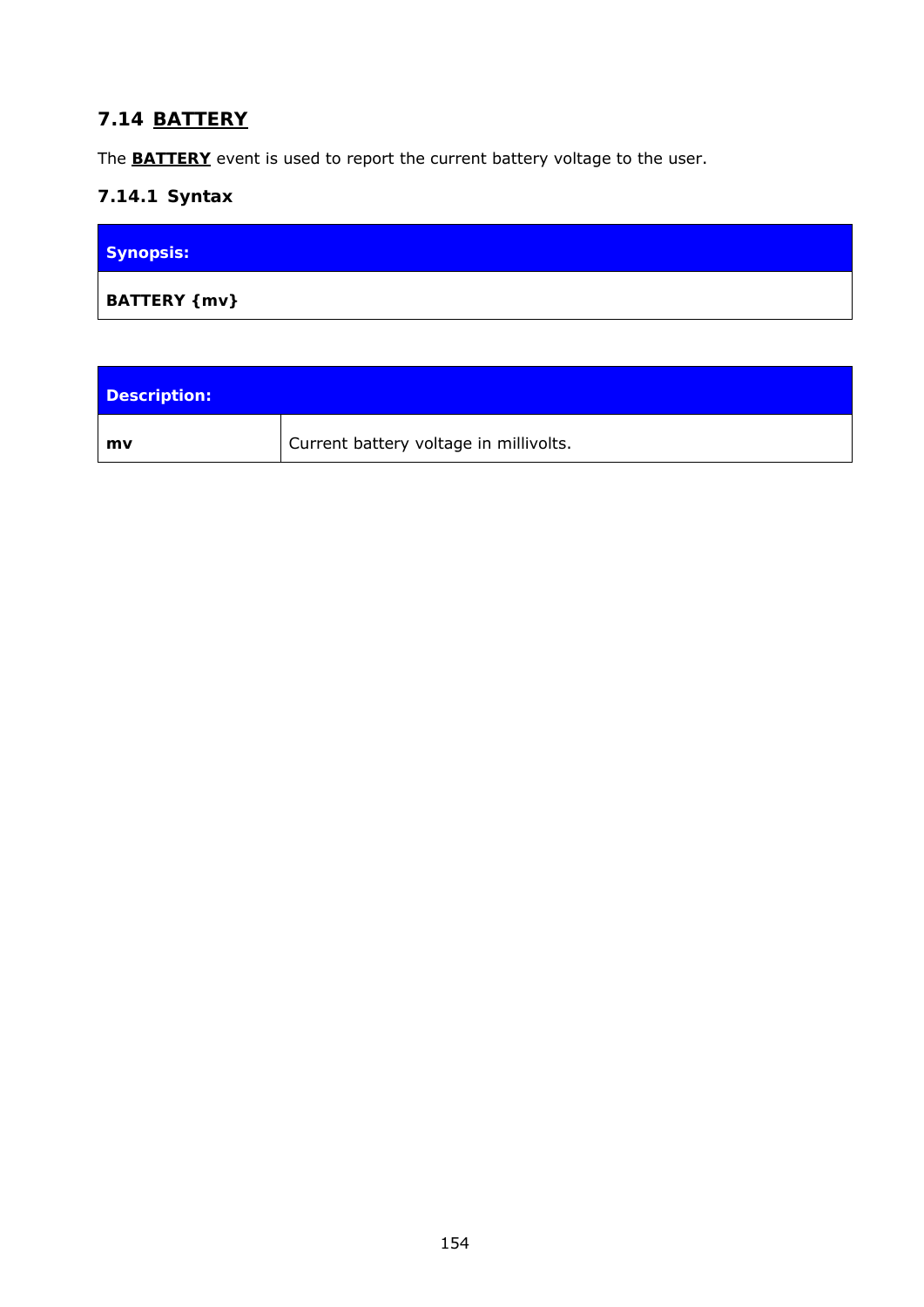## 7.14 BATTERY

The **BATTERY** event is used to report the current battery voltage to the user.

### 7.14.1 Syntax

| **Synopsis:** |
| --- |
| **BATTERY {mv}** |

| **Description:** | |
| --- | --- |
| **mv** | Current battery voltage in millivolts. |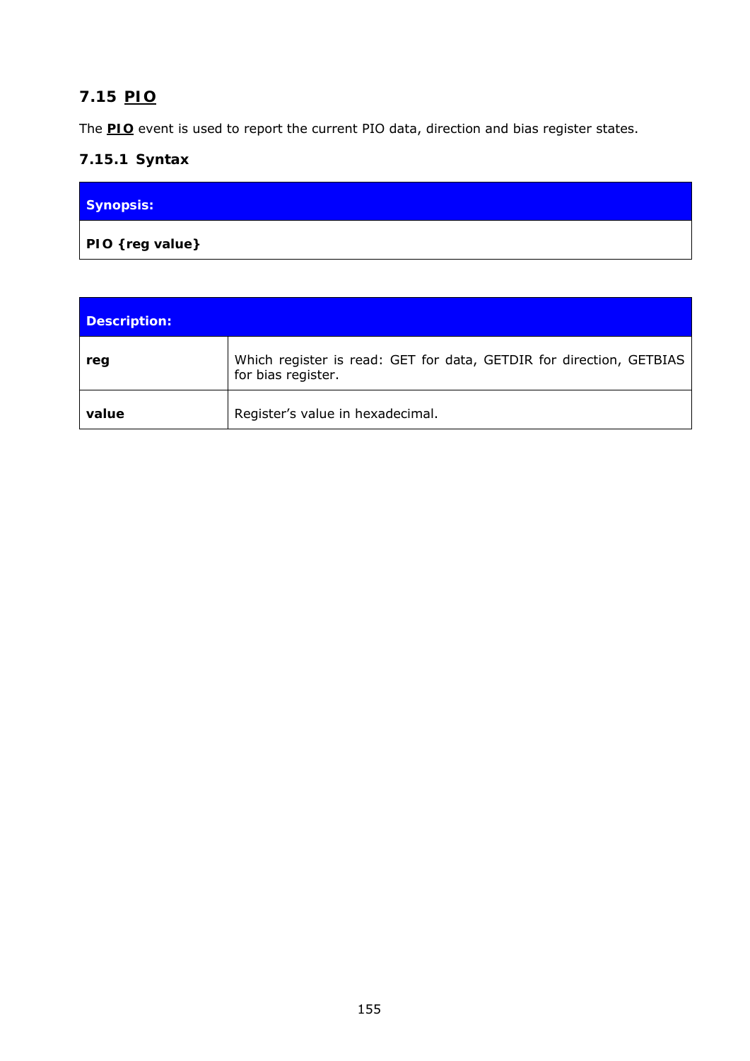## 7.15 **PIO**

The **PIO** event is used to report the current PIO data, direction and bias register states.

### 7.15.1 Syntax

| **Synopsis:** |
|---|
| **PIO {reg value}** |

| **Description:** | |
|---|---|
| **reg** | Which register is read: GET for data, GETDIR for direction, GETBIAS for bias register. |
| **value** | Register's value in hexadecimal. |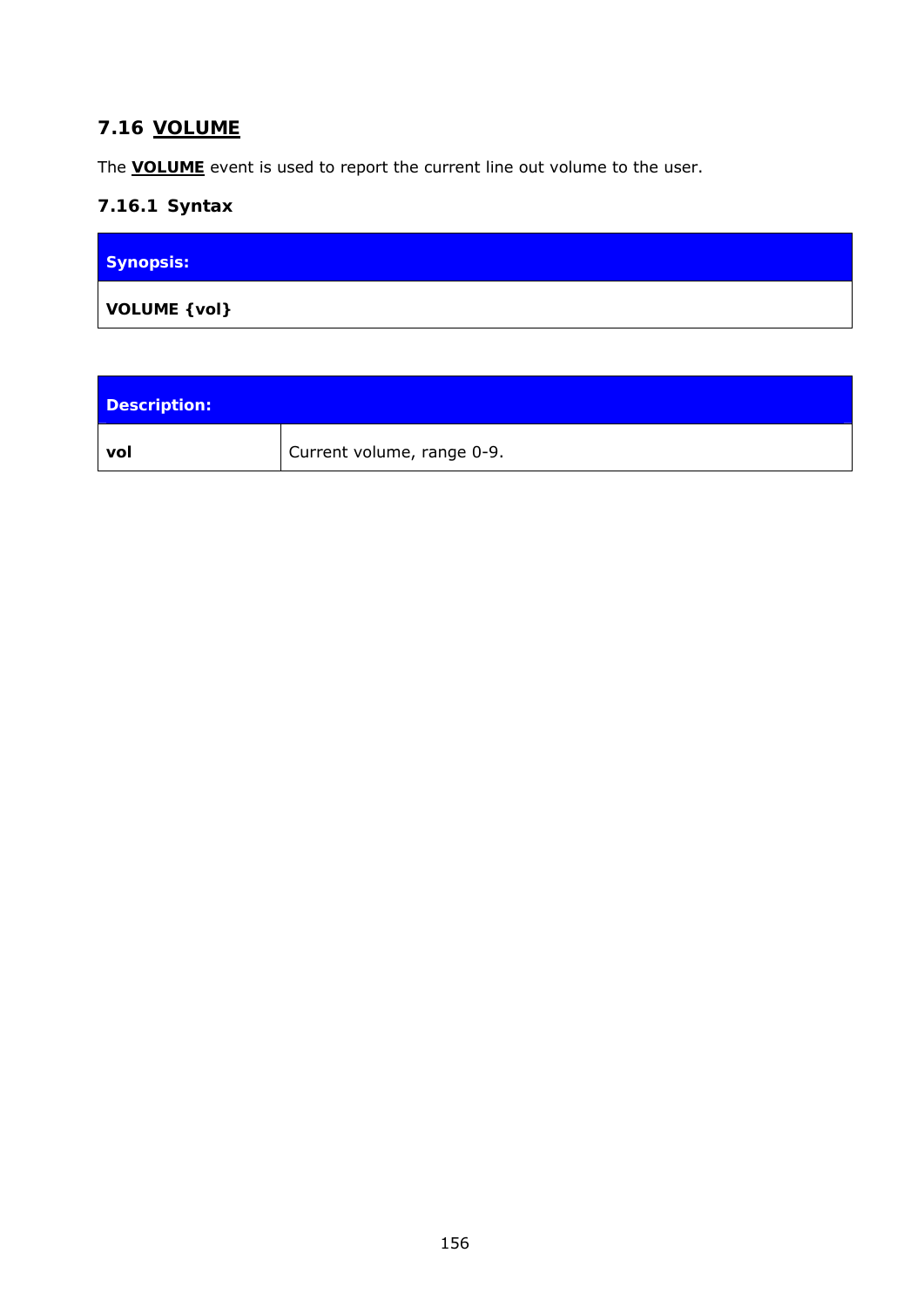## 7.16 VOLUME

The **VOLUME** event is used to report the current line out volume to the user.

### 7.16.1 Syntax

| Synopsis: |
|---|
| **VOLUME {vol}** |

| Description: | |
|---|---|
| **vol** | Current volume, range 0-9. |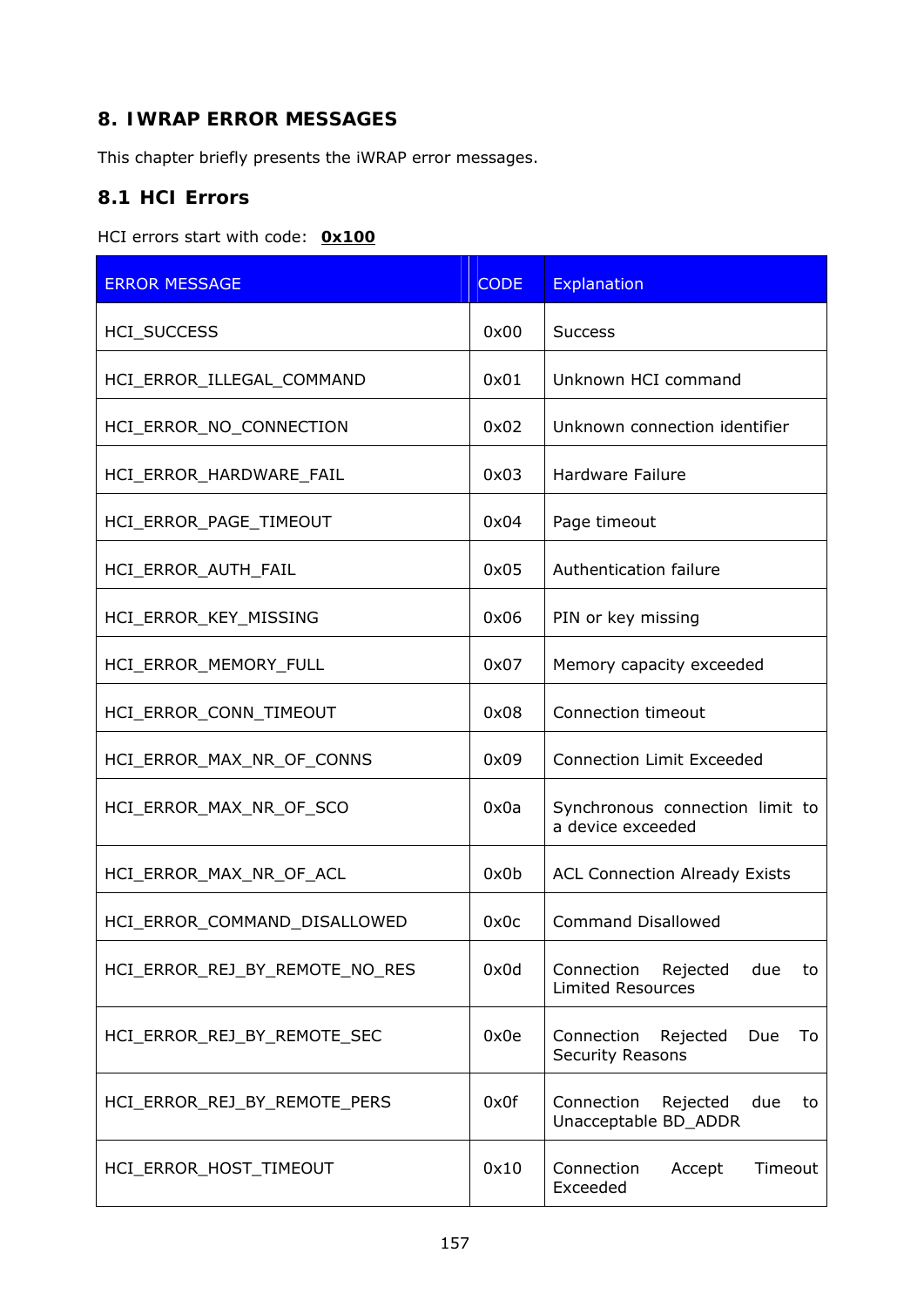# 8. IWRAP ERROR MESSAGES

This chapter briefly presents the iWRAP error messages.

## 8.1 HCI Errors

HCI errors start with code: **0x100**

| ERROR MESSAGE | CODE | Explanation |
|---|---|---|
| HCI_SUCCESS | 0x00 | Success |
| HCI_ERROR_ILLEGAL_COMMAND | 0x01 | Unknown HCI command |
| HCI_ERROR_NO_CONNECTION | 0x02 | Unknown connection identifier |
| HCI_ERROR_HARDWARE_FAIL | 0x03 | Hardware Failure |
| HCI_ERROR_PAGE_TIMEOUT | 0x04 | Page timeout |
| HCI_ERROR_AUTH_FAIL | 0x05 | Authentication failure |
| HCI_ERROR_KEY_MISSING | 0x06 | PIN or key missing |
| HCI_ERROR_MEMORY_FULL | 0x07 | Memory capacity exceeded |
| HCI_ERROR_CONN_TIMEOUT | 0x08 | Connection timeout |
| HCI_ERROR_MAX_NR_OF_CONNS | 0x09 | Connection Limit Exceeded |
| HCI_ERROR_MAX_NR_OF_SCO | 0x0a | Synchronous connection limit to a device exceeded |
| HCI_ERROR_MAX_NR_OF_ACL | 0x0b | ACL Connection Already Exists |
| HCI_ERROR_COMMAND_DISALLOWED | 0x0c | Command Disallowed |
| HCI_ERROR_REJ_BY_REMOTE_NO_RES | 0x0d | Connection Rejected due to Limited Resources |
| HCI_ERROR_REJ_BY_REMOTE_SEC | 0x0e | Connection Rejected Due To Security Reasons |
| HCI_ERROR_REJ_BY_REMOTE_PERS | 0x0f | Connection Rejected due to Unacceptable BD_ADDR |
| HCI_ERROR_HOST_TIMEOUT | 0x10 | Connection Accept Timeout Exceeded |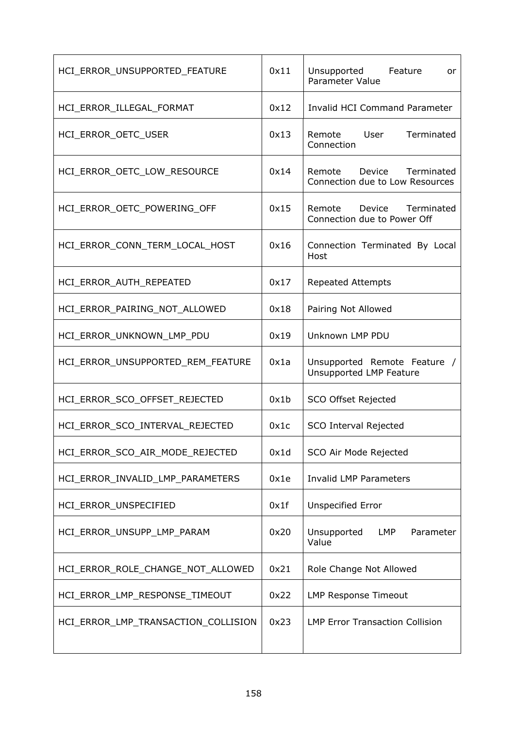| HCI_ERROR_UNSUPPORTED_FEATURE | 0x11 | Unsupported Feature or Parameter Value |
|---|---|---|
| HCI_ERROR_ILLEGAL_FORMAT | 0x12 | Invalid HCI Command Parameter |
| HCI_ERROR_OETC_USER | 0x13 | Remote User Terminated Connection |
| HCI_ERROR_OETC_LOW_RESOURCE | 0x14 | Remote Device Terminated Connection due to Low Resources |
| HCI_ERROR_OETC_POWERING_OFF | 0x15 | Remote Device Terminated Connection due to Power Off |
| HCI_ERROR_CONN_TERM_LOCAL_HOST | 0x16 | Connection Terminated By Local Host |
| HCI_ERROR_AUTH_REPEATED | 0x17 | Repeated Attempts |
| HCI_ERROR_PAIRING_NOT_ALLOWED | 0x18 | Pairing Not Allowed |
| HCI_ERROR_UNKNOWN_LMP_PDU | 0x19 | Unknown LMP PDU |
| HCI_ERROR_UNSUPPORTED_REM_FEATURE | 0x1a | Unsupported Remote Feature / Unsupported LMP Feature |
| HCI_ERROR_SCO_OFFSET_REJECTED | 0x1b | SCO Offset Rejected |
| HCI_ERROR_SCO_INTERVAL_REJECTED | 0x1c | SCO Interval Rejected |
| HCI_ERROR_SCO_AIR_MODE_REJECTED | 0x1d | SCO Air Mode Rejected |
| HCI_ERROR_INVALID_LMP_PARAMETERS | 0x1e | Invalid LMP Parameters |
| HCI_ERROR_UNSPECIFIED | 0x1f | Unspecified Error |
| HCI_ERROR_UNSUPP_LMP_PARAM | 0x20 | Unsupported LMP Parameter Value |
| HCI_ERROR_ROLE_CHANGE_NOT_ALLOWED | 0x21 | Role Change Not Allowed |
| HCI_ERROR_LMP_RESPONSE_TIMEOUT | 0x22 | LMP Response Timeout |
| HCI_ERROR_LMP_TRANSACTION_COLLISION | 0x23 | LMP Error Transaction Collision |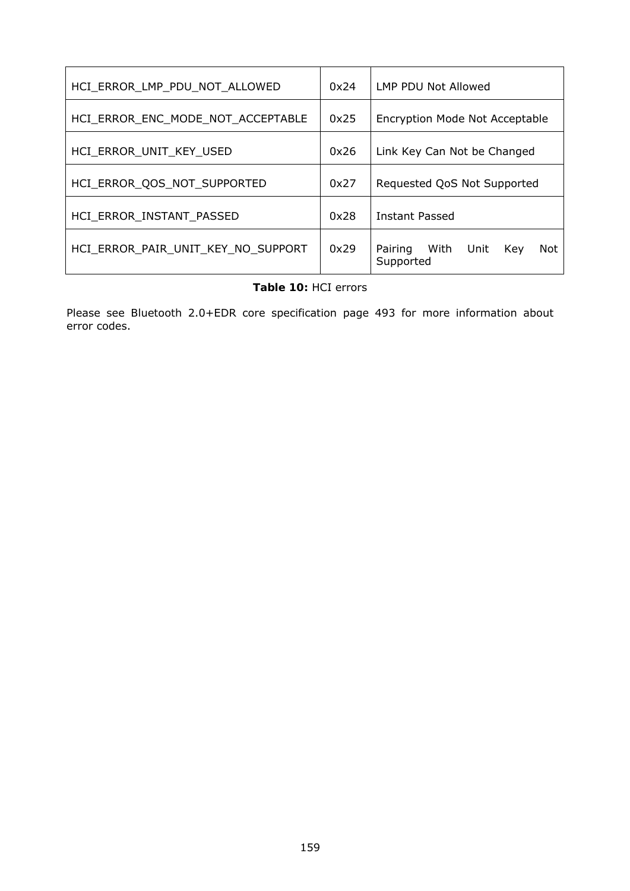| | | |
|---|---|---|
| HCI_ERROR_LMP_PDU_NOT_ALLOWED | 0x24 | LMP PDU Not Allowed |
| HCI_ERROR_ENC_MODE_NOT_ACCEPTABLE | 0x25 | Encryption Mode Not Acceptable |
| HCI_ERROR_UNIT_KEY_USED | 0x26 | Link Key Can Not be Changed |
| HCI_ERROR_QOS_NOT_SUPPORTED | 0x27 | Requested QoS Not Supported |
| HCI_ERROR_INSTANT_PASSED | 0x28 | Instant Passed |
| HCI_ERROR_PAIR_UNIT_KEY_NO_SUPPORT | 0x29 | Pairing With Unit Key Not Supported |

**Table 10:** HCI errors

Please see Bluetooth 2.0+EDR core specification page 493 for more information about error codes.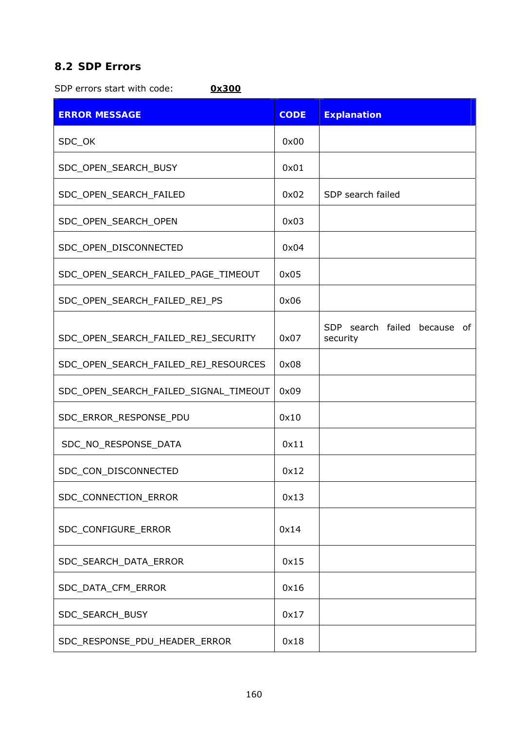## 8.2 SDP Errors

SDP errors start with code: **0x300**

| ERROR MESSAGE | CODE | Explanation |
|---|---|---|
| SDC_OK | 0x00 | |
| SDC_OPEN_SEARCH_BUSY | 0x01 | |
| SDC_OPEN_SEARCH_FAILED | 0x02 | SDP search failed |
| SDC_OPEN_SEARCH_OPEN | 0x03 | |
| SDC_OPEN_DISCONNECTED | 0x04 | |
| SDC_OPEN_SEARCH_FAILED_PAGE_TIMEOUT | 0x05 | |
| SDC_OPEN_SEARCH_FAILED_REJ_PS | 0x06 | |
| SDC_OPEN_SEARCH_FAILED_REJ_SECURITY | 0x07 | SDP search failed because of security |
| SDC_OPEN_SEARCH_FAILED_REJ_RESOURCES | 0x08 | |
| SDC_OPEN_SEARCH_FAILED_SIGNAL_TIMEOUT | 0x09 | |
| SDC_ERROR_RESPONSE_PDU | 0x10 | |
| SDC_NO_RESPONSE_DATA | 0x11 | |
| SDC_CON_DISCONNECTED | 0x12 | |
| SDC_CONNECTION_ERROR | 0x13 | |
| SDC_CONFIGURE_ERROR | 0x14 | |
| SDC_SEARCH_DATA_ERROR | 0x15 | |
| SDC_DATA_CFM_ERROR | 0x16 | |
| SDC_SEARCH_BUSY | 0x17 | |
| SDC_RESPONSE_PDU_HEADER_ERROR | 0x18 | |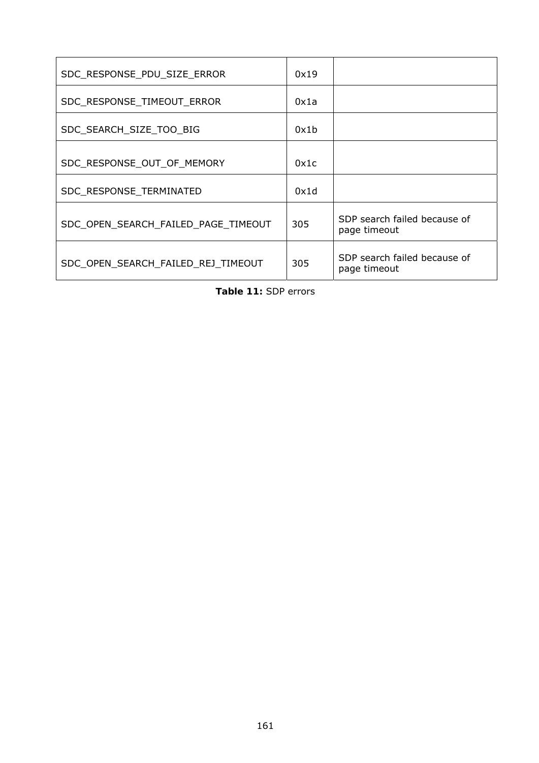| | | |
|---|---|---|
| SDC_RESPONSE_PDU_SIZE_ERROR | 0x19 | |
| SDC_RESPONSE_TIMEOUT_ERROR | 0x1a | |
| SDC_SEARCH_SIZE_TOO_BIG | 0x1b | |
| SDC_RESPONSE_OUT_OF_MEMORY | 0x1c | |
| SDC_RESPONSE_TERMINATED | 0x1d | |
| SDC_OPEN_SEARCH_FAILED_PAGE_TIMEOUT | 305 | SDP search failed because of page timeout |
| SDC_OPEN_SEARCH_FAILED_REJ_TIMEOUT | 305 | SDP search failed because of page timeout |

**Table 11:** SDP errors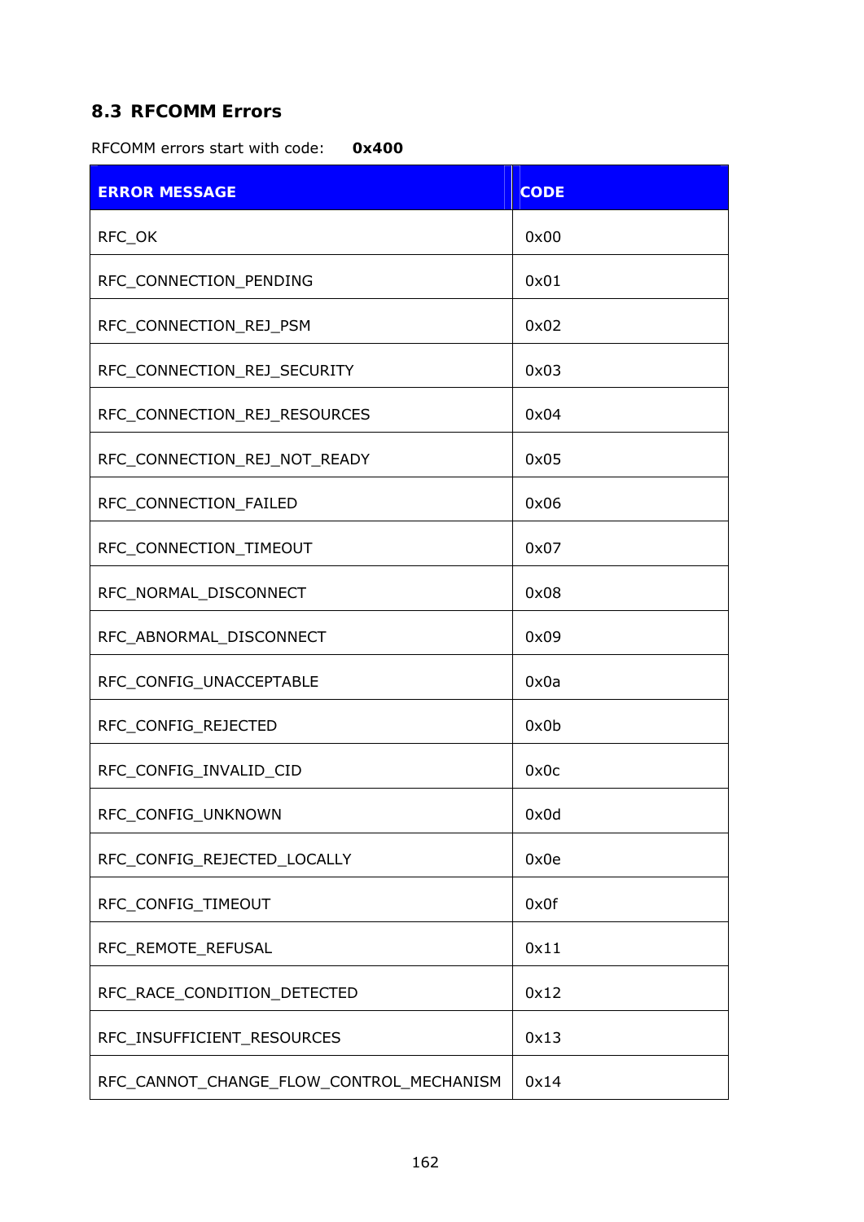## 8.3 RFCOMM Errors

RFCOMM errors start with code: **0x400**

| ERROR MESSAGE | CODE |
|---|---|
| RFC_OK | 0x00 |
| RFC_CONNECTION_PENDING | 0x01 |
| RFC_CONNECTION_REJ_PSM | 0x02 |
| RFC_CONNECTION_REJ_SECURITY | 0x03 |
| RFC_CONNECTION_REJ_RESOURCES | 0x04 |
| RFC_CONNECTION_REJ_NOT_READY | 0x05 |
| RFC_CONNECTION_FAILED | 0x06 |
| RFC_CONNECTION_TIMEOUT | 0x07 |
| RFC_NORMAL_DISCONNECT | 0x08 |
| RFC_ABNORMAL_DISCONNECT | 0x09 |
| RFC_CONFIG_UNACCEPTABLE | 0x0a |
| RFC_CONFIG_REJECTED | 0x0b |
| RFC_CONFIG_INVALID_CID | 0x0c |
| RFC_CONFIG_UNKNOWN | 0x0d |
| RFC_CONFIG_REJECTED_LOCALLY | 0x0e |
| RFC_CONFIG_TIMEOUT | 0x0f |
| RFC_REMOTE_REFUSAL | 0x11 |
| RFC_RACE_CONDITION_DETECTED | 0x12 |
| RFC_INSUFFICIENT_RESOURCES | 0x13 |
| RFC_CANNOT_CHANGE_FLOW_CONTROL_MECHANISM | 0x14 |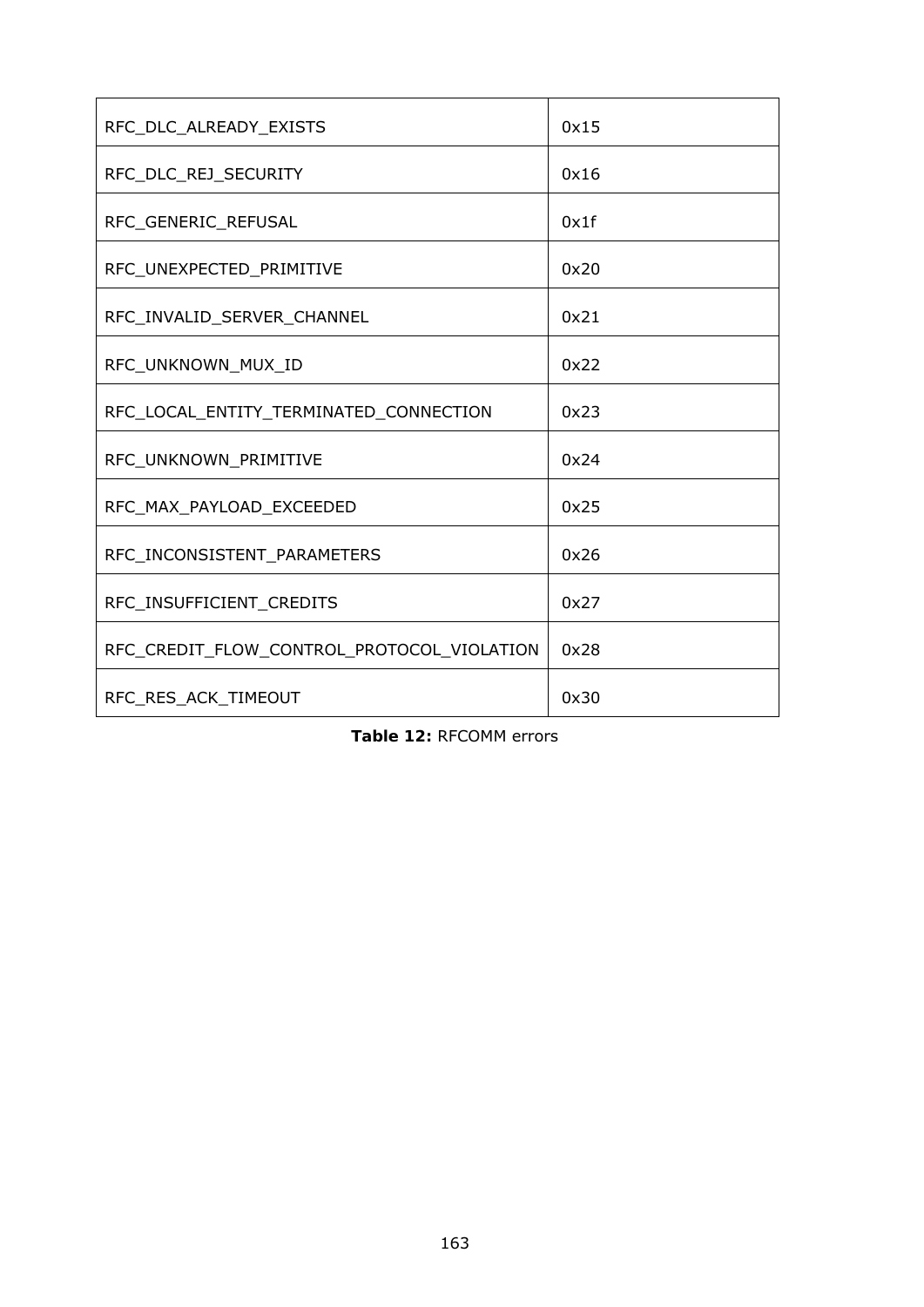| | |
|---|---|
| RFC_DLC_ALREADY_EXISTS | 0x15 |
| RFC_DLC_REJ_SECURITY | 0x16 |
| RFC_GENERIC_REFUSAL | 0x1f |
| RFC_UNEXPECTED_PRIMITIVE | 0x20 |
| RFC_INVALID_SERVER_CHANNEL | 0x21 |
| RFC_UNKNOWN_MUX_ID | 0x22 |
| RFC_LOCAL_ENTITY_TERMINATED_CONNECTION | 0x23 |
| RFC_UNKNOWN_PRIMITIVE | 0x24 |
| RFC_MAX_PAYLOAD_EXCEEDED | 0x25 |
| RFC_INCONSISTENT_PARAMETERS | 0x26 |
| RFC_INSUFFICIENT_CREDITS | 0x27 |
| RFC_CREDIT_FLOW_CONTROL_PROTOCOL_VIOLATION | 0x28 |
| RFC_RES_ACK_TIMEOUT | 0x30 |

**Table 12:** RFCOMM errors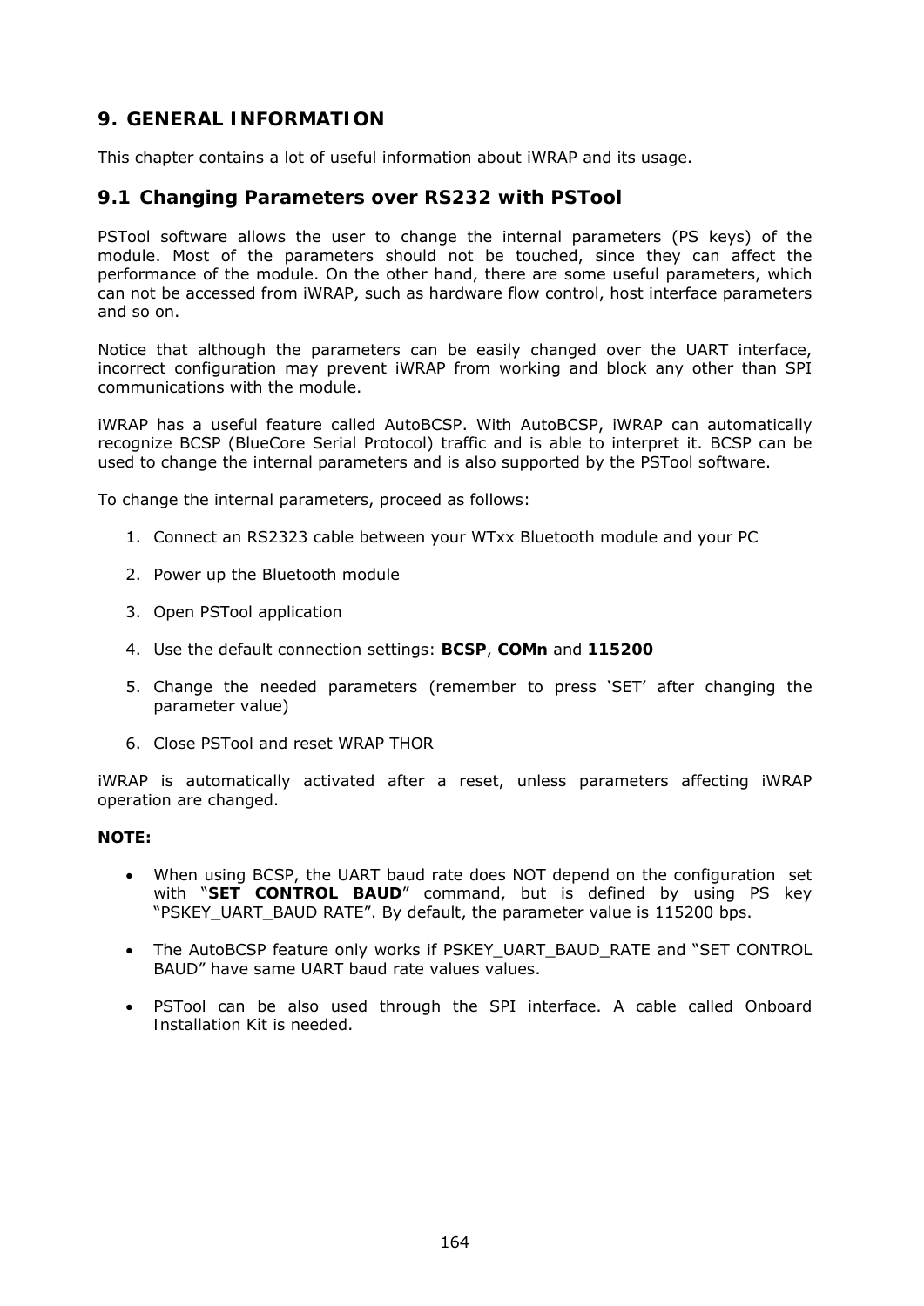# 9. GENERAL INFORMATION

This chapter contains a lot of useful information about iWRAP and its usage.

## 9.1 Changing Parameters over RS232 with PSTool

PSTool software allows the user to change the internal parameters (PS keys) of the module. Most of the parameters should not be touched, since they can affect the performance of the module. On the other hand, there are some useful parameters, which can not be accessed from iWRAP, such as hardware flow control, host interface parameters and so on.

Notice that although the parameters can be easily changed over the UART interface, incorrect configuration may prevent iWRAP from working and block any other than SPI communications with the module.

iWRAP has a useful feature called AutoBCSP. With AutoBCSP, iWRAP can automatically recognize BCSP (BlueCore Serial Protocol) traffic and is able to interpret it. BCSP can be used to change the internal parameters and is also supported by the PSTool software.

To change the internal parameters, proceed as follows:

1. Connect an RS2323 cable between your WTxx Bluetooth module and your PC

2. Power up the Bluetooth module

3. Open PSTool application

4. Use the default connection settings: **BCSP**, **COMn** and **115200**

5. Change the needed parameters (remember to press 'SET' after changing the parameter value)

6. Close PSTool and reset WRAP THOR

iWRAP is automatically activated after a reset, unless parameters affecting iWRAP operation are changed.

**NOTE:**

- When using BCSP, the UART baud rate does NOT depend on the configuration set with "**SET CONTROL BAUD**" command, but is defined by using PS key "PSKEY_UART_BAUD RATE". By default, the parameter value is 115200 bps.

- The AutoBCSP feature only works if PSKEY_UART_BAUD_RATE and "SET CONTROL BAUD" have same UART baud rate values values.

- PSTool can be also used through the SPI interface. A cable called Onboard Installation Kit is needed.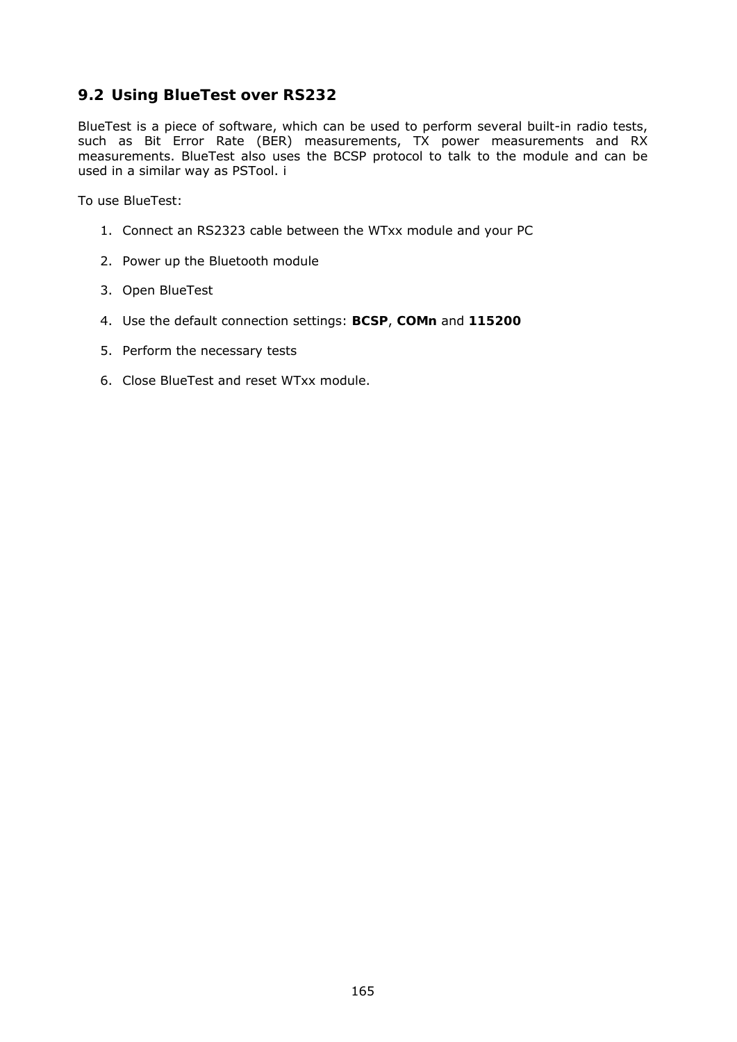## 9.2 Using BlueTest over RS232

BlueTest is a piece of software, which can be used to perform several built-in radio tests, such as Bit Error Rate (BER) measurements, TX power measurements and RX measurements. BlueTest also uses the BCSP protocol to talk to the module and can be used in a similar way as PSTool. i

To use BlueTest:

1. Connect an RS2323 cable between the WTxx module and your PC
2. Power up the Bluetooth module
3. Open BlueTest
4. Use the default connection settings: **BCSP**, **COMn** and **115200**
5. Perform the necessary tests
6. Close BlueTest and reset WTxx module.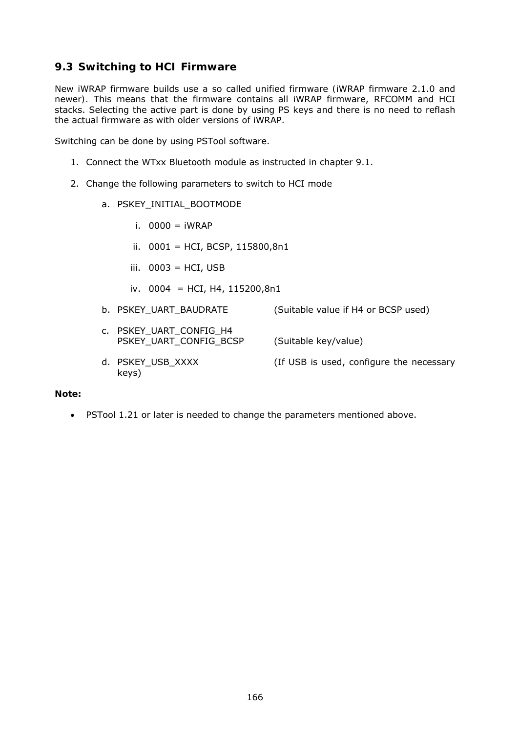## 9.3 Switching to HCI Firmware

New iWRAP firmware builds use a so called unified firmware (iWRAP firmware 2.1.0 and newer). This means that the firmware contains all iWRAP firmware, RFCOMM and HCI stacks. Selecting the active part is done by using PS keys and there is no need to reflash the actual firmware as with older versions of iWRAP.

Switching can be done by using PSTool software.

1. Connect the WTxx Bluetooth module as instructed in chapter 9.1.

2. Change the following parameters to switch to HCI mode

   a. PSKEY_INITIAL_BOOTMODE

      i. 0000 = iWRAP

      ii. 0001 = HCI, BCSP, 115800,8n1

      iii. 0003 = HCI, USB

      iv. 0004 = HCI, H4, 115200,8n1

   b. PSKEY_UART_BAUDRATE (Suitable value if H4 or BCSP used)

   c. PSKEY_UART_CONFIG_H4
      PSKEY_UART_CONFIG_BCSP (Suitable key/value)

   d. PSKEY_USB_XXXX (If USB is used, configure the necessary keys)

**Note:**

- PSTool 1.21 or later is needed to change the parameters mentioned above.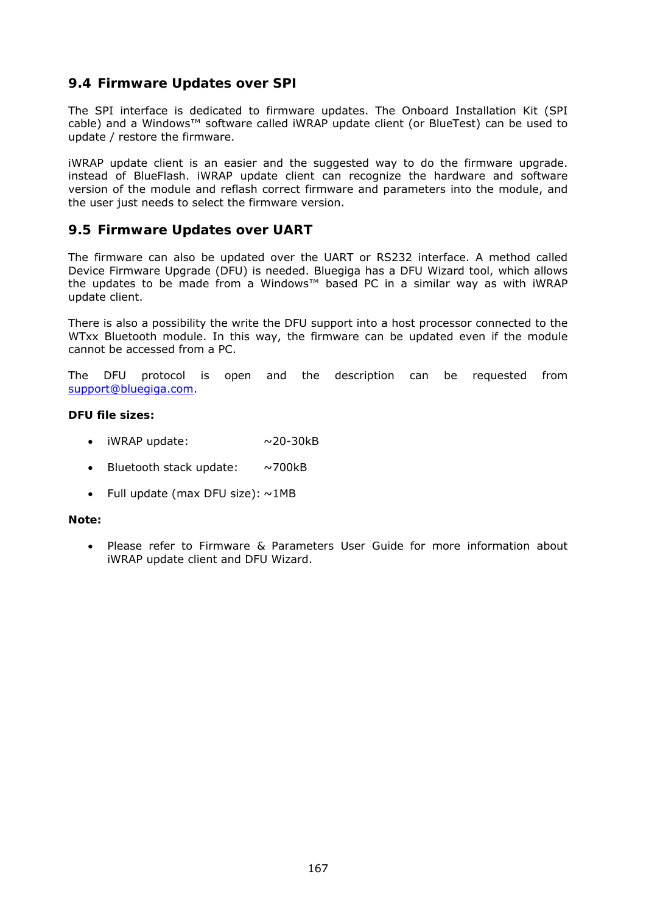## 9.4 Firmware Updates over SPI

The SPI interface is dedicated to firmware updates. The Onboard Installation Kit (SPI cable) and a Windows™ software called iWRAP update client (or BlueTest) can be used to update / restore the firmware.

iWRAP update client is an easier and the suggested way to do the firmware upgrade. instead of BlueFlash. iWRAP update client can recognize the hardware and software version of the module and reflash correct firmware and parameters into the module, and the user just needs to select the firmware version.

## 9.5 Firmware Updates over UART

The firmware can also be updated over the UART or RS232 interface. A method called Device Firmware Upgrade (DFU) is needed. Bluegiga has a DFU Wizard tool, which allows the updates to be made from a Windows™ based PC in a similar way as with iWRAP update client.

There is also a possibility the write the DFU support into a host processor connected to the WTxx Bluetooth module. In this way, the firmware can be updated even if the module cannot be accessed from a PC.

The DFU protocol is open and the description can be requested from support@bluegiga.com.

**DFU file sizes:**

- iWRAP update: ~20-30kB
- Bluetooth stack update: ~700kB
- Full update (max DFU size): ~1MB

**Note:**

- Please refer to Firmware & Parameters User Guide for more information about iWRAP update client and DFU Wizard.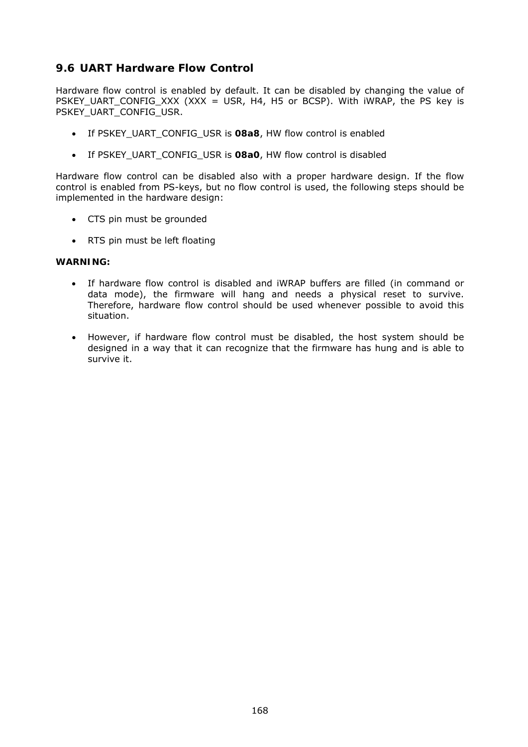## 9.6 UART Hardware Flow Control

Hardware flow control is enabled by default. It can be disabled by changing the value of PSKEY_UART_CONFIG_XXX (XXX = USR, H4, H5 or BCSP). With iWRAP, the PS key is PSKEY_UART_CONFIG_USR.

- If PSKEY_UART_CONFIG_USR is **08a8**, HW flow control is enabled
- If PSKEY_UART_CONFIG_USR is **08a0**, HW flow control is disabled

Hardware flow control can be disabled also with a proper hardware design. If the flow control is enabled from PS-keys, but no flow control is used, the following steps should be implemented in the hardware design:

- CTS pin must be grounded
- RTS pin must be left floating

**WARNING:**

- If hardware flow control is disabled and iWRAP buffers are filled (in command or data mode), the firmware will hang and needs a physical reset to survive. Therefore, hardware flow control should be used whenever possible to avoid this situation.
- However, if hardware flow control must be disabled, the host system should be designed in a way that it can recognize that the firmware has hung and is able to survive it.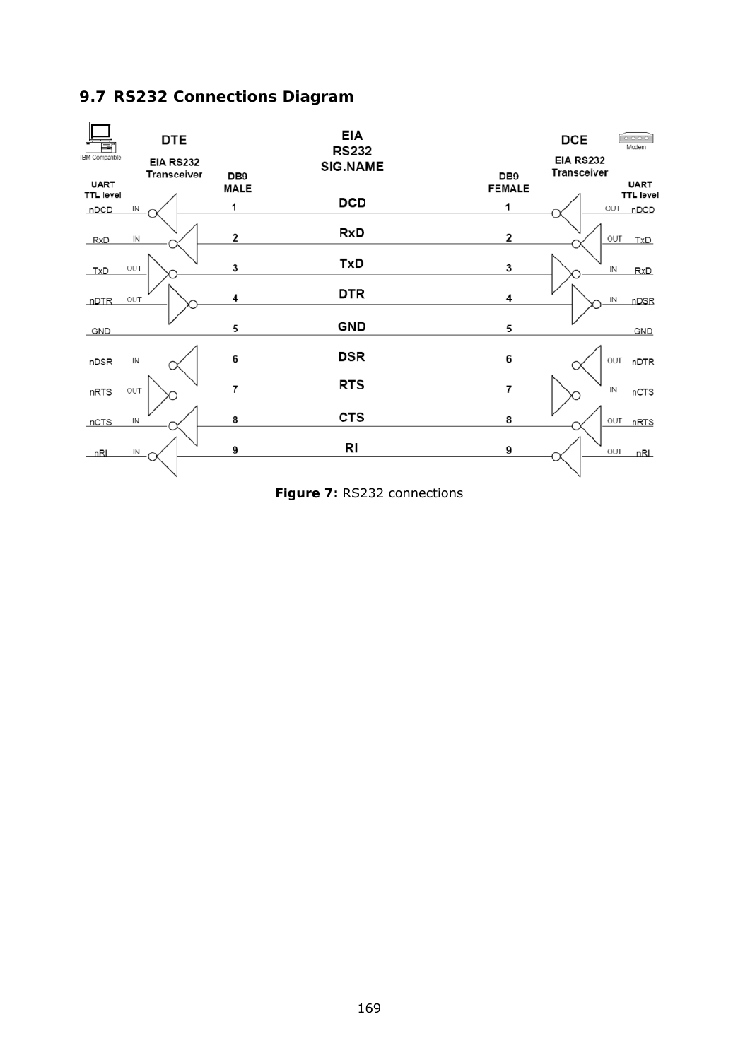## 9.7 RS232 Connections Diagram

| DTE UART TTL level | | DB9 MALE | EIA RS232 SIG.NAME | DB9 FEMALE | | DCE UART TTL level |
|---|---|---|---|---|---|---|
| nDCD | IN | 1 | DCD | 1 | OUT | nDCD |
| RxD | IN | 2 | RxD | 2 | OUT | TxD |
| TxD | OUT | 3 | TxD | 3 | IN | RxD |
| nDTR | OUT | 4 | DTR | 4 | IN | nDSR |
| GND | | 5 | GND | 5 | | GND |
| nDSR | IN | 6 | DSR | 6 | OUT | nDTR |
| nRTS | OUT | 7 | RTS | 7 | IN | nCTS |
| nCTS | IN | 8 | CTS | 8 | OUT | nRTS |
| nRI | IN | 9 | RI | 9 | OUT | nRI |

**Figure 7:** RS232 connections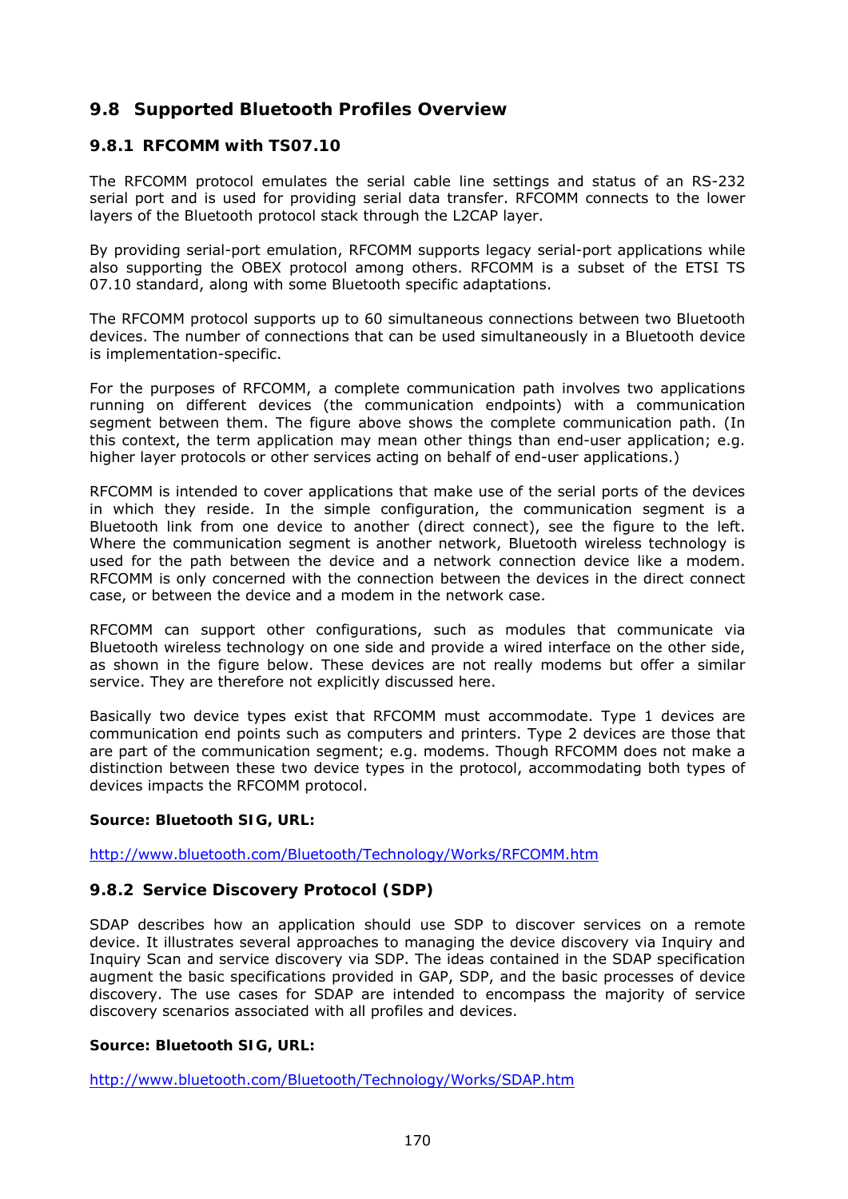## 9.8 Supported Bluetooth Profiles Overview

### 9.8.1 RFCOMM with TS07.10

The RFCOMM protocol emulates the serial cable line settings and status of an RS-232 serial port and is used for providing serial data transfer. RFCOMM connects to the lower layers of the Bluetooth protocol stack through the L2CAP layer.

By providing serial-port emulation, RFCOMM supports legacy serial-port applications while also supporting the OBEX protocol among others. RFCOMM is a subset of the ETSI TS 07.10 standard, along with some Bluetooth specific adaptations.

The RFCOMM protocol supports up to 60 simultaneous connections between two Bluetooth devices. The number of connections that can be used simultaneously in a Bluetooth device is implementation-specific.

For the purposes of RFCOMM, a complete communication path involves two applications running on different devices (the communication endpoints) with a communication segment between them. The figure above shows the complete communication path. (In this context, the term application may mean other things than end-user application; e.g. higher layer protocols or other services acting on behalf of end-user applications.)

RFCOMM is intended to cover applications that make use of the serial ports of the devices in which they reside. In the simple configuration, the communication segment is a Bluetooth link from one device to another (direct connect), see the figure to the left. Where the communication segment is another network, Bluetooth wireless technology is used for the path between the device and a network connection device like a modem. RFCOMM is only concerned with the connection between the devices in the direct connect case, or between the device and a modem in the network case.

RFCOMM can support other configurations, such as modules that communicate via Bluetooth wireless technology on one side and provide a wired interface on the other side, as shown in the figure below. These devices are not really modems but offer a similar service. They are therefore not explicitly discussed here.

Basically two device types exist that RFCOMM must accommodate. Type 1 devices are communication end points such as computers and printers. Type 2 devices are those that are part of the communication segment; e.g. modems. Though RFCOMM does not make a distinction between these two device types in the protocol, accommodating both types of devices impacts the RFCOMM protocol.

**Source: Bluetooth SIG, URL:**

http://www.bluetooth.com/Bluetooth/Technology/Works/RFCOMM.htm

### 9.8.2 Service Discovery Protocol (SDP)

SDAP describes how an application should use SDP to discover services on a remote device. It illustrates several approaches to managing the device discovery via Inquiry and Inquiry Scan and service discovery via SDP. The ideas contained in the SDAP specification augment the basic specifications provided in GAP, SDP, and the basic processes of device discovery. The use cases for SDAP are intended to encompass the majority of service discovery scenarios associated with all profiles and devices.

**Source: Bluetooth SIG, URL:**

http://www.bluetooth.com/Bluetooth/Technology/Works/SDAP.htm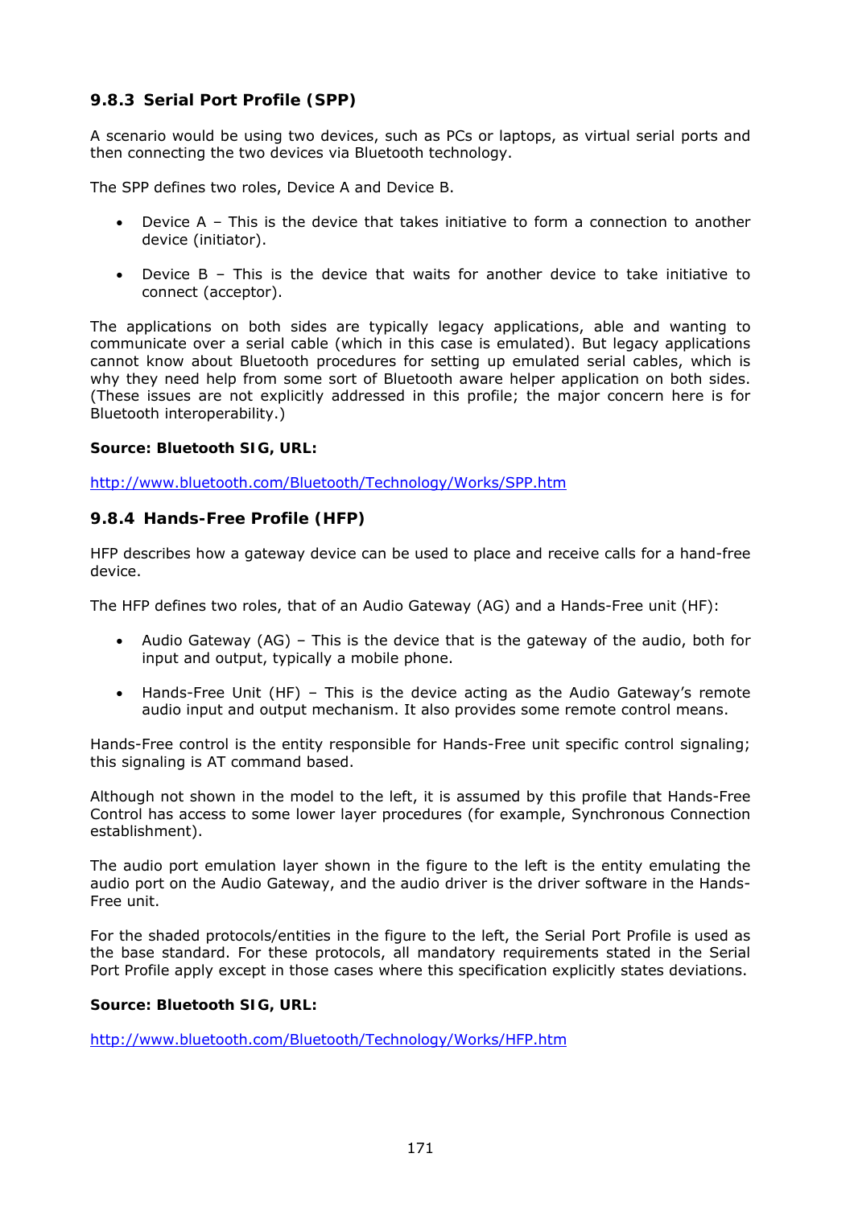### 9.8.3 Serial Port Profile (SPP)

A scenario would be using two devices, such as PCs or laptops, as virtual serial ports and then connecting the two devices via Bluetooth technology.

The SPP defines two roles, Device A and Device B.

- Device A – This is the device that takes initiative to form a connection to another device (initiator).
- Device B – This is the device that waits for another device to take initiative to connect (acceptor).

The applications on both sides are typically legacy applications, able and wanting to communicate over a serial cable (which in this case is emulated). But legacy applications cannot know about Bluetooth procedures for setting up emulated serial cables, which is why they need help from some sort of Bluetooth aware helper application on both sides. (These issues are not explicitly addressed in this profile; the major concern here is for Bluetooth interoperability.)

**Source: Bluetooth SIG, URL:**

http://www.bluetooth.com/Bluetooth/Technology/Works/SPP.htm

### 9.8.4 Hands-Free Profile (HFP)

HFP describes how a gateway device can be used to place and receive calls for a hand-free device.

The HFP defines two roles, that of an Audio Gateway (AG) and a Hands-Free unit (HF):

- Audio Gateway (AG) – This is the device that is the gateway of the audio, both for input and output, typically a mobile phone.
- Hands-Free Unit (HF) – This is the device acting as the Audio Gateway's remote audio input and output mechanism. It also provides some remote control means.

Hands-Free control is the entity responsible for Hands-Free unit specific control signaling; this signaling is AT command based.

Although not shown in the model to the left, it is assumed by this profile that Hands-Free Control has access to some lower layer procedures (for example, Synchronous Connection establishment).

The audio port emulation layer shown in the figure to the left is the entity emulating the audio port on the Audio Gateway, and the audio driver is the driver software in the Hands-Free unit.

For the shaded protocols/entities in the figure to the left, the Serial Port Profile is used as the base standard. For these protocols, all mandatory requirements stated in the Serial Port Profile apply except in those cases where this specification explicitly states deviations.

**Source: Bluetooth SIG, URL:**

http://www.bluetooth.com/Bluetooth/Technology/Works/HFP.htm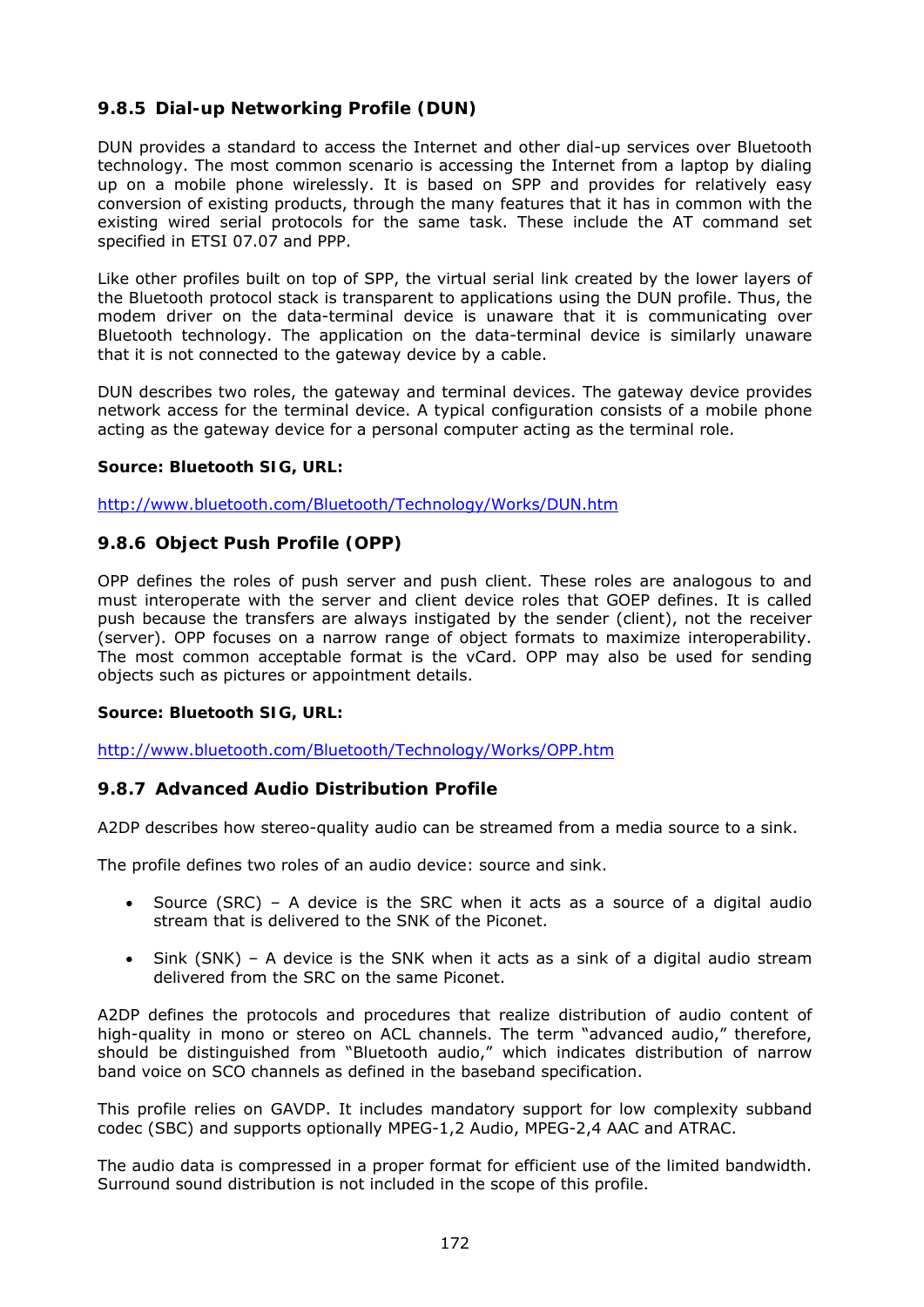### 9.8.5 Dial-up Networking Profile (DUN)

DUN provides a standard to access the Internet and other dial-up services over Bluetooth technology. The most common scenario is accessing the Internet from a laptop by dialing up on a mobile phone wirelessly. It is based on SPP and provides for relatively easy conversion of existing products, through the many features that it has in common with the existing wired serial protocols for the same task. These include the AT command set specified in ETSI 07.07 and PPP.

Like other profiles built on top of SPP, the virtual serial link created by the lower layers of the Bluetooth protocol stack is transparent to applications using the DUN profile. Thus, the modem driver on the data-terminal device is unaware that it is communicating over Bluetooth technology. The application on the data-terminal device is similarly unaware that it is not connected to the gateway device by a cable.

DUN describes two roles, the gateway and terminal devices. The gateway device provides network access for the terminal device. A typical configuration consists of a mobile phone acting as the gateway device for a personal computer acting as the terminal role.

**Source: Bluetooth SIG, URL:**

http://www.bluetooth.com/Bluetooth/Technology/Works/DUN.htm

### 9.8.6 Object Push Profile (OPP)

OPP defines the roles of push server and push client. These roles are analogous to and must interoperate with the server and client device roles that GOEP defines. It is called push because the transfers are always instigated by the sender (client), not the receiver (server). OPP focuses on a narrow range of object formats to maximize interoperability. The most common acceptable format is the vCard. OPP may also be used for sending objects such as pictures or appointment details.

**Source: Bluetooth SIG, URL:**

http://www.bluetooth.com/Bluetooth/Technology/Works/OPP.htm

### 9.8.7 Advanced Audio Distribution Profile

A2DP describes how stereo-quality audio can be streamed from a media source to a sink.

The profile defines two roles of an audio device: source and sink.

- Source (SRC) – A device is the SRC when it acts as a source of a digital audio stream that is delivered to the SNK of the Piconet.
- Sink (SNK) – A device is the SNK when it acts as a sink of a digital audio stream delivered from the SRC on the same Piconet.

A2DP defines the protocols and procedures that realize distribution of audio content of high-quality in mono or stereo on ACL channels. The term "advanced audio," therefore, should be distinguished from "Bluetooth audio," which indicates distribution of narrow band voice on SCO channels as defined in the baseband specification.

This profile relies on GAVDP. It includes mandatory support for low complexity subband codec (SBC) and supports optionally MPEG-1,2 Audio, MPEG-2,4 AAC and ATRAC.

The audio data is compressed in a proper format for efficient use of the limited bandwidth. Surround sound distribution is not included in the scope of this profile.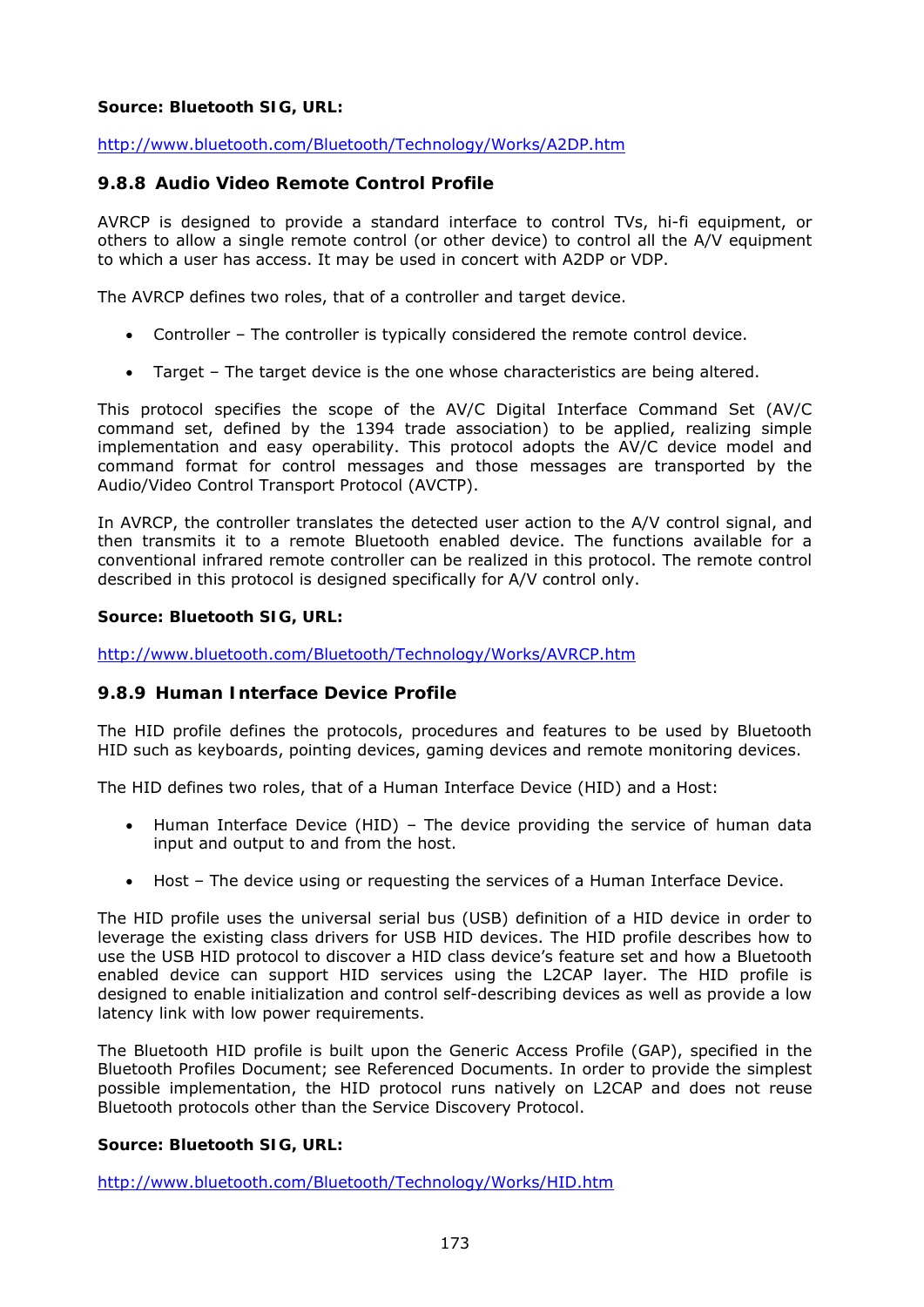**Source: Bluetooth SIG, URL:**

http://www.bluetooth.com/Bluetooth/Technology/Works/A2DP.htm

### 9.8.8 Audio Video Remote Control Profile

AVRCP is designed to provide a standard interface to control TVs, hi-fi equipment, or others to allow a single remote control (or other device) to control all the A/V equipment to which a user has access. It may be used in concert with A2DP or VDP.

The AVRCP defines two roles, that of a controller and target device.

- Controller – The controller is typically considered the remote control device.
- Target – The target device is the one whose characteristics are being altered.

This protocol specifies the scope of the AV/C Digital Interface Command Set (AV/C command set, defined by the 1394 trade association) to be applied, realizing simple implementation and easy operability. This protocol adopts the AV/C device model and command format for control messages and those messages are transported by the Audio/Video Control Transport Protocol (AVCTP).

In AVRCP, the controller translates the detected user action to the A/V control signal, and then transmits it to a remote Bluetooth enabled device. The functions available for a conventional infrared remote controller can be realized in this protocol. The remote control described in this protocol is designed specifically for A/V control only.

**Source: Bluetooth SIG, URL:**

http://www.bluetooth.com/Bluetooth/Technology/Works/AVRCP.htm

### 9.8.9 Human Interface Device Profile

The HID profile defines the protocols, procedures and features to be used by Bluetooth HID such as keyboards, pointing devices, gaming devices and remote monitoring devices.

The HID defines two roles, that of a Human Interface Device (HID) and a Host:

- Human Interface Device (HID) – The device providing the service of human data input and output to and from the host.
- Host – The device using or requesting the services of a Human Interface Device.

The HID profile uses the universal serial bus (USB) definition of a HID device in order to leverage the existing class drivers for USB HID devices. The HID profile describes how to use the USB HID protocol to discover a HID class device's feature set and how a Bluetooth enabled device can support HID services using the L2CAP layer. The HID profile is designed to enable initialization and control self-describing devices as well as provide a low latency link with low power requirements.

The Bluetooth HID profile is built upon the Generic Access Profile (GAP), specified in the Bluetooth Profiles Document; see Referenced Documents. In order to provide the simplest possible implementation, the HID protocol runs natively on L2CAP and does not reuse Bluetooth protocols other than the Service Discovery Protocol.

**Source: Bluetooth SIG, URL:**

http://www.bluetooth.com/Bluetooth/Technology/Works/HID.htm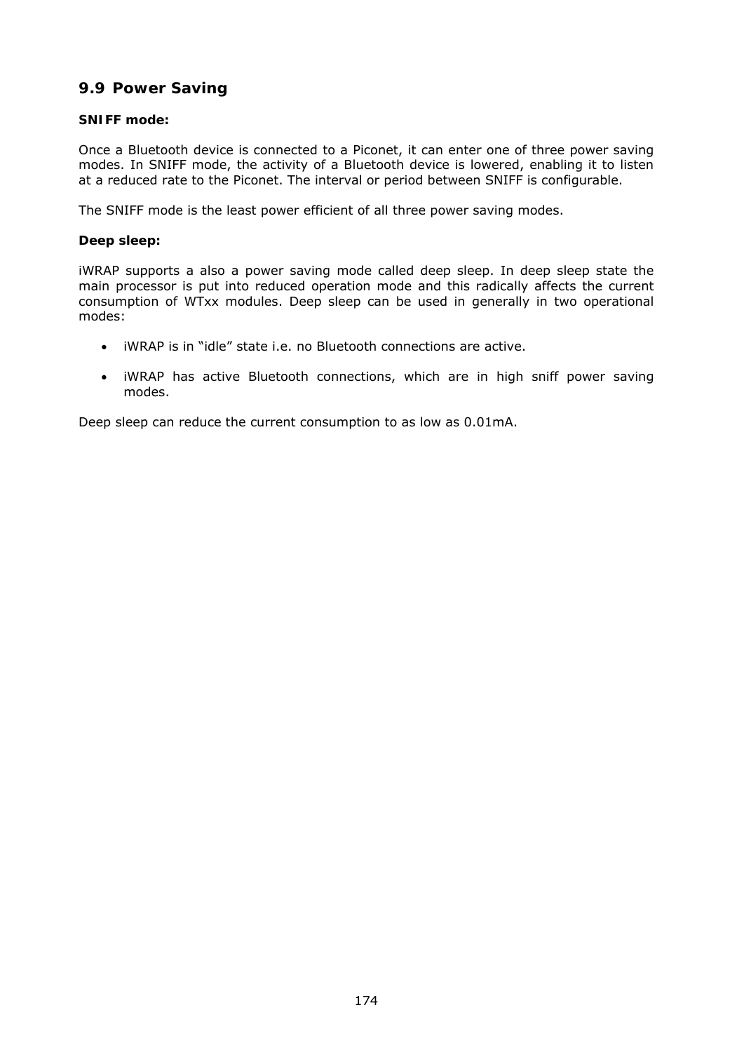## 9.9 Power Saving

**SNIFF mode:**

Once a Bluetooth device is connected to a Piconet, it can enter one of three power saving modes. In SNIFF mode, the activity of a Bluetooth device is lowered, enabling it to listen at a reduced rate to the Piconet. The interval or period between SNIFF is configurable.

The SNIFF mode is the least power efficient of all three power saving modes.

**Deep sleep:**

iWRAP supports a also a power saving mode called deep sleep. In deep sleep state the main processor is put into reduced operation mode and this radically affects the current consumption of WTxx modules. Deep sleep can be used in generally in two operational modes:

- iWRAP is in "idle" state i.e. no Bluetooth connections are active.

- iWRAP has active Bluetooth connections, which are in high sniff power saving modes.

Deep sleep can reduce the current consumption to as low as 0.01mA.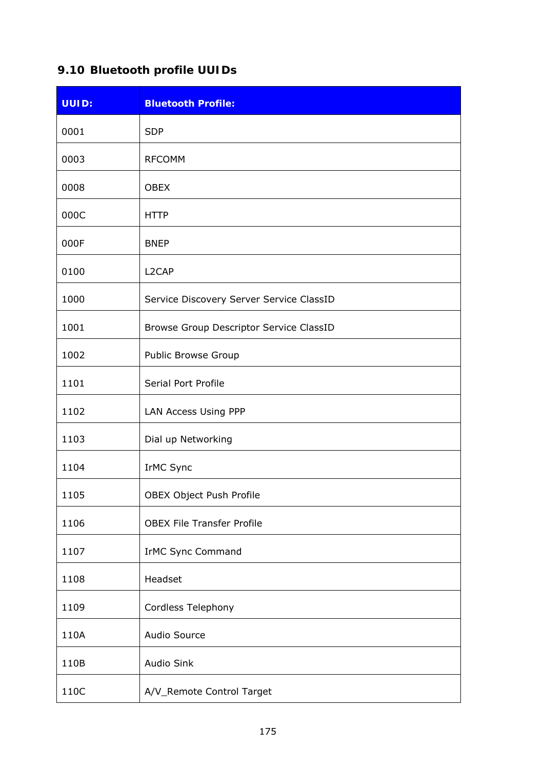## 9.10 Bluetooth profile UUIDs

| UUID: | Bluetooth Profile: |
|---|---|
| 0001 | SDP |
| 0003 | RFCOMM |
| 0008 | OBEX |
| 000C | HTTP |
| 000F | BNEP |
| 0100 | L2CAP |
| 1000 | Service Discovery Server Service ClassID |
| 1001 | Browse Group Descriptor Service ClassID |
| 1002 | Public Browse Group |
| 1101 | Serial Port Profile |
| 1102 | LAN Access Using PPP |
| 1103 | Dial up Networking |
| 1104 | IrMC Sync |
| 1105 | OBEX Object Push Profile |
| 1106 | OBEX File Transfer Profile |
| 1107 | IrMC Sync Command |
| 1108 | Headset |
| 1109 | Cordless Telephony |
| 110A | Audio Source |
| 110B | Audio Sink |
| 110C | A/V_Remote Control Target |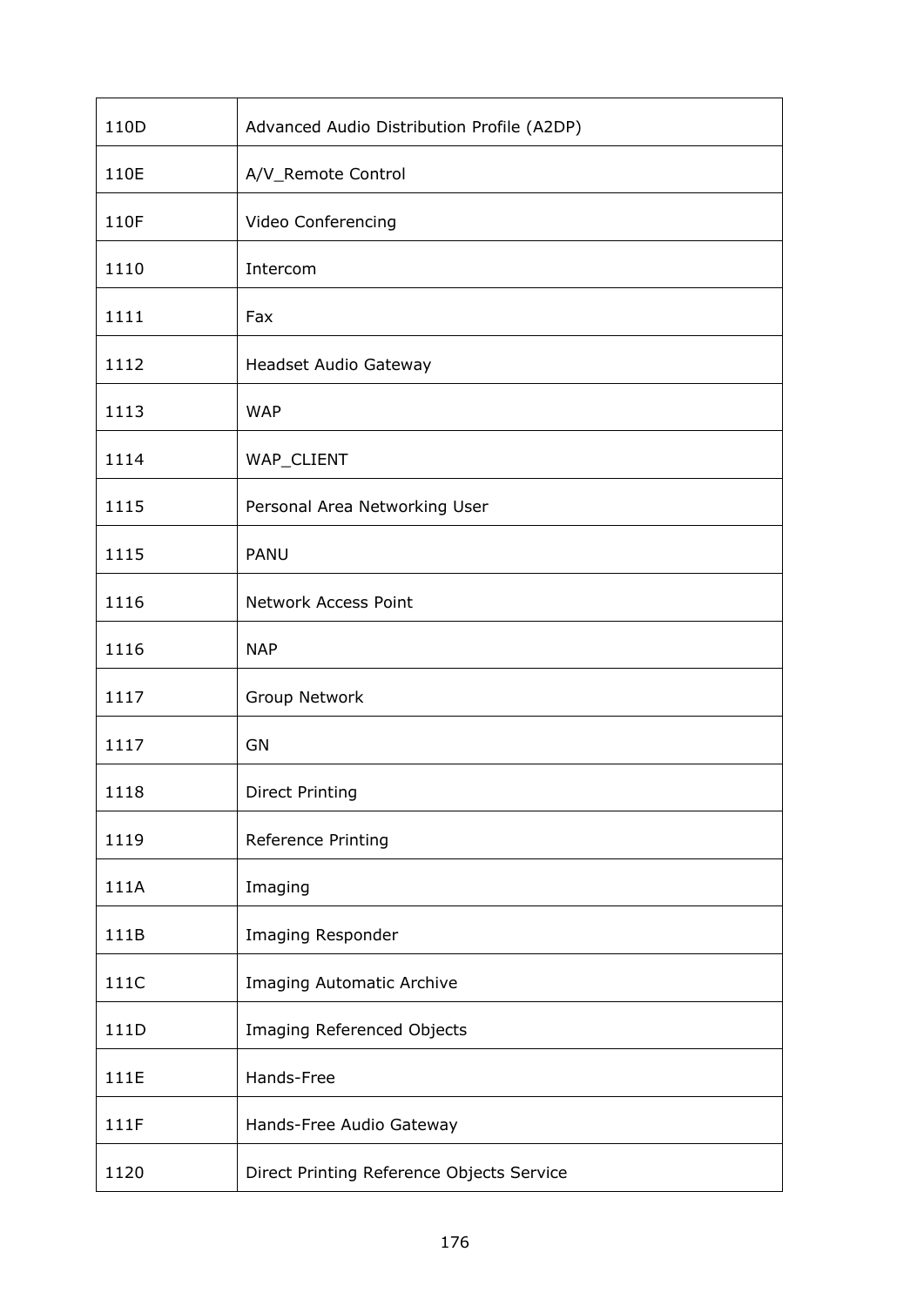| | |
|---|---|
| 110D | Advanced Audio Distribution Profile (A2DP) |
| 110E | A/V_Remote Control |
| 110F | Video Conferencing |
| 1110 | Intercom |
| 1111 | Fax |
| 1112 | Headset Audio Gateway |
| 1113 | WAP |
| 1114 | WAP_CLIENT |
| 1115 | Personal Area Networking User |
| 1115 | PANU |
| 1116 | Network Access Point |
| 1116 | NAP |
| 1117 | Group Network |
| 1117 | GN |
| 1118 | Direct Printing |
| 1119 | Reference Printing |
| 111A | Imaging |
| 111B | Imaging Responder |
| 111C | Imaging Automatic Archive |
| 111D | Imaging Referenced Objects |
| 111E | Hands-Free |
| 111F | Hands-Free Audio Gateway |
| 1120 | Direct Printing Reference Objects Service |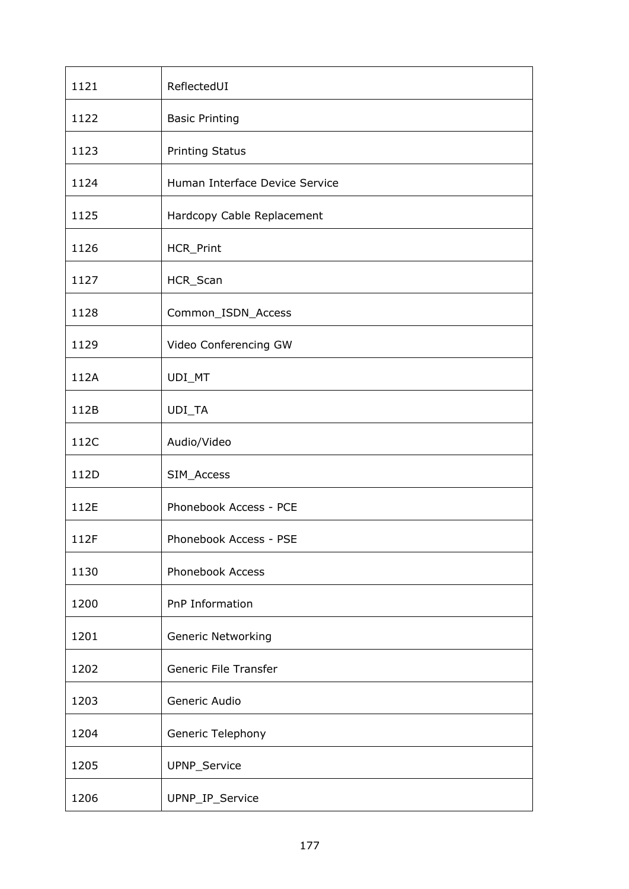| 1121 | ReflectedUI |
|---|---|
| 1122 | Basic Printing |
| 1123 | Printing Status |
| 1124 | Human Interface Device Service |
| 1125 | Hardcopy Cable Replacement |
| 1126 | HCR_Print |
| 1127 | HCR_Scan |
| 1128 | Common_ISDN_Access |
| 1129 | Video Conferencing GW |
| 112A | UDI_MT |
| 112B | UDI_TA |
| 112C | Audio/Video |
| 112D | SIM_Access |
| 112E | Phonebook Access - PCE |
| 112F | Phonebook Access - PSE |
| 1130 | Phonebook Access |
| 1200 | PnP Information |
| 1201 | Generic Networking |
| 1202 | Generic File Transfer |
| 1203 | Generic Audio |
| 1204 | Generic Telephony |
| 1205 | UPNP_Service |
| 1206 | UPNP_IP_Service |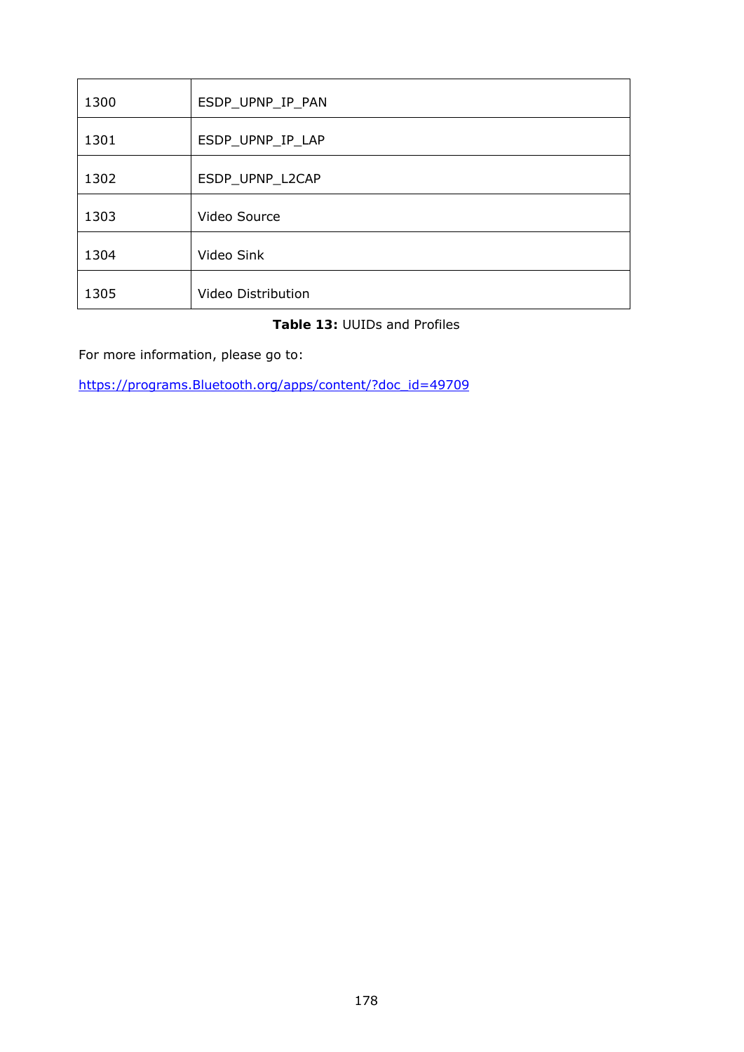| | |
|---|---|
| 1300 | ESDP_UPNP_IP_PAN |
| 1301 | ESDP_UPNP_IP_LAP |
| 1302 | ESDP_UPNP_L2CAP |
| 1303 | Video Source |
| 1304 | Video Sink |
| 1305 | Video Distribution |

**Table 13:** UUIDs and Profiles

For more information, please go to:

https://programs.Bluetooth.org/apps/content/?doc_id=49709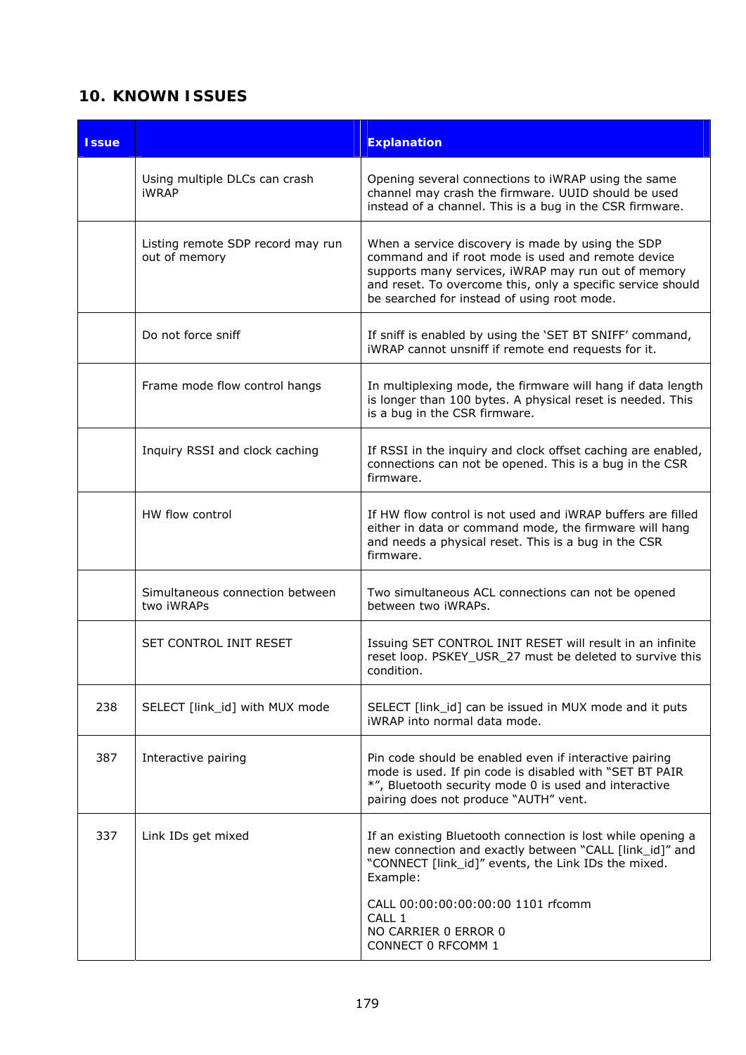# 10. KNOWN ISSUES

| Issue | | Explanation |
|---|---|---|
| | Using multiple DLCs can crash iWRAP | Opening several connections to iWRAP using the same channel may crash the firmware. UUID should be used instead of a channel. This is a bug in the CSR firmware. |
| | Listing remote SDP record may run out of memory | When a service discovery is made by using the SDP command and if root mode is used and remote device supports many services, iWRAP may run out of memory and reset. To overcome this, only a specific service should be searched for instead of using root mode. |
| | Do not force sniff | If sniff is enabled by using the 'SET BT SNIFF' command, iWRAP cannot unsniff if remote end requests for it. |
| | Frame mode flow control hangs | In multiplexing mode, the firmware will hang if data length is longer than 100 bytes. A physical reset is needed. This is a bug in the CSR firmware. |
| | Inquiry RSSI and clock caching | If RSSI in the inquiry and clock offset caching are enabled, connections can not be opened. This is a bug in the CSR firmware. |
| | HW flow control | If HW flow control is not used and iWRAP buffers are filled either in data or command mode, the firmware will hang and needs a physical reset. This is a bug in the CSR firmware. |
| | Simultaneous connection between two iWRAPs | Two simultaneous ACL connections can not be opened between two iWRAPs. |
| | SET CONTROL INIT RESET | Issuing SET CONTROL INIT RESET will result in an infinite reset loop. PSKEY_USR_27 must be deleted to survive this condition. |
| 238 | SELECT [link_id] with MUX mode | SELECT [link_id] can be issued in MUX mode and it puts iWRAP into normal data mode. |
| 387 | Interactive pairing | Pin code should be enabled even if interactive pairing mode is used. If pin code is disabled with "SET BT PAIR *", Bluetooth security mode 0 is used and interactive pairing does not produce "AUTH" vent. |
| 337 | Link IDs get mixed | If an existing Bluetooth connection is lost while opening a new connection and exactly between "CALL [link_id]" and "CONNECT [link_id]" events, the Link IDs the mixed. Example:<br><br>CALL 00:00:00:00:00:00 1101 rfcomm<br>CALL 1<br>NO CARRIER 0 ERROR 0<br>CONNECT 0 RFCOMM 1 |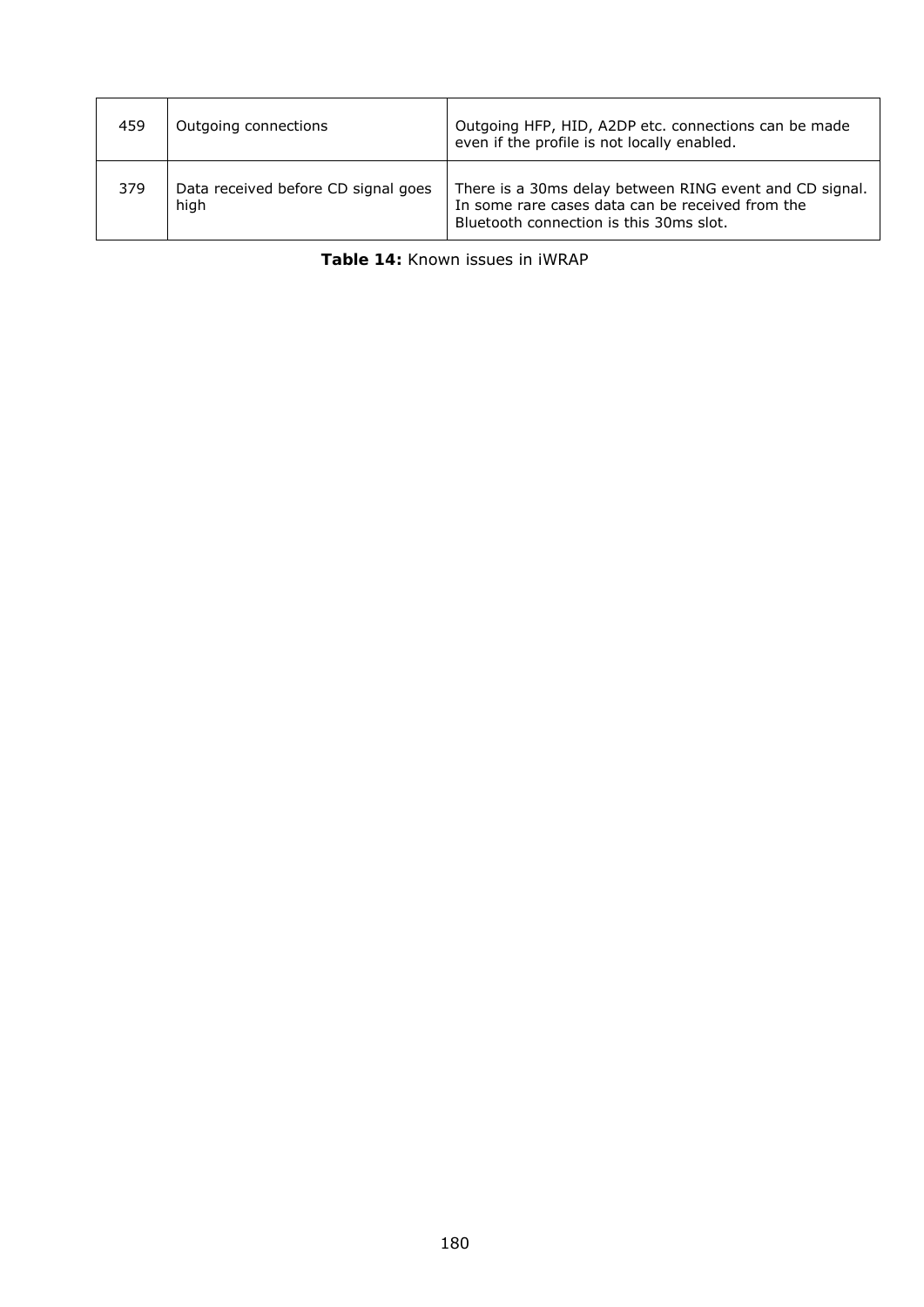| | | |
|---|---|---|
| 459 | Outgoing connections | Outgoing HFP, HID, A2DP etc. connections can be made even if the profile is not locally enabled. |
| 379 | Data received before CD signal goes high | There is a 30ms delay between RING event and CD signal. In some rare cases data can be received from the Bluetooth connection is this 30ms slot. |

**Table 14:** Known issues in iWRAP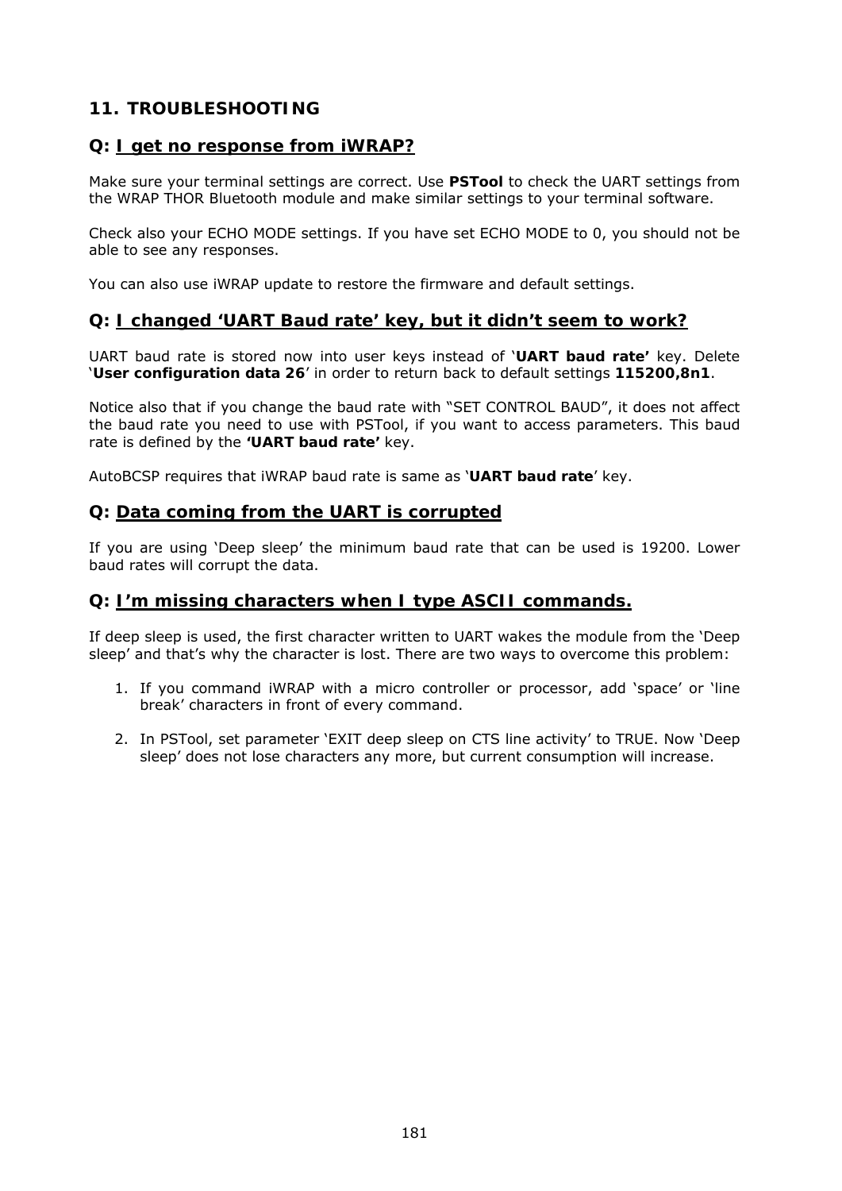# 11. TROUBLESHOOTING

## Q: I get no response from iWRAP?

Make sure your terminal settings are correct. Use **PSTool** to check the UART settings from the WRAP THOR Bluetooth module and make similar settings to your terminal software.

Check also your ECHO MODE settings. If you have set ECHO MODE to 0, you should not be able to see any responses.

You can also use iWRAP update to restore the firmware and default settings.

## Q: I changed 'UART Baud rate' key, but it didn't seem to work?

UART baud rate is stored now into user keys instead of '**UART baud rate'** key. Delete '**User configuration data 26**' in order to return back to default settings **115200,8n1**.

Notice also that if you change the baud rate with "SET CONTROL BAUD", it does not affect the baud rate you need to use with PSTool, if you want to access parameters. This baud rate is defined by the **'UART baud rate'** key.

AutoBCSP requires that iWRAP baud rate is same as '**UART baud rate**' key.

## Q: Data coming from the UART is corrupted

If you are using 'Deep sleep' the minimum baud rate that can be used is 19200. Lower baud rates will corrupt the data.

## Q: I'm missing characters when I type ASCII commands.

If deep sleep is used, the first character written to UART wakes the module from the 'Deep sleep' and that's why the character is lost. There are two ways to overcome this problem:

1. If you command iWRAP with a micro controller or processor, add 'space' or 'line break' characters in front of every command.

2. In PSTool, set parameter 'EXIT deep sleep on CTS line activity' to TRUE. Now 'Deep sleep' does not lose characters any more, but current consumption will increase.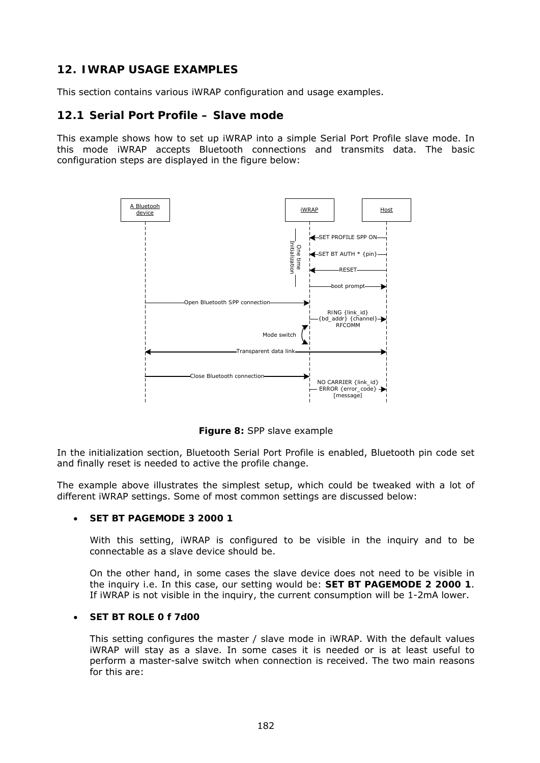## 12. IWRAP USAGE EXAMPLES

This section contains various iWRAP configuration and usage examples.

### 12.1 Serial Port Profile – Slave mode

This example shows how to set up iWRAP into a simple Serial Port Profile slave mode. In this mode iWRAP accepts Bluetooth connections and transmits data. The basic configuration steps are displayed in the figure below:

**Figure 8:** SPP slave example

In the initialization section, Bluetooth Serial Port Profile is enabled, Bluetooth pin code set and finally reset is needed to active the profile change.

The example above illustrates the simplest setup, which could be tweaked with a lot of different iWRAP settings. Some of most common settings are discussed below:

- **SET BT PAGEMODE 3 2000 1**

  With this setting, iWRAP is configured to be visible in the inquiry and to be connectable as a slave device should be.

  On the other hand, in some cases the slave device does not need to be visible in the inquiry i.e. In this case, our setting would be: **SET BT PAGEMODE 2 2000 1**. If iWRAP is not visible in the inquiry, the current consumption will be 1-2mA lower.

- **SET BT ROLE 0 f 7d00**

  This setting configures the master / slave mode in iWRAP. With the default values iWRAP will stay as a slave. In some cases it is needed or is at least useful to perform a master-salve switch when connection is received. The two main reasons for this are: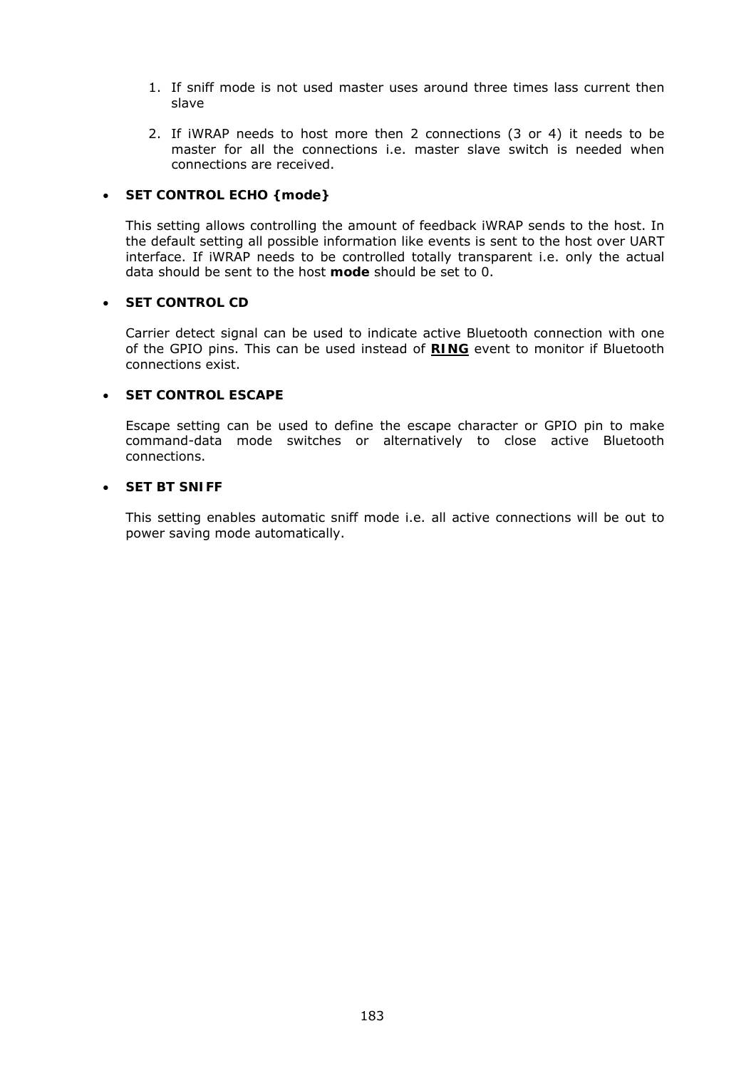1. If sniff mode is not used master uses around three times lass current then slave

2. If iWRAP needs to host more then 2 connections (3 or 4) it needs to be master for all the connections i.e. master slave switch is needed when connections are received.

- **SET CONTROL ECHO {mode}**

  This setting allows controlling the amount of feedback iWRAP sends to the host. In the default setting all possible information like events is sent to the host over UART interface. If iWRAP needs to be controlled totally transparent i.e. only the actual data should be sent to the host **mode** should be set to 0.

- **SET CONTROL CD**

  Carrier detect signal can be used to indicate active Bluetooth connection with one of the GPIO pins. This can be used instead of **RING** event to monitor if Bluetooth connections exist.

- **SET CONTROL ESCAPE**

  Escape setting can be used to define the escape character or GPIO pin to make command-data mode switches or alternatively to close active Bluetooth connections.

- **SET BT SNIFF**

  This setting enables automatic sniff mode i.e. all active connections will be out to power saving mode automatically.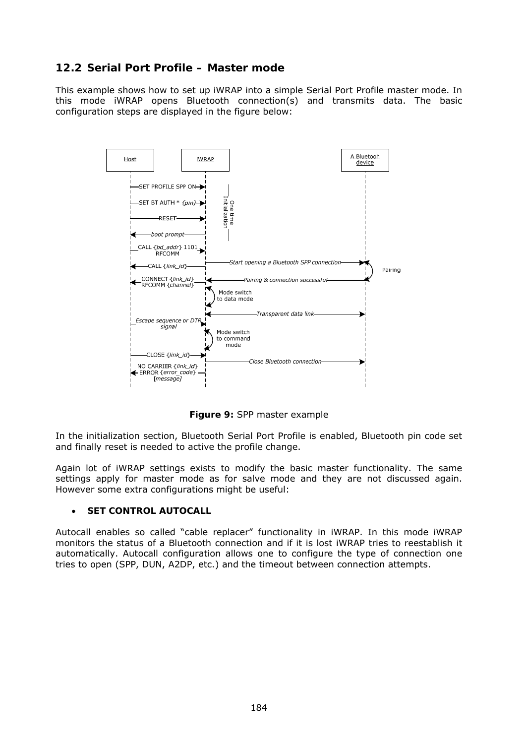## 12.2 Serial Port Profile – Master mode

This example shows how to set up iWRAP into a simple Serial Port Profile master mode. In this mode iWRAP opens Bluetooth connection(s) and transmits data. The basic configuration steps are displayed in the figure below:

**Figure 9:** SPP master example

In the initialization section, Bluetooth Serial Port Profile is enabled, Bluetooth pin code set and finally reset is needed to active the profile change.

Again lot of iWRAP settings exists to modify the basic master functionality. The same settings apply for master mode as for salve mode and they are not discussed again. However some extra configurations might be useful:

- **SET CONTROL AUTOCALL**

Autocall enables so called "cable replacer" functionality in iWRAP. In this mode iWRAP monitors the status of a Bluetooth connection and if it is lost iWRAP tries to reestablish it automatically. Autocall configuration allows one to configure the type of connection one tries to open (SPP, DUN, A2DP, etc.) and the timeout between connection attempts.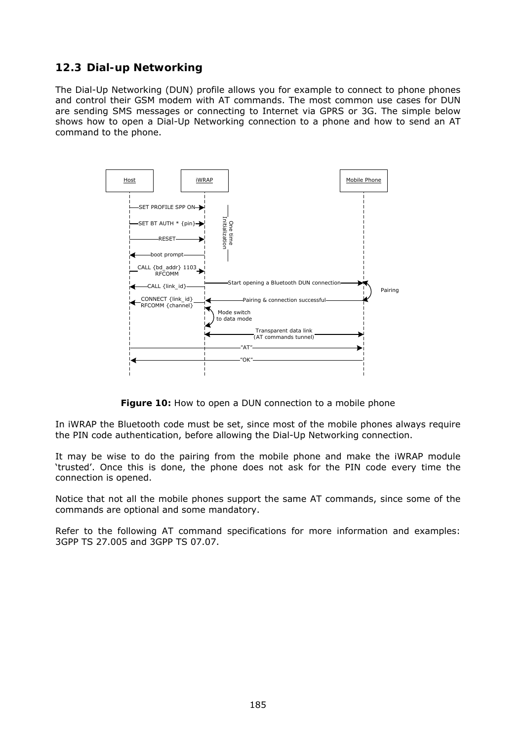## 12.3 Dial-up Networking

The Dial-Up Networking (DUN) profile allows you for example to connect to phone phones and control their GSM modem with AT commands. The most common use cases for DUN are sending SMS messages or connecting to Internet via GPRS or 3G. The simple below shows how to open a Dial-Up Networking connection to a phone and how to send an AT command to the phone.

Host | iWRAP | Mobile Phone

- Host → iWRAP: SET PROFILE SPP ON
- Host → iWRAP: SET BT AUTH * {pin}
- Host → iWRAP: RESET
- iWRAP → Host: boot prompt

(One time Initialization)

- Host → iWRAP: CALL {bd_addr} 1103 RFCOMM
- iWRAP → Mobile Phone: Start opening a Bluetooth DUN connection
- iWRAP → Host: CALL {link_id}
- Mobile Phone: Pairing
- Mobile Phone → iWRAP: Pairing & connection successful
- iWRAP → Host: CONNECT {link_id} RFCOMM {channel}
- iWRAP: Mode switch to data mode
- iWRAP ↔ Mobile Phone: Transparent data link (AT commands tunnel)
- Host → Mobile Phone: "AT"
- Mobile Phone → Host: "OK"

**Figure 10:** How to open a DUN connection to a mobile phone

In iWRAP the Bluetooth code must be set, since most of the mobile phones always require the PIN code authentication, before allowing the Dial-Up Networking connection.

It may be wise to do the pairing from the mobile phone and make the iWRAP module 'trusted'. Once this is done, the phone does not ask for the PIN code every time the connection is opened.

Notice that not all the mobile phones support the same AT commands, since some of the commands are optional and some mandatory.

Refer to the following AT command specifications for more information and examples: 3GPP TS 27.005 and 3GPP TS 07.07.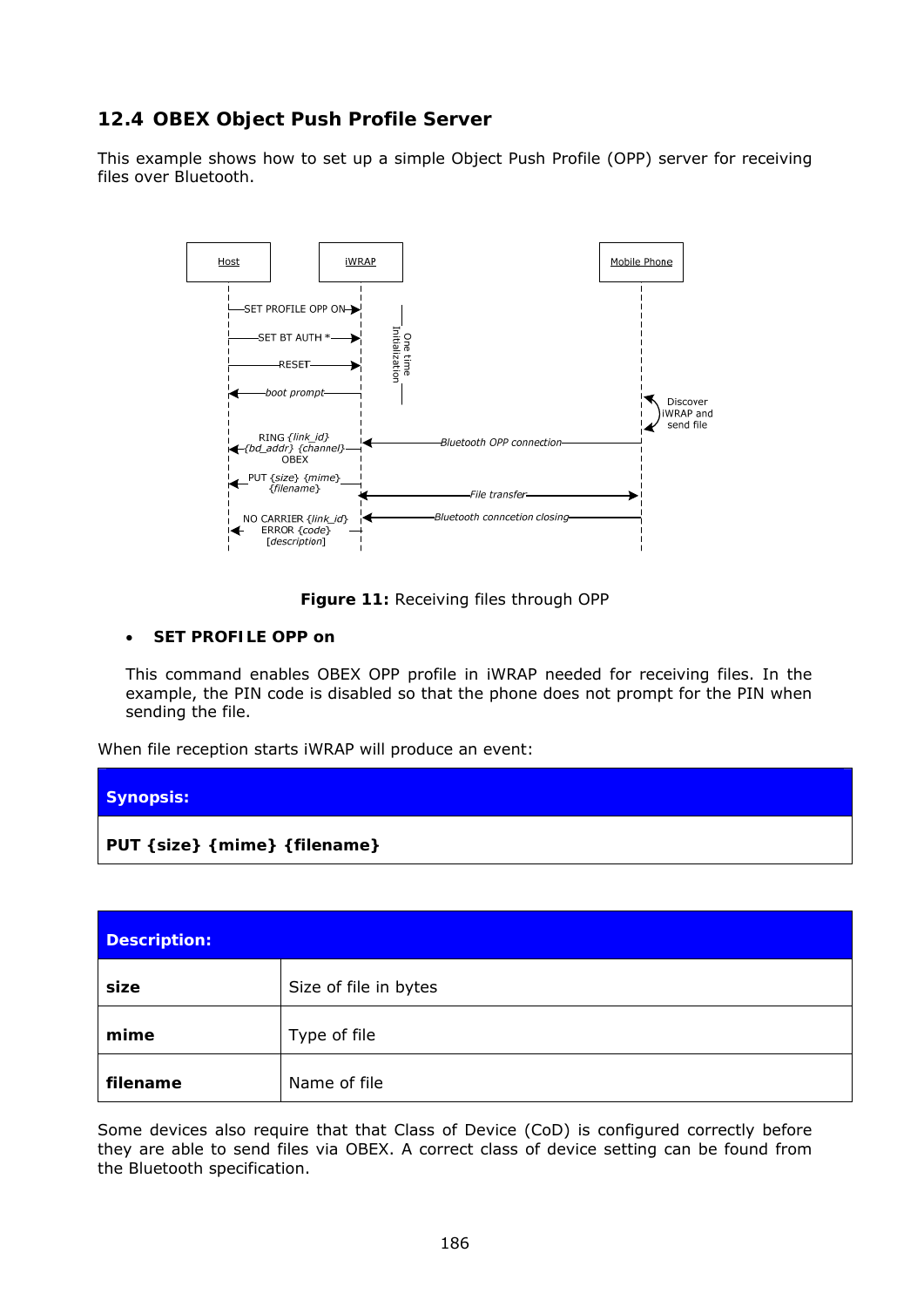## 12.4 OBEX Object Push Profile Server

This example shows how to set up a simple Object Push Profile (OPP) server for receiving files over Bluetooth.

**Figure 11:** Receiving files through OPP

- **SET PROFILE OPP on**

  This command enables OBEX OPP profile in iWRAP needed for receiving files. In the example, the PIN code is disabled so that the phone does not prompt for the PIN when sending the file.

When file reception starts iWRAP will produce an event:

| **Synopsis:** |
|---|
| **PUT {size} {mime} {filename}** |

| **Description:** | |
|---|---|
| **size** | Size of file in bytes |
| **mime** | Type of file |
| **filename** | Name of file |

Some devices also require that that Class of Device (CoD) is configured correctly before they are able to send files via OBEX. A correct class of device setting can be found from the Bluetooth specification.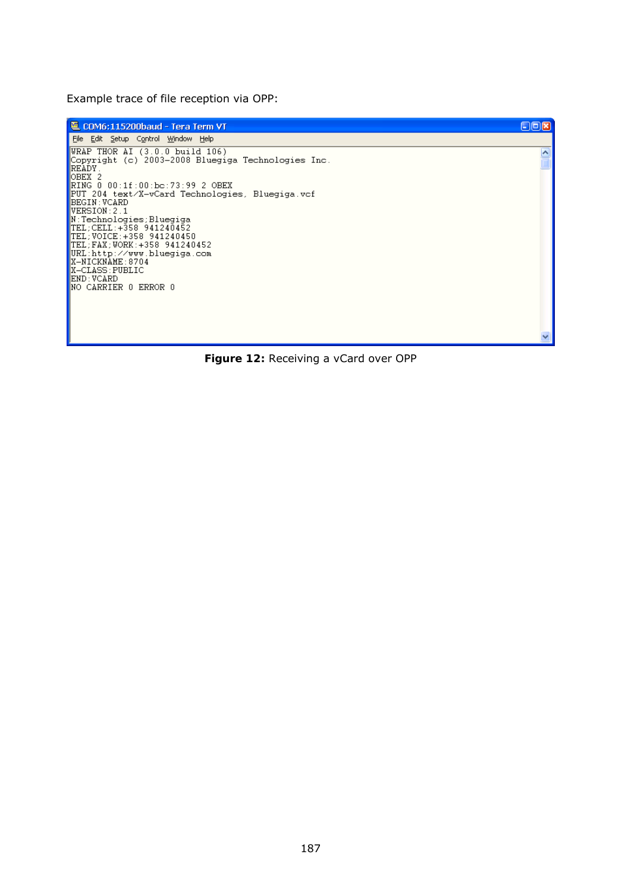Example trace of file reception via OPP:

```
WRAP THOR AI (3.0.0 build 106)
Copyright (c) 2003-2008 Bluegiga Technologies Inc.
READY.
OBEX 2
RING 0 00:1f:00:bc:73:99 2 OBEX
PUT 204 text/X-vCard Technologies, Bluegiga.vcf
BEGIN:VCARD
VERSION:2.1
N:Technologies;Bluegiga
TEL;CELL:+358 941240452
TEL;VOICE:+358 941240450
TEL;FAX;WORK:+358 941240452
URL:http://www.bluegiga.com
X-NICKNAME:8704
X-CLASS:PUBLIC
END:VCARD
NO CARRIER 0 ERROR 0
```

**Figure 12:** Receiving a vCard over OPP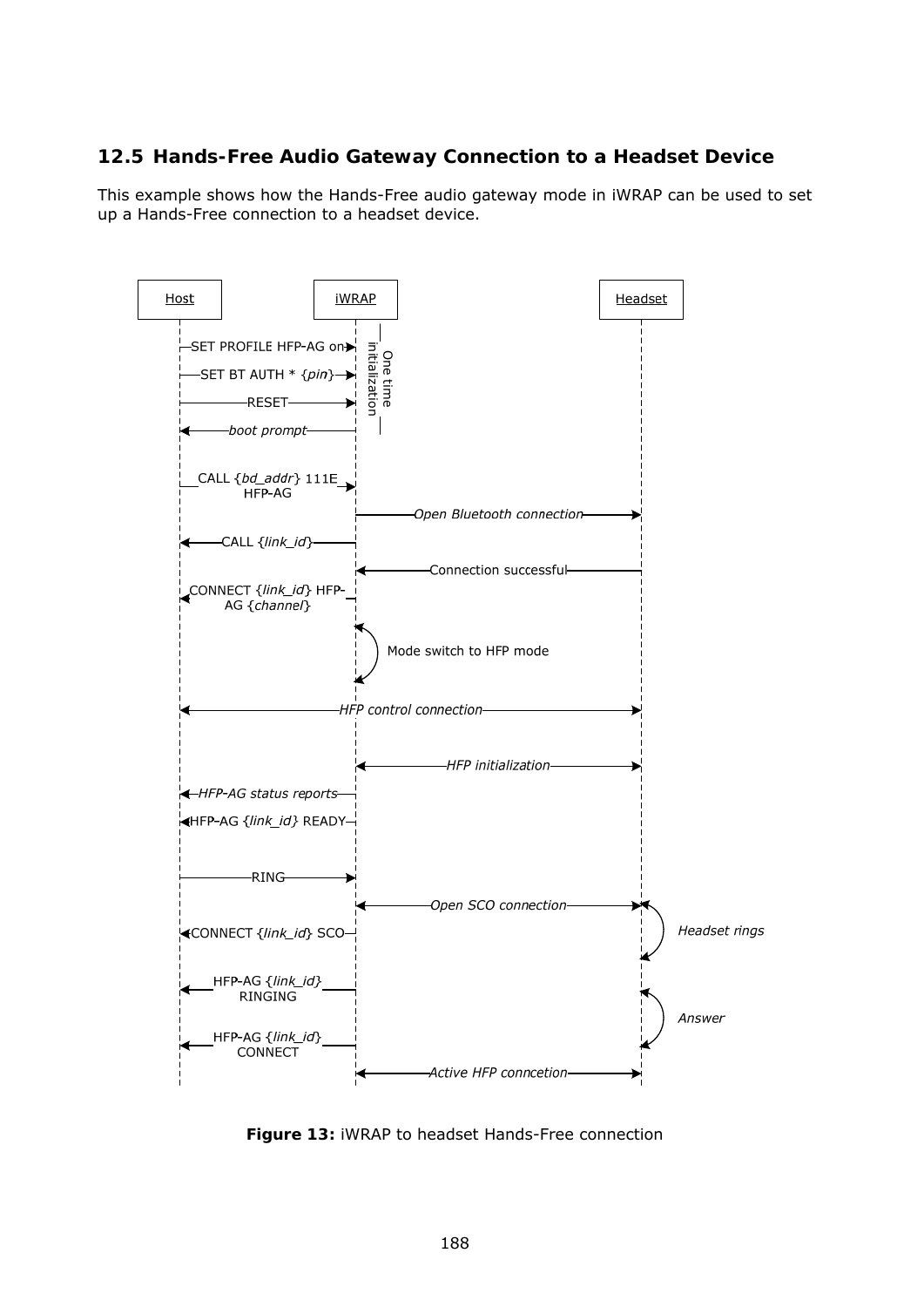## 12.5 Hands-Free Audio Gateway Connection to a Headset Device

This example shows how the Hands-Free audio gateway mode in iWRAP can be used to set up a Hands-Free connection to a headset device.

**Figure 13:** iWRAP to headset Hands-Free connection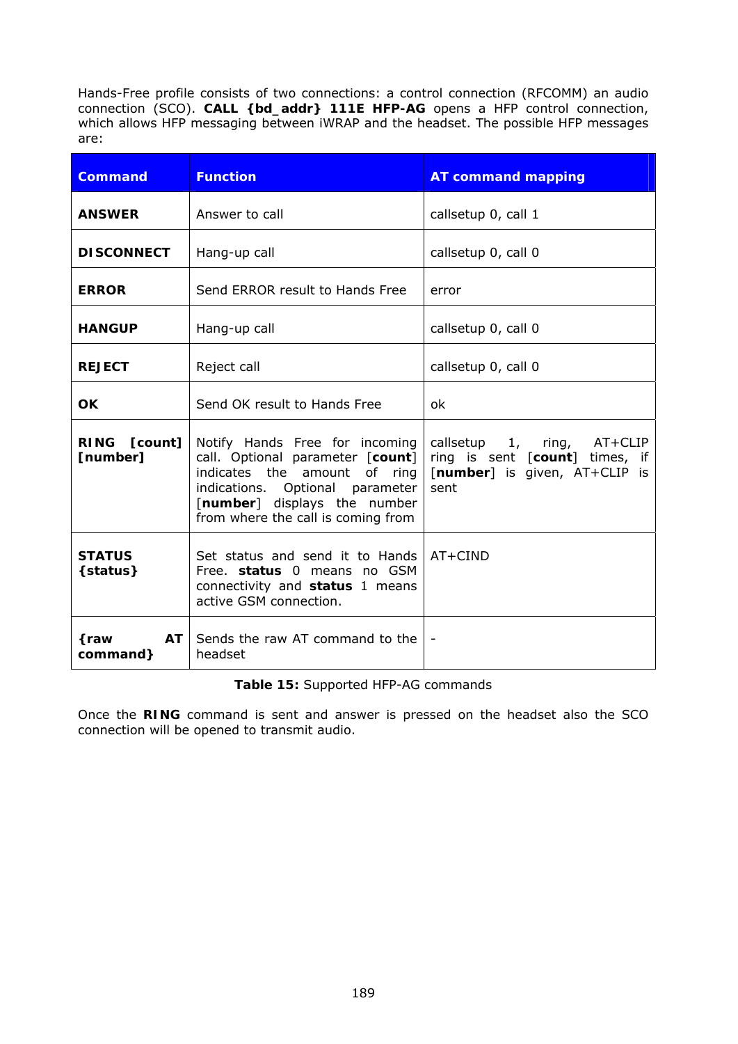Hands-Free profile consists of two connections: a control connection (RFCOMM) an audio connection (SCO). **CALL {bd_addr} 111E HFP-AG** opens a HFP control connection, which allows HFP messaging between iWRAP and the headset. The possible HFP messages are:

| Command | Function | AT command mapping |
|---|---|---|
| **ANSWER** | Answer to call | callsetup 0, call 1 |
| **DISCONNECT** | Hang-up call | callsetup 0, call 0 |
| **ERROR** | Send ERROR result to Hands Free | error |
| **HANGUP** | Hang-up call | callsetup 0, call 0 |
| **REJECT** | Reject call | callsetup 0, call 0 |
| **OK** | Send OK result to Hands Free | ok |
| **RING [count] [number]** | Notify Hands Free for incoming call. Optional parameter [**count**] indicates the amount of ring indications. Optional parameter [**number**] displays the number from where the call is coming from | callsetup 1, ring, AT+CLIP ring is sent [**count**] times, if [**number**] is given, AT+CLIP is sent |
| **STATUS {status}** | Set status and send it to Hands Free. **status** 0 means no GSM connectivity and **status** 1 means active GSM connection. | AT+CIND |
| **{raw AT command}** | Sends the raw AT command to the headset | - |

**Table 15:** Supported HFP-AG commands

Once the **RING** command is sent and answer is pressed on the headset also the SCO connection will be opened to transmit audio.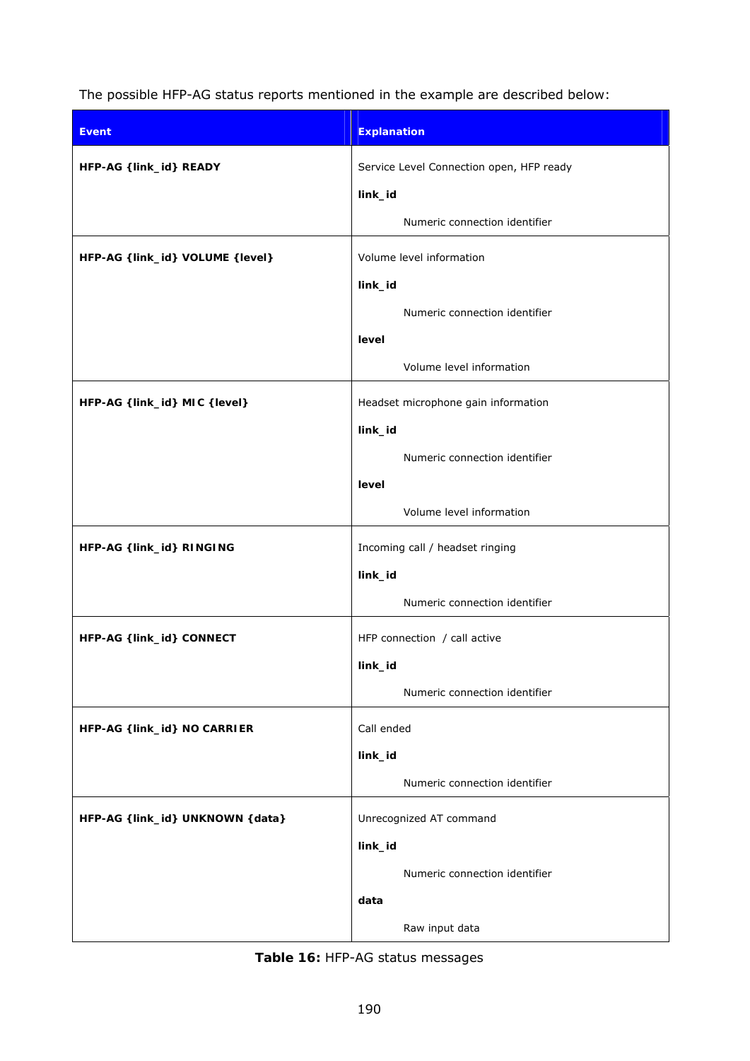The possible HFP-AG status reports mentioned in the example are described below:

| Event | Explanation |
| --- | --- |
| **HFP-AG {link_id} READY** | Service Level Connection open, HFP ready<br><br>**link_id**<br><br>Numeric connection identifier |
| **HFP-AG {link_id} VOLUME {level}** | Volume level information<br><br>**link_id**<br><br>Numeric connection identifier<br><br>**level**<br><br>Volume level information |
| **HFP-AG {link_id} MIC {level}** | Headset microphone gain information<br><br>**link_id**<br><br>Numeric connection identifier<br><br>**level**<br><br>Volume level information |
| **HFP-AG {link_id} RINGING** | Incoming call / headset ringing<br><br>**link_id**<br><br>Numeric connection identifier |
| **HFP-AG {link_id} CONNECT** | HFP connection / call active<br><br>**link_id**<br><br>Numeric connection identifier |
| **HFP-AG {link_id} NO CARRIER** | Call ended<br><br>**link_id**<br><br>Numeric connection identifier |
| **HFP-AG {link_id} UNKNOWN {data}** | Unrecognized AT command<br><br>**link_id**<br><br>Numeric connection identifier<br><br>**data**<br><br>Raw input data |

**Table 16:** HFP-AG status messages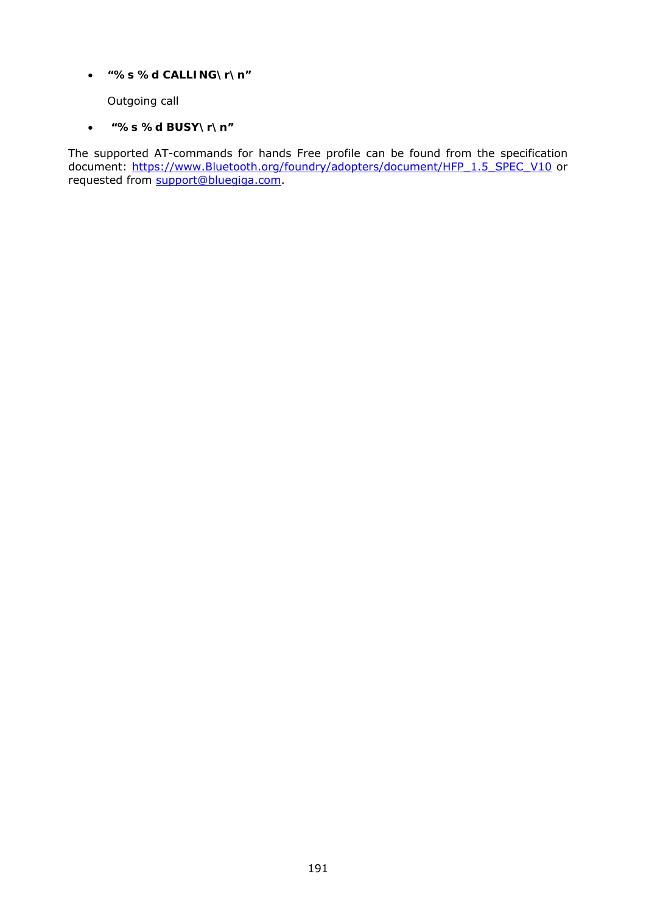- **"%s %d CALLING\r\n"**

  Outgoing call

- **"%s %d BUSY\r\n"**

The supported AT-commands for hands Free profile can be found from the specification document: [https://www.Bluetooth.org/foundry/adopters/document/HFP_1.5_SPEC_V10](https://www.Bluetooth.org/foundry/adopters/document/HFP_1.5_SPEC_V10) or requested from [support@bluegiga.com](mailto:support@bluegiga.com).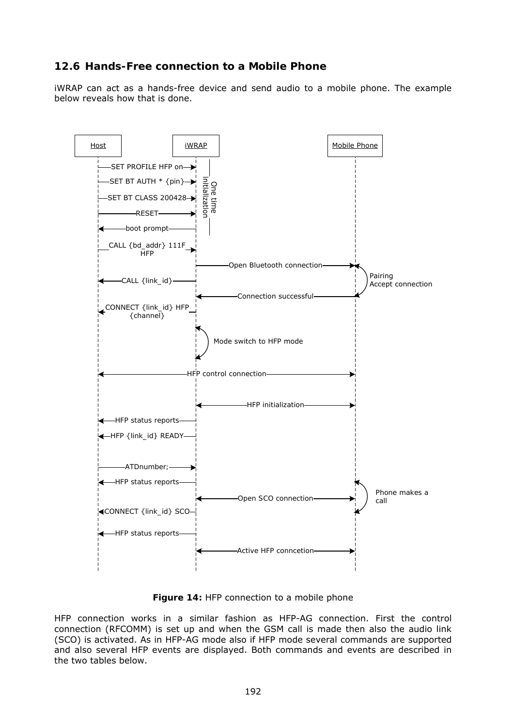## 12.6 Hands-Free connection to a Mobile Phone

iWRAP can act as a hands-free device and send audio to a mobile phone. The example below reveals how that is done.

**Figure 14:** HFP connection to a mobile phone

HFP connection works in a similar fashion as HFP-AG connection. First the control connection (RFCOMM) is set up and when the GSM call is made then also the audio link (SCO) is activated. As in HFP-AG mode also if HFP mode several commands are supported and also several HFP events are displayed. Both commands and events are described in the two tables below.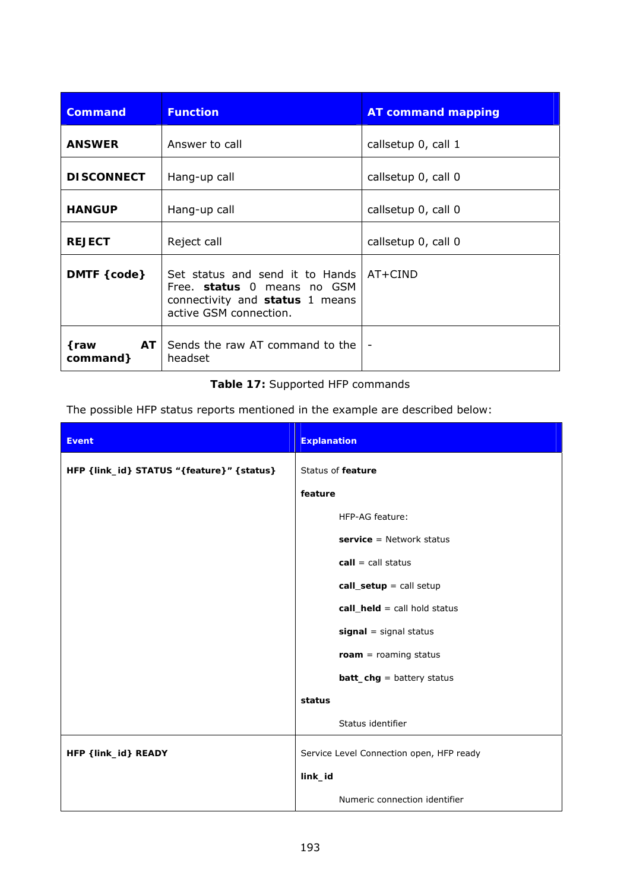| Command | Function | AT command mapping |
|---|---|---|
| **ANSWER** | Answer to call | callsetup 0, call 1 |
| **DISCONNECT** | Hang-up call | callsetup 0, call 0 |
| **HANGUP** | Hang-up call | callsetup 0, call 0 |
| **REJECT** | Reject call | callsetup 0, call 0 |
| **DMTF {code}** | Set status and send it to Hands Free. **status** 0 means no GSM connectivity and **status** 1 means active GSM connection. | AT+CIND |
| **{raw AT command}** | Sends the raw AT command to the headset | - |

**Table 17:** Supported HFP commands

The possible HFP status reports mentioned in the example are described below:

| Event | Explanation |
|---|---|
| **HFP {link_id} STATUS "{feature}" {status}** | Status of **feature**<br><br>**feature**<br><br>HFP-AG feature:<br><br>**service** = Network status<br><br>**call** = call status<br><br>**call_setup** = call setup<br><br>**call_held** = call hold status<br><br>**signal** = signal status<br><br>**roam** = roaming status<br><br>**batt_chg** = battery status<br><br>**status**<br><br>Status identifier |
| **HFP {link_id} READY** | Service Level Connection open, HFP ready<br><br>**link_id**<br><br>Numeric connection identifier |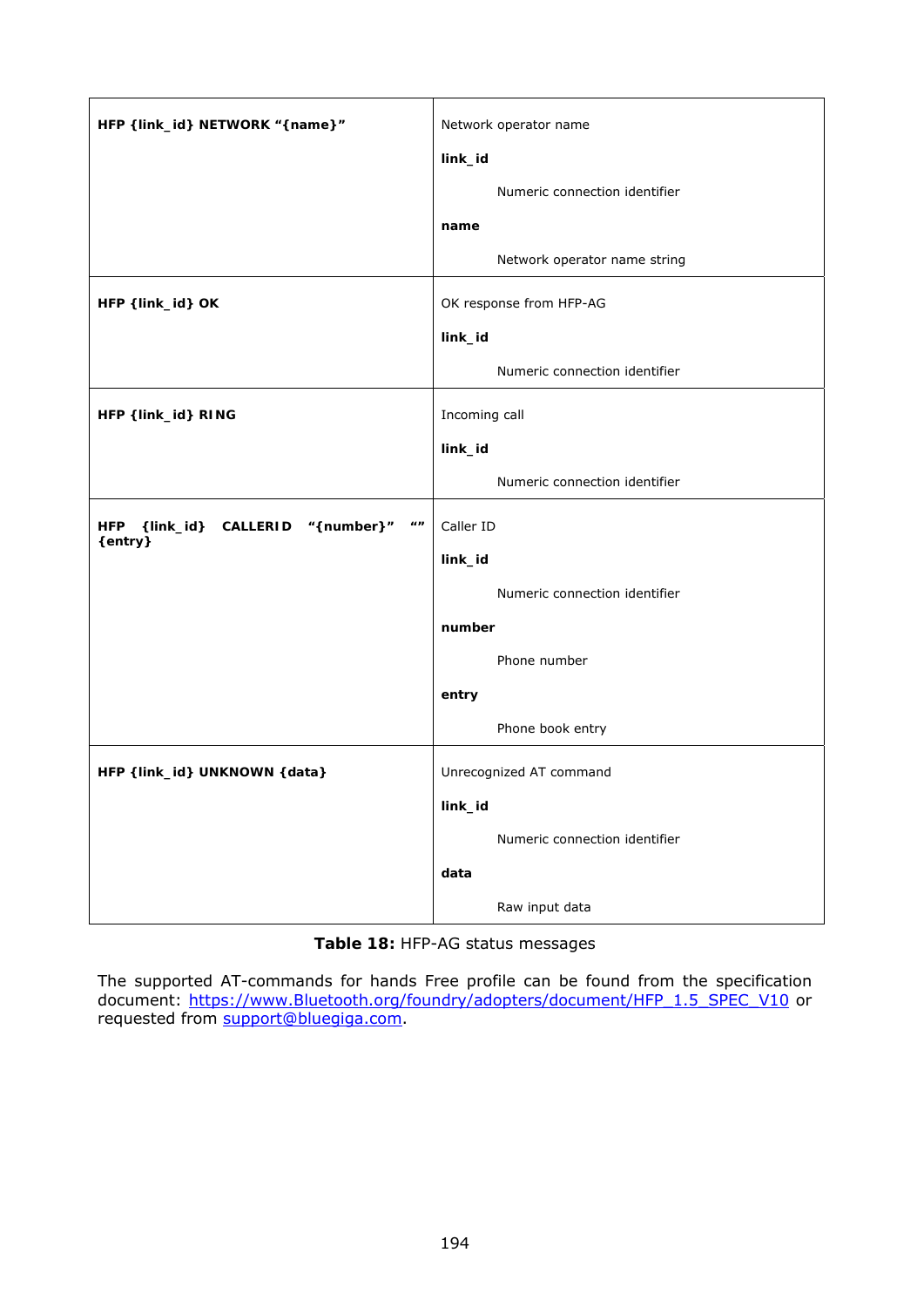| | |
|---|---|
| **HFP {link_id} NETWORK "{name}"** | Network operator name<br><br>**link_id**<br><br>Numeric connection identifier<br><br>**name**<br><br>Network operator name string |
| **HFP {link_id} OK** | OK response from HFP-AG<br><br>**link_id**<br><br>Numeric connection identifier |
| **HFP {link_id} RING** | Incoming call<br><br>**link_id**<br><br>Numeric connection identifier |
| **HFP {link_id} CALLERID "{number}" "" {entry}** | Caller ID<br><br>**link_id**<br><br>Numeric connection identifier<br><br>**number**<br><br>Phone number<br><br>**entry**<br><br>Phone book entry |
| **HFP {link_id} UNKNOWN {data}** | Unrecognized AT command<br><br>**link_id**<br><br>Numeric connection identifier<br><br>**data**<br><br>Raw input data |

**Table 18:** HFP-AG status messages

The supported AT-commands for hands Free profile can be found from the specification document: [https://www.Bluetooth.org/foundry/adopters/document/HFP_1.5_SPEC_V10](https://www.Bluetooth.org/foundry/adopters/document/HFP_1.5_SPEC_V10) or requested from [support@bluegiga.com](mailto:support@bluegiga.com).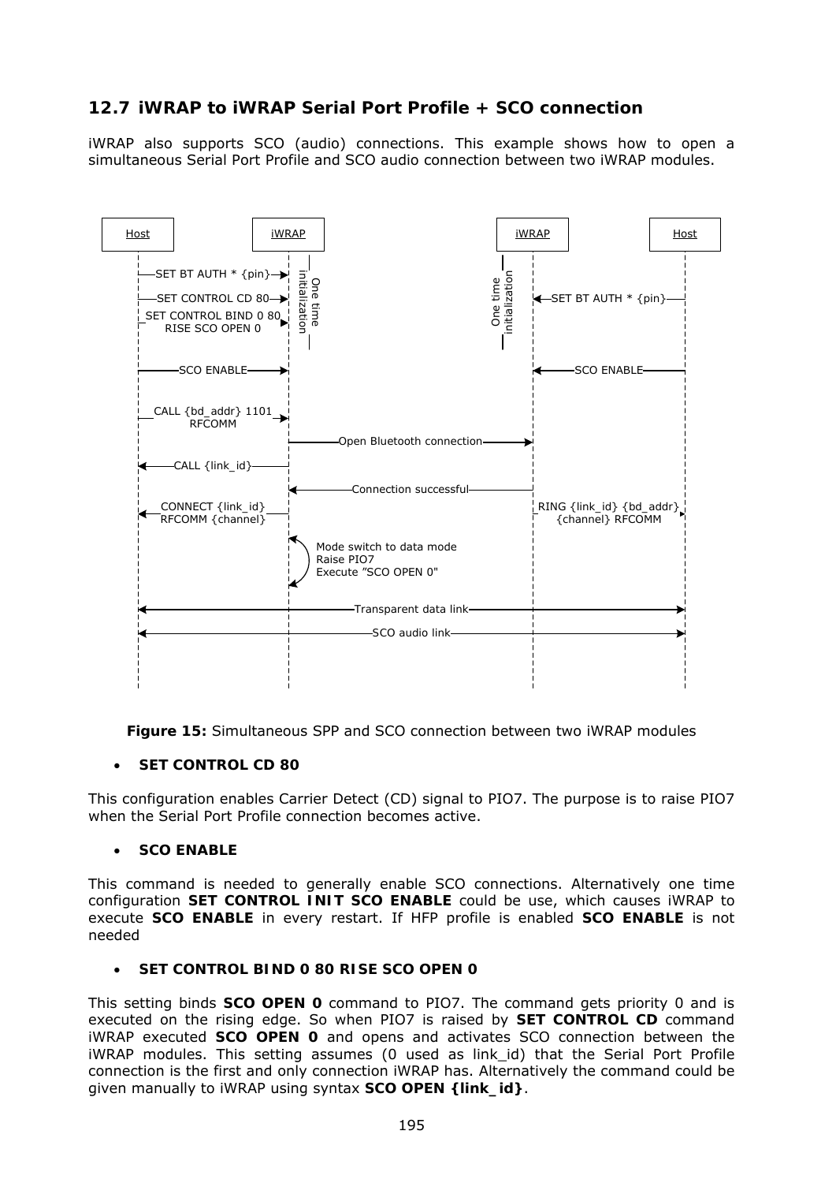## 12.7 iWRAP to iWRAP Serial Port Profile + SCO connection

iWRAP also supports SCO (audio) connections. This example shows how to open a simultaneous Serial Port Profile and SCO audio connection between two iWRAP modules.

**Figure 15:** Simultaneous SPP and SCO connection between two iWRAP modules

- **SET CONTROL CD 80**

This configuration enables Carrier Detect (CD) signal to PIO7. The purpose is to raise PIO7 when the Serial Port Profile connection becomes active.

- **SCO ENABLE**

This command is needed to generally enable SCO connections. Alternatively one time configuration **SET CONTROL INIT SCO ENABLE** could be use, which causes iWRAP to execute **SCO ENABLE** in every restart. If HFP profile is enabled **SCO ENABLE** is not needed

- **SET CONTROL BIND 0 80 RISE SCO OPEN 0**

This setting binds **SCO OPEN 0** command to PIO7. The command gets priority 0 and is executed on the rising edge. So when PIO7 is raised by **SET CONTROL CD** command iWRAP executed **SCO OPEN 0** and opens and activates SCO connection between the iWRAP modules. This setting assumes (0 used as link_id) that the Serial Port Profile connection is the first and only connection iWRAP has. Alternatively the command could be given manually to iWRAP using syntax **SCO OPEN {link_id}**.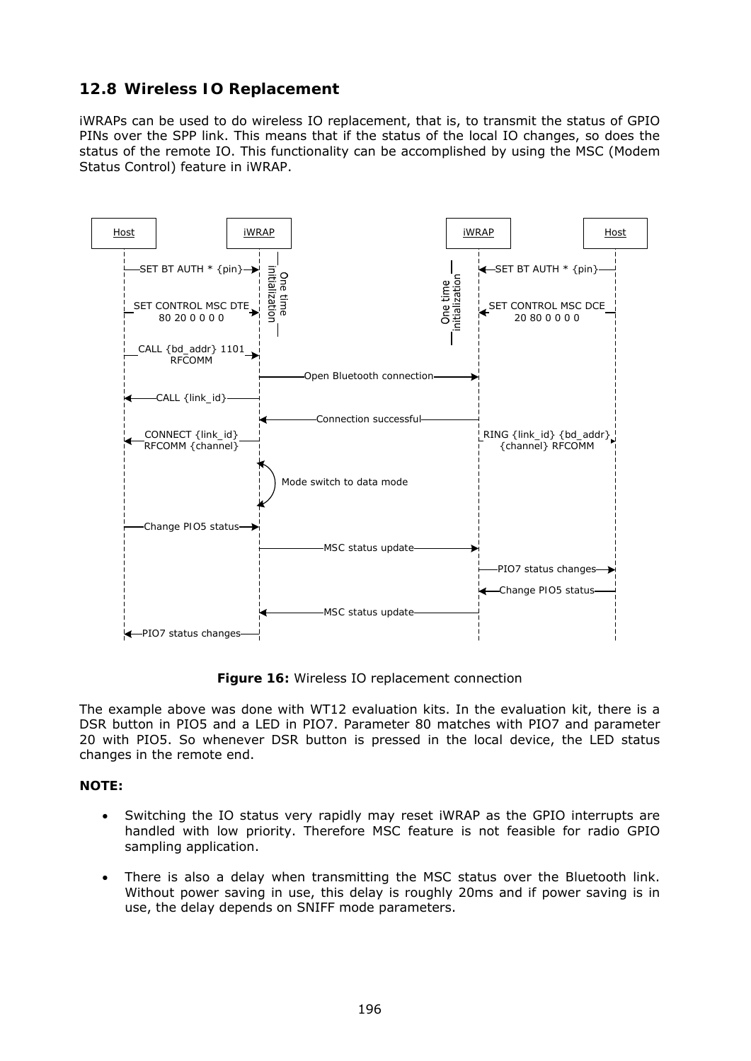## 12.8 Wireless IO Replacement

iWRAPs can be used to do wireless IO replacement, that is, to transmit the status of GPIO PINs over the SPP link. This means that if the status of the local IO changes, so does the status of the remote IO. This functionality can be accomplished by using the MSC (Modem Status Control) feature in iWRAP.

**Figure 16:** Wireless IO replacement connection

The example above was done with WT12 evaluation kits. In the evaluation kit, there is a DSR button in PIO5 and a LED in PIO7. Parameter 80 matches with PIO7 and parameter 20 with PIO5. So whenever DSR button is pressed in the local device, the LED status changes in the remote end.

**NOTE:**

- Switching the IO status very rapidly may reset iWRAP as the GPIO interrupts are handled with low priority. Therefore MSC feature is not feasible for radio GPIO sampling application.

- There is also a delay when transmitting the MSC status over the Bluetooth link. Without power saving in use, this delay is roughly 20ms and if power saving is in use, the delay depends on SNIFF mode parameters.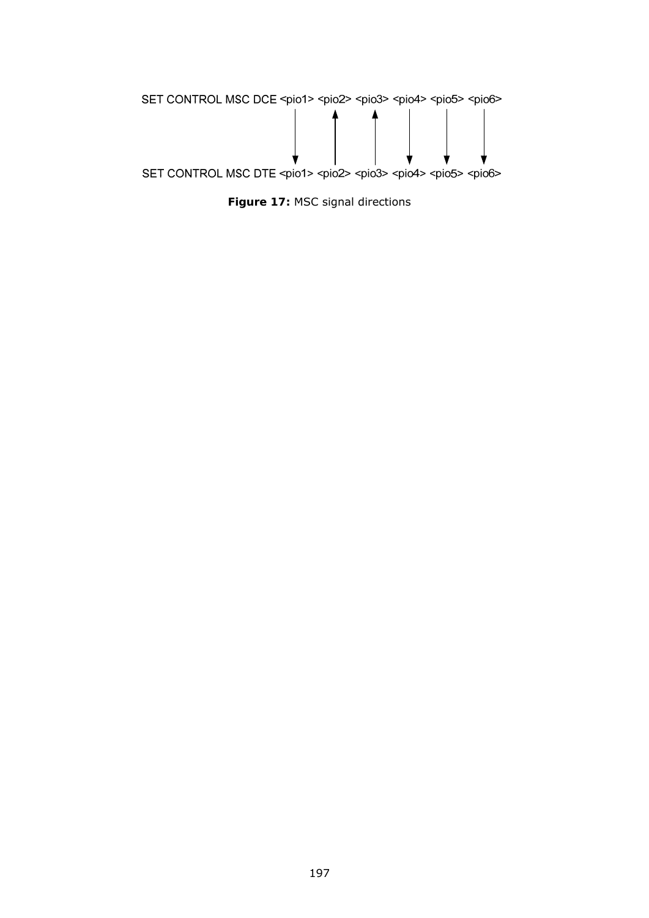```
SET CONTROL MSC DCE <pio1> <pio2> <pio3> <pio4> <pio5> <pio6>
                      |       ^       ^       |       |       |
                      v       |       |       v       v       v
SET CONTROL MSC DTE <pio1> <pio2> <pio3> <pio4> <pio5> <pio6>
```

**Figure 17:** MSC signal directions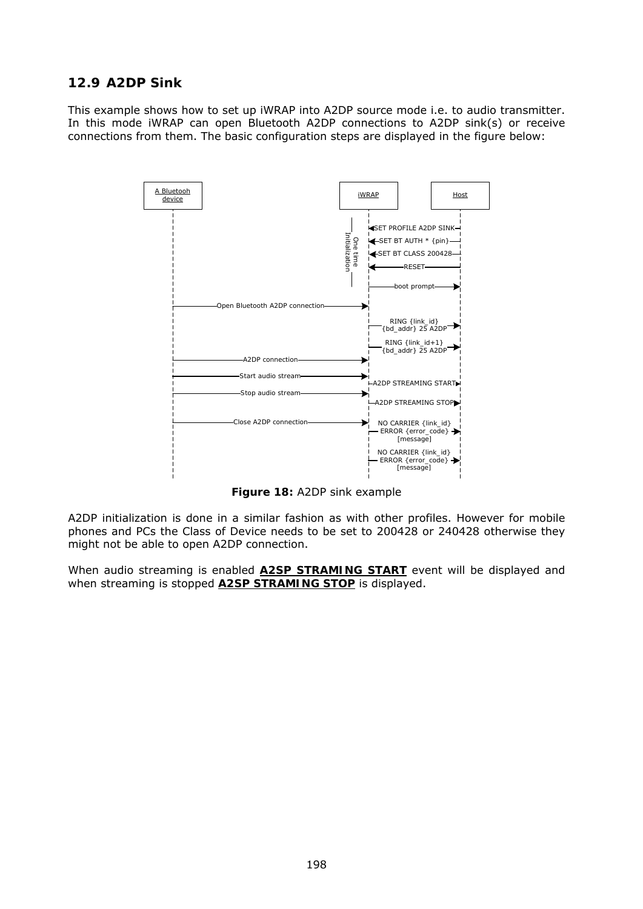## 12.9 A2DP Sink

This example shows how to set up iWRAP into A2DP source mode i.e. to audio transmitter. In this mode iWRAP can open Bluetooth A2DP connections to A2DP sink(s) or receive connections from them. The basic configuration steps are displayed in the figure below:

**Figure 18:** A2DP sink example

A2DP initialization is done in a similar fashion as with other profiles. However for mobile phones and PCs the Class of Device needs to be set to 200428 or 240428 otherwise they might not be able to open A2DP connection.

When audio streaming is enabled **A2SP STRAMING START** event will be displayed and when streaming is stopped **A2SP STRAMING STOP** is displayed.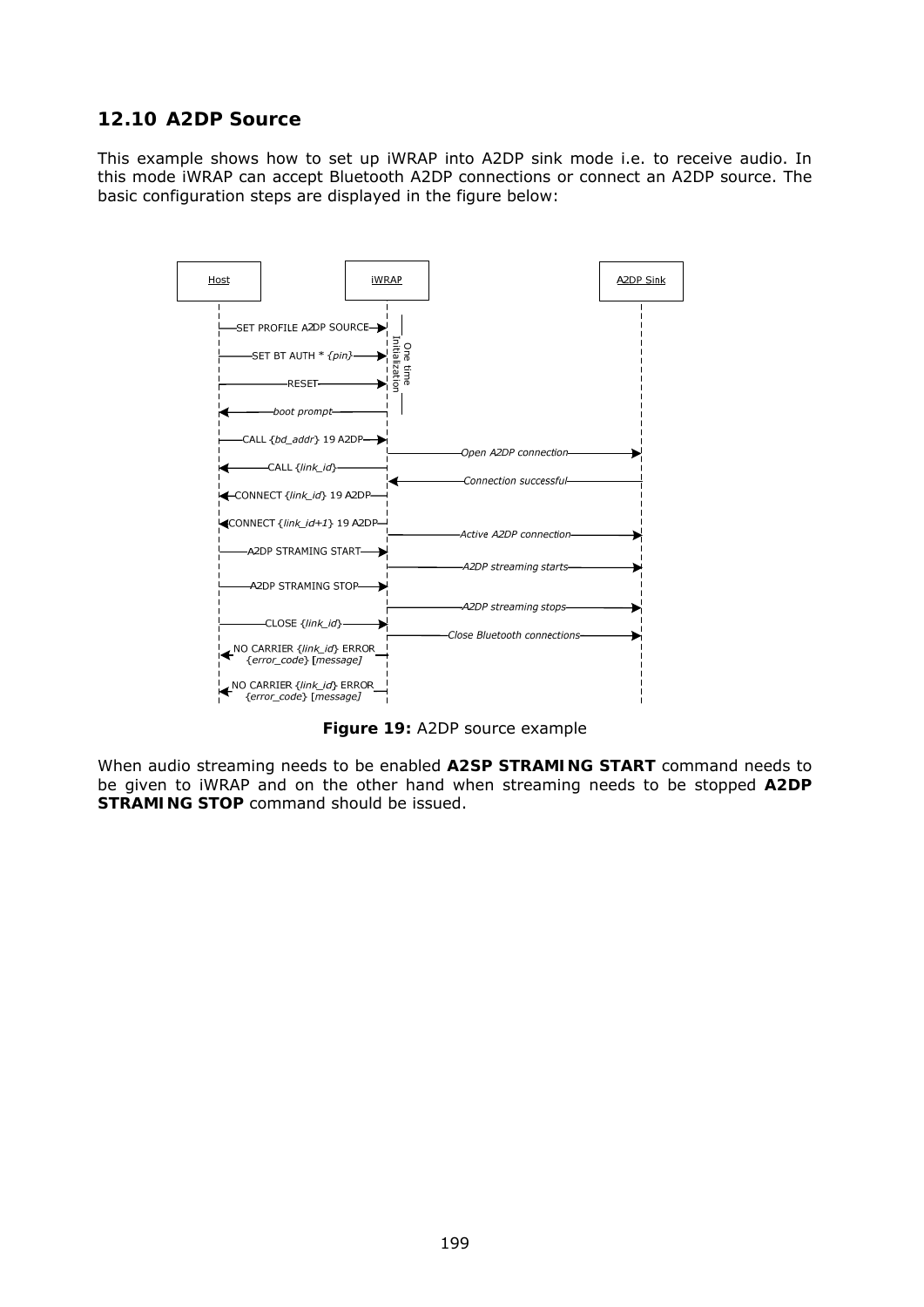## 12.10 A2DP Source

This example shows how to set up iWRAP into A2DP sink mode i.e. to receive audio. In this mode iWRAP can accept Bluetooth A2DP connections or connect an A2DP source. The basic configuration steps are displayed in the figure below:

```
Host                                   iWRAP                                  A2DP Sink

--SET PROFILE A2DP SOURCE-->           |  One time
--SET BT AUTH * {pin}------>           |  Initialization
--RESET-------------------->           |
<--boot prompt--------------
--CALL {bd_addr} 19 A2DP--->
                                       --Open A2DP connection------------------>
<--CALL {link_id}-----------
                                       <--Connection successful-----------------
<--CONNECT {link_id} 19 A2DP--
<--CONNECT {link_id+1} 19 A2DP--
                                       --Active A2DP connection---------------->
--A2DP STRAMING START------>
                                       --A2DP streaming starts----------------->
--A2DP STRAMING STOP------->
                                       --A2DP streaming stops------------------>
--CLOSE {link_id}---------->
                                       --Close Bluetooth connections----------->
<--NO CARRIER {link_id} ERROR {error_code} [message]--
<--NO CARRIER {link_id} ERROR {error_code} [message]--
```

**Figure 19:** A2DP source example

When audio streaming needs to be enabled **A2SP STRAMING START** command needs to be given to iWRAP and on the other hand when streaming needs to be stopped **A2DP STRAMING STOP** command should be issued.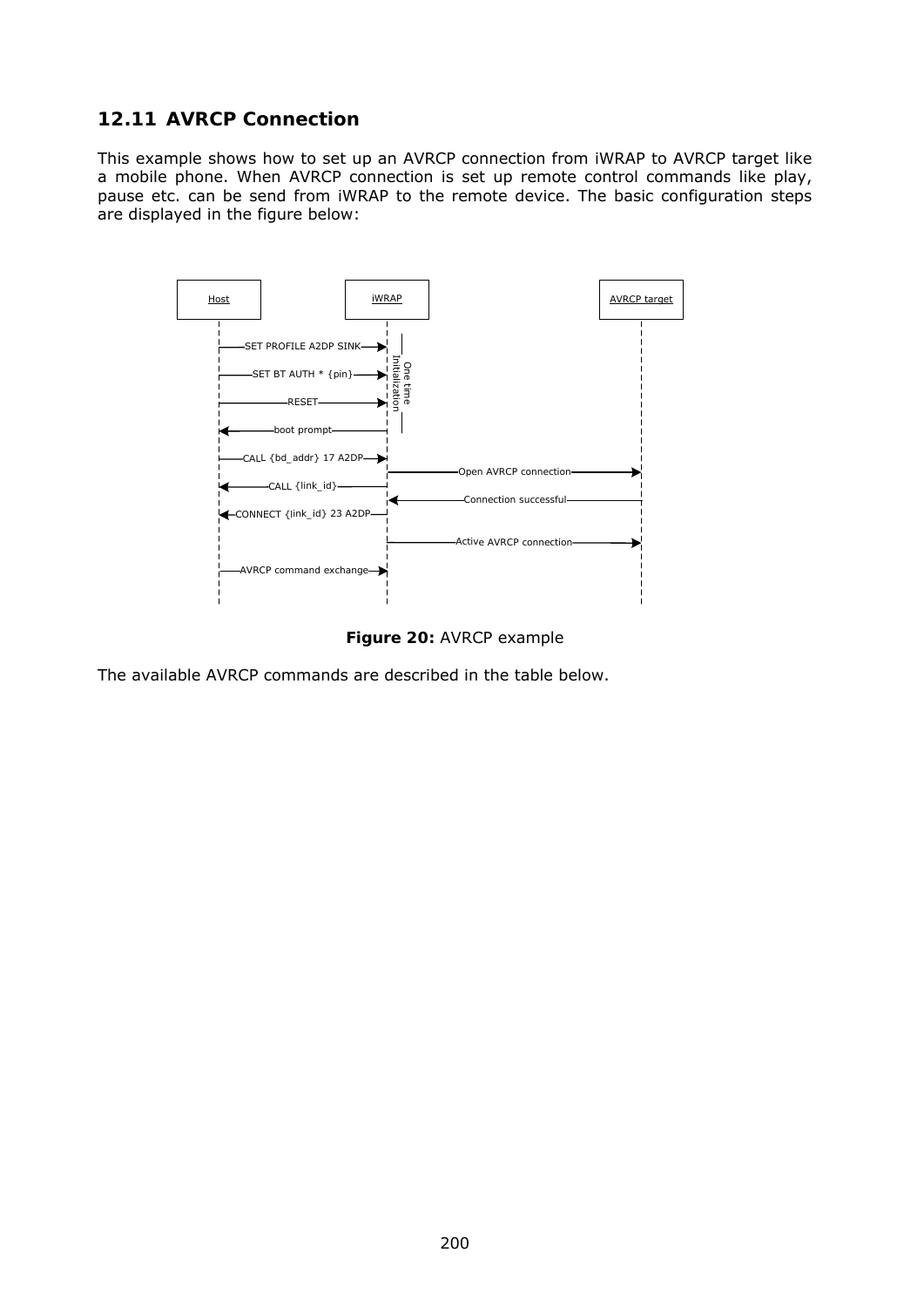## 12.11 AVRCP Connection

This example shows how to set up an AVRCP connection from iWRAP to AVRCP target like a mobile phone. When AVRCP connection is set up remote control commands like play, pause etc. can be send from iWRAP to the remote device. The basic configuration steps are displayed in the figure below:

**Figure 20:** AVRCP example

The available AVRCP commands are described in the table below.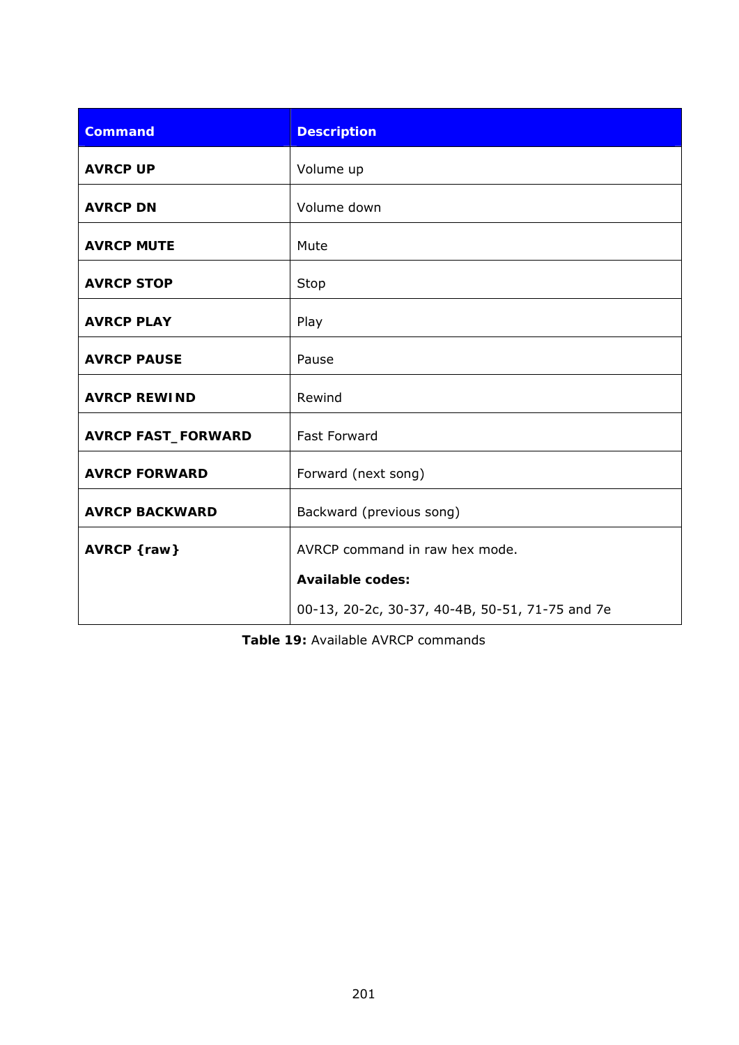| Command | Description |
| --- | --- |
| **AVRCP UP** | Volume up |
| **AVRCP DN** | Volume down |
| **AVRCP MUTE** | Mute |
| **AVRCP STOP** | Stop |
| **AVRCP PLAY** | Play |
| **AVRCP PAUSE** | Pause |
| **AVRCP REWIND** | Rewind |
| **AVRCP FAST_FORWARD** | Fast Forward |
| **AVRCP FORWARD** | Forward (next song) |
| **AVRCP BACKWARD** | Backward (previous song) |
| **AVRCP {raw}** | AVRCP command in raw hex mode.<br>**Available codes:**<br>00-13, 20-2c, 30-37, 40-4B, 50-51, 71-75 and 7e |

**Table 19:** Available AVRCP commands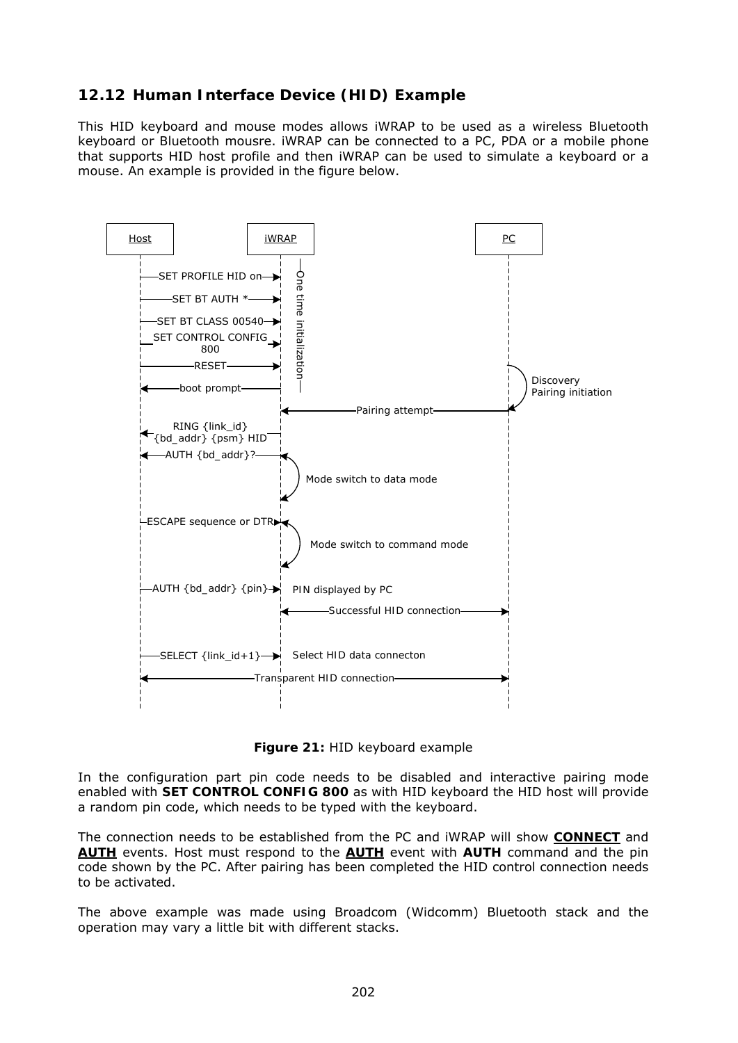## 12.12 Human Interface Device (HID) Example

This HID keyboard and mouse modes allows iWRAP to be used as a wireless Bluetooth keyboard or Bluetooth mousre. iWRAP can be connected to a PC, PDA or a mobile phone that supports HID host profile and then iWRAP can be used to simulate a keyboard or a mouse. An example is provided in the figure below.

| Host | | iWRAP | | PC |
|---|---|---|---|---|
| | SET PROFILE HID on → | | One time initialization | |
| | SET BT AUTH * → | | | |
| | SET BT CLASS 00540 → | | | |
| | SET CONTROL CONFIG 800 → | | | |
| | RESET → | | | |
| | ← boot prompt | | | Discovery Pairing initiation |
| | | | ← Pairing attempt | |
| | ← RING {link_id} {bd_addr} {psm} HID | | | |
| | ← AUTH {bd_addr}? | Mode switch to data mode | | |
| | ESCAPE sequence or DTR → | Mode switch to command mode | | |
| | AUTH {bd_addr} {pin} → | PIN displayed by PC | | |
| | | | ↔ Successful HID connection | |
| | SELECT {link_id+1} → | Select HID data connecton | | |
| | ↔ Transparent HID connection | | ↔ | |

**Figure 21:** HID keyboard example

In the configuration part pin code needs to be disabled and interactive pairing mode enabled with **SET CONTROL CONFIG 800** as with HID keyboard the HID host will provide a random pin code, which needs to be typed with the keyboard.

The connection needs to be established from the PC and iWRAP will show **CONNECT** and **AUTH** events. Host must respond to the **AUTH** event with **AUTH** command and the pin code shown by the PC. After pairing has been completed the HID control connection needs to be activated.

The above example was made using Broadcom (Widcomm) Bluetooth stack and the operation may vary a little bit with different stacks.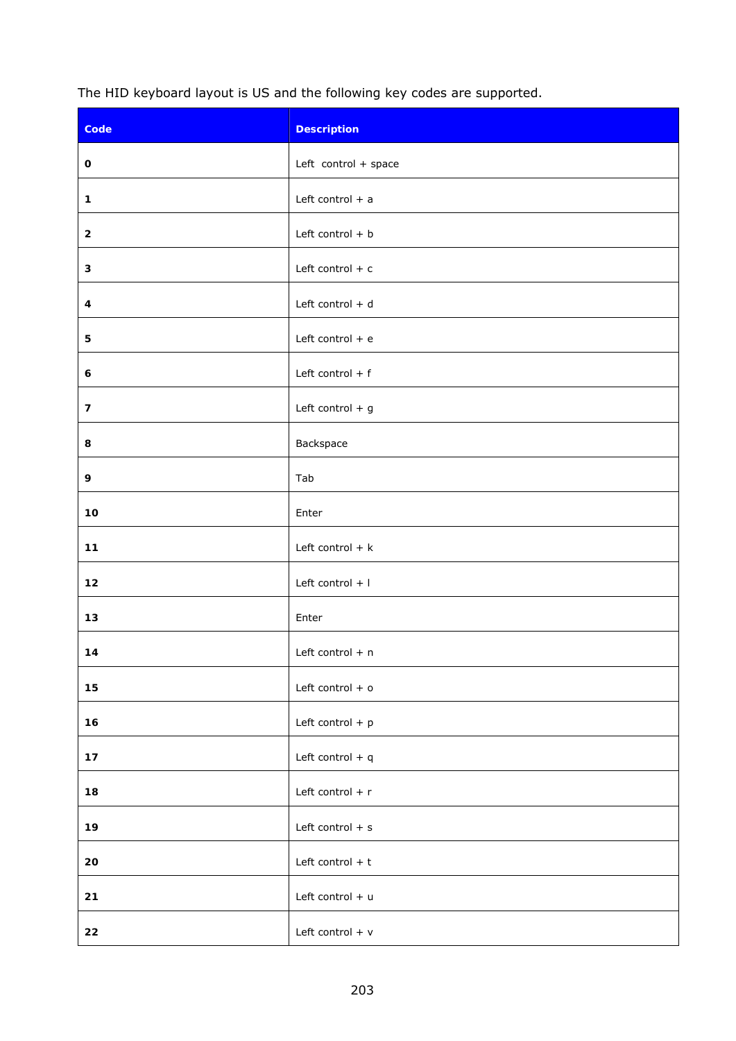The HID keyboard layout is US and the following key codes are supported.

| Code | Description |
|---|---|
| **0** | Left  control + space |
| **1** | Left control + a |
| **2** | Left control + b |
| **3** | Left control + c |
| **4** | Left control + d |
| **5** | Left control + e |
| **6** | Left control + f |
| **7** | Left control + g |
| **8** | Backspace |
| **9** | Tab |
| **10** | Enter |
| **11** | Left control + k |
| **12** | Left control + l |
| **13** | Enter |
| **14** | Left control + n |
| **15** | Left control + o |
| **16** | Left control + p |
| **17** | Left control + q |
| **18** | Left control + r |
| **19** | Left control + s |
| **20** | Left control + t |
| **21** | Left control + u |
| **22** | Left control + v |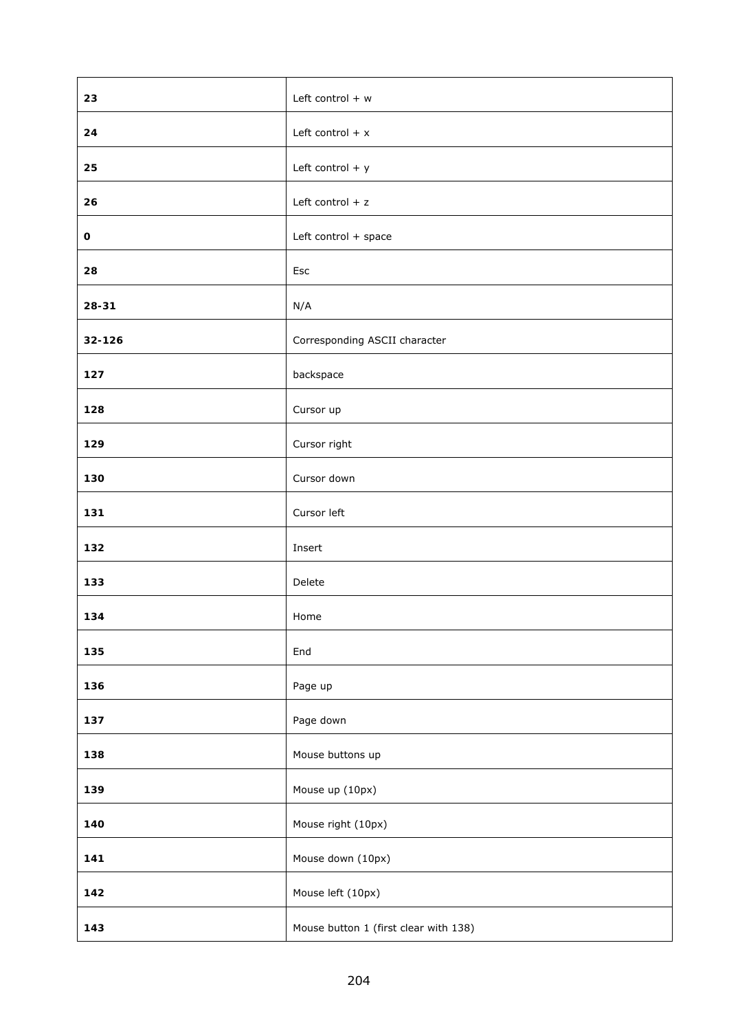| | |
|---|---|
| **23** | Left control + w |
| **24** | Left control + x |
| **25** | Left control + y |
| **26** | Left control + z |
| **0** | Left control + space |
| **28** | Esc |
| **28-31** | N/A |
| **32-126** | Corresponding ASCII character |
| **127** | backspace |
| **128** | Cursor up |
| **129** | Cursor right |
| **130** | Cursor down |
| **131** | Cursor left |
| **132** | Insert |
| **133** | Delete |
| **134** | Home |
| **135** | End |
| **136** | Page up |
| **137** | Page down |
| **138** | Mouse buttons up |
| **139** | Mouse up (10px) |
| **140** | Mouse right (10px) |
| **141** | Mouse down (10px) |
| **142** | Mouse left (10px) |
| **143** | Mouse button 1 (first clear with 138) |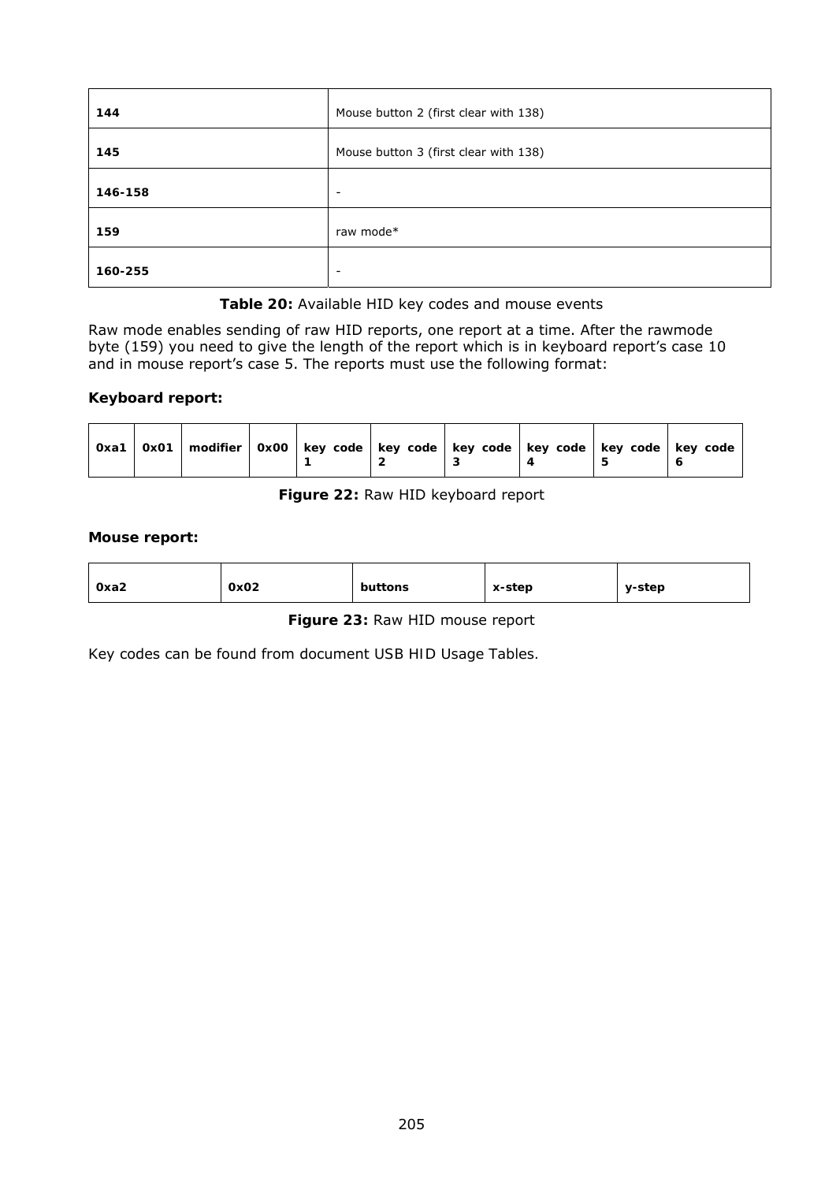| | |
|---|---|
| **144** | Mouse button 2 (first clear with 138) |
| **145** | Mouse button 3 (first clear with 138) |
| **146-158** | - |
| **159** | raw mode* |
| **160-255** | - |

**Table 20:** Available HID key codes and mouse events

Raw mode enables sending of raw HID reports, one report at a time. After the rawmode byte (159) you need to give the length of the report which is in keyboard report's case 10 and in mouse report's case 5. The reports must use the following format:

**Keyboard report:**

| 0xa1 | 0x01 | modifier | 0x00 | key code 1 | key code 2 | key code 3 | key code 4 | key code 5 | key code 6 |
|---|---|---|---|---|---|---|---|---|---|

**Figure 22:** Raw HID keyboard report

**Mouse report:**

| 0xa2 | 0x02 | buttons | x-step | y-step |
|---|---|---|---|---|

**Figure 23:** Raw HID mouse report

Key codes can be found from document USB HID Usage Tables.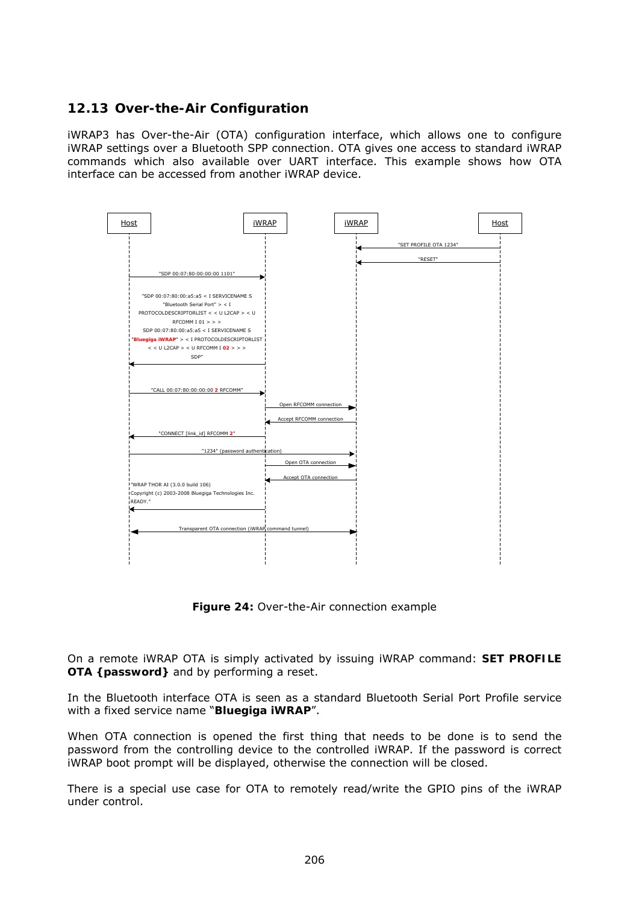## 12.13 Over-the-Air Configuration

iWRAP3 has Over-the-Air (OTA) configuration interface, which allows one to configure iWRAP settings over a Bluetooth SPP connection. OTA gives one access to standard iWRAP commands which also available over UART interface. This example shows how OTA interface can be accessed from another iWRAP device.

```
Host                    iWRAP                   iWRAP                   Host

                                                  <-- "SET PROFILE OTA 1234" --
                                                  <-- "RESET" -----------------

-- "SDP 00:07:80:00:00:00 1101" -->

<-- "SDP 00:07:80:00:a5:a5 < I SERVICENAME S
    "Bluetooth Serial Port" > < I
    PROTOCOLDESCRIPTORLIST < < U L2CAP > < U
    RFCOMM I 01 > > >
    SDP 00:07:80:00:a5:a5 < I SERVICENAME S
    "Bluegiga iWRAP" > < I PROTOCOLDESCRIPTORLIST
    < < U L2CAP > < U RFCOMM I 02 > > >
    SDP" --

-- "CALL 00:07:80:00:00:00 2 RFCOMM" -->
                          -- Open RFCOMM connection -->
                          <-- Accept RFCOMM connection --
<-- "CONNECT [link_id] RFCOMM 2" --
-- "1234" (password authentication) ------------------>
                          -- Open OTA connection -->
                          <-- Accept OTA connection --
<-- "WRAP THOR AI (3.0.0 build 106)
    Copyright (c) 2003-2008 Bluegiga Technologies Inc.
    READY." --

<-- Transparent OTA connection (iWRAP command tunnel) -->
```

**Figure 24:** Over-the-Air connection example

On a remote iWRAP OTA is simply activated by issuing iWRAP command: **SET PROFILE OTA {password}** and by performing a reset.

In the Bluetooth interface OTA is seen as a standard Bluetooth Serial Port Profile service with a fixed service name "**Bluegiga iWRAP**".

When OTA connection is opened the first thing that needs to be done is to send the password from the controlling device to the controlled iWRAP. If the password is correct iWRAP boot prompt will be displayed, otherwise the connection will be closed.

There is a special use case for OTA to remotely read/write the GPIO pins of the iWRAP under control.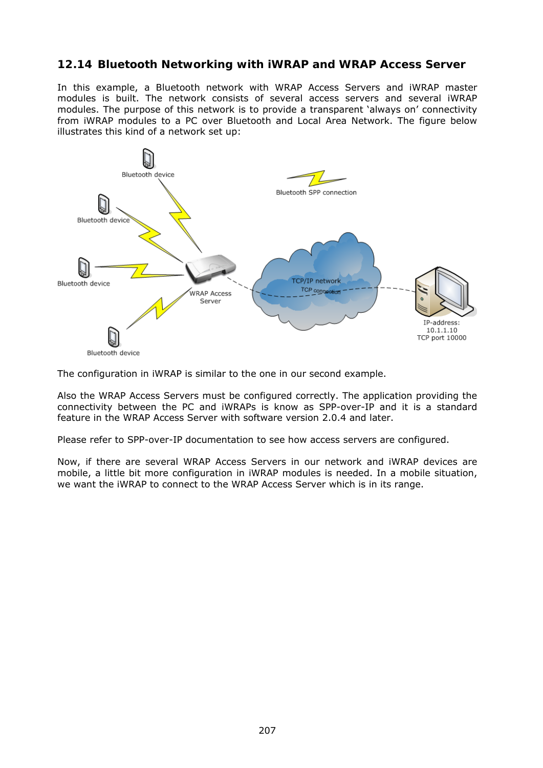## 12.14 Bluetooth Networking with iWRAP and WRAP Access Server

In this example, a Bluetooth network with WRAP Access Servers and iWRAP master modules is built. The network consists of several access servers and several iWRAP modules. The purpose of this network is to provide a transparent 'always on' connectivity from iWRAP modules to a PC over Bluetooth and Local Area Network. The figure below illustrates this kind of a network set up:

The configuration in iWRAP is similar to the one in our second example.

Also the WRAP Access Servers must be configured correctly. The application providing the connectivity between the PC and iWRAPs is know as SPP-over-IP and it is a standard feature in the WRAP Access Server with software version 2.0.4 and later.

Please refer to SPP-over-IP documentation to see how access servers are configured.

Now, if there are several WRAP Access Servers in our network and iWRAP devices are mobile, a little bit more configuration in iWRAP modules is needed. In a mobile situation, we want the iWRAP to connect to the WRAP Access Server which is in its range.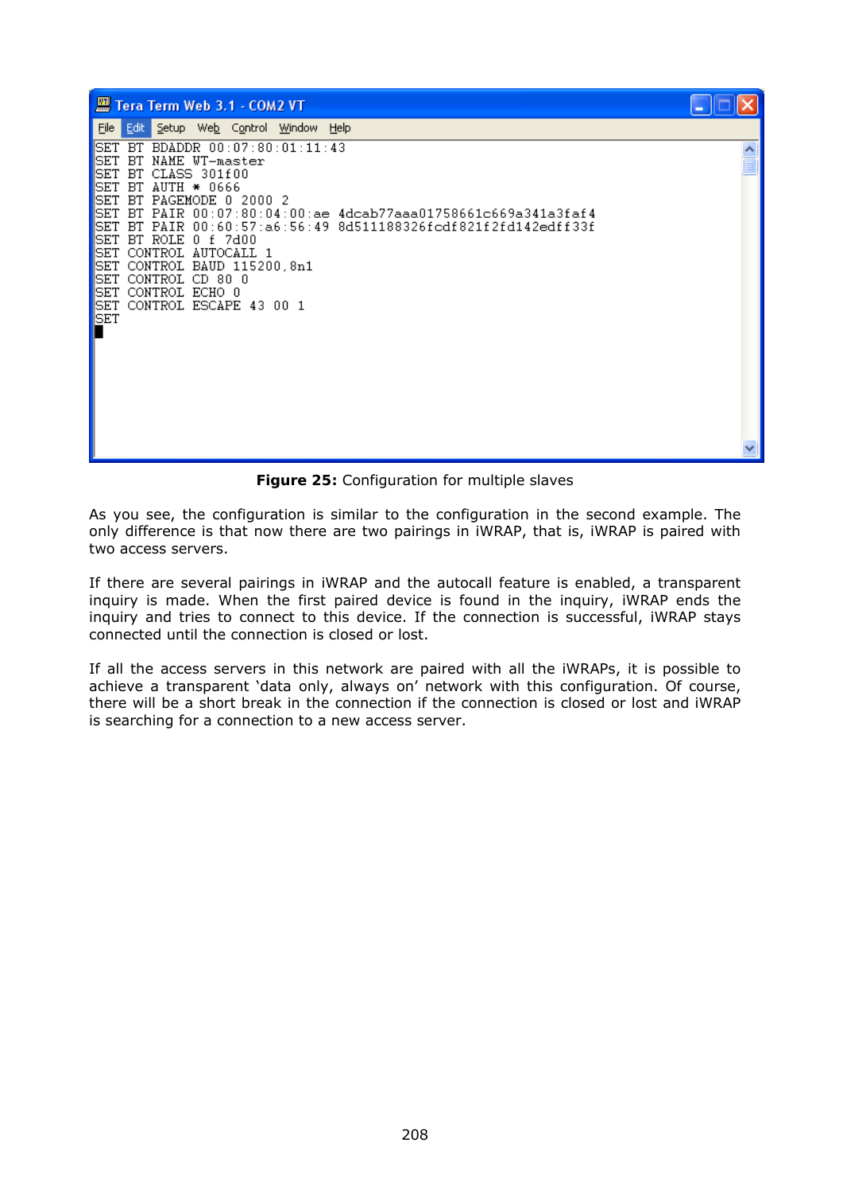```
SET BT BDADDR 00:07:80:01:11:43
SET BT NAME WT-master
SET BT CLASS 301f00
SET BT AUTH * 0666
SET BT PAGEMODE 0 2000 2
SET BT PAIR 00:07:80:04:00:ae 4dcab77aaa01758661c669a341a3faf4
SET BT PAIR 00:60:57:a6:56:49 8d511188326fcdf821f2fd142edff33f
SET BT ROLE 0 f 7d00
SET CONTROL AUTOCALL 1
SET CONTROL BAUD 115200,8n1
SET CONTROL CD 80 0
SET CONTROL ECHO 0
SET CONTROL ESCAPE 43 00 1
SET
```

**Figure 25:** Configuration for multiple slaves

As you see, the configuration is similar to the configuration in the second example. The only difference is that now there are two pairings in iWRAP, that is, iWRAP is paired with two access servers.

If there are several pairings in iWRAP and the autocall feature is enabled, a transparent inquiry is made. When the first paired device is found in the inquiry, iWRAP ends the inquiry and tries to connect to this device. If the connection is successful, iWRAP stays connected until the connection is closed or lost.

If all the access servers in this network are paired with all the iWRAPs, it is possible to achieve a transparent 'data only, always on' network with this configuration. Of course, there will be a short break in the connection if the connection is closed or lost and iWRAP is searching for a connection to a new access server.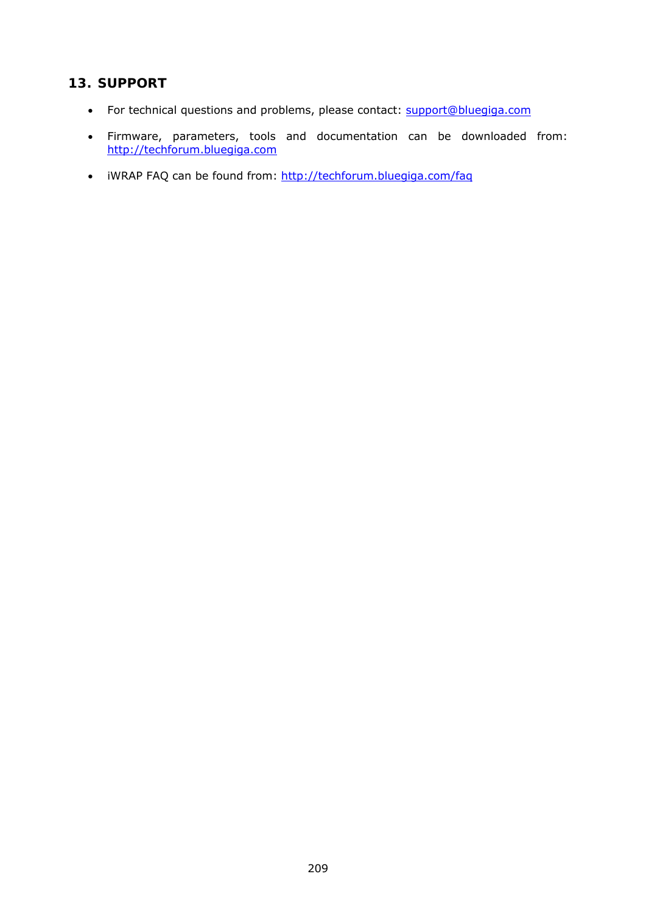# 13. SUPPORT

- For technical questions and problems, please contact: support@bluegiga.com
- Firmware, parameters, tools and documentation can be downloaded from: http://techforum.bluegiga.com
- iWRAP FAQ can be found from: http://techforum.bluegiga.com/faq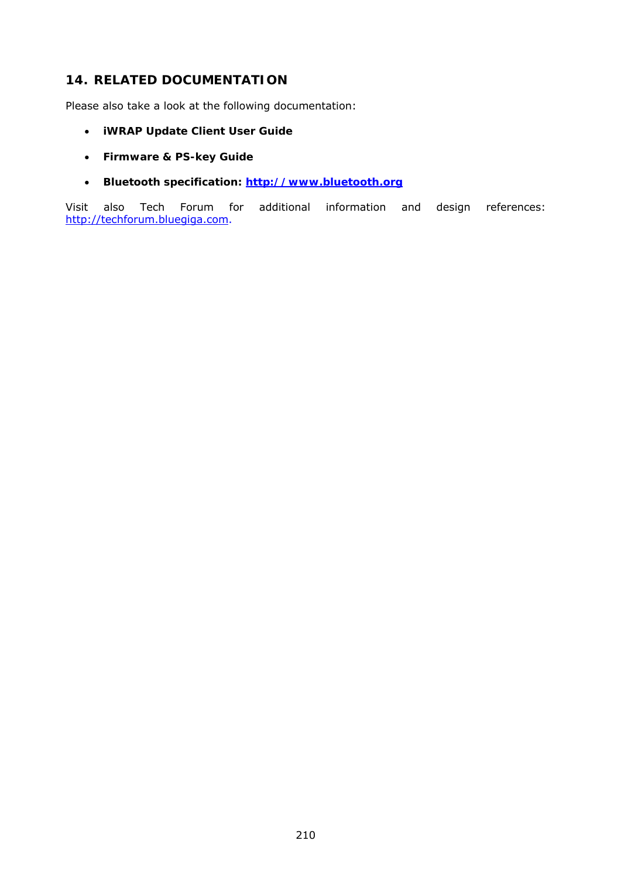# 14. RELATED DOCUMENTATION

Please also take a look at the following documentation:

- **iWRAP Update Client User Guide**
- **Firmware & PS-key Guide**
- **Bluetooth specification: http://www.bluetooth.org**

Visit also Tech Forum for additional information and design references: http://techforum.bluegiga.com.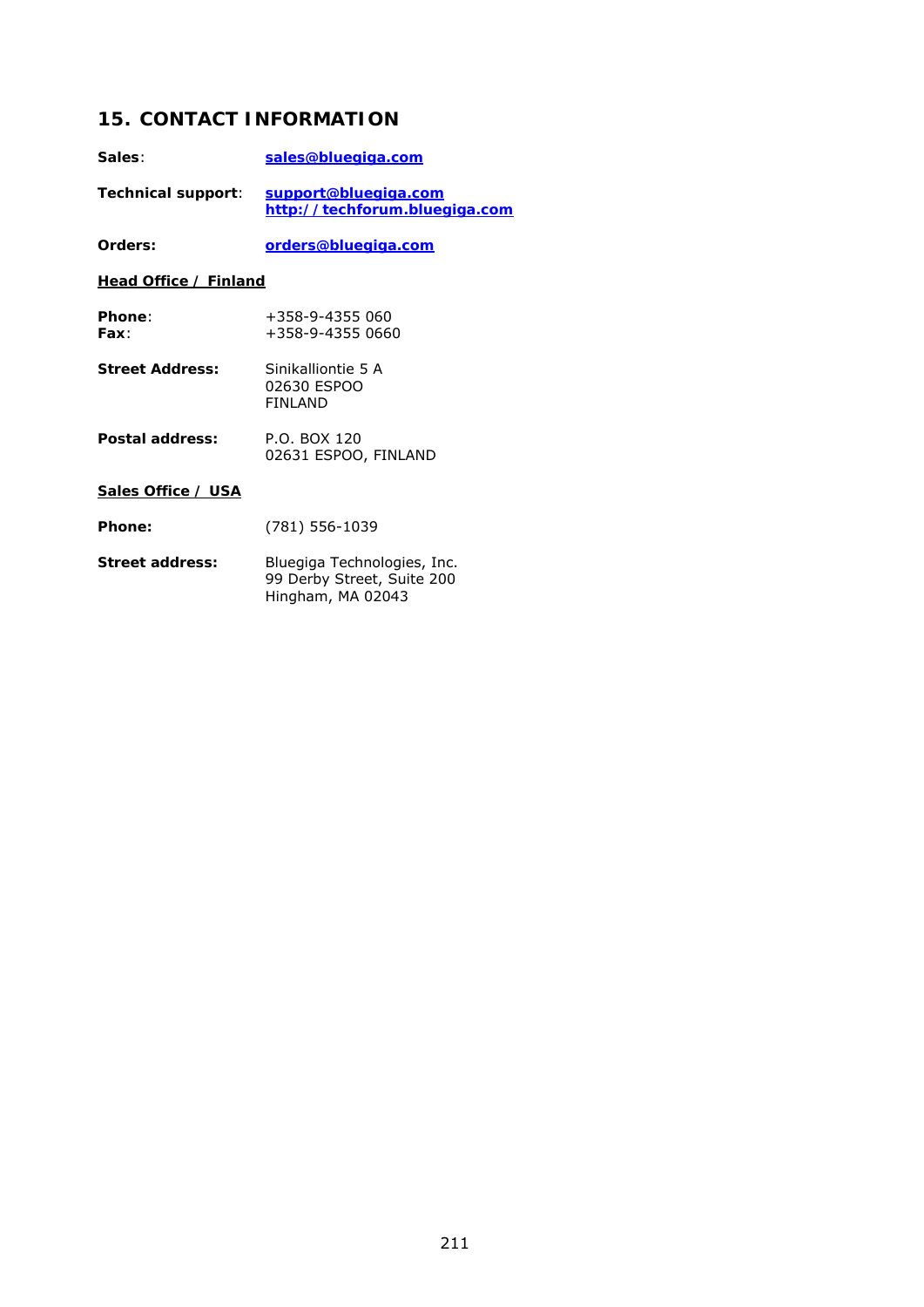## 15. CONTACT INFORMATION

**Sales**: sales@bluegiga.com

**Technical support**: support@bluegiga.com
http://techforum.bluegiga.com

**Orders:** orders@bluegiga.com

**Head Office / Finland**

**Phone**: +358-9-4355 060
**Fax**: +358-9-4355 0660

**Street Address:** Sinikalliontie 5 A
02630 ESPOO
FINLAND

**Postal address:** P.O. BOX 120
02631 ESPOO, FINLAND

**Sales Office / USA**

**Phone:** (781) 556-1039

**Street address:** Bluegiga Technologies, Inc.
99 Derby Street, Suite 200
Hingham, MA 02043